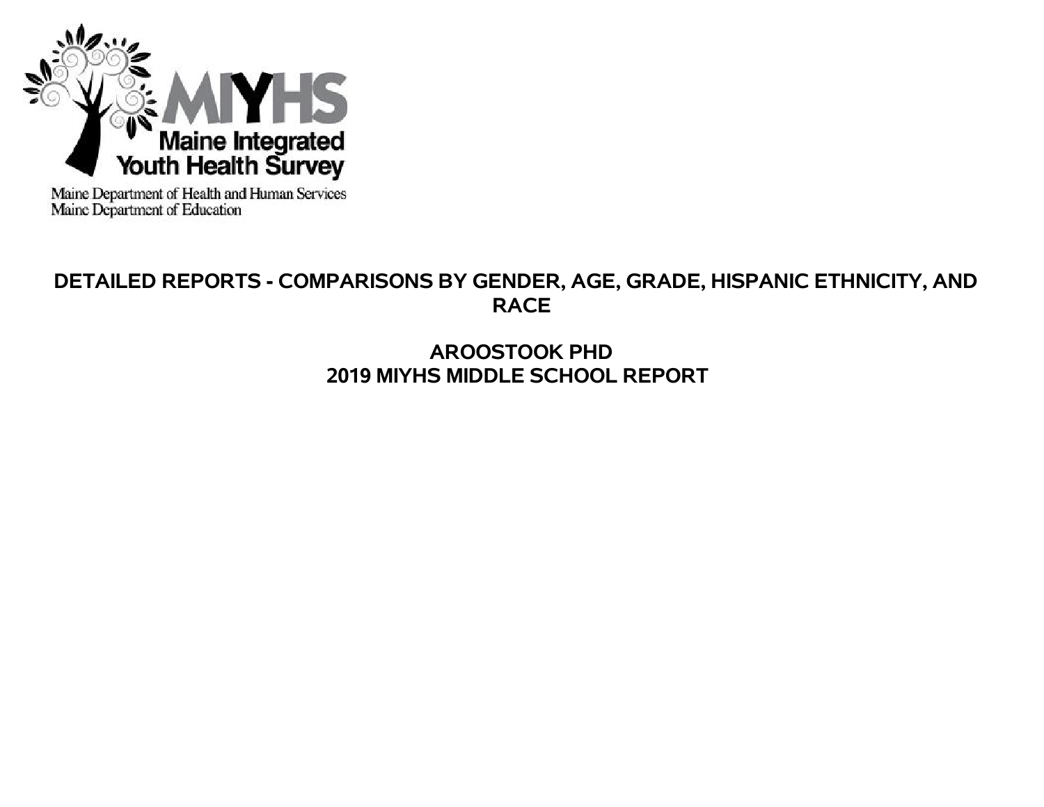MIYHS

Maine Integrated Youth Health Survey

Maine Department of Health and Human Services
Maine Department of Education

# DETAILED REPORTS - COMPARISONS BY GENDER, AGE, GRADE, HISPANIC ETHNICITY, AND RACE

## AROOSTOOK PHD
## 2019 MIYHS MIDDLE SCHOOL REPORT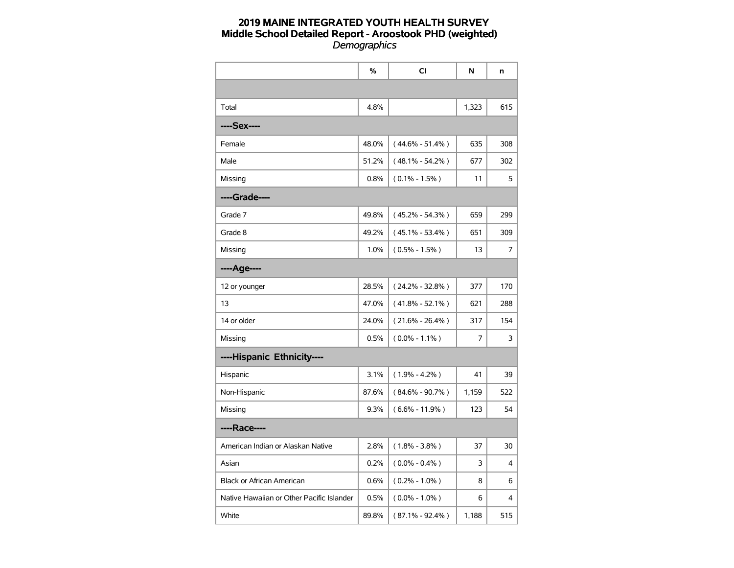# 2019 MAINE INTEGRATED YOUTH HEALTH SURVEY
## Middle School Detailed Report - Aroostook PHD (weighted)
*Demographics*

| | % | CI | N | n |
|---|---|---|---|---|
| | | | | |
| Total | 4.8% | | 1,323 | 615 |
| **----Sex----** | | | | |
| Female | 48.0% | ( 44.6% - 51.4% ) | 635 | 308 |
| Male | 51.2% | ( 48.1% - 54.2% ) | 677 | 302 |
| Missing | 0.8% | ( 0.1% - 1.5% ) | 11 | 5 |
| **----Grade----** | | | | |
| Grade 7 | 49.8% | ( 45.2% - 54.3% ) | 659 | 299 |
| Grade 8 | 49.2% | ( 45.1% - 53.4% ) | 651 | 309 |
| Missing | 1.0% | ( 0.5% - 1.5% ) | 13 | 7 |
| **----Age----** | | | | |
| 12 or younger | 28.5% | ( 24.2% - 32.8% ) | 377 | 170 |
| 13 | 47.0% | ( 41.8% - 52.1% ) | 621 | 288 |
| 14 or older | 24.0% | ( 21.6% - 26.4% ) | 317 | 154 |
| Missing | 0.5% | ( 0.0% - 1.1% ) | 7 | 3 |
| **----Hispanic Ethnicity----** | | | | |
| Hispanic | 3.1% | ( 1.9% - 4.2% ) | 41 | 39 |
| Non-Hispanic | 87.6% | ( 84.6% - 90.7% ) | 1,159 | 522 |
| Missing | 9.3% | ( 6.6% - 11.9% ) | 123 | 54 |
| **----Race----** | | | | |
| American Indian or Alaskan Native | 2.8% | ( 1.8% - 3.8% ) | 37 | 30 |
| Asian | 0.2% | ( 0.0% - 0.4% ) | 3 | 4 |
| Black or African American | 0.6% | ( 0.2% - 1.0% ) | 8 | 6 |
| Native Hawaiian or Other Pacific Islander | 0.5% | ( 0.0% - 1.0% ) | 6 | 4 |
| White | 89.8% | ( 87.1% - 92.4% ) | 1,188 | 515 |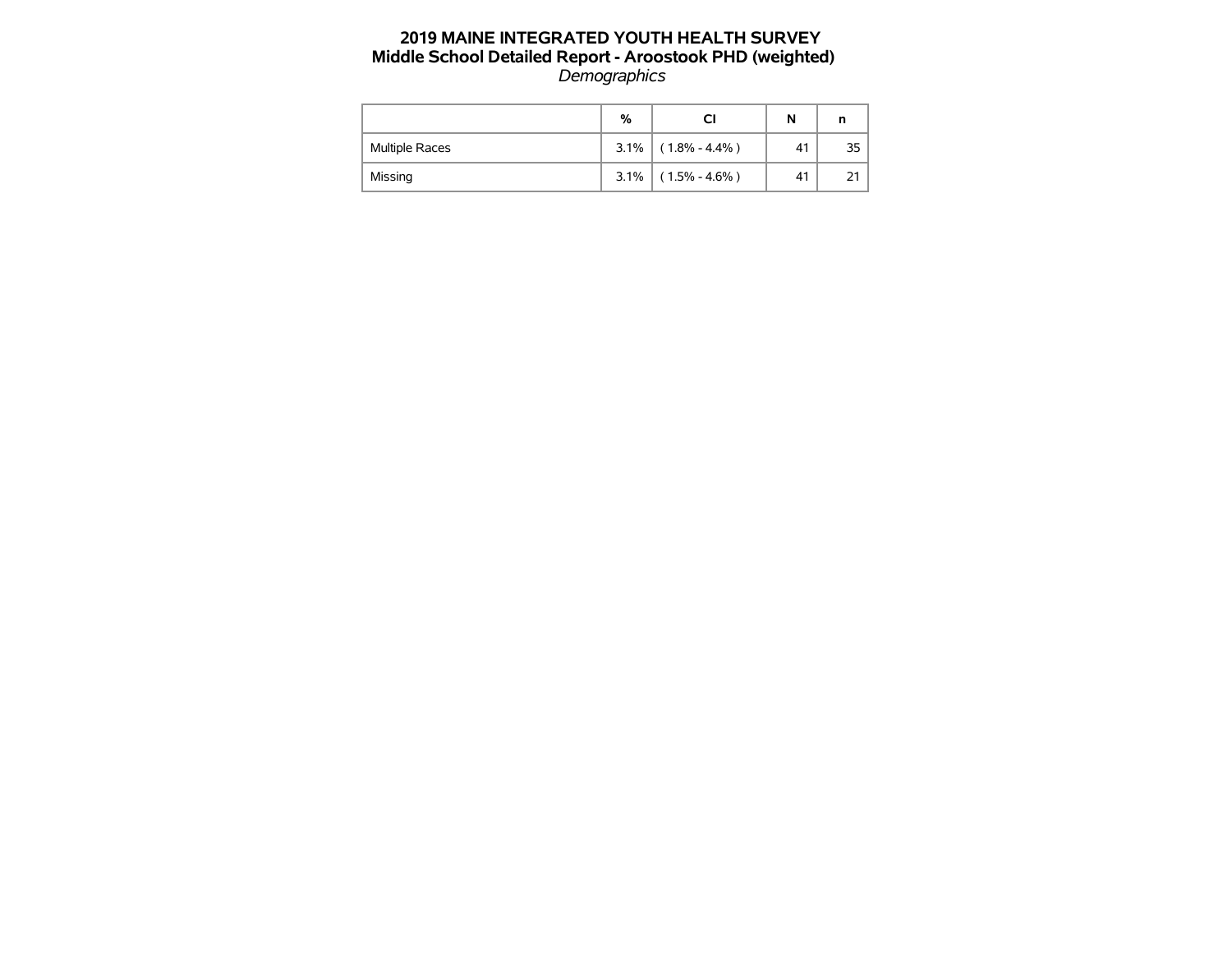# 2019 MAINE INTEGRATED YOUTH HEALTH SURVEY
## Middle School Detailed Report - Aroostook PHD (weighted)
*Demographics*

| | % | CI | N | n |
|---|---|---|---|---|
| Multiple Races | 3.1% | ( 1.8% - 4.4% ) | 41 | 35 |
| Missing | 3.1% | ( 1.5% - 4.6% ) | 41 | 21 |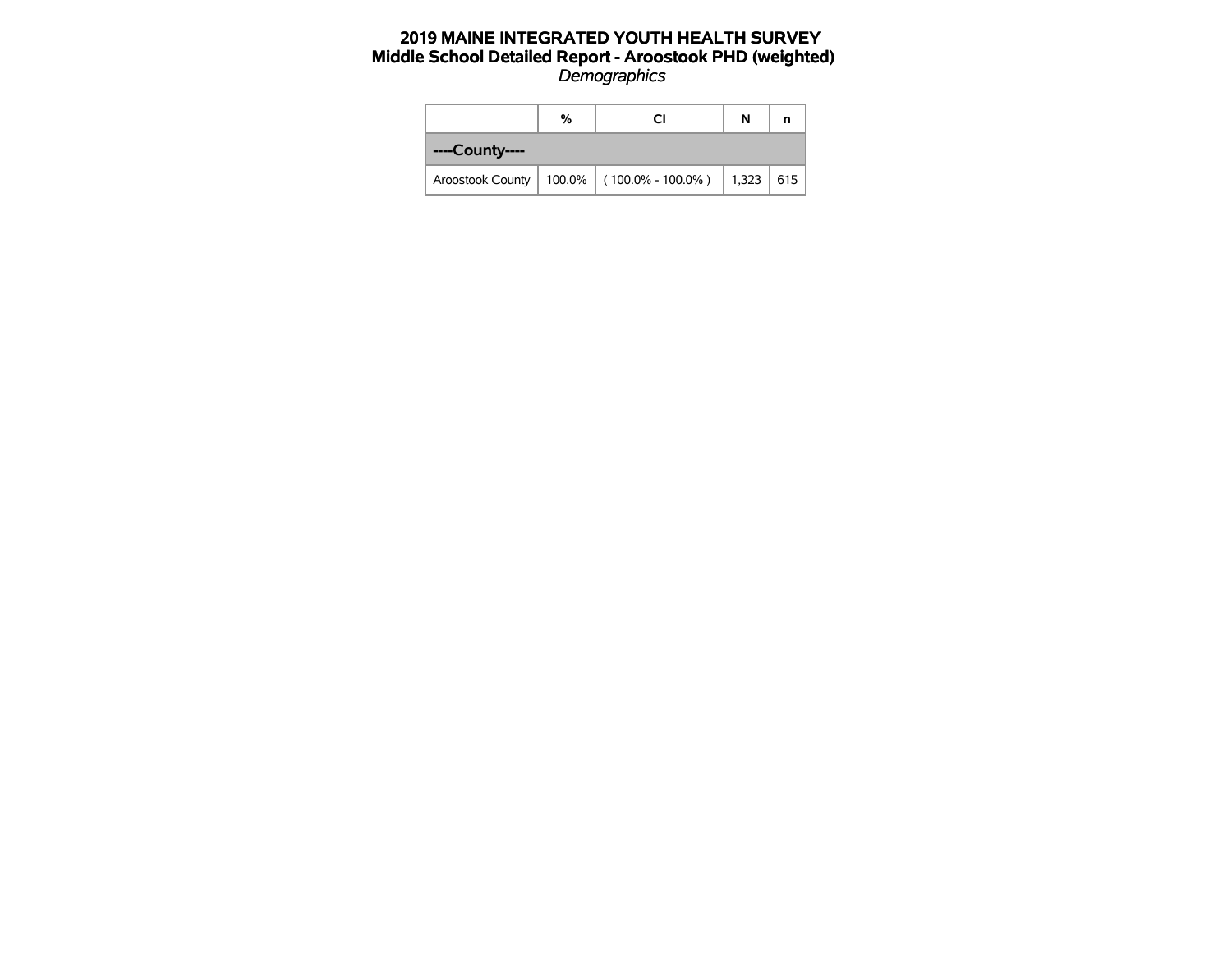# 2019 MAINE INTEGRATED YOUTH HEALTH SURVEY
## Middle School Detailed Report - Aroostook PHD (weighted)
*Demographics*

| | % | CI | N | n |
|---|---|---|---|---|
| **----County----** | | | | |
| Aroostook County | 100.0% | ( 100.0% - 100.0% ) | 1,323 | 615 |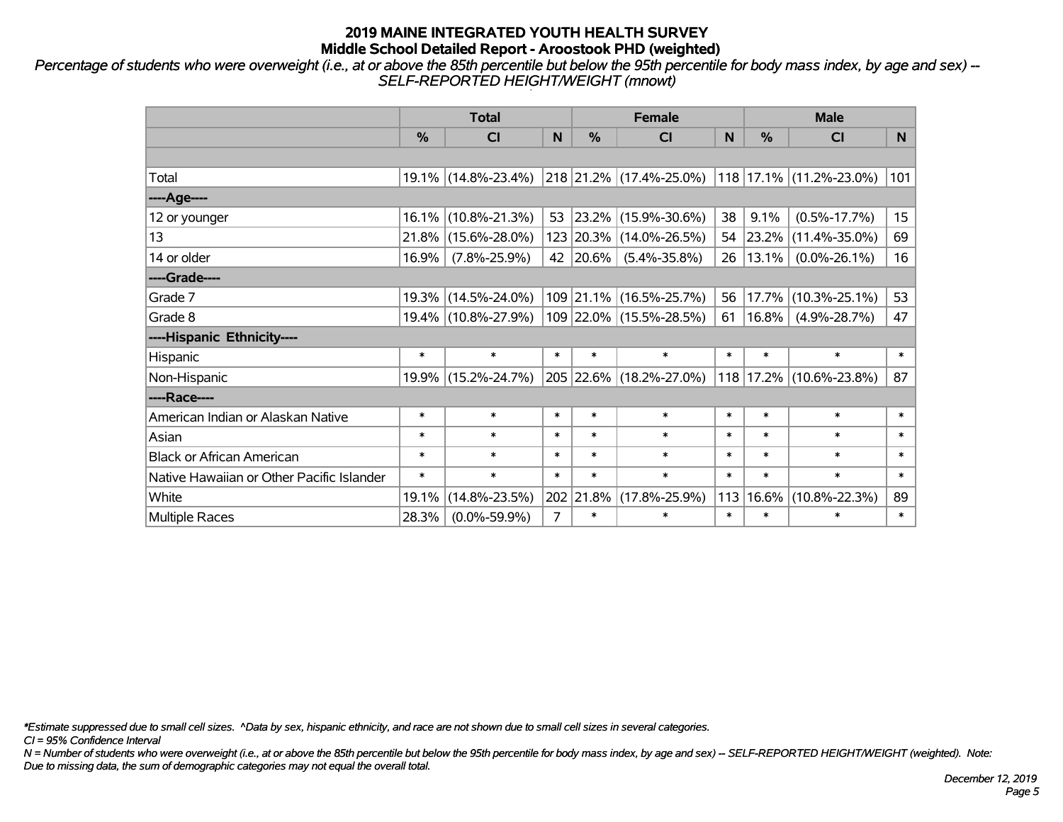# 2019 MAINE INTEGRATED YOUTH HEALTH SURVEY
## Middle School Detailed Report - Aroostook PHD (weighted)

*Percentage of students who were overweight (i.e., at or above the 85th percentile but below the 95th percentile for body mass index, by age and sex) -- SELF-REPORTED HEIGHT/WEIGHT (mnowt)*

| | Total | | | Female | | | Male | | |
|---|---|---|---|---|---|---|---|---|---|
| | % | CI | N | % | CI | N | % | CI | N |
| | | | | | | | | | |
| Total | 19.1% | (14.8%-23.4%) | 218 | 21.2% | (17.4%-25.0%) | 118 | 17.1% | (11.2%-23.0%) | 101 |
| ----Age---- | | | | | | | | | |
| 12 or younger | 16.1% | (10.8%-21.3%) | 53 | 23.2% | (15.9%-30.6%) | 38 | 9.1% | (0.5%-17.7%) | 15 |
| 13 | 21.8% | (15.6%-28.0%) | 123 | 20.3% | (14.0%-26.5%) | 54 | 23.2% | (11.4%-35.0%) | 69 |
| 14 or older | 16.9% | (7.8%-25.9%) | 42 | 20.6% | (5.4%-35.8%) | 26 | 13.1% | (0.0%-26.1%) | 16 |
| ----Grade---- | | | | | | | | | |
| Grade 7 | 19.3% | (14.5%-24.0%) | 109 | 21.1% | (16.5%-25.7%) | 56 | 17.7% | (10.3%-25.1%) | 53 |
| Grade 8 | 19.4% | (10.8%-27.9%) | 109 | 22.0% | (15.5%-28.5%) | 61 | 16.8% | (4.9%-28.7%) | 47 |
| ----Hispanic Ethnicity---- | | | | | | | | | |
| Hispanic | * | * | * | * | * | * | * | * | * |
| Non-Hispanic | 19.9% | (15.2%-24.7%) | 205 | 22.6% | (18.2%-27.0%) | 118 | 17.2% | (10.6%-23.8%) | 87 |
| ----Race---- | | | | | | | | | |
| American Indian or Alaskan Native | * | * | * | * | * | * | * | * | * |
| Asian | * | * | * | * | * | * | * | * | * |
| Black or African American | * | * | * | * | * | * | * | * | * |
| Native Hawaiian or Other Pacific Islander | * | * | * | * | * | * | * | * | * |
| White | 19.1% | (14.8%-23.5%) | 202 | 21.8% | (17.8%-25.9%) | 113 | 16.6% | (10.8%-22.3%) | 89 |
| Multiple Races | 28.3% | (0.0%-59.9%) | 7 | * | * | * | * | * | * |

*\*Estimate suppressed due to small cell sizes. ^Data by sex, hispanic ethnicity, and race are not shown due to small cell sizes in several categories.*

*CI = 95% Confidence Interval*

*N = Number of students who were overweight (i.e., at or above the 85th percentile but below the 95th percentile for body mass index, by age and sex) -- SELF-REPORTED HEIGHT/WEIGHT (weighted). Note: Due to missing data, the sum of demographic categories may not equal the overall total.*

*December 12, 2019*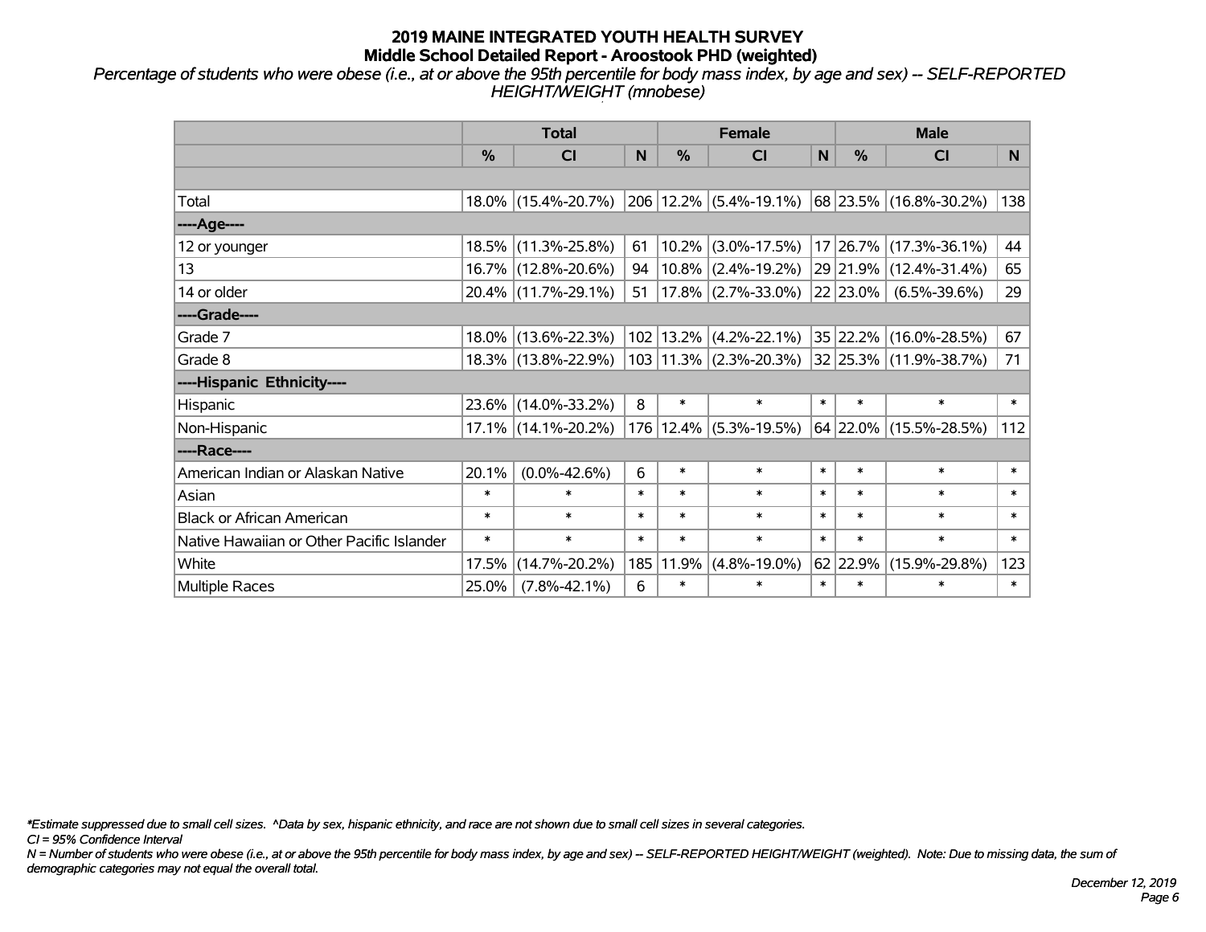# 2019 MAINE INTEGRATED YOUTH HEALTH SURVEY

## Middle School Detailed Report - Aroostook PHD (weighted)

*Percentage of students who were obese (i.e., at or above the 95th percentile for body mass index, by age and sex) -- SELF-REPORTED HEIGHT/WEIGHT (mnobese)*

| | Total | | | Female | | | Male | | |
|---|---|---|---|---|---|---|---|---|---|
| | % | CI | N | % | CI | N | % | CI | N |
| | | | | | | | | | |
| Total | 18.0% | (15.4%-20.7%) | 206 | 12.2% | (5.4%-19.1%) | 68 | 23.5% | (16.8%-30.2%) | 138 |
| ----Age---- | | | | | | | | | |
| 12 or younger | 18.5% | (11.3%-25.8%) | 61 | 10.2% | (3.0%-17.5%) | 17 | 26.7% | (17.3%-36.1%) | 44 |
| 13 | 16.7% | (12.8%-20.6%) | 94 | 10.8% | (2.4%-19.2%) | 29 | 21.9% | (12.4%-31.4%) | 65 |
| 14 or older | 20.4% | (11.7%-29.1%) | 51 | 17.8% | (2.7%-33.0%) | 22 | 23.0% | (6.5%-39.6%) | 29 |
| ----Grade---- | | | | | | | | | |
| Grade 7 | 18.0% | (13.6%-22.3%) | 102 | 13.2% | (4.2%-22.1%) | 35 | 22.2% | (16.0%-28.5%) | 67 |
| Grade 8 | 18.3% | (13.8%-22.9%) | 103 | 11.3% | (2.3%-20.3%) | 32 | 25.3% | (11.9%-38.7%) | 71 |
| ----Hispanic Ethnicity---- | | | | | | | | | |
| Hispanic | 23.6% | (14.0%-33.2%) | 8 | * | * | * | * | * | * |
| Non-Hispanic | 17.1% | (14.1%-20.2%) | 176 | 12.4% | (5.3%-19.5%) | 64 | 22.0% | (15.5%-28.5%) | 112 |
| ----Race---- | | | | | | | | | |
| American Indian or Alaskan Native | 20.1% | (0.0%-42.6%) | 6 | * | * | * | * | * | * |
| Asian | * | * | * | * | * | * | * | * | * |
| Black or African American | * | * | * | * | * | * | * | * | * |
| Native Hawaiian or Other Pacific Islander | * | * | * | * | * | * | * | * | * |
| White | 17.5% | (14.7%-20.2%) | 185 | 11.9% | (4.8%-19.0%) | 62 | 22.9% | (15.9%-29.8%) | 123 |
| Multiple Races | 25.0% | (7.8%-42.1%) | 6 | * | * | * | * | * | * |

*\*Estimate suppressed due to small cell sizes. ^Data by sex, hispanic ethnicity, and race are not shown due to small cell sizes in several categories.*

*CI = 95% Confidence Interval*

*N = Number of students who were obese (i.e., at or above the 95th percentile for body mass index, by age and sex) -- SELF-REPORTED HEIGHT/WEIGHT (weighted). Note: Due to missing data, the sum of demographic categories may not equal the overall total.*

*December 12, 2019*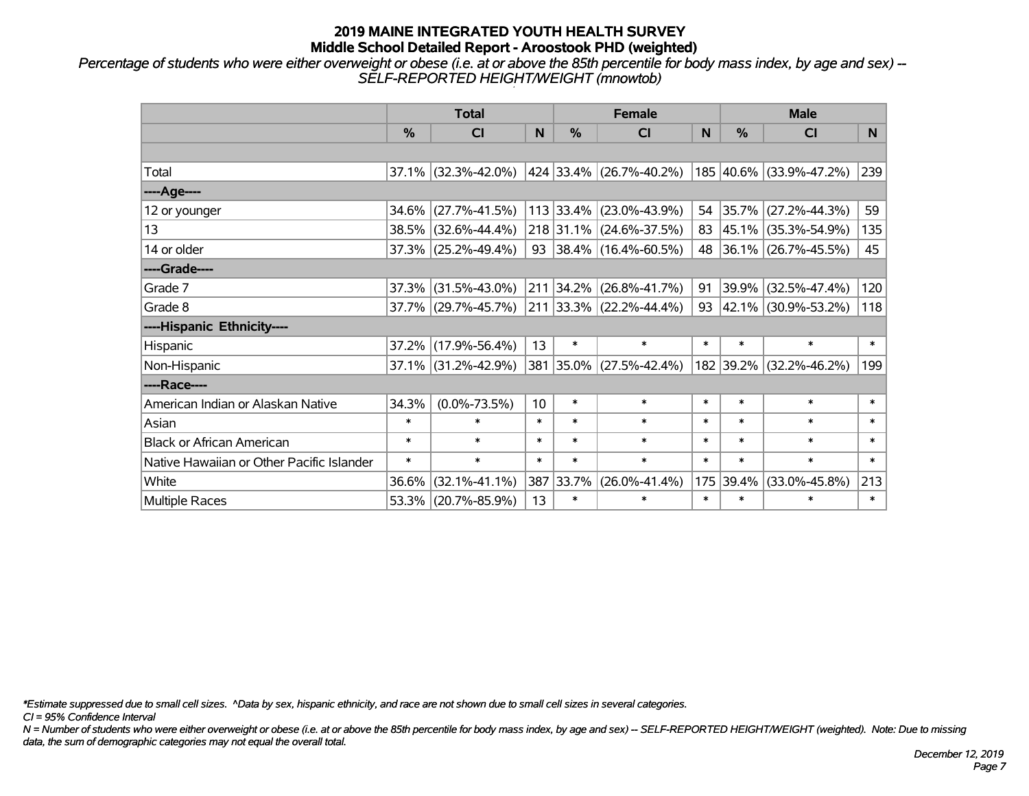# 2019 MAINE INTEGRATED YOUTH HEALTH SURVEY
## Middle School Detailed Report - Aroostook PHD (weighted)

*Percentage of students who were either overweight or obese (i.e. at or above the 85th percentile for body mass index, by age and sex) -- SELF-REPORTED HEIGHT/WEIGHT (mnowtob)*

| | Total | | | Female | | | Male | | |
|---|---|---|---|---|---|---|---|---|---|
| | % | CI | N | % | CI | N | % | CI | N |
| Total | 37.1% | (32.3%-42.0%) | 424 | 33.4% | (26.7%-40.2%) | 185 | 40.6% | (33.9%-47.2%) | 239 |
| ----Age---- | | | | | | | | | |
| 12 or younger | 34.6% | (27.7%-41.5%) | 113 | 33.4% | (23.0%-43.9%) | 54 | 35.7% | (27.2%-44.3%) | 59 |
| 13 | 38.5% | (32.6%-44.4%) | 218 | 31.1% | (24.6%-37.5%) | 83 | 45.1% | (35.3%-54.9%) | 135 |
| 14 or older | 37.3% | (25.2%-49.4%) | 93 | 38.4% | (16.4%-60.5%) | 48 | 36.1% | (26.7%-45.5%) | 45 |
| ----Grade---- | | | | | | | | | |
| Grade 7 | 37.3% | (31.5%-43.0%) | 211 | 34.2% | (26.8%-41.7%) | 91 | 39.9% | (32.5%-47.4%) | 120 |
| Grade 8 | 37.7% | (29.7%-45.7%) | 211 | 33.3% | (22.2%-44.4%) | 93 | 42.1% | (30.9%-53.2%) | 118 |
| ----Hispanic Ethnicity---- | | | | | | | | | |
| Hispanic | 37.2% | (17.9%-56.4%) | 13 | * | * | * | * | * | * |
| Non-Hispanic | 37.1% | (31.2%-42.9%) | 381 | 35.0% | (27.5%-42.4%) | 182 | 39.2% | (32.2%-46.2%) | 199 |
| ----Race---- | | | | | | | | | |
| American Indian or Alaskan Native | 34.3% | (0.0%-73.5%) | 10 | * | * | * | * | * | * |
| Asian | * | * | * | * | * | * | * | * | * |
| Black or African American | * | * | * | * | * | * | * | * | * |
| Native Hawaiian or Other Pacific Islander | * | * | * | * | * | * | * | * | * |
| White | 36.6% | (32.1%-41.1%) | 387 | 33.7% | (26.0%-41.4%) | 175 | 39.4% | (33.0%-45.8%) | 213 |
| Multiple Races | 53.3% | (20.7%-85.9%) | 13 | * | * | * | * | * | * |

*\*Estimate suppressed due to small cell sizes. ^Data by sex, hispanic ethnicity, and race are not shown due to small cell sizes in several categories.*

*CI = 95% Confidence Interval*

*N = Number of students who were either overweight or obese (i.e. at or above the 85th percentile for body mass index, by age and sex) -- SELF-REPORTED HEIGHT/WEIGHT (weighted). Note: Due to missing data, the sum of demographic categories may not equal the overall total.*

*December 12, 2019*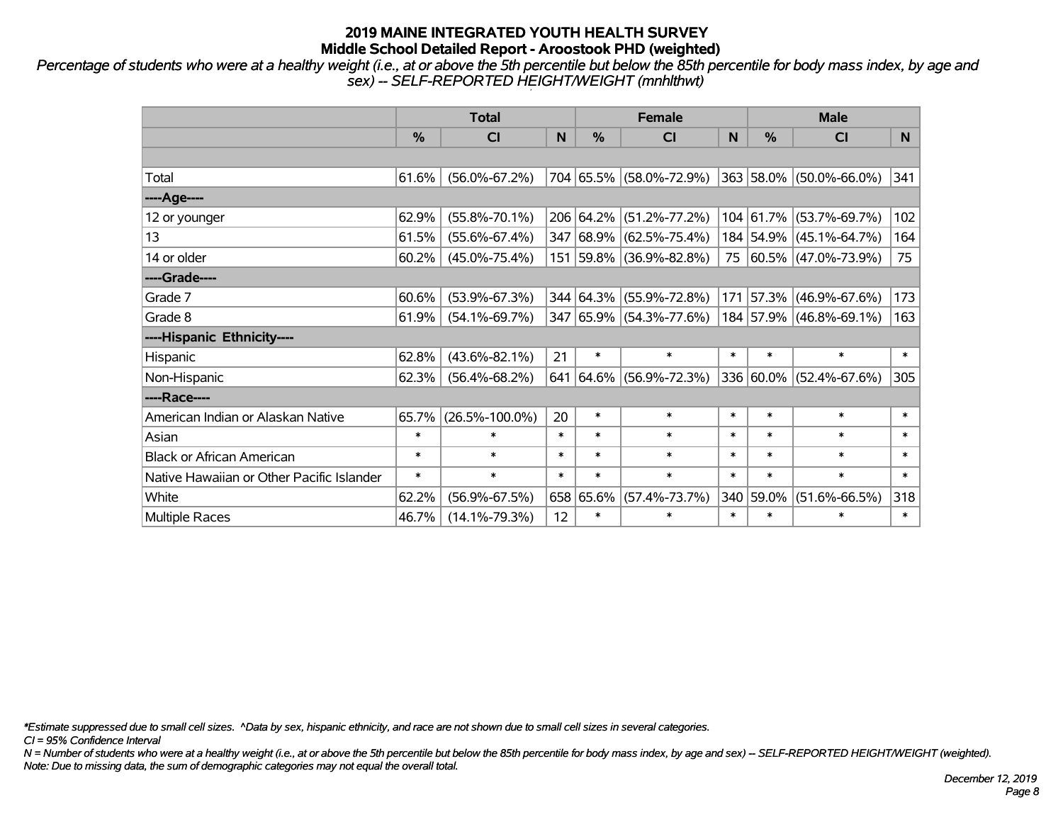# 2019 MAINE INTEGRATED YOUTH HEALTH SURVEY
## Middle School Detailed Report - Aroostook PHD (weighted)

*Percentage of students who were at a healthy weight (i.e., at or above the 5th percentile but below the 85th percentile for body mass index, by age and sex) -- SELF-REPORTED HEIGHT/WEIGHT (mnhlthwt)*

| | Total | | | Female | | | Male | | |
|---|---|---|---|---|---|---|---|---|---|
| | % | CI | N | % | CI | N | % | CI | N |
| | | | | | | | | | |
| Total | 61.6% | (56.0%-67.2%) | 704 | 65.5% | (58.0%-72.9%) | 363 | 58.0% | (50.0%-66.0%) | 341 |
| ----Age---- | | | | | | | | | |
| 12 or younger | 62.9% | (55.8%-70.1%) | 206 | 64.2% | (51.2%-77.2%) | 104 | 61.7% | (53.7%-69.7%) | 102 |
| 13 | 61.5% | (55.6%-67.4%) | 347 | 68.9% | (62.5%-75.4%) | 184 | 54.9% | (45.1%-64.7%) | 164 |
| 14 or older | 60.2% | (45.0%-75.4%) | 151 | 59.8% | (36.9%-82.8%) | 75 | 60.5% | (47.0%-73.9%) | 75 |
| ----Grade---- | | | | | | | | | |
| Grade 7 | 60.6% | (53.9%-67.3%) | 344 | 64.3% | (55.9%-72.8%) | 171 | 57.3% | (46.9%-67.6%) | 173 |
| Grade 8 | 61.9% | (54.1%-69.7%) | 347 | 65.9% | (54.3%-77.6%) | 184 | 57.9% | (46.8%-69.1%) | 163 |
| ----Hispanic Ethnicity---- | | | | | | | | | |
| Hispanic | 62.8% | (43.6%-82.1%) | 21 | * | * | * | * | * | * |
| Non-Hispanic | 62.3% | (56.4%-68.2%) | 641 | 64.6% | (56.9%-72.3%) | 336 | 60.0% | (52.4%-67.6%) | 305 |
| ----Race---- | | | | | | | | | |
| American Indian or Alaskan Native | 65.7% | (26.5%-100.0%) | 20 | * | * | * | * | * | * |
| Asian | * | * | * | * | * | * | * | * | * |
| Black or African American | * | * | * | * | * | * | * | * | * |
| Native Hawaiian or Other Pacific Islander | * | * | * | * | * | * | * | * | * |
| White | 62.2% | (56.9%-67.5%) | 658 | 65.6% | (57.4%-73.7%) | 340 | 59.0% | (51.6%-66.5%) | 318 |
| Multiple Races | 46.7% | (14.1%-79.3%) | 12 | * | * | * | * | * | * |

*\*Estimate suppressed due to small cell sizes. ^Data by sex, hispanic ethnicity, and race are not shown due to small cell sizes in several categories.*
*CI = 95% Confidence Interval*
*N = Number of students who were at a healthy weight (i.e., at or above the 5th percentile but below the 85th percentile for body mass index, by age and sex) -- SELF-REPORTED HEIGHT/WEIGHT (weighted).*
*Note: Due to missing data, the sum of demographic categories may not equal the overall total.*

*December 12, 2019*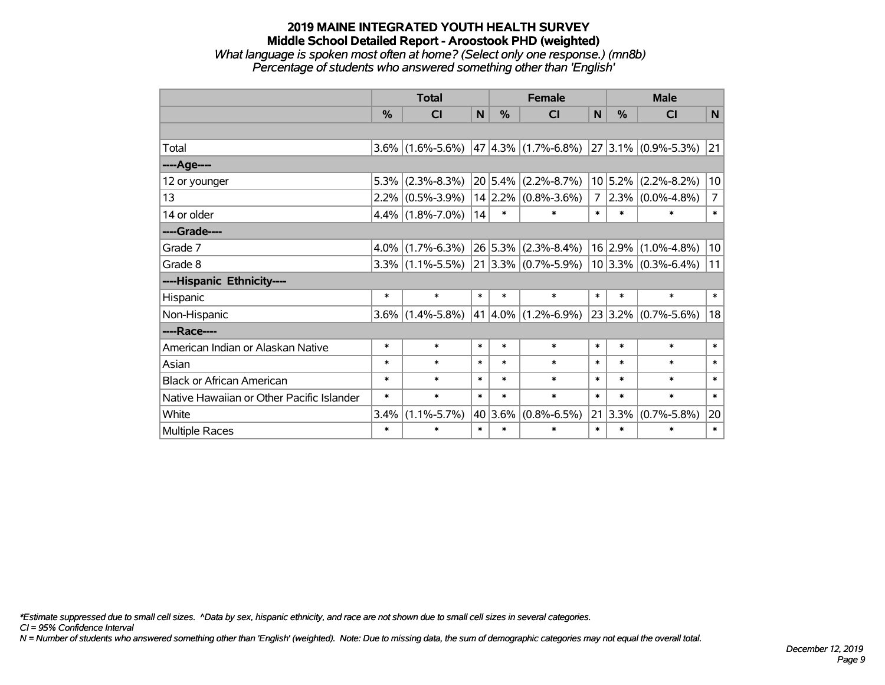# 2019 MAINE INTEGRATED YOUTH HEALTH SURVEY
## Middle School Detailed Report - Aroostook PHD (weighted)
*What language is spoken most often at home? (Select only one response.) (mn8b)*
*Percentage of students who answered something other than 'English'*

| | Total | | | Female | | | Male | | |
|---|---|---|---|---|---|---|---|---|---|
| | % | CI | N | % | CI | N | % | CI | N |
| | | | | | | | | | |
| Total | 3.6% | (1.6%-5.6%) | 47 | 4.3% | (1.7%-6.8%) | 27 | 3.1% | (0.9%-5.3%) | 21 |
| ----Age---- | | | | | | | | | |
| 12 or younger | 5.3% | (2.3%-8.3%) | 20 | 5.4% | (2.2%-8.7%) | 10 | 5.2% | (2.2%-8.2%) | 10 |
| 13 | 2.2% | (0.5%-3.9%) | 14 | 2.2% | (0.8%-3.6%) | 7 | 2.3% | (0.0%-4.8%) | 7 |
| 14 or older | 4.4% | (1.8%-7.0%) | 14 | * | * | * | * | * | * |
| ----Grade---- | | | | | | | | | |
| Grade 7 | 4.0% | (1.7%-6.3%) | 26 | 5.3% | (2.3%-8.4%) | 16 | 2.9% | (1.0%-4.8%) | 10 |
| Grade 8 | 3.3% | (1.1%-5.5%) | 21 | 3.3% | (0.7%-5.9%) | 10 | 3.3% | (0.3%-6.4%) | 11 |
| ----Hispanic Ethnicity---- | | | | | | | | | |
| Hispanic | * | * | * | * | * | * | * | * | * |
| Non-Hispanic | 3.6% | (1.4%-5.8%) | 41 | 4.0% | (1.2%-6.9%) | 23 | 3.2% | (0.7%-5.6%) | 18 |
| ----Race---- | | | | | | | | | |
| American Indian or Alaskan Native | * | * | * | * | * | * | * | * | * |
| Asian | * | * | * | * | * | * | * | * | * |
| Black or African American | * | * | * | * | * | * | * | * | * |
| Native Hawaiian or Other Pacific Islander | * | * | * | * | * | * | * | * | * |
| White | 3.4% | (1.1%-5.7%) | 40 | 3.6% | (0.8%-6.5%) | 21 | 3.3% | (0.7%-5.8%) | 20 |
| Multiple Races | * | * | * | * | * | * | * | * | * |

*\*Estimate suppressed due to small cell sizes. ^Data by sex, hispanic ethnicity, and race are not shown due to small cell sizes in several categories.*
*CI = 95% Confidence Interval*
*N = Number of students who answered something other than 'English' (weighted). Note: Due to missing data, the sum of demographic categories may not equal the overall total.*

*December 12, 2019*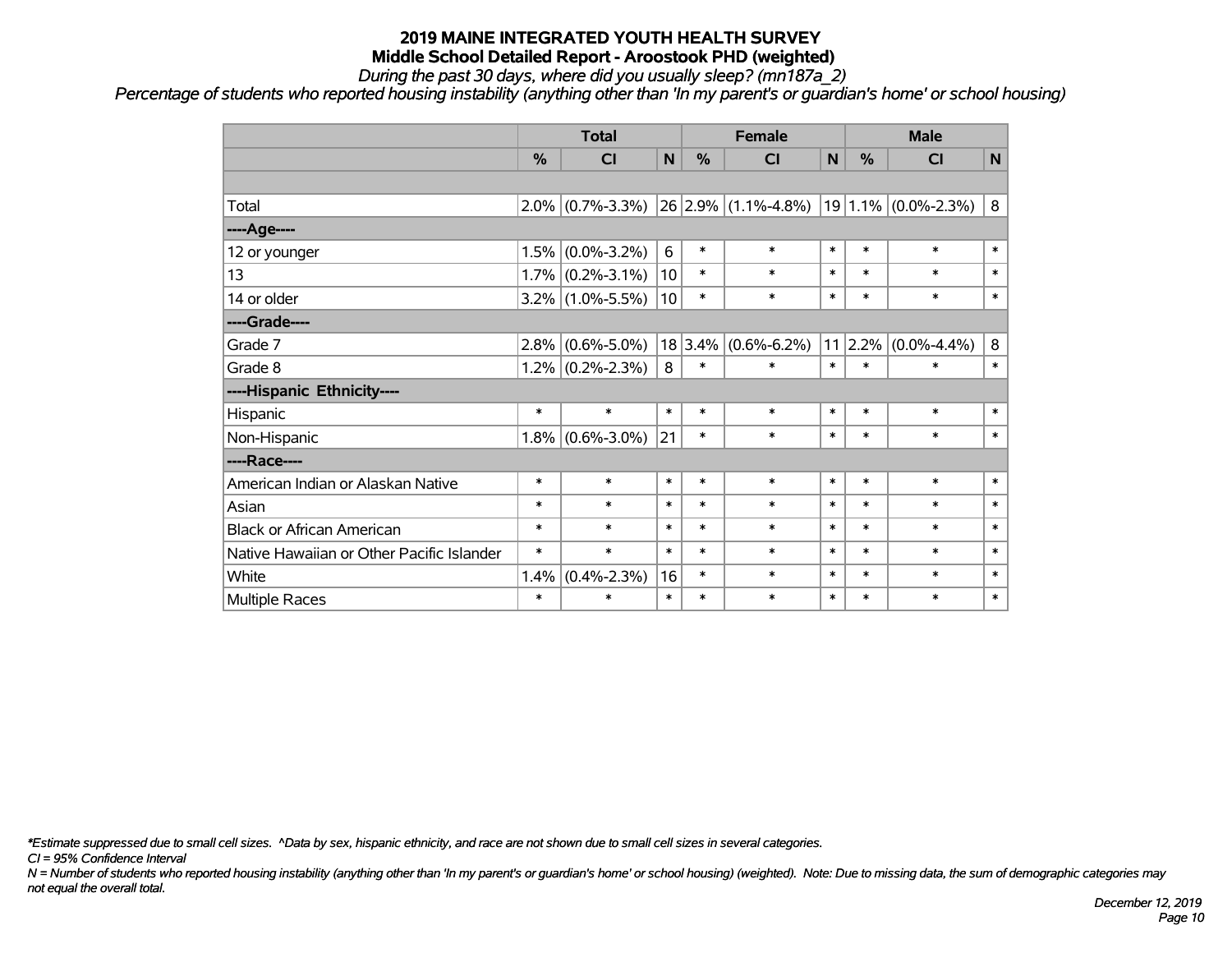# 2019 MAINE INTEGRATED YOUTH HEALTH SURVEY
## Middle School Detailed Report - Aroostook PHD (weighted)
*During the past 30 days, where did you usually sleep? (mn187a_2)*
*Percentage of students who reported housing instability (anything other than 'In my parent's or guardian's home' or school housing)*

| | Total | | | Female | | | Male | | |
|---|---|---|---|---|---|---|---|---|---|
| | % | CI | N | % | CI | N | % | CI | N |
| | | | | | | | | | |
| Total | 2.0% | (0.7%-3.3%) | 26 | 2.9% | (1.1%-4.8%) | 19 | 1.1% | (0.0%-2.3%) | 8 |
| ----Age---- | | | | | | | | | |
| 12 or younger | 1.5% | (0.0%-3.2%) | 6 | * | * | * | * | * | * |
| 13 | 1.7% | (0.2%-3.1%) | 10 | * | * | * | * | * | * |
| 14 or older | 3.2% | (1.0%-5.5%) | 10 | * | * | * | * | * | * |
| ----Grade---- | | | | | | | | | |
| Grade 7 | 2.8% | (0.6%-5.0%) | 18 | 3.4% | (0.6%-6.2%) | 11 | 2.2% | (0.0%-4.4%) | 8 |
| Grade 8 | 1.2% | (0.2%-2.3%) | 8 | * | * | * | * | * | * |
| ----Hispanic Ethnicity---- | | | | | | | | | |
| Hispanic | * | * | * | * | * | * | * | * | * |
| Non-Hispanic | 1.8% | (0.6%-3.0%) | 21 | * | * | * | * | * | * |
| ----Race---- | | | | | | | | | |
| American Indian or Alaskan Native | * | * | * | * | * | * | * | * | * |
| Asian | * | * | * | * | * | * | * | * | * |
| Black or African American | * | * | * | * | * | * | * | * | * |
| Native Hawaiian or Other Pacific Islander | * | * | * | * | * | * | * | * | * |
| White | 1.4% | (0.4%-2.3%) | 16 | * | * | * | * | * | * |
| Multiple Races | * | * | * | * | * | * | * | * | * |

*\*Estimate suppressed due to small cell sizes. ^Data by sex, hispanic ethnicity, and race are not shown due to small cell sizes in several categories.*
*CI = 95% Confidence Interval*
*N = Number of students who reported housing instability (anything other than 'In my parent's or guardian's home' or school housing) (weighted). Note: Due to missing data, the sum of demographic categories may not equal the overall total.*

*December 12, 2019*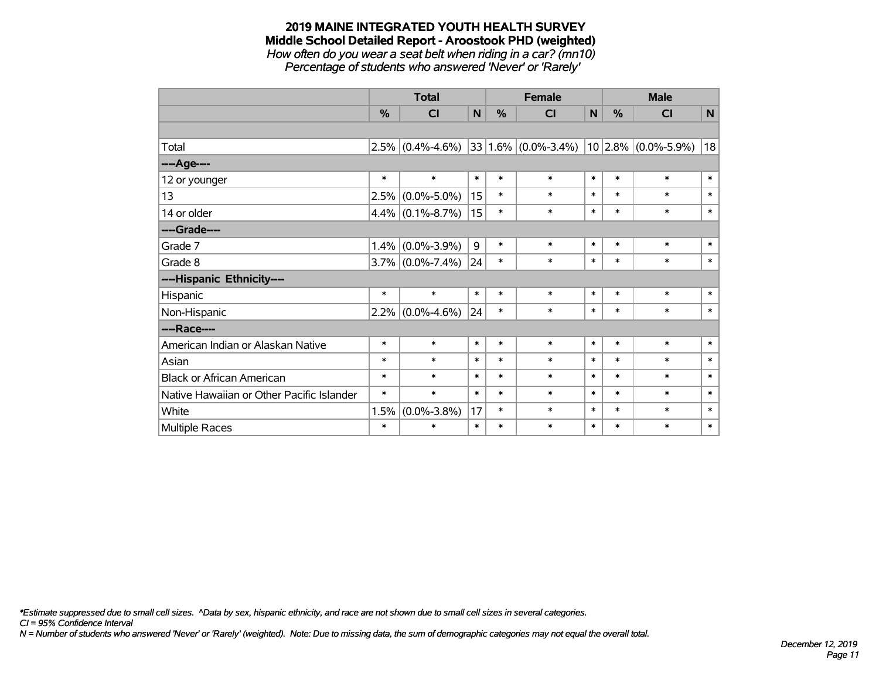# 2019 MAINE INTEGRATED YOUTH HEALTH SURVEY
## Middle School Detailed Report - Aroostook PHD (weighted)
*How often do you wear a seat belt when riding in a car? (mn10)*
*Percentage of students who answered 'Never' or 'Rarely'*

| | Total | | | Female | | | Male | | |
|---|---|---|---|---|---|---|---|---|---|
| | % | CI | N | % | CI | N | % | CI | N |
| | | | | | | | | | |
| Total | 2.5% | (0.4%-4.6%) | 33 | 1.6% | (0.0%-3.4%) | 10 | 2.8% | (0.0%-5.9%) | 18 |
| ----Age---- | | | | | | | | | |
| 12 or younger | * | * | * | * | * | * | * | * | * |
| 13 | 2.5% | (0.0%-5.0%) | 15 | * | * | * | * | * | * |
| 14 or older | 4.4% | (0.1%-8.7%) | 15 | * | * | * | * | * | * |
| ----Grade---- | | | | | | | | | |
| Grade 7 | 1.4% | (0.0%-3.9%) | 9 | * | * | * | * | * | * |
| Grade 8 | 3.7% | (0.0%-7.4%) | 24 | * | * | * | * | * | * |
| ----Hispanic Ethnicity---- | | | | | | | | | |
| Hispanic | * | * | * | * | * | * | * | * | * |
| Non-Hispanic | 2.2% | (0.0%-4.6%) | 24 | * | * | * | * | * | * |
| ----Race---- | | | | | | | | | |
| American Indian or Alaskan Native | * | * | * | * | * | * | * | * | * |
| Asian | * | * | * | * | * | * | * | * | * |
| Black or African American | * | * | * | * | * | * | * | * | * |
| Native Hawaiian or Other Pacific Islander | * | * | * | * | * | * | * | * | * |
| White | 1.5% | (0.0%-3.8%) | 17 | * | * | * | * | * | * |
| Multiple Races | * | * | * | * | * | * | * | * | * |

*\*Estimate suppressed due to small cell sizes. ^Data by sex, hispanic ethnicity, and race are not shown due to small cell sizes in several categories.*
*CI = 95% Confidence Interval*
*N = Number of students who answered 'Never' or 'Rarely' (weighted). Note: Due to missing data, the sum of demographic categories may not equal the overall total.*

*December 12, 2019*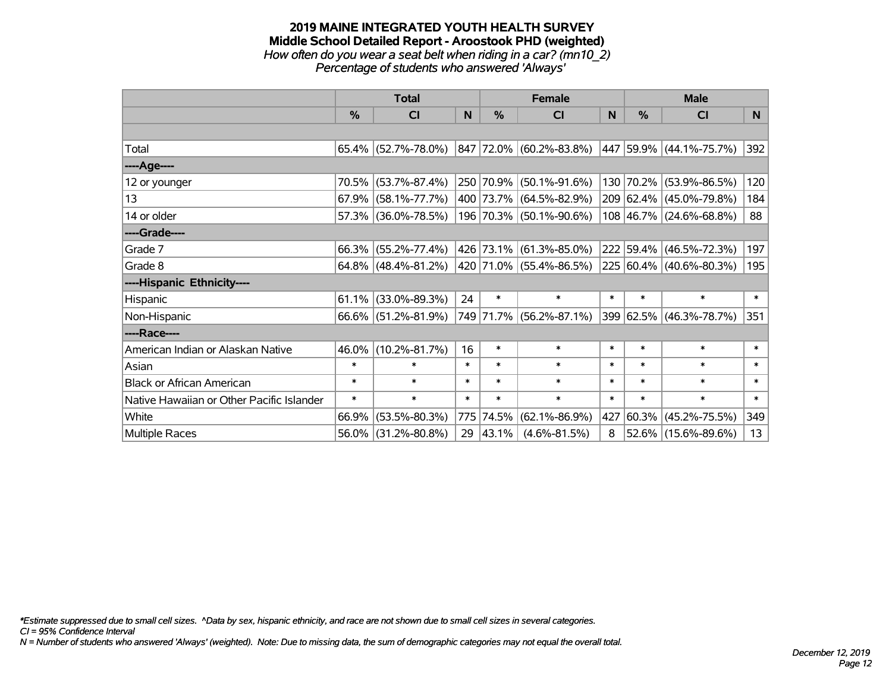# 2019 MAINE INTEGRATED YOUTH HEALTH SURVEY
## Middle School Detailed Report - Aroostook PHD (weighted)
*How often do you wear a seat belt when riding in a car? (mn10_2)*
*Percentage of students who answered 'Always'*

| | Total | | | Female | | | Male | | |
|---|---|---|---|---|---|---|---|---|---|
| | % | CI | N | % | CI | N | % | CI | N |
| Total | 65.4% | (52.7%-78.0%) | 847 | 72.0% | (60.2%-83.8%) | 447 | 59.9% | (44.1%-75.7%) | 392 |
| ----Age---- | | | | | | | | | |
| 12 or younger | 70.5% | (53.7%-87.4%) | 250 | 70.9% | (50.1%-91.6%) | 130 | 70.2% | (53.9%-86.5%) | 120 |
| 13 | 67.9% | (58.1%-77.7%) | 400 | 73.7% | (64.5%-82.9%) | 209 | 62.4% | (45.0%-79.8%) | 184 |
| 14 or older | 57.3% | (36.0%-78.5%) | 196 | 70.3% | (50.1%-90.6%) | 108 | 46.7% | (24.6%-68.8%) | 88 |
| ----Grade---- | | | | | | | | | |
| Grade 7 | 66.3% | (55.2%-77.4%) | 426 | 73.1% | (61.3%-85.0%) | 222 | 59.4% | (46.5%-72.3%) | 197 |
| Grade 8 | 64.8% | (48.4%-81.2%) | 420 | 71.0% | (55.4%-86.5%) | 225 | 60.4% | (40.6%-80.3%) | 195 |
| ----Hispanic Ethnicity---- | | | | | | | | | |
| Hispanic | 61.1% | (33.0%-89.3%) | 24 | * | * | * | * | * | * |
| Non-Hispanic | 66.6% | (51.2%-81.9%) | 749 | 71.7% | (56.2%-87.1%) | 399 | 62.5% | (46.3%-78.7%) | 351 |
| ----Race---- | | | | | | | | | |
| American Indian or Alaskan Native | 46.0% | (10.2%-81.7%) | 16 | * | * | * | * | * | * |
| Asian | * | * | * | * | * | * | * | * | * |
| Black or African American | * | * | * | * | * | * | * | * | * |
| Native Hawaiian or Other Pacific Islander | * | * | * | * | * | * | * | * | * |
| White | 66.9% | (53.5%-80.3%) | 775 | 74.5% | (62.1%-86.9%) | 427 | 60.3% | (45.2%-75.5%) | 349 |
| Multiple Races | 56.0% | (31.2%-80.8%) | 29 | 43.1% | (4.6%-81.5%) | 8 | 52.6% | (15.6%-89.6%) | 13 |

*Estimate suppressed due to small cell sizes. ^Data by sex, hispanic ethnicity, and race are not shown due to small cell sizes in several categories.
CI = 95% Confidence Interval
N = Number of students who answered 'Always' (weighted). Note: Due to missing data, the sum of demographic categories may not equal the overall total.

December 12, 2019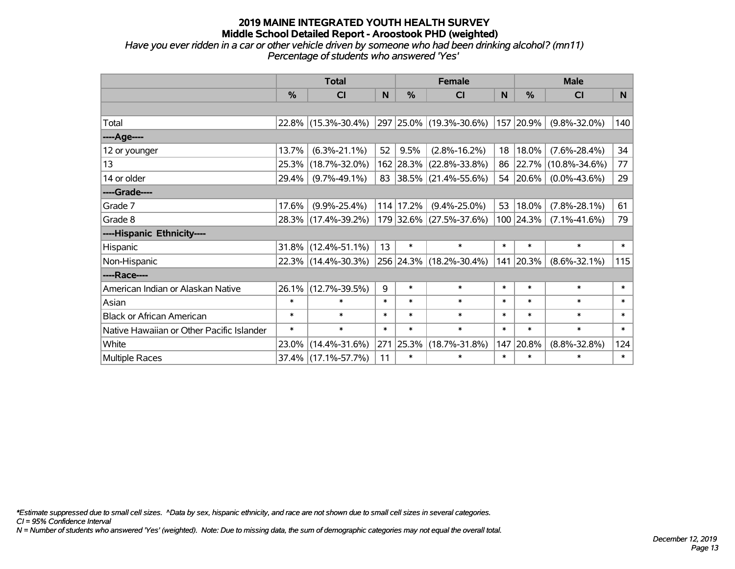# 2019 MAINE INTEGRATED YOUTH HEALTH SURVEY
## Middle School Detailed Report - Aroostook PHD (weighted)

*Have you ever ridden in a car or other vehicle driven by someone who had been drinking alcohol? (mn11)*
*Percentage of students who answered 'Yes'*

| | Total | | | Female | | | Male | | |
|---|---|---|---|---|---|---|---|---|---|
| | % | CI | N | % | CI | N | % | CI | N |
| Total | 22.8% | (15.3%-30.4%) | 297 | 25.0% | (19.3%-30.6%) | 157 | 20.9% | (9.8%-32.0%) | 140 |
| ----Age---- | | | | | | | | | |
| 12 or younger | 13.7% | (6.3%-21.1%) | 52 | 9.5% | (2.8%-16.2%) | 18 | 18.0% | (7.6%-28.4%) | 34 |
| 13 | 25.3% | (18.7%-32.0%) | 162 | 28.3% | (22.8%-33.8%) | 86 | 22.7% | (10.8%-34.6%) | 77 |
| 14 or older | 29.4% | (9.7%-49.1%) | 83 | 38.5% | (21.4%-55.6%) | 54 | 20.6% | (0.0%-43.6%) | 29 |
| ----Grade---- | | | | | | | | | |
| Grade 7 | 17.6% | (9.9%-25.4%) | 114 | 17.2% | (9.4%-25.0%) | 53 | 18.0% | (7.8%-28.1%) | 61 |
| Grade 8 | 28.3% | (17.4%-39.2%) | 179 | 32.6% | (27.5%-37.6%) | 100 | 24.3% | (7.1%-41.6%) | 79 |
| ----Hispanic Ethnicity---- | | | | | | | | | |
| Hispanic | 31.8% | (12.4%-51.1%) | 13 | * | * | * | * | * | * |
| Non-Hispanic | 22.3% | (14.4%-30.3%) | 256 | 24.3% | (18.2%-30.4%) | 141 | 20.3% | (8.6%-32.1%) | 115 |
| ----Race---- | | | | | | | | | |
| American Indian or Alaskan Native | 26.1% | (12.7%-39.5%) | 9 | * | * | * | * | * | * |
| Asian | * | * | * | * | * | * | * | * | * |
| Black or African American | * | * | * | * | * | * | * | * | * |
| Native Hawaiian or Other Pacific Islander | * | * | * | * | * | * | * | * | * |
| White | 23.0% | (14.4%-31.6%) | 271 | 25.3% | (18.7%-31.8%) | 147 | 20.8% | (8.8%-32.8%) | 124 |
| Multiple Races | 37.4% | (17.1%-57.7%) | 11 | * | * | * | * | * | * |

*\*Estimate suppressed due to small cell sizes. ^Data by sex, hispanic ethnicity, and race are not shown due to small cell sizes in several categories.*
*CI = 95% Confidence Interval*
*N = Number of students who answered 'Yes' (weighted). Note: Due to missing data, the sum of demographic categories may not equal the overall total.*

*December 12, 2019*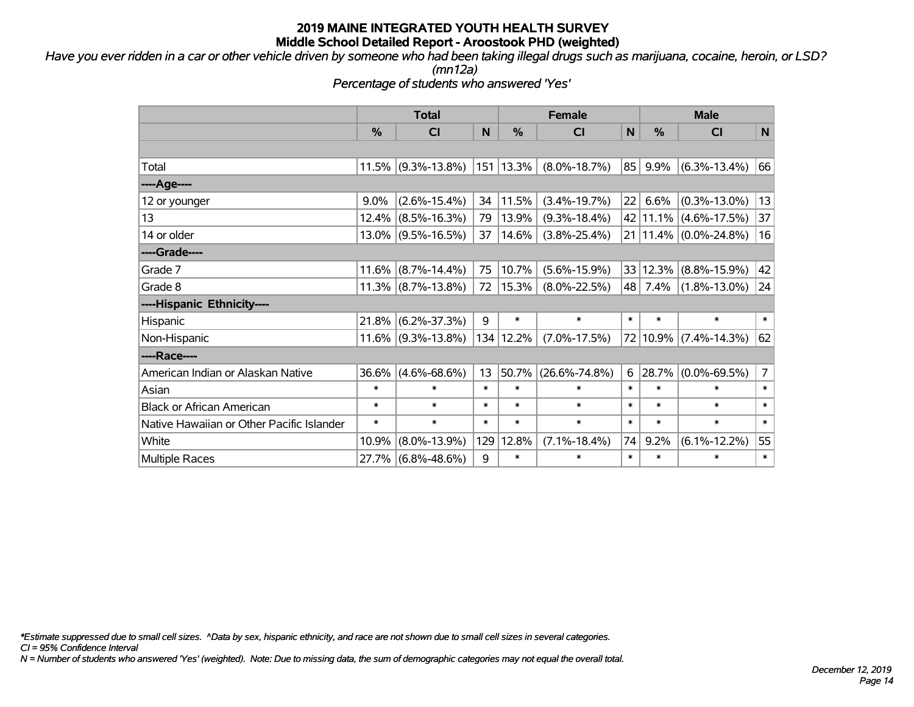# 2019 MAINE INTEGRATED YOUTH HEALTH SURVEY
## Middle School Detailed Report - Aroostook PHD (weighted)

*Have you ever ridden in a car or other vehicle driven by someone who had been taking illegal drugs such as marijuana, cocaine, heroin, or LSD? (mn12a)*

*Percentage of students who answered 'Yes'*

| | Total | | | Female | | | Male | | |
|---|---|---|---|---|---|---|---|---|---|
| | % | CI | N | % | CI | N | % | CI | N |
| | | | | | | | | | |
| Total | 11.5% | (9.3%-13.8%) | 151 | 13.3% | (8.0%-18.7%) | 85 | 9.9% | (6.3%-13.4%) | 66 |
| ----Age---- | | | | | | | | | |
| 12 or younger | 9.0% | (2.6%-15.4%) | 34 | 11.5% | (3.4%-19.7%) | 22 | 6.6% | (0.3%-13.0%) | 13 |
| 13 | 12.4% | (8.5%-16.3%) | 79 | 13.9% | (9.3%-18.4%) | 42 | 11.1% | (4.6%-17.5%) | 37 |
| 14 or older | 13.0% | (9.5%-16.5%) | 37 | 14.6% | (3.8%-25.4%) | 21 | 11.4% | (0.0%-24.8%) | 16 |
| ----Grade---- | | | | | | | | | |
| Grade 7 | 11.6% | (8.7%-14.4%) | 75 | 10.7% | (5.6%-15.9%) | 33 | 12.3% | (8.8%-15.9%) | 42 |
| Grade 8 | 11.3% | (8.7%-13.8%) | 72 | 15.3% | (8.0%-22.5%) | 48 | 7.4% | (1.8%-13.0%) | 24 |
| ----Hispanic Ethnicity---- | | | | | | | | | |
| Hispanic | 21.8% | (6.2%-37.3%) | 9 | * | * | * | * | * | * |
| Non-Hispanic | 11.6% | (9.3%-13.8%) | 134 | 12.2% | (7.0%-17.5%) | 72 | 10.9% | (7.4%-14.3%) | 62 |
| ----Race---- | | | | | | | | | |
| American Indian or Alaskan Native | 36.6% | (4.6%-68.6%) | 13 | 50.7% | (26.6%-74.8%) | 6 | 28.7% | (0.0%-69.5%) | 7 |
| Asian | * | * | * | * | * | * | * | * | * |
| Black or African American | * | * | * | * | * | * | * | * | * |
| Native Hawaiian or Other Pacific Islander | * | * | * | * | * | * | * | * | * |
| White | 10.9% | (8.0%-13.9%) | 129 | 12.8% | (7.1%-18.4%) | 74 | 9.2% | (6.1%-12.2%) | 55 |
| Multiple Races | 27.7% | (6.8%-48.6%) | 9 | * | * | * | * | * | * |

*\*Estimate suppressed due to small cell sizes. ^Data by sex, hispanic ethnicity, and race are not shown due to small cell sizes in several categories.*

*CI = 95% Confidence Interval*

*N = Number of students who answered 'Yes' (weighted). Note: Due to missing data, the sum of demographic categories may not equal the overall total.*

*December 12, 2019*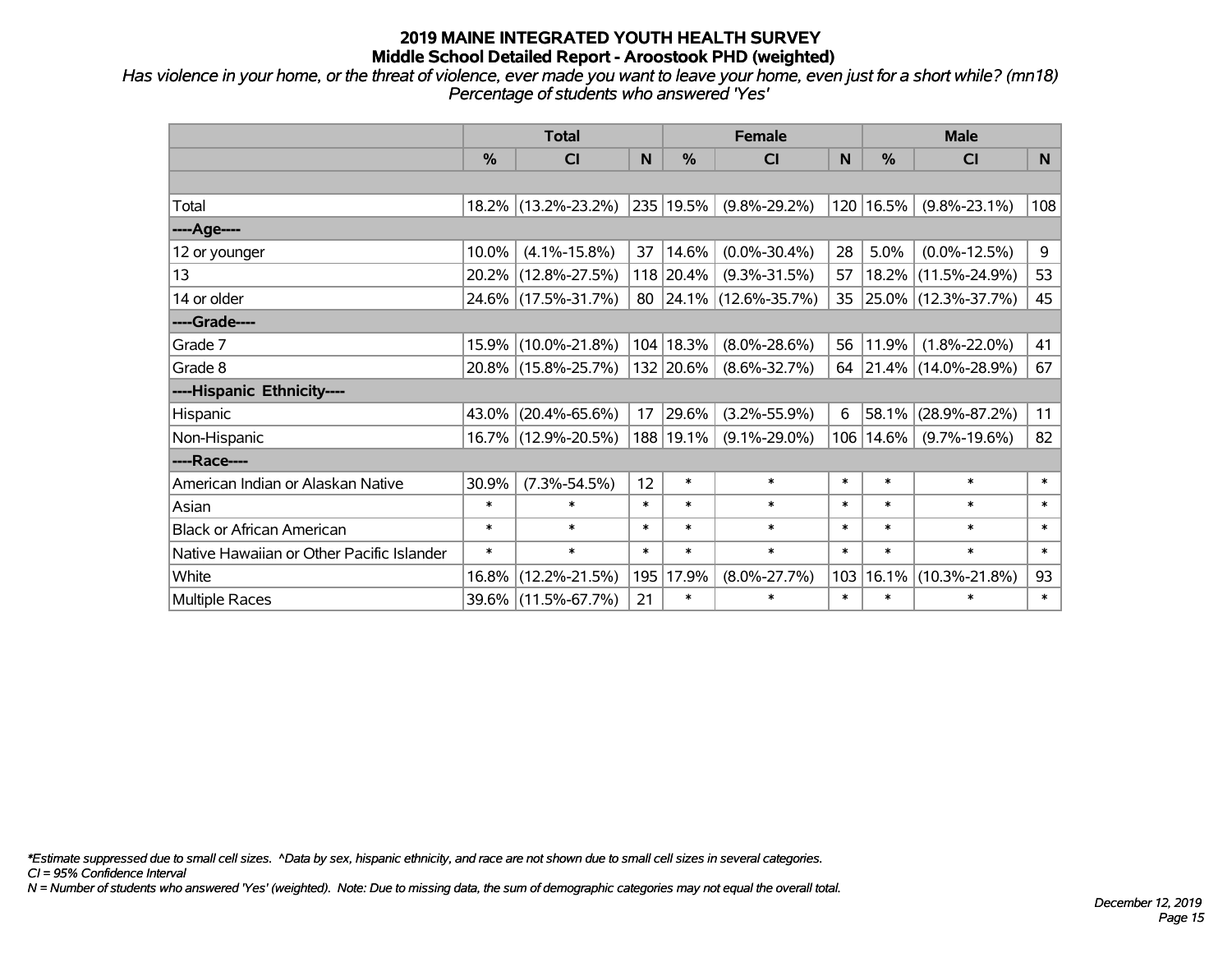# 2019 MAINE INTEGRATED YOUTH HEALTH SURVEY
## Middle School Detailed Report - Aroostook PHD (weighted)

*Has violence in your home, or the threat of violence, ever made you want to leave your home, even just for a short while? (mn18)*
*Percentage of students who answered 'Yes'*

| | Total | | | Female | | | Male | | |
|---|---|---|---|---|---|---|---|---|---|
| | % | CI | N | % | CI | N | % | CI | N |
| Total | 18.2% | (13.2%-23.2%) | 235 | 19.5% | (9.8%-29.2%) | 120 | 16.5% | (9.8%-23.1%) | 108 |
| ----Age---- | | | | | | | | | |
| 12 or younger | 10.0% | (4.1%-15.8%) | 37 | 14.6% | (0.0%-30.4%) | 28 | 5.0% | (0.0%-12.5%) | 9 |
| 13 | 20.2% | (12.8%-27.5%) | 118 | 20.4% | (9.3%-31.5%) | 57 | 18.2% | (11.5%-24.9%) | 53 |
| 14 or older | 24.6% | (17.5%-31.7%) | 80 | 24.1% | (12.6%-35.7%) | 35 | 25.0% | (12.3%-37.7%) | 45 |
| ----Grade---- | | | | | | | | | |
| Grade 7 | 15.9% | (10.0%-21.8%) | 104 | 18.3% | (8.0%-28.6%) | 56 | 11.9% | (1.8%-22.0%) | 41 |
| Grade 8 | 20.8% | (15.8%-25.7%) | 132 | 20.6% | (8.6%-32.7%) | 64 | 21.4% | (14.0%-28.9%) | 67 |
| ----Hispanic Ethnicity---- | | | | | | | | | |
| Hispanic | 43.0% | (20.4%-65.6%) | 17 | 29.6% | (3.2%-55.9%) | 6 | 58.1% | (28.9%-87.2%) | 11 |
| Non-Hispanic | 16.7% | (12.9%-20.5%) | 188 | 19.1% | (9.1%-29.0%) | 106 | 14.6% | (9.7%-19.6%) | 82 |
| ----Race---- | | | | | | | | | |
| American Indian or Alaskan Native | 30.9% | (7.3%-54.5%) | 12 | * | * | * | * | * | * |
| Asian | * | * | * | * | * | * | * | * | * |
| Black or African American | * | * | * | * | * | * | * | * | * |
| Native Hawaiian or Other Pacific Islander | * | * | * | * | * | * | * | * | * |
| White | 16.8% | (12.2%-21.5%) | 195 | 17.9% | (8.0%-27.7%) | 103 | 16.1% | (10.3%-21.8%) | 93 |
| Multiple Races | 39.6% | (11.5%-67.7%) | 21 | * | * | * | * | * | * |

*\*Estimate suppressed due to small cell sizes. ^Data by sex, hispanic ethnicity, and race are not shown due to small cell sizes in several categories.*
*CI = 95% Confidence Interval*
*N = Number of students who answered 'Yes' (weighted). Note: Due to missing data, the sum of demographic categories may not equal the overall total.*

*December 12, 2019*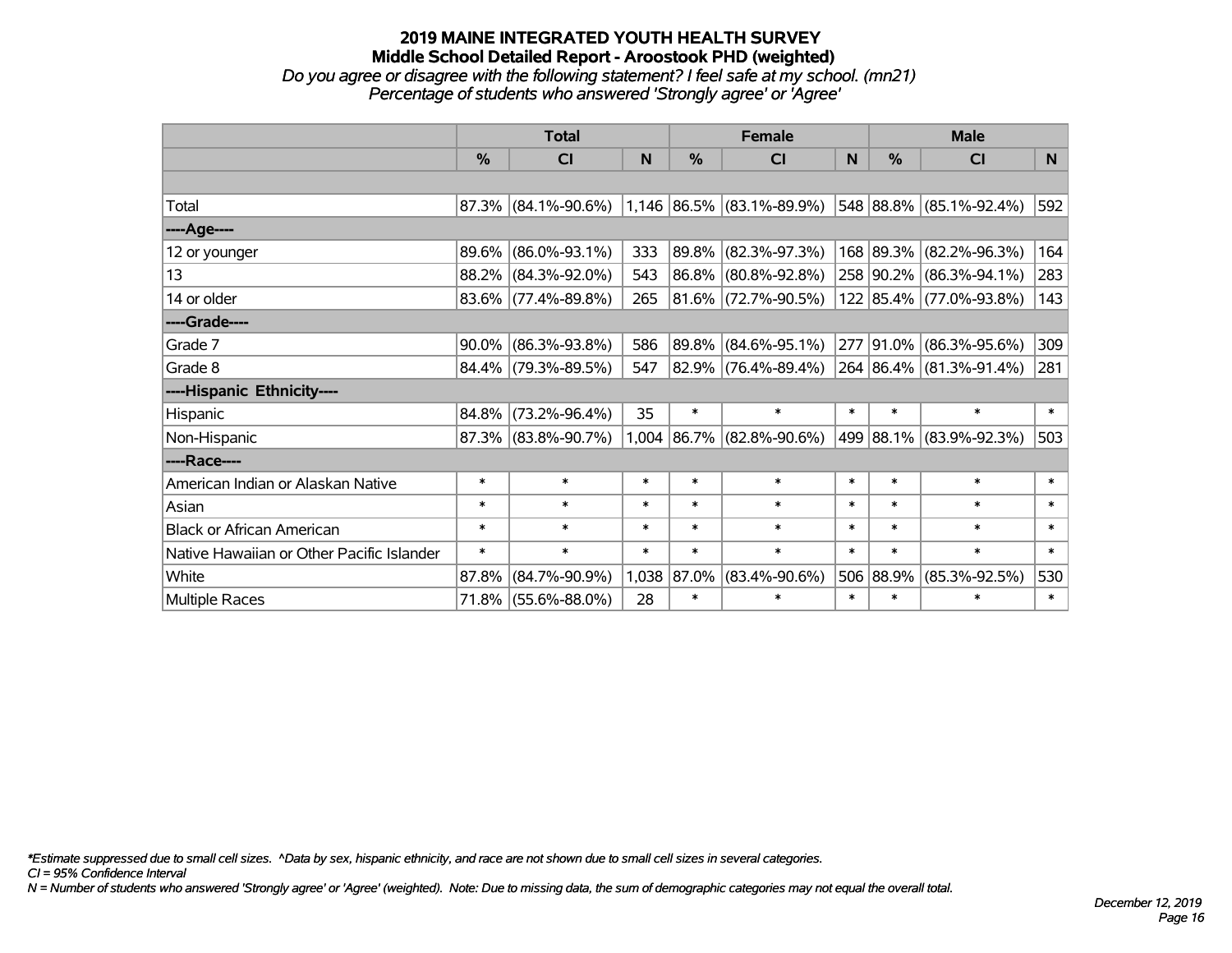# 2019 MAINE INTEGRATED YOUTH HEALTH SURVEY
## Middle School Detailed Report - Aroostook PHD (weighted)
*Do you agree or disagree with the following statement? I feel safe at my school. (mn21)*
*Percentage of students who answered 'Strongly agree' or 'Agree'*

| | Total | | | Female | | | Male | | |
|---|---|---|---|---|---|---|---|---|---|
| | % | CI | N | % | CI | N | % | CI | N |
| | | | | | | | | | |
| Total | 87.3% | (84.1%-90.6%) | 1,146 | 86.5% | (83.1%-89.9%) | 548 | 88.8% | (85.1%-92.4%) | 592 |
| ----Age---- | | | | | | | | | |
| 12 or younger | 89.6% | (86.0%-93.1%) | 333 | 89.8% | (82.3%-97.3%) | 168 | 89.3% | (82.2%-96.3%) | 164 |
| 13 | 88.2% | (84.3%-92.0%) | 543 | 86.8% | (80.8%-92.8%) | 258 | 90.2% | (86.3%-94.1%) | 283 |
| 14 or older | 83.6% | (77.4%-89.8%) | 265 | 81.6% | (72.7%-90.5%) | 122 | 85.4% | (77.0%-93.8%) | 143 |
| ----Grade---- | | | | | | | | | |
| Grade 7 | 90.0% | (86.3%-93.8%) | 586 | 89.8% | (84.6%-95.1%) | 277 | 91.0% | (86.3%-95.6%) | 309 |
| Grade 8 | 84.4% | (79.3%-89.5%) | 547 | 82.9% | (76.4%-89.4%) | 264 | 86.4% | (81.3%-91.4%) | 281 |
| ----Hispanic Ethnicity---- | | | | | | | | | |
| Hispanic | 84.8% | (73.2%-96.4%) | 35 | * | * | * | * | * | * |
| Non-Hispanic | 87.3% | (83.8%-90.7%) | 1,004 | 86.7% | (82.8%-90.6%) | 499 | 88.1% | (83.9%-92.3%) | 503 |
| ----Race---- | | | | | | | | | |
| American Indian or Alaskan Native | * | * | * | * | * | * | * | * | * |
| Asian | * | * | * | * | * | * | * | * | * |
| Black or African American | * | * | * | * | * | * | * | * | * |
| Native Hawaiian or Other Pacific Islander | * | * | * | * | * | * | * | * | * |
| White | 87.8% | (84.7%-90.9%) | 1,038 | 87.0% | (83.4%-90.6%) | 506 | 88.9% | (85.3%-92.5%) | 530 |
| Multiple Races | 71.8% | (55.6%-88.0%) | 28 | * | * | * | * | * | * |

*\*Estimate suppressed due to small cell sizes. ^Data by sex, hispanic ethnicity, and race are not shown due to small cell sizes in several categories.*
*CI = 95% Confidence Interval*
*N = Number of students who answered 'Strongly agree' or 'Agree' (weighted). Note: Due to missing data, the sum of demographic categories may not equal the overall total.*

*December 12, 2019*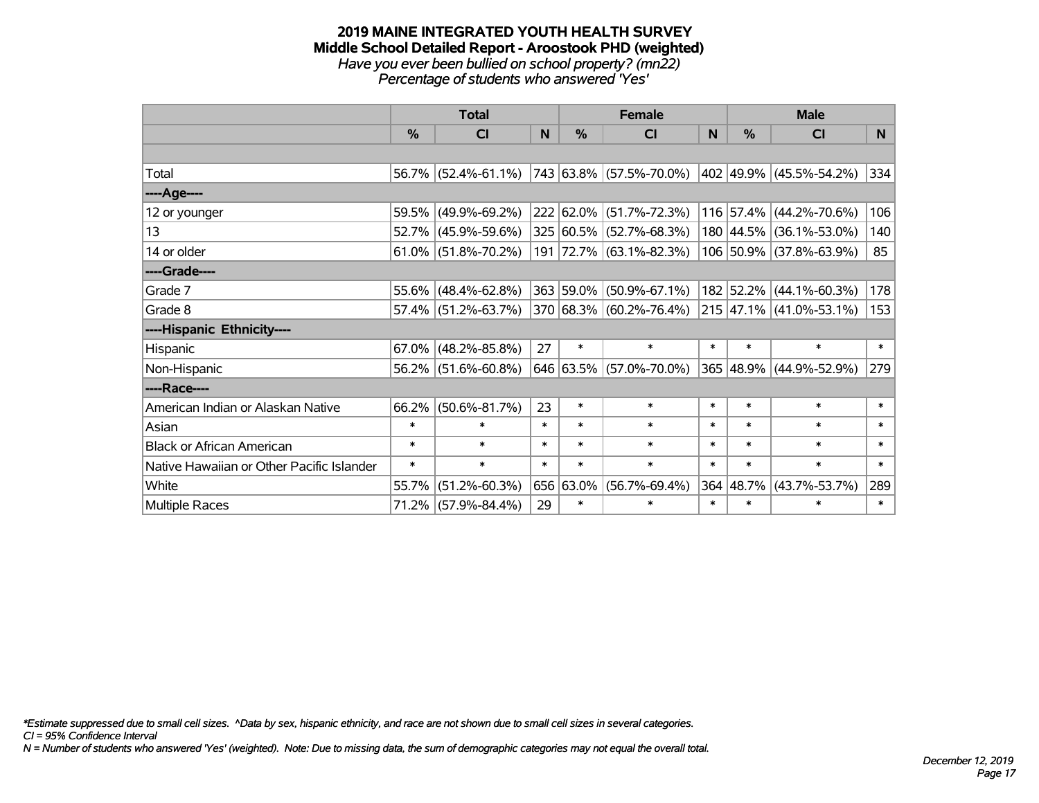# 2019 MAINE INTEGRATED YOUTH HEALTH SURVEY
## Middle School Detailed Report - Aroostook PHD (weighted)
*Have you ever been bullied on school property? (mn22)*
*Percentage of students who answered 'Yes'*

| | Total | | | Female | | | Male | | |
|---|---|---|---|---|---|---|---|---|---|
| | % | CI | N | % | CI | N | % | CI | N |
| | | | | | | | | | |
| Total | 56.7% | (52.4%-61.1%) | 743 | 63.8% | (57.5%-70.0%) | 402 | 49.9% | (45.5%-54.2%) | 334 |
| ----Age---- | | | | | | | | | |
| 12 or younger | 59.5% | (49.9%-69.2%) | 222 | 62.0% | (51.7%-72.3%) | 116 | 57.4% | (44.2%-70.6%) | 106 |
| 13 | 52.7% | (45.9%-59.6%) | 325 | 60.5% | (52.7%-68.3%) | 180 | 44.5% | (36.1%-53.0%) | 140 |
| 14 or older | 61.0% | (51.8%-70.2%) | 191 | 72.7% | (63.1%-82.3%) | 106 | 50.9% | (37.8%-63.9%) | 85 |
| ----Grade---- | | | | | | | | | |
| Grade 7 | 55.6% | (48.4%-62.8%) | 363 | 59.0% | (50.9%-67.1%) | 182 | 52.2% | (44.1%-60.3%) | 178 |
| Grade 8 | 57.4% | (51.2%-63.7%) | 370 | 68.3% | (60.2%-76.4%) | 215 | 47.1% | (41.0%-53.1%) | 153 |
| ----Hispanic Ethnicity---- | | | | | | | | | |
| Hispanic | 67.0% | (48.2%-85.8%) | 27 | * | * | * | * | * | * |
| Non-Hispanic | 56.2% | (51.6%-60.8%) | 646 | 63.5% | (57.0%-70.0%) | 365 | 48.9% | (44.9%-52.9%) | 279 |
| ----Race---- | | | | | | | | | |
| American Indian or Alaskan Native | 66.2% | (50.6%-81.7%) | 23 | * | * | * | * | * | * |
| Asian | * | * | * | * | * | * | * | * | * |
| Black or African American | * | * | * | * | * | * | * | * | * |
| Native Hawaiian or Other Pacific Islander | * | * | * | * | * | * | * | * | * |
| White | 55.7% | (51.2%-60.3%) | 656 | 63.0% | (56.7%-69.4%) | 364 | 48.7% | (43.7%-53.7%) | 289 |
| Multiple Races | 71.2% | (57.9%-84.4%) | 29 | * | * | * | * | * | * |

*\*Estimate suppressed due to small cell sizes. ^Data by sex, hispanic ethnicity, and race are not shown due to small cell sizes in several categories.*
*CI = 95% Confidence Interval*
*N = Number of students who answered 'Yes' (weighted). Note: Due to missing data, the sum of demographic categories may not equal the overall total.*

*December 12, 2019*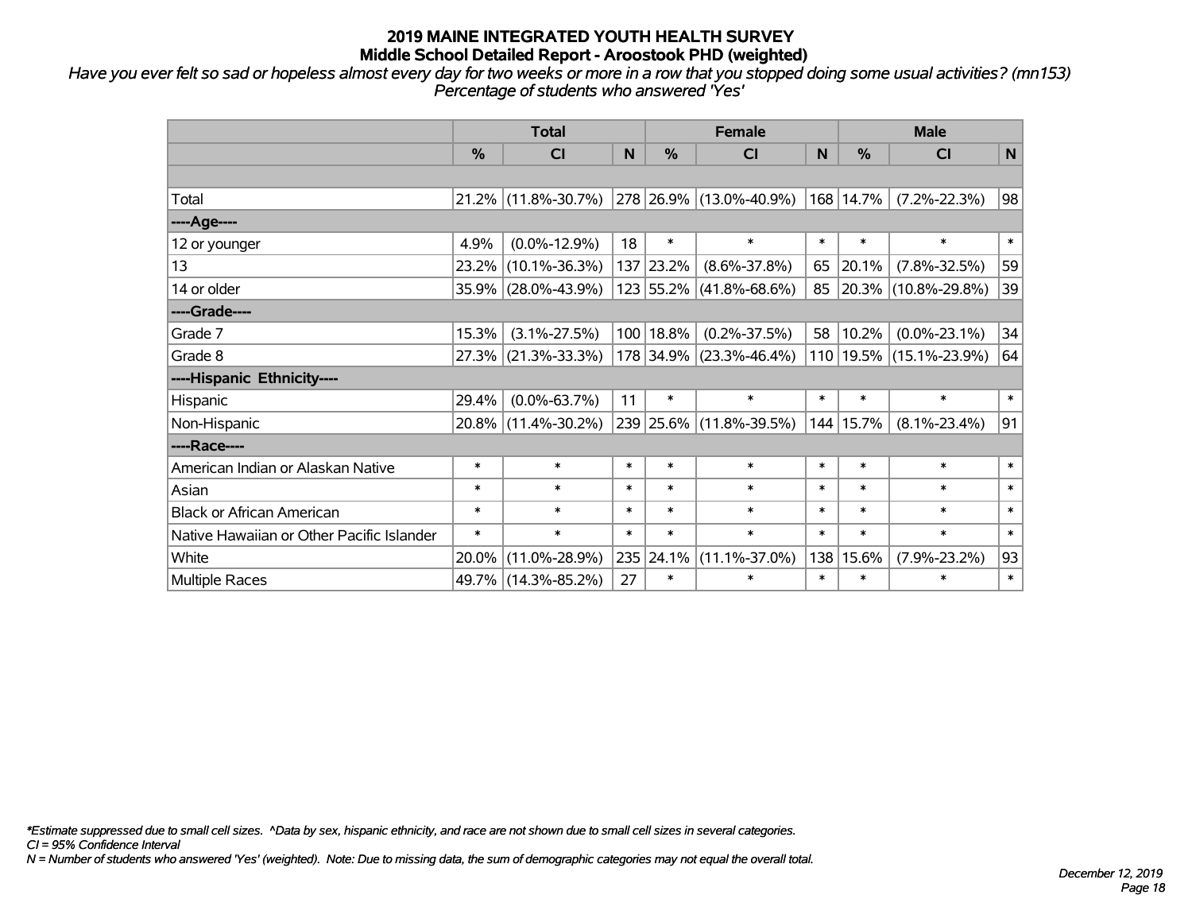# 2019 MAINE INTEGRATED YOUTH HEALTH SURVEY
## Middle School Detailed Report - Aroostook PHD (weighted)

*Have you ever felt so sad or hopeless almost every day for two weeks or more in a row that you stopped doing some usual activities? (mn153)*
*Percentage of students who answered 'Yes'*

| | Total | | | Female | | | Male | | |
|---|---|---|---|---|---|---|---|---|---|
| | % | CI | N | % | CI | N | % | CI | N |
| | | | | | | | | | |
| Total | 21.2% | (11.8%-30.7%) | 278 | 26.9% | (13.0%-40.9%) | 168 | 14.7% | (7.2%-22.3%) | 98 |
| ----Age---- | | | | | | | | | |
| 12 or younger | 4.9% | (0.0%-12.9%) | 18 | * | * | * | * | * | * |
| 13 | 23.2% | (10.1%-36.3%) | 137 | 23.2% | (8.6%-37.8%) | 65 | 20.1% | (7.8%-32.5%) | 59 |
| 14 or older | 35.9% | (28.0%-43.9%) | 123 | 55.2% | (41.8%-68.6%) | 85 | 20.3% | (10.8%-29.8%) | 39 |
| ----Grade---- | | | | | | | | | |
| Grade 7 | 15.3% | (3.1%-27.5%) | 100 | 18.8% | (0.2%-37.5%) | 58 | 10.2% | (0.0%-23.1%) | 34 |
| Grade 8 | 27.3% | (21.3%-33.3%) | 178 | 34.9% | (23.3%-46.4%) | 110 | 19.5% | (15.1%-23.9%) | 64 |
| ----Hispanic Ethnicity---- | | | | | | | | | |
| Hispanic | 29.4% | (0.0%-63.7%) | 11 | * | * | * | * | * | * |
| Non-Hispanic | 20.8% | (11.4%-30.2%) | 239 | 25.6% | (11.8%-39.5%) | 144 | 15.7% | (8.1%-23.4%) | 91 |
| ----Race---- | | | | | | | | | |
| American Indian or Alaskan Native | * | * | * | * | * | * | * | * | * |
| Asian | * | * | * | * | * | * | * | * | * |
| Black or African American | * | * | * | * | * | * | * | * | * |
| Native Hawaiian or Other Pacific Islander | * | * | * | * | * | * | * | * | * |
| White | 20.0% | (11.0%-28.9%) | 235 | 24.1% | (11.1%-37.0%) | 138 | 15.6% | (7.9%-23.2%) | 93 |
| Multiple Races | 49.7% | (14.3%-85.2%) | 27 | * | * | * | * | * | * |

*\*Estimate suppressed due to small cell sizes. ^Data by sex, hispanic ethnicity, and race are not shown due to small cell sizes in several categories.*
*CI = 95% Confidence Interval*
*N = Number of students who answered 'Yes' (weighted). Note: Due to missing data, the sum of demographic categories may not equal the overall total.*

*December 12, 2019*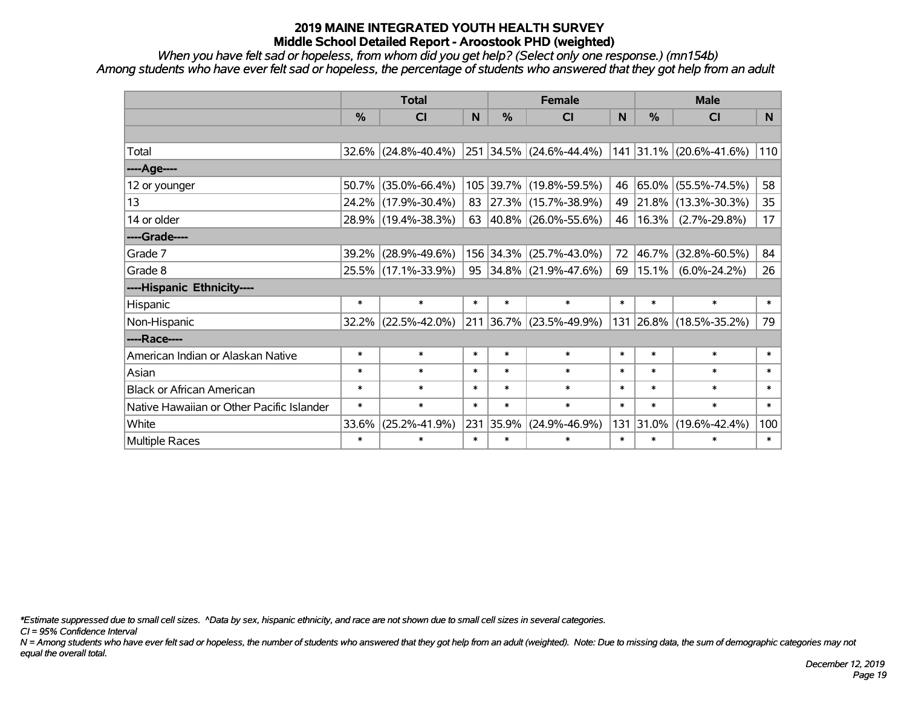# 2019 MAINE INTEGRATED YOUTH HEALTH SURVEY
## Middle School Detailed Report - Aroostook PHD (weighted)

*When you have felt sad or hopeless, from whom did you get help? (Select only one response.) (mn154b)*
*Among students who have ever felt sad or hopeless, the percentage of students who answered that they got help from an adult*

| | Total | | | Female | | | Male | | |
|---|---|---|---|---|---|---|---|---|---|
| | % | CI | N | % | CI | N | % | CI | N |
| Total | 32.6% | (24.8%-40.4%) | 251 | 34.5% | (24.6%-44.4%) | 141 | 31.1% | (20.6%-41.6%) | 110 |
| ----Age---- | | | | | | | | | |
| 12 or younger | 50.7% | (35.0%-66.4%) | 105 | 39.7% | (19.8%-59.5%) | 46 | 65.0% | (55.5%-74.5%) | 58 |
| 13 | 24.2% | (17.9%-30.4%) | 83 | 27.3% | (15.7%-38.9%) | 49 | 21.8% | (13.3%-30.3%) | 35 |
| 14 or older | 28.9% | (19.4%-38.3%) | 63 | 40.8% | (26.0%-55.6%) | 46 | 16.3% | (2.7%-29.8%) | 17 |
| ----Grade---- | | | | | | | | | |
| Grade 7 | 39.2% | (28.9%-49.6%) | 156 | 34.3% | (25.7%-43.0%) | 72 | 46.7% | (32.8%-60.5%) | 84 |
| Grade 8 | 25.5% | (17.1%-33.9%) | 95 | 34.8% | (21.9%-47.6%) | 69 | 15.1% | (6.0%-24.2%) | 26 |
| ----Hispanic Ethnicity---- | | | | | | | | | |
| Hispanic | * | * | * | * | * | * | * | * | * |
| Non-Hispanic | 32.2% | (22.5%-42.0%) | 211 | 36.7% | (23.5%-49.9%) | 131 | 26.8% | (18.5%-35.2%) | 79 |
| ----Race---- | | | | | | | | | |
| American Indian or Alaskan Native | * | * | * | * | * | * | * | * | * |
| Asian | * | * | * | * | * | * | * | * | * |
| Black or African American | * | * | * | * | * | * | * | * | * |
| Native Hawaiian or Other Pacific Islander | * | * | * | * | * | * | * | * | * |
| White | 33.6% | (25.2%-41.9%) | 231 | 35.9% | (24.9%-46.9%) | 131 | 31.0% | (19.6%-42.4%) | 100 |
| Multiple Races | * | * | * | * | * | * | * | * | * |

*\*Estimate suppressed due to small cell sizes. ^Data by sex, hispanic ethnicity, and race are not shown due to small cell sizes in several categories.*
*CI = 95% Confidence Interval*
*N = Among students who have ever felt sad or hopeless, the number of students who answered that they got help from an adult (weighted). Note: Due to missing data, the sum of demographic categories may not equal the overall total.*

*December 12, 2019*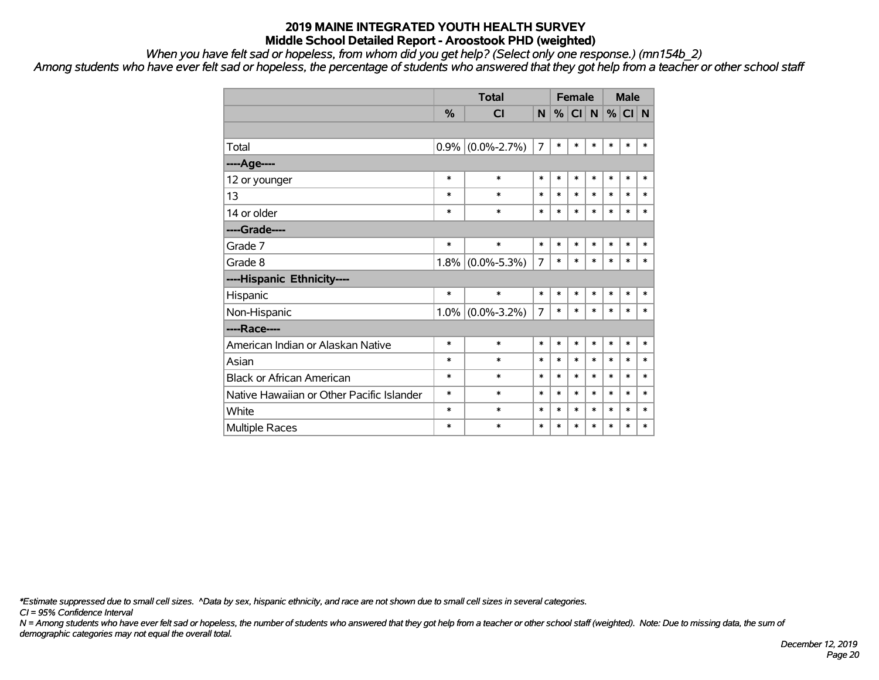# 2019 MAINE INTEGRATED YOUTH HEALTH SURVEY
## Middle School Detailed Report - Aroostook PHD (weighted)

*When you have felt sad or hopeless, from whom did you get help? (Select only one response.) (mn154b_2)*

*Among students who have ever felt sad or hopeless, the percentage of students who answered that they got help from a teacher or other school staff*

| | Total | | | Female | | | Male | | |
|---|---|---|---|---|---|---|---|---|---|
| | % | CI | N | % | CI | N | % | CI | N |
| | | | | | | | | | |
| Total | 0.9% | (0.0%-2.7%) | 7 | * | * | * | * | * | * |
| ----Age---- | | | | | | | | | |
| 12 or younger | * | * | * | * | * | * | * | * | * |
| 13 | * | * | * | * | * | * | * | * | * |
| 14 or older | * | * | * | * | * | * | * | * | * |
| ----Grade---- | | | | | | | | | |
| Grade 7 | * | * | * | * | * | * | * | * | * |
| Grade 8 | 1.8% | (0.0%-5.3%) | 7 | * | * | * | * | * | * |
| ----Hispanic Ethnicity---- | | | | | | | | | |
| Hispanic | * | * | * | * | * | * | * | * | * |
| Non-Hispanic | 1.0% | (0.0%-3.2%) | 7 | * | * | * | * | * | * |
| ----Race---- | | | | | | | | | |
| American Indian or Alaskan Native | * | * | * | * | * | * | * | * | * |
| Asian | * | * | * | * | * | * | * | * | * |
| Black or African American | * | * | * | * | * | * | * | * | * |
| Native Hawaiian or Other Pacific Islander | * | * | * | * | * | * | * | * | * |
| White | * | * | * | * | * | * | * | * | * |
| Multiple Races | * | * | * | * | * | * | * | * | * |

*\*Estimate suppressed due to small cell sizes. ^Data by sex, hispanic ethnicity, and race are not shown due to small cell sizes in several categories.*

*CI = 95% Confidence Interval*

*N = Among students who have ever felt sad or hopeless, the number of students who answered that they got help from a teacher or other school staff (weighted). Note: Due to missing data, the sum of demographic categories may not equal the overall total.*

*December 12, 2019*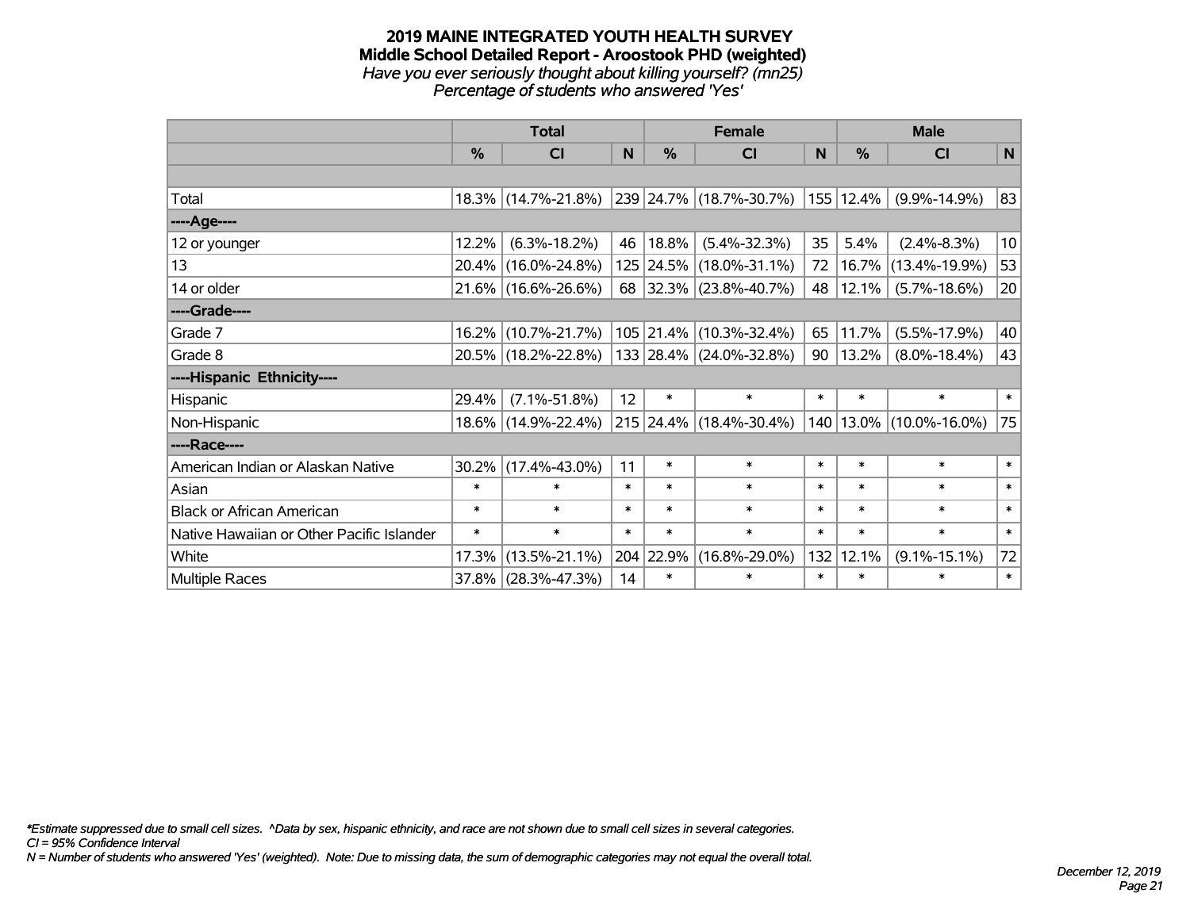# 2019 MAINE INTEGRATED YOUTH HEALTH SURVEY

## Middle School Detailed Report - Aroostook PHD (weighted)

*Have you ever seriously thought about killing yourself? (mn25)*

*Percentage of students who answered 'Yes'*

| | Total | | | Female | | | Male | | |
|---|---|---|---|---|---|---|---|---|---|
| | % | CI | N | % | CI | N | % | CI | N |
| | | | | | | | | | |
| Total | 18.3% | (14.7%-21.8%) | 239 | 24.7% | (18.7%-30.7%) | 155 | 12.4% | (9.9%-14.9%) | 83 |
| ----Age---- | | | | | | | | | |
| 12 or younger | 12.2% | (6.3%-18.2%) | 46 | 18.8% | (5.4%-32.3%) | 35 | 5.4% | (2.4%-8.3%) | 10 |
| 13 | 20.4% | (16.0%-24.8%) | 125 | 24.5% | (18.0%-31.1%) | 72 | 16.7% | (13.4%-19.9%) | 53 |
| 14 or older | 21.6% | (16.6%-26.6%) | 68 | 32.3% | (23.8%-40.7%) | 48 | 12.1% | (5.7%-18.6%) | 20 |
| ----Grade---- | | | | | | | | | |
| Grade 7 | 16.2% | (10.7%-21.7%) | 105 | 21.4% | (10.3%-32.4%) | 65 | 11.7% | (5.5%-17.9%) | 40 |
| Grade 8 | 20.5% | (18.2%-22.8%) | 133 | 28.4% | (24.0%-32.8%) | 90 | 13.2% | (8.0%-18.4%) | 43 |
| ----Hispanic Ethnicity---- | | | | | | | | | |
| Hispanic | 29.4% | (7.1%-51.8%) | 12 | * | * | * | * | * | * |
| Non-Hispanic | 18.6% | (14.9%-22.4%) | 215 | 24.4% | (18.4%-30.4%) | 140 | 13.0% | (10.0%-16.0%) | 75 |
| ----Race---- | | | | | | | | | |
| American Indian or Alaskan Native | 30.2% | (17.4%-43.0%) | 11 | * | * | * | * | * | * |
| Asian | * | * | * | * | * | * | * | * | * |
| Black or African American | * | * | * | * | * | * | * | * | * |
| Native Hawaiian or Other Pacific Islander | * | * | * | * | * | * | * | * | * |
| White | 17.3% | (13.5%-21.1%) | 204 | 22.9% | (16.8%-29.0%) | 132 | 12.1% | (9.1%-15.1%) | 72 |
| Multiple Races | 37.8% | (28.3%-47.3%) | 14 | * | * | * | * | * | * |

*\*Estimate suppressed due to small cell sizes. ^Data by sex, hispanic ethnicity, and race are not shown due to small cell sizes in several categories.*

*CI = 95% Confidence Interval*

*N = Number of students who answered 'Yes' (weighted). Note: Due to missing data, the sum of demographic categories may not equal the overall total.*

*December 12, 2019*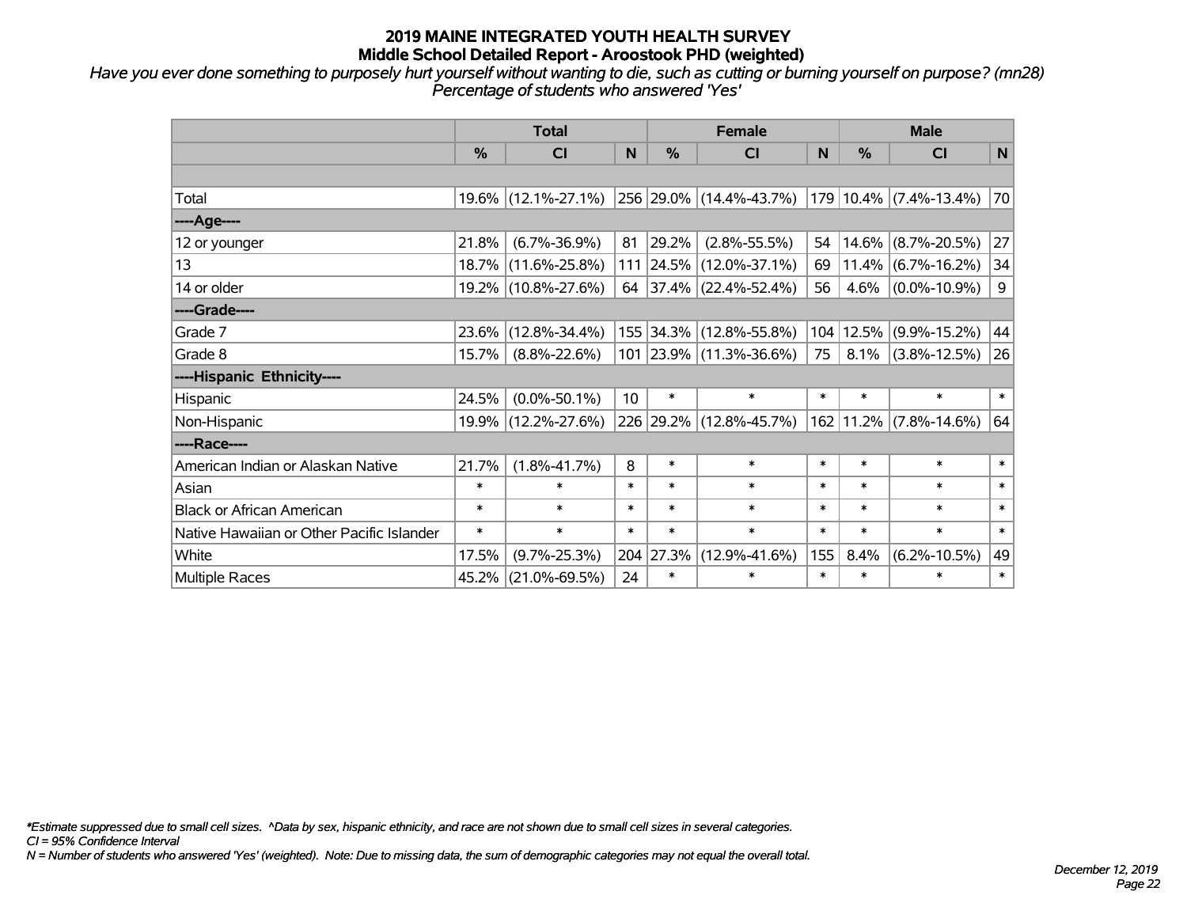# 2019 MAINE INTEGRATED YOUTH HEALTH SURVEY
## Middle School Detailed Report - Aroostook PHD (weighted)

*Have you ever done something to purposely hurt yourself without wanting to die, such as cutting or burning yourself on purpose? (mn28)*
*Percentage of students who answered 'Yes'*

| | Total | | | Female | | | Male | | |
|---|---|---|---|---|---|---|---|---|---|
| | % | CI | N | % | CI | N | % | CI | N |
| | | | | | | | | | |
| Total | 19.6% | (12.1%-27.1%) | 256 | 29.0% | (14.4%-43.7%) | 179 | 10.4% | (7.4%-13.4%) | 70 |
| ----Age---- | | | | | | | | | |
| 12 or younger | 21.8% | (6.7%-36.9%) | 81 | 29.2% | (2.8%-55.5%) | 54 | 14.6% | (8.7%-20.5%) | 27 |
| 13 | 18.7% | (11.6%-25.8%) | 111 | 24.5% | (12.0%-37.1%) | 69 | 11.4% | (6.7%-16.2%) | 34 |
| 14 or older | 19.2% | (10.8%-27.6%) | 64 | 37.4% | (22.4%-52.4%) | 56 | 4.6% | (0.0%-10.9%) | 9 |
| ----Grade---- | | | | | | | | | |
| Grade 7 | 23.6% | (12.8%-34.4%) | 155 | 34.3% | (12.8%-55.8%) | 104 | 12.5% | (9.9%-15.2%) | 44 |
| Grade 8 | 15.7% | (8.8%-22.6%) | 101 | 23.9% | (11.3%-36.6%) | 75 | 8.1% | (3.8%-12.5%) | 26 |
| ----Hispanic Ethnicity---- | | | | | | | | | |
| Hispanic | 24.5% | (0.0%-50.1%) | 10 | * | * | * | * | * | * |
| Non-Hispanic | 19.9% | (12.2%-27.6%) | 226 | 29.2% | (12.8%-45.7%) | 162 | 11.2% | (7.8%-14.6%) | 64 |
| ----Race---- | | | | | | | | | |
| American Indian or Alaskan Native | 21.7% | (1.8%-41.7%) | 8 | * | * | * | * | * | * |
| Asian | * | * | * | * | * | * | * | * | * |
| Black or African American | * | * | * | * | * | * | * | * | * |
| Native Hawaiian or Other Pacific Islander | * | * | * | * | * | * | * | * | * |
| White | 17.5% | (9.7%-25.3%) | 204 | 27.3% | (12.9%-41.6%) | 155 | 8.4% | (6.2%-10.5%) | 49 |
| Multiple Races | 45.2% | (21.0%-69.5%) | 24 | * | * | * | * | * | * |

*\*Estimate suppressed due to small cell sizes. ^Data by sex, hispanic ethnicity, and race are not shown due to small cell sizes in several categories.*
*CI = 95% Confidence Interval*
*N = Number of students who answered 'Yes' (weighted). Note: Due to missing data, the sum of demographic categories may not equal the overall total.*

*December 12, 2019*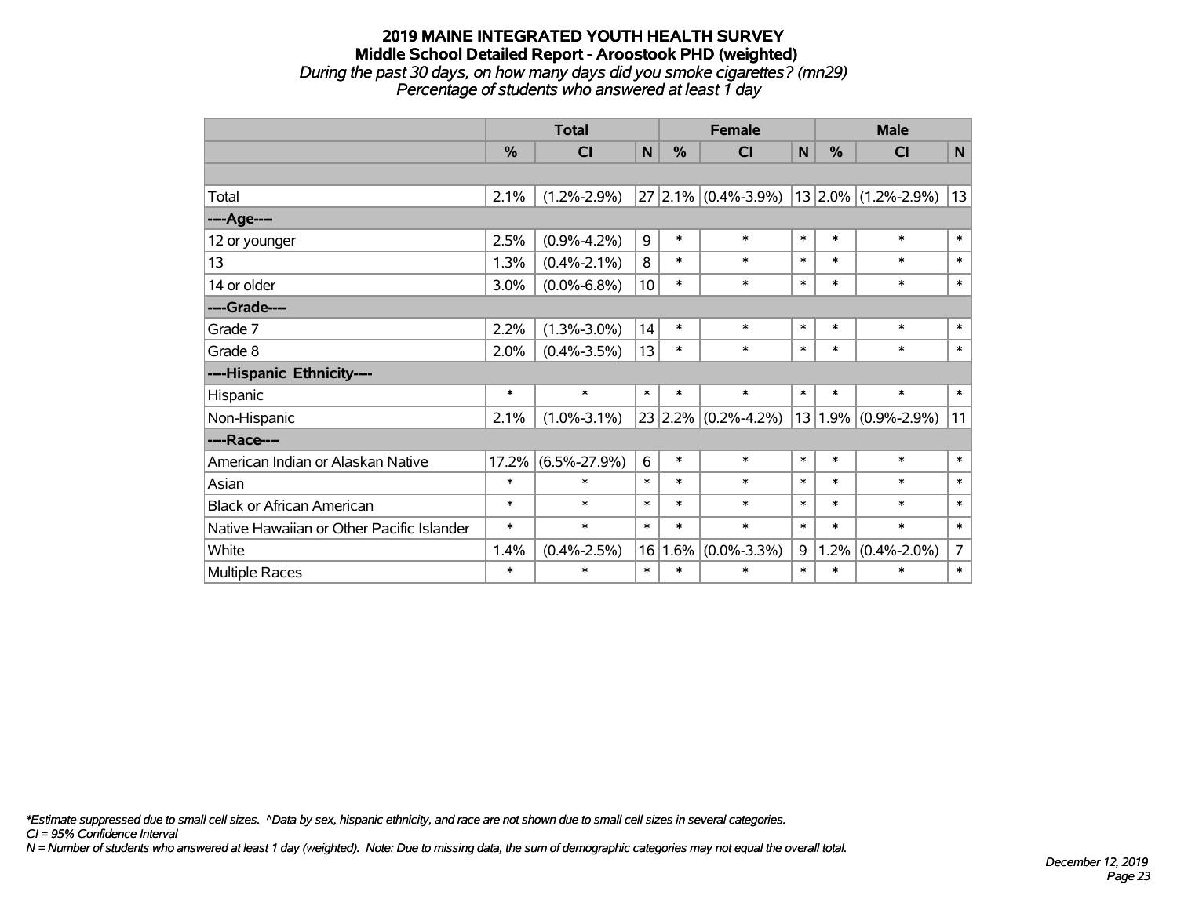# 2019 MAINE INTEGRATED YOUTH HEALTH SURVEY
## Middle School Detailed Report - Aroostook PHD (weighted)
*During the past 30 days, on how many days did you smoke cigarettes? (mn29)*
*Percentage of students who answered at least 1 day*

| | Total | | | Female | | | Male | | |
|---|---|---|---|---|---|---|---|---|---|
| | % | CI | N | % | CI | N | % | CI | N |
| | | | | | | | | | |
| Total | 2.1% | (1.2%-2.9%) | 27 | 2.1% | (0.4%-3.9%) | 13 | 2.0% | (1.2%-2.9%) | 13 |
| ----Age---- | | | | | | | | | |
| 12 or younger | 2.5% | (0.9%-4.2%) | 9 | * | * | * | * | * | * |
| 13 | 1.3% | (0.4%-2.1%) | 8 | * | * | * | * | * | * |
| 14 or older | 3.0% | (0.0%-6.8%) | 10 | * | * | * | * | * | * |
| ----Grade---- | | | | | | | | | |
| Grade 7 | 2.2% | (1.3%-3.0%) | 14 | * | * | * | * | * | * |
| Grade 8 | 2.0% | (0.4%-3.5%) | 13 | * | * | * | * | * | * |
| ----Hispanic Ethnicity---- | | | | | | | | | |
| Hispanic | * | * | * | * | * | * | * | * | * |
| Non-Hispanic | 2.1% | (1.0%-3.1%) | 23 | 2.2% | (0.2%-4.2%) | 13 | 1.9% | (0.9%-2.9%) | 11 |
| ----Race---- | | | | | | | | | |
| American Indian or Alaskan Native | 17.2% | (6.5%-27.9%) | 6 | * | * | * | * | * | * |
| Asian | * | * | * | * | * | * | * | * | * |
| Black or African American | * | * | * | * | * | * | * | * | * |
| Native Hawaiian or Other Pacific Islander | * | * | * | * | * | * | * | * | * |
| White | 1.4% | (0.4%-2.5%) | 16 | 1.6% | (0.0%-3.3%) | 9 | 1.2% | (0.4%-2.0%) | 7 |
| Multiple Races | * | * | * | * | * | * | * | * | * |

*\*Estimate suppressed due to small cell sizes. ^Data by sex, hispanic ethnicity, and race are not shown due to small cell sizes in several categories.*
*CI = 95% Confidence Interval*
*N = Number of students who answered at least 1 day (weighted). Note: Due to missing data, the sum of demographic categories may not equal the overall total.*

*December 12, 2019*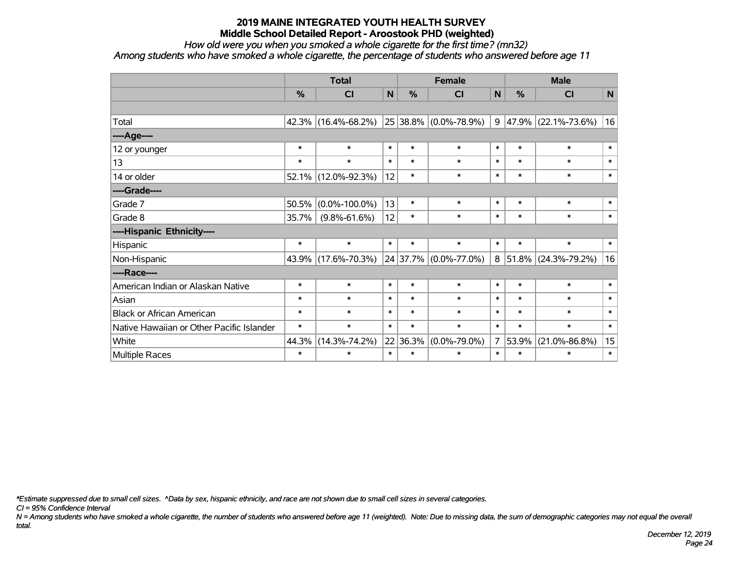# 2019 MAINE INTEGRATED YOUTH HEALTH SURVEY
## Middle School Detailed Report - Aroostook PHD (weighted)
*How old were you when you smoked a whole cigarette for the first time? (mn32)*
*Among students who have smoked a whole cigarette, the percentage of students who answered before age 11*

| | Total | | | Female | | | Male | | |
|---|---|---|---|---|---|---|---|---|---|
| | % | CI | N | % | CI | N | % | CI | N |
| | | | | | | | | | |
| Total | 42.3% | (16.4%-68.2%) | 25 | 38.8% | (0.0%-78.9%) | 9 | 47.9% | (22.1%-73.6%) | 16 |
| ----Age---- | | | | | | | | | |
| 12 or younger | * | * | * | * | * | * | * | * | * |
| 13 | * | * | * | * | * | * | * | * | * |
| 14 or older | 52.1% | (12.0%-92.3%) | 12 | * | * | * | * | * | * |
| ----Grade---- | | | | | | | | | |
| Grade 7 | 50.5% | (0.0%-100.0%) | 13 | * | * | * | * | * | * |
| Grade 8 | 35.7% | (9.8%-61.6%) | 12 | * | * | * | * | * | * |
| ----Hispanic Ethnicity---- | | | | | | | | | |
| Hispanic | * | * | * | * | * | * | * | * | * |
| Non-Hispanic | 43.9% | (17.6%-70.3%) | 24 | 37.7% | (0.0%-77.0%) | 8 | 51.8% | (24.3%-79.2%) | 16 |
| ----Race---- | | | | | | | | | |
| American Indian or Alaskan Native | * | * | * | * | * | * | * | * | * |
| Asian | * | * | * | * | * | * | * | * | * |
| Black or African American | * | * | * | * | * | * | * | * | * |
| Native Hawaiian or Other Pacific Islander | * | * | * | * | * | * | * | * | * |
| White | 44.3% | (14.3%-74.2%) | 22 | 36.3% | (0.0%-79.0%) | 7 | 53.9% | (21.0%-86.8%) | 15 |
| Multiple Races | * | * | * | * | * | * | * | * | * |

*\*Estimate suppressed due to small cell sizes. ^Data by sex, hispanic ethnicity, and race are not shown due to small cell sizes in several categories.*

*CI = 95% Confidence Interval*

*N = Among students who have smoked a whole cigarette, the number of students who answered before age 11 (weighted). Note: Due to missing data, the sum of demographic categories may not equal the overall total.*

*December 12, 2019*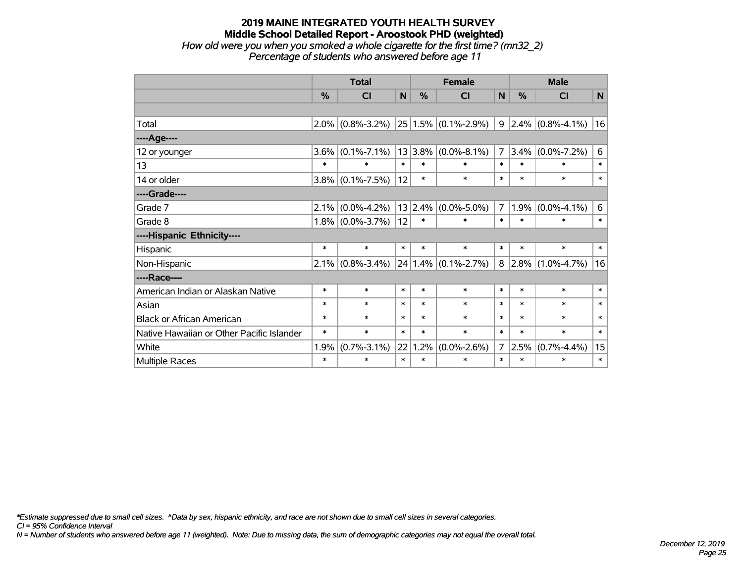# 2019 MAINE INTEGRATED YOUTH HEALTH SURVEY

## Middle School Detailed Report - Aroostook PHD (weighted)

*How old were you when you smoked a whole cigarette for the first time? (mn32_2)*

*Percentage of students who answered before age 11*

| | Total | | | Female | | | Male | | |
|---|---|---|---|---|---|---|---|---|---|
| | % | CI | N | % | CI | N | % | CI | N |
| | | | | | | | | | |
| Total | 2.0% | (0.8%-3.2%) | 25 | 1.5% | (0.1%-2.9%) | 9 | 2.4% | (0.8%-4.1%) | 16 |
| ----Age---- | | | | | | | | | |
| 12 or younger | 3.6% | (0.1%-7.1%) | 13 | 3.8% | (0.0%-8.1%) | 7 | 3.4% | (0.0%-7.2%) | 6 |
| 13 | * | * | * | * | * | * | * | * | * |
| 14 or older | 3.8% | (0.1%-7.5%) | 12 | * | * | * | * | * | * |
| ----Grade---- | | | | | | | | | |
| Grade 7 | 2.1% | (0.0%-4.2%) | 13 | 2.4% | (0.0%-5.0%) | 7 | 1.9% | (0.0%-4.1%) | 6 |
| Grade 8 | 1.8% | (0.0%-3.7%) | 12 | * | * | * | * | * | * |
| ----Hispanic Ethnicity---- | | | | | | | | | |
| Hispanic | * | * | * | * | * | * | * | * | * |
| Non-Hispanic | 2.1% | (0.8%-3.4%) | 24 | 1.4% | (0.1%-2.7%) | 8 | 2.8% | (1.0%-4.7%) | 16 |
| ----Race---- | | | | | | | | | |
| American Indian or Alaskan Native | * | * | * | * | * | * | * | * | * |
| Asian | * | * | * | * | * | * | * | * | * |
| Black or African American | * | * | * | * | * | * | * | * | * |
| Native Hawaiian or Other Pacific Islander | * | * | * | * | * | * | * | * | * |
| White | 1.9% | (0.7%-3.1%) | 22 | 1.2% | (0.0%-2.6%) | 7 | 2.5% | (0.7%-4.4%) | 15 |
| Multiple Races | * | * | * | * | * | * | * | * | * |

*\*Estimate suppressed due to small cell sizes. ^Data by sex, hispanic ethnicity, and race are not shown due to small cell sizes in several categories.*

*CI = 95% Confidence Interval*

*N = Number of students who answered before age 11 (weighted). Note: Due to missing data, the sum of demographic categories may not equal the overall total.*

*December 12, 2019*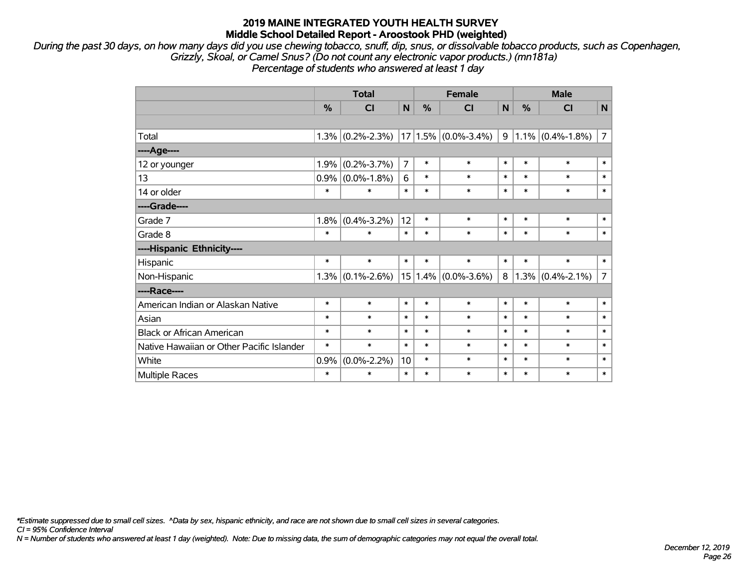# 2019 MAINE INTEGRATED YOUTH HEALTH SURVEY
## Middle School Detailed Report - Aroostook PHD (weighted)

*During the past 30 days, on how many days did you use chewing tobacco, snuff, dip, snus, or dissolvable tobacco products, such as Copenhagen, Grizzly, Skoal, or Camel Snus? (Do not count any electronic vapor products.) (mn181a)*
*Percentage of students who answered at least 1 day*

| | Total | | | Female | | | Male | | |
|---|---|---|---|---|---|---|---|---|---|
| | % | CI | N | % | CI | N | % | CI | N |
| | | | | | | | | | |
| Total | 1.3% | (0.2%-2.3%) | 17 | 1.5% | (0.0%-3.4%) | 9 | 1.1% | (0.4%-1.8%) | 7 |
| ----Age---- | | | | | | | | | |
| 12 or younger | 1.9% | (0.2%-3.7%) | 7 | * | * | * | * | * | * |
| 13 | 0.9% | (0.0%-1.8%) | 6 | * | * | * | * | * | * |
| 14 or older | * | * | * | * | * | * | * | * | * |
| ----Grade---- | | | | | | | | | |
| Grade 7 | 1.8% | (0.4%-3.2%) | 12 | * | * | * | * | * | * |
| Grade 8 | * | * | * | * | * | * | * | * | * |
| ----Hispanic Ethnicity---- | | | | | | | | | |
| Hispanic | * | * | * | * | * | * | * | * | * |
| Non-Hispanic | 1.3% | (0.1%-2.6%) | 15 | 1.4% | (0.0%-3.6%) | 8 | 1.3% | (0.4%-2.1%) | 7 |
| ----Race---- | | | | | | | | | |
| American Indian or Alaskan Native | * | * | * | * | * | * | * | * | * |
| Asian | * | * | * | * | * | * | * | * | * |
| Black or African American | * | * | * | * | * | * | * | * | * |
| Native Hawaiian or Other Pacific Islander | * | * | * | * | * | * | * | * | * |
| White | 0.9% | (0.0%-2.2%) | 10 | * | * | * | * | * | * |
| Multiple Races | * | * | * | * | * | * | * | * | * |

*\*Estimate suppressed due to small cell sizes. ^Data by sex, hispanic ethnicity, and race are not shown due to small cell sizes in several categories.*
*CI = 95% Confidence Interval*
*N = Number of students who answered at least 1 day (weighted). Note: Due to missing data, the sum of demographic categories may not equal the overall total.*

*December 12, 2019*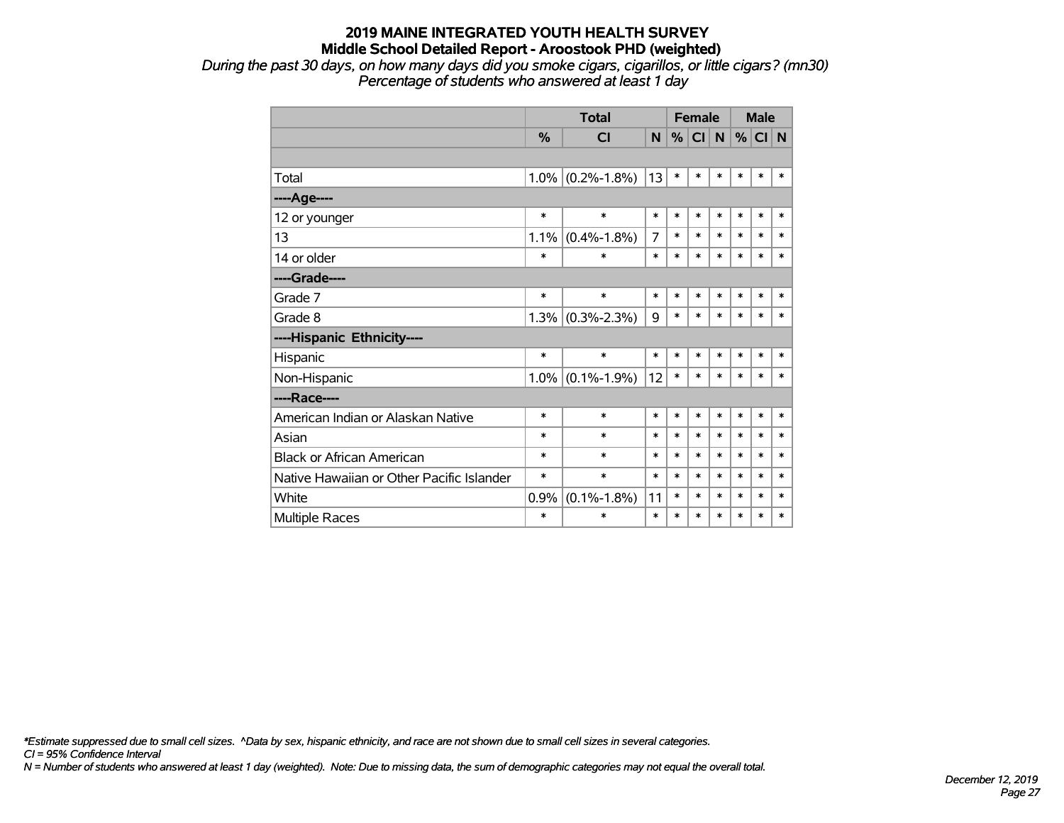# 2019 MAINE INTEGRATED YOUTH HEALTH SURVEY
## Middle School Detailed Report - Aroostook PHD (weighted)

*During the past 30 days, on how many days did you smoke cigars, cigarillos, or little cigars? (mn30)*
*Percentage of students who answered at least 1 day*

| | Total | | | Female | | | Male | | |
|---|---|---|---|---|---|---|---|---|---|
| | % | CI | N | % | CI | N | % | CI | N |
| | | | | | | | | | |
| Total | 1.0% | (0.2%-1.8%) | 13 | * | * | * | * | * | * |
| ----Age---- | | | | | | | | | |
| 12 or younger | * | * | * | * | * | * | * | * | * |
| 13 | 1.1% | (0.4%-1.8%) | 7 | * | * | * | * | * | * |
| 14 or older | * | * | * | * | * | * | * | * | * |
| ----Grade---- | | | | | | | | | |
| Grade 7 | * | * | * | * | * | * | * | * | * |
| Grade 8 | 1.3% | (0.3%-2.3%) | 9 | * | * | * | * | * | * |
| ----Hispanic Ethnicity---- | | | | | | | | | |
| Hispanic | * | * | * | * | * | * | * | * | * |
| Non-Hispanic | 1.0% | (0.1%-1.9%) | 12 | * | * | * | * | * | * |
| ----Race---- | | | | | | | | | |
| American Indian or Alaskan Native | * | * | * | * | * | * | * | * | * |
| Asian | * | * | * | * | * | * | * | * | * |
| Black or African American | * | * | * | * | * | * | * | * | * |
| Native Hawaiian or Other Pacific Islander | * | * | * | * | * | * | * | * | * |
| White | 0.9% | (0.1%-1.8%) | 11 | * | * | * | * | * | * |
| Multiple Races | * | * | * | * | * | * | * | * | * |

*\*Estimate suppressed due to small cell sizes. ^Data by sex, hispanic ethnicity, and race are not shown due to small cell sizes in several categories.*
*CI = 95% Confidence Interval*
*N = Number of students who answered at least 1 day (weighted). Note: Due to missing data, the sum of demographic categories may not equal the overall total.*

*December 12, 2019*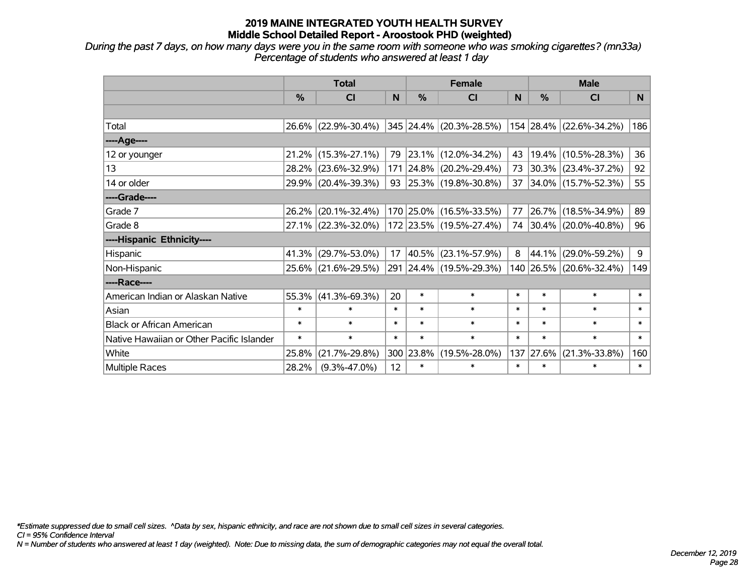# 2019 MAINE INTEGRATED YOUTH HEALTH SURVEY
## Middle School Detailed Report - Aroostook PHD (weighted)

*During the past 7 days, on how many days were you in the same room with someone who was smoking cigarettes? (mn33a)*
*Percentage of students who answered at least 1 day*

| | Total | | | Female | | | Male | | |
|---|---|---|---|---|---|---|---|---|---|
| | % | CI | N | % | CI | N | % | CI | N |
| Total | 26.6% | (22.9%-30.4%) | 345 | 24.4% | (20.3%-28.5%) | 154 | 28.4% | (22.6%-34.2%) | 186 |
| ----Age---- | | | | | | | | | |
| 12 or younger | 21.2% | (15.3%-27.1%) | 79 | 23.1% | (12.0%-34.2%) | 43 | 19.4% | (10.5%-28.3%) | 36 |
| 13 | 28.2% | (23.6%-32.9%) | 171 | 24.8% | (20.2%-29.4%) | 73 | 30.3% | (23.4%-37.2%) | 92 |
| 14 or older | 29.9% | (20.4%-39.3%) | 93 | 25.3% | (19.8%-30.8%) | 37 | 34.0% | (15.7%-52.3%) | 55 |
| ----Grade---- | | | | | | | | | |
| Grade 7 | 26.2% | (20.1%-32.4%) | 170 | 25.0% | (16.5%-33.5%) | 77 | 26.7% | (18.5%-34.9%) | 89 |
| Grade 8 | 27.1% | (22.3%-32.0%) | 172 | 23.5% | (19.5%-27.4%) | 74 | 30.4% | (20.0%-40.8%) | 96 |
| ----Hispanic Ethnicity---- | | | | | | | | | |
| Hispanic | 41.3% | (29.7%-53.0%) | 17 | 40.5% | (23.1%-57.9%) | 8 | 44.1% | (29.0%-59.2%) | 9 |
| Non-Hispanic | 25.6% | (21.6%-29.5%) | 291 | 24.4% | (19.5%-29.3%) | 140 | 26.5% | (20.6%-32.4%) | 149 |
| ----Race---- | | | | | | | | | |
| American Indian or Alaskan Native | 55.3% | (41.3%-69.3%) | 20 | * | * | * | * | * | * |
| Asian | * | * | * | * | * | * | * | * | * |
| Black or African American | * | * | * | * | * | * | * | * | * |
| Native Hawaiian or Other Pacific Islander | * | * | * | * | * | * | * | * | * |
| White | 25.8% | (21.7%-29.8%) | 300 | 23.8% | (19.5%-28.0%) | 137 | 27.6% | (21.3%-33.8%) | 160 |
| Multiple Races | 28.2% | (9.3%-47.0%) | 12 | * | * | * | * | * | * |

*Estimate suppressed due to small cell sizes. ^Data by sex, hispanic ethnicity, and race are not shown due to small cell sizes in several categories.
CI = 95% Confidence Interval
N = Number of students who answered at least 1 day (weighted). Note: Due to missing data, the sum of demographic categories may not equal the overall total.

December 12, 2019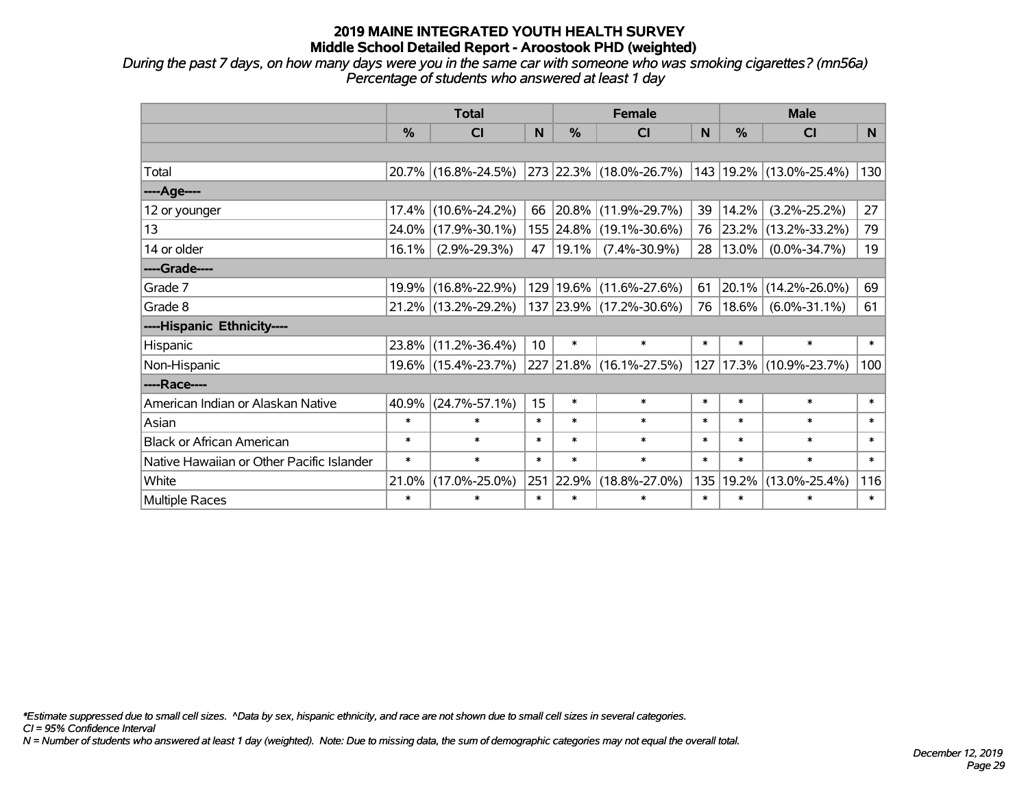# 2019 MAINE INTEGRATED YOUTH HEALTH SURVEY
## Middle School Detailed Report - Aroostook PHD (weighted)

*During the past 7 days, on how many days were you in the same car with someone who was smoking cigarettes? (mn56a)*
*Percentage of students who answered at least 1 day*

| | Total | | | Female | | | Male | | |
|---|---|---|---|---|---|---|---|---|---|
| | % | CI | N | % | CI | N | % | CI | N |
| | | | | | | | | | |
| Total | 20.7% | (16.8%-24.5%) | 273 | 22.3% | (18.0%-26.7%) | 143 | 19.2% | (13.0%-25.4%) | 130 |
| ----Age---- | | | | | | | | | |
| 12 or younger | 17.4% | (10.6%-24.2%) | 66 | 20.8% | (11.9%-29.7%) | 39 | 14.2% | (3.2%-25.2%) | 27 |
| 13 | 24.0% | (17.9%-30.1%) | 155 | 24.8% | (19.1%-30.6%) | 76 | 23.2% | (13.2%-33.2%) | 79 |
| 14 or older | 16.1% | (2.9%-29.3%) | 47 | 19.1% | (7.4%-30.9%) | 28 | 13.0% | (0.0%-34.7%) | 19 |
| ----Grade---- | | | | | | | | | |
| Grade 7 | 19.9% | (16.8%-22.9%) | 129 | 19.6% | (11.6%-27.6%) | 61 | 20.1% | (14.2%-26.0%) | 69 |
| Grade 8 | 21.2% | (13.2%-29.2%) | 137 | 23.9% | (17.2%-30.6%) | 76 | 18.6% | (6.0%-31.1%) | 61 |
| ----Hispanic Ethnicity---- | | | | | | | | | |
| Hispanic | 23.8% | (11.2%-36.4%) | 10 | * | * | * | * | * | * |
| Non-Hispanic | 19.6% | (15.4%-23.7%) | 227 | 21.8% | (16.1%-27.5%) | 127 | 17.3% | (10.9%-23.7%) | 100 |
| ----Race---- | | | | | | | | | |
| American Indian or Alaskan Native | 40.9% | (24.7%-57.1%) | 15 | * | * | * | * | * | * |
| Asian | * | * | * | * | * | * | * | * | * |
| Black or African American | * | * | * | * | * | * | * | * | * |
| Native Hawaiian or Other Pacific Islander | * | * | * | * | * | * | * | * | * |
| White | 21.0% | (17.0%-25.0%) | 251 | 22.9% | (18.8%-27.0%) | 135 | 19.2% | (13.0%-25.4%) | 116 |
| Multiple Races | * | * | * | * | * | * | * | * | * |

*Estimate suppressed due to small cell sizes. ^Data by sex, hispanic ethnicity, and race are not shown due to small cell sizes in several categories.*
*CI = 95% Confidence Interval*
*N = Number of students who answered at least 1 day (weighted). Note: Due to missing data, the sum of demographic categories may not equal the overall total.*

*December 12, 2019*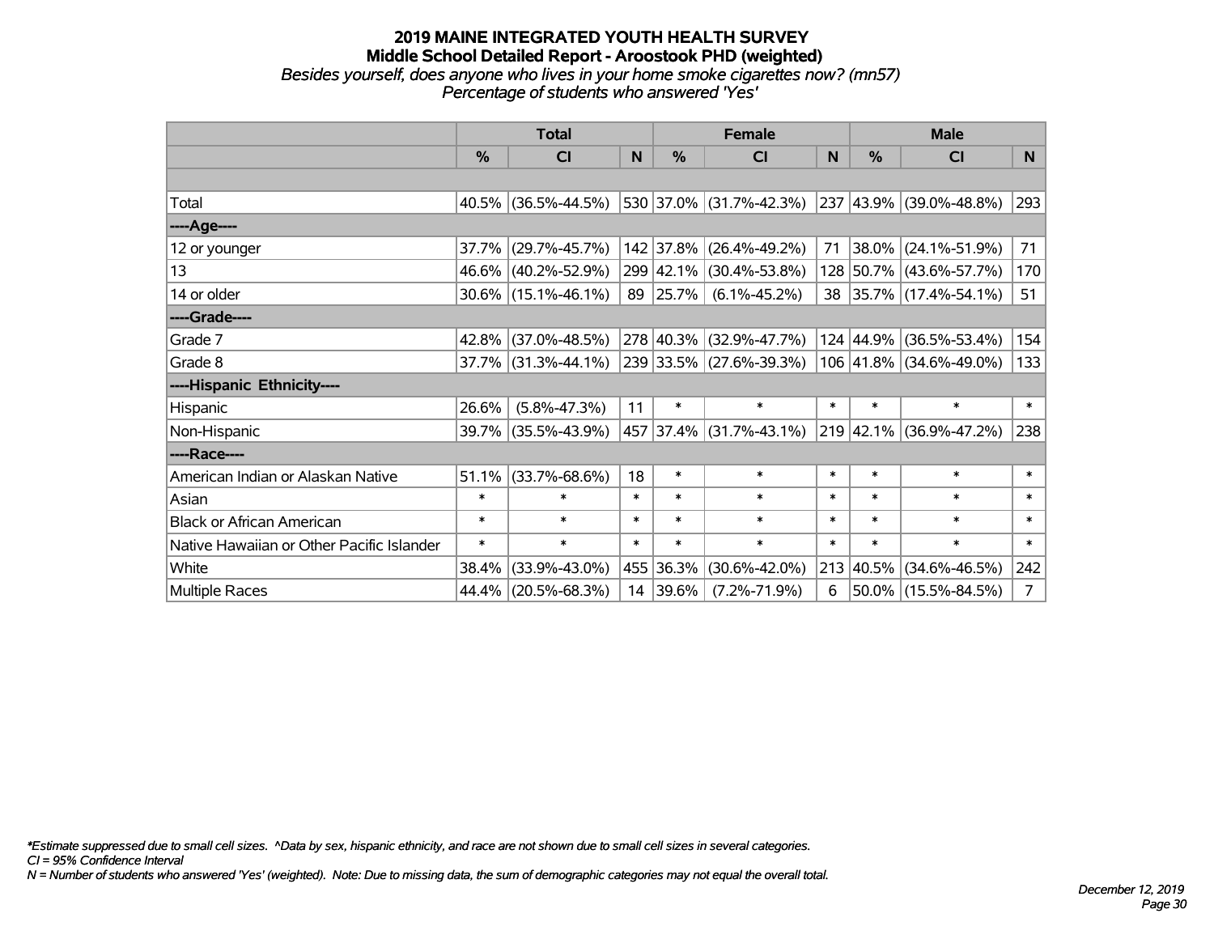# 2019 MAINE INTEGRATED YOUTH HEALTH SURVEY
## Middle School Detailed Report - Aroostook PHD (weighted)
*Besides yourself, does anyone who lives in your home smoke cigarettes now? (mn57)*
*Percentage of students who answered 'Yes'*

| | Total | | | Female | | | Male | | |
|---|---|---|---|---|---|---|---|---|---|
| | % | CI | N | % | CI | N | % | CI | N |
| Total | 40.5% | (36.5%-44.5%) | 530 | 37.0% | (31.7%-42.3%) | 237 | 43.9% | (39.0%-48.8%) | 293 |
| ----Age---- | | | | | | | | | |
| 12 or younger | 37.7% | (29.7%-45.7%) | 142 | 37.8% | (26.4%-49.2%) | 71 | 38.0% | (24.1%-51.9%) | 71 |
| 13 | 46.6% | (40.2%-52.9%) | 299 | 42.1% | (30.4%-53.8%) | 128 | 50.7% | (43.6%-57.7%) | 170 |
| 14 or older | 30.6% | (15.1%-46.1%) | 89 | 25.7% | (6.1%-45.2%) | 38 | 35.7% | (17.4%-54.1%) | 51 |
| ----Grade---- | | | | | | | | | |
| Grade 7 | 42.8% | (37.0%-48.5%) | 278 | 40.3% | (32.9%-47.7%) | 124 | 44.9% | (36.5%-53.4%) | 154 |
| Grade 8 | 37.7% | (31.3%-44.1%) | 239 | 33.5% | (27.6%-39.3%) | 106 | 41.8% | (34.6%-49.0%) | 133 |
| ----Hispanic Ethnicity---- | | | | | | | | | |
| Hispanic | 26.6% | (5.8%-47.3%) | 11 | * | * | * | * | * | * |
| Non-Hispanic | 39.7% | (35.5%-43.9%) | 457 | 37.4% | (31.7%-43.1%) | 219 | 42.1% | (36.9%-47.2%) | 238 |
| ----Race---- | | | | | | | | | |
| American Indian or Alaskan Native | 51.1% | (33.7%-68.6%) | 18 | * | * | * | * | * | * |
| Asian | * | * | * | * | * | * | * | * | * |
| Black or African American | * | * | * | * | * | * | * | * | * |
| Native Hawaiian or Other Pacific Islander | * | * | * | * | * | * | * | * | * |
| White | 38.4% | (33.9%-43.0%) | 455 | 36.3% | (30.6%-42.0%) | 213 | 40.5% | (34.6%-46.5%) | 242 |
| Multiple Races | 44.4% | (20.5%-68.3%) | 14 | 39.6% | (7.2%-71.9%) | 6 | 50.0% | (15.5%-84.5%) | 7 |

*\*Estimate suppressed due to small cell sizes. ^Data by sex, hispanic ethnicity, and race are not shown due to small cell sizes in several categories.*
*CI = 95% Confidence Interval*
*N = Number of students who answered 'Yes' (weighted). Note: Due to missing data, the sum of demographic categories may not equal the overall total.*

*December 12, 2019*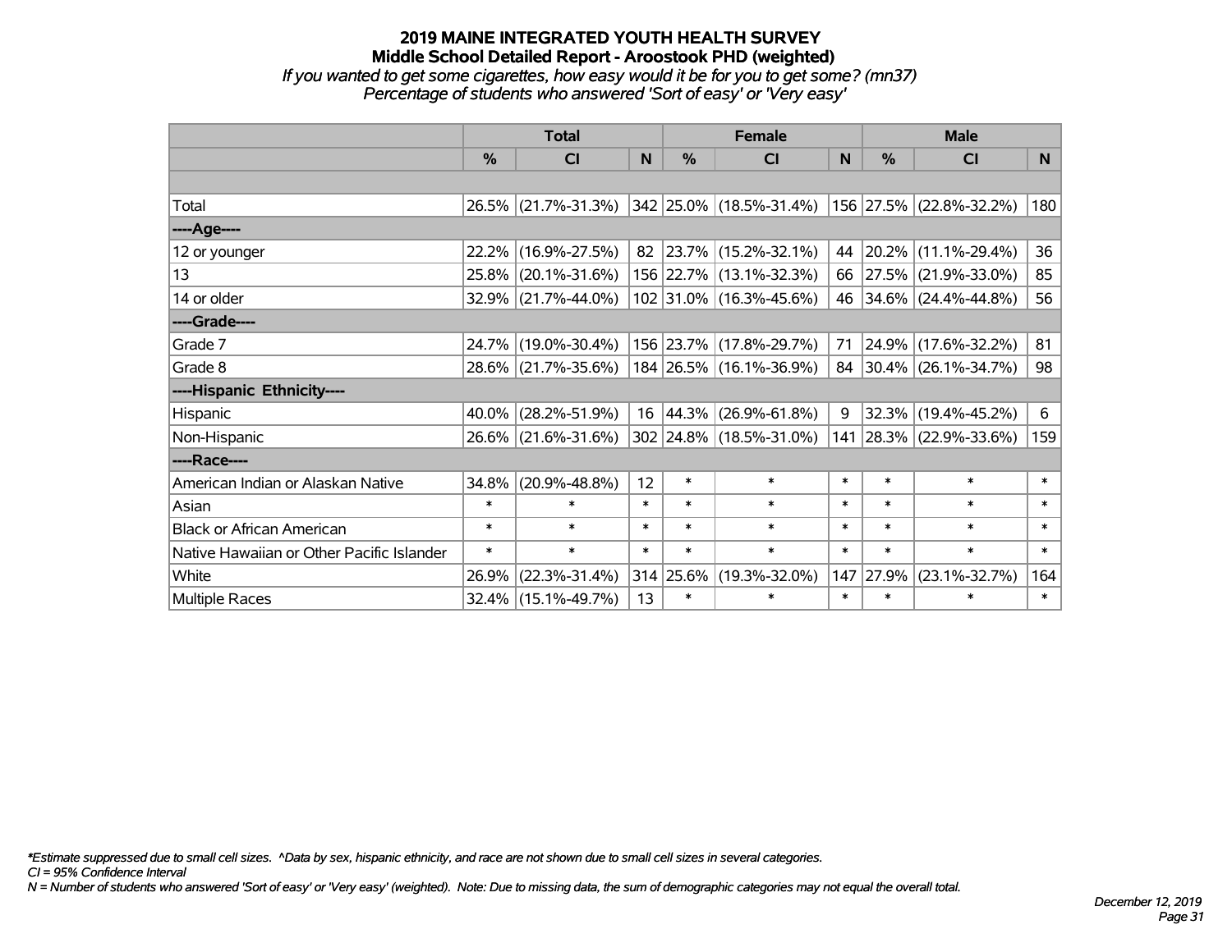# 2019 MAINE INTEGRATED YOUTH HEALTH SURVEY

## Middle School Detailed Report - Aroostook PHD (weighted)

*If you wanted to get some cigarettes, how easy would it be for you to get some? (mn37)*

*Percentage of students who answered 'Sort of easy' or 'Very easy'*

| | Total | | | Female | | | Male | | |
|---|---|---|---|---|---|---|---|---|---|
| | % | CI | N | % | CI | N | % | CI | N |
| Total | 26.5% | (21.7%-31.3%) | 342 | 25.0% | (18.5%-31.4%) | 156 | 27.5% | (22.8%-32.2%) | 180 |
| ----Age---- | | | | | | | | | |
| 12 or younger | 22.2% | (16.9%-27.5%) | 82 | 23.7% | (15.2%-32.1%) | 44 | 20.2% | (11.1%-29.4%) | 36 |
| 13 | 25.8% | (20.1%-31.6%) | 156 | 22.7% | (13.1%-32.3%) | 66 | 27.5% | (21.9%-33.0%) | 85 |
| 14 or older | 32.9% | (21.7%-44.0%) | 102 | 31.0% | (16.3%-45.6%) | 46 | 34.6% | (24.4%-44.8%) | 56 |
| ----Grade---- | | | | | | | | | |
| Grade 7 | 24.7% | (19.0%-30.4%) | 156 | 23.7% | (17.8%-29.7%) | 71 | 24.9% | (17.6%-32.2%) | 81 |
| Grade 8 | 28.6% | (21.7%-35.6%) | 184 | 26.5% | (16.1%-36.9%) | 84 | 30.4% | (26.1%-34.7%) | 98 |
| ----Hispanic Ethnicity---- | | | | | | | | | |
| Hispanic | 40.0% | (28.2%-51.9%) | 16 | 44.3% | (26.9%-61.8%) | 9 | 32.3% | (19.4%-45.2%) | 6 |
| Non-Hispanic | 26.6% | (21.6%-31.6%) | 302 | 24.8% | (18.5%-31.0%) | 141 | 28.3% | (22.9%-33.6%) | 159 |
| ----Race---- | | | | | | | | | |
| American Indian or Alaskan Native | 34.8% | (20.9%-48.8%) | 12 | * | * | * | * | * | * |
| Asian | * | * | * | * | * | * | * | * | * |
| Black or African American | * | * | * | * | * | * | * | * | * |
| Native Hawaiian or Other Pacific Islander | * | * | * | * | * | * | * | * | * |
| White | 26.9% | (22.3%-31.4%) | 314 | 25.6% | (19.3%-32.0%) | 147 | 27.9% | (23.1%-32.7%) | 164 |
| Multiple Races | 32.4% | (15.1%-49.7%) | 13 | * | * | * | * | * | * |

*Estimate suppressed due to small cell sizes. ^Data by sex, hispanic ethnicity, and race are not shown due to small cell sizes in several categories.

*CI = 95% Confidence Interval*

*N = Number of students who answered 'Sort of easy' or 'Very easy' (weighted). Note: Due to missing data, the sum of demographic categories may not equal the overall total.*

*December 12, 2019*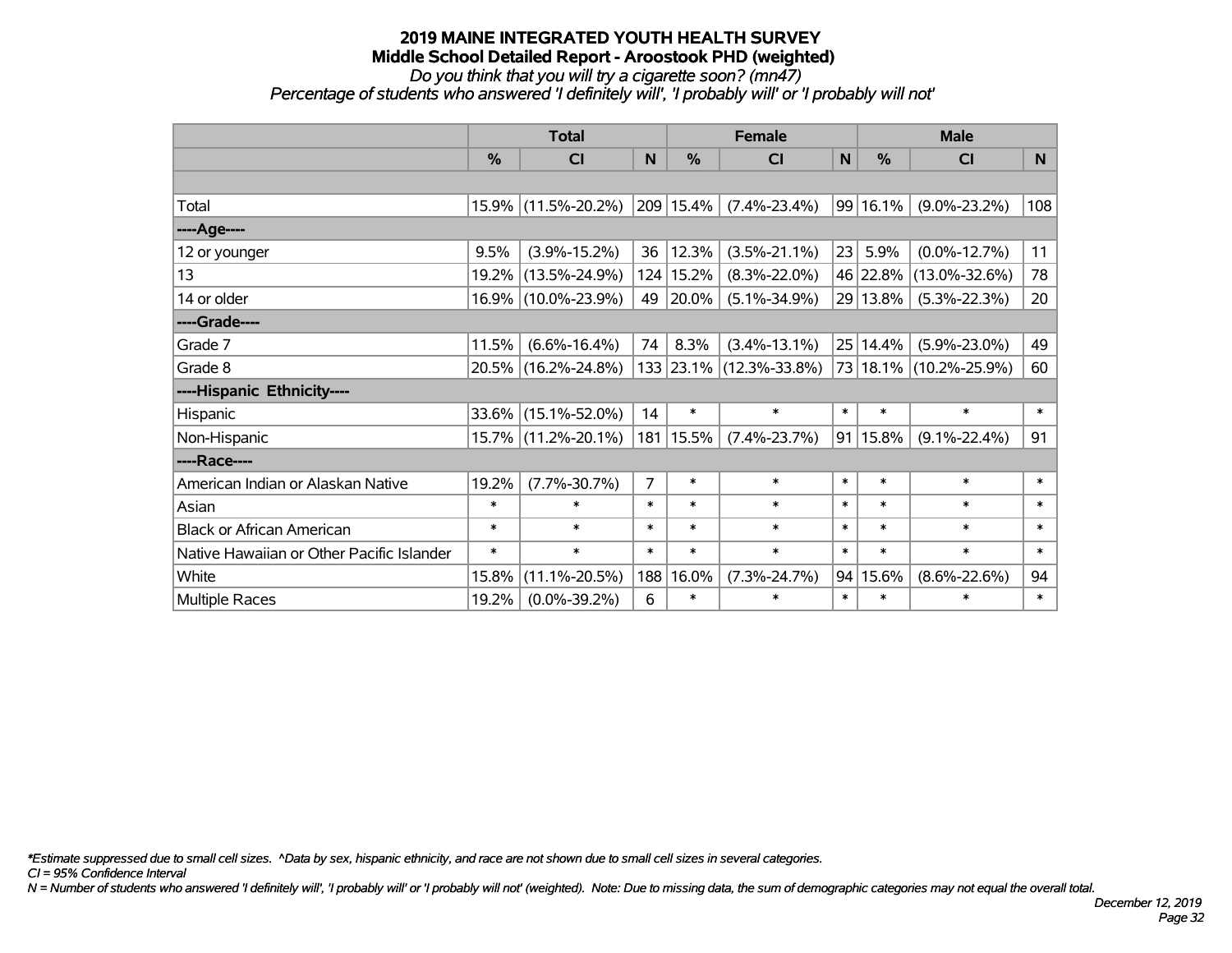# 2019 MAINE INTEGRATED YOUTH HEALTH SURVEY

## Middle School Detailed Report - Aroostook PHD (weighted)

*Do you think that you will try a cigarette soon? (mn47)*

*Percentage of students who answered 'I definitely will', 'I probably will' or 'I probably will not'*

| | Total | | | Female | | | Male | | |
|---|---|---|---|---|---|---|---|---|---|
| | % | CI | N | % | CI | N | % | CI | N |
| Total | 15.9% | (11.5%-20.2%) | 209 | 15.4% | (7.4%-23.4%) | 99 | 16.1% | (9.0%-23.2%) | 108 |
| ----Age---- | | | | | | | | | |
| 12 or younger | 9.5% | (3.9%-15.2%) | 36 | 12.3% | (3.5%-21.1%) | 23 | 5.9% | (0.0%-12.7%) | 11 |
| 13 | 19.2% | (13.5%-24.9%) | 124 | 15.2% | (8.3%-22.0%) | 46 | 22.8% | (13.0%-32.6%) | 78 |
| 14 or older | 16.9% | (10.0%-23.9%) | 49 | 20.0% | (5.1%-34.9%) | 29 | 13.8% | (5.3%-22.3%) | 20 |
| ----Grade---- | | | | | | | | | |
| Grade 7 | 11.5% | (6.6%-16.4%) | 74 | 8.3% | (3.4%-13.1%) | 25 | 14.4% | (5.9%-23.0%) | 49 |
| Grade 8 | 20.5% | (16.2%-24.8%) | 133 | 23.1% | (12.3%-33.8%) | 73 | 18.1% | (10.2%-25.9%) | 60 |
| ----Hispanic Ethnicity---- | | | | | | | | | |
| Hispanic | 33.6% | (15.1%-52.0%) | 14 | * | * | * | * | * | * |
| Non-Hispanic | 15.7% | (11.2%-20.1%) | 181 | 15.5% | (7.4%-23.7%) | 91 | 15.8% | (9.1%-22.4%) | 91 |
| ----Race---- | | | | | | | | | |
| American Indian or Alaskan Native | 19.2% | (7.7%-30.7%) | 7 | * | * | * | * | * | * |
| Asian | * | * | * | * | * | * | * | * | * |
| Black or African American | * | * | * | * | * | * | * | * | * |
| Native Hawaiian or Other Pacific Islander | * | * | * | * | * | * | * | * | * |
| White | 15.8% | (11.1%-20.5%) | 188 | 16.0% | (7.3%-24.7%) | 94 | 15.6% | (8.6%-22.6%) | 94 |
| Multiple Races | 19.2% | (0.0%-39.2%) | 6 | * | * | * | * | * | * |

*\*Estimate suppressed due to small cell sizes. ^Data by sex, hispanic ethnicity, and race are not shown due to small cell sizes in several categories.*

*CI = 95% Confidence Interval*

*N = Number of students who answered 'I definitely will', 'I probably will' or 'I probably will not' (weighted). Note: Due to missing data, the sum of demographic categories may not equal the overall total.*

*December 12, 2019*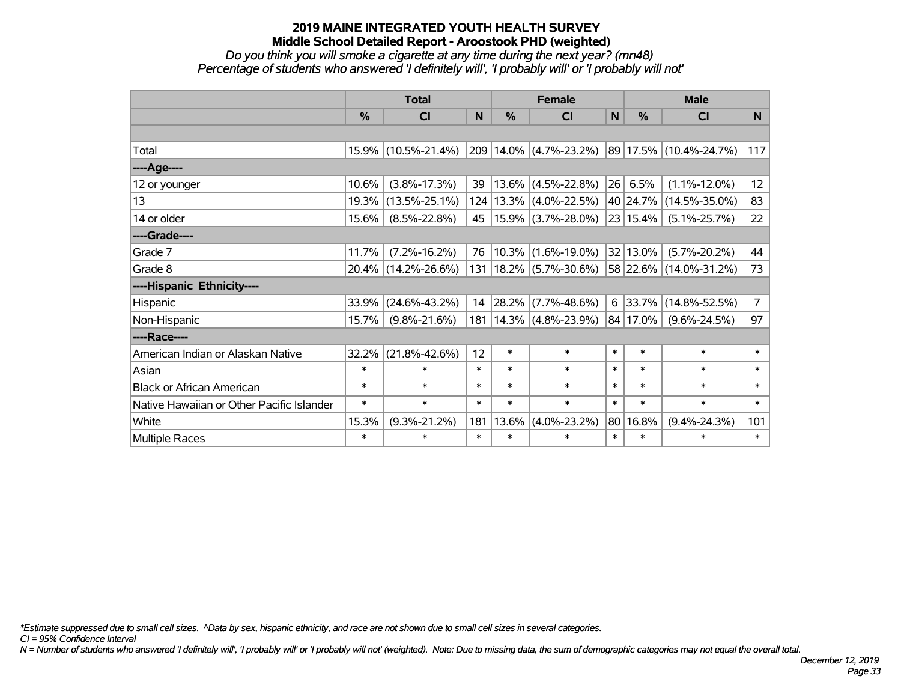# 2019 MAINE INTEGRATED YOUTH HEALTH SURVEY
## Middle School Detailed Report - Aroostook PHD (weighted)

*Do you think you will smoke a cigarette at any time during the next year? (mn48)*
*Percentage of students who answered 'I definitely will', 'I probably will' or 'I probably will not'*

| | Total | | | Female | | | Male | | |
|---|---|---|---|---|---|---|---|---|---|
| | % | CI | N | % | CI | N | % | CI | N |
| | | | | | | | | | |
| Total | 15.9% | (10.5%-21.4%) | 209 | 14.0% | (4.7%-23.2%) | 89 | 17.5% | (10.4%-24.7%) | 117 |
| ----Age---- | | | | | | | | | |
| 12 or younger | 10.6% | (3.8%-17.3%) | 39 | 13.6% | (4.5%-22.8%) | 26 | 6.5% | (1.1%-12.0%) | 12 |
| 13 | 19.3% | (13.5%-25.1%) | 124 | 13.3% | (4.0%-22.5%) | 40 | 24.7% | (14.5%-35.0%) | 83 |
| 14 or older | 15.6% | (8.5%-22.8%) | 45 | 15.9% | (3.7%-28.0%) | 23 | 15.4% | (5.1%-25.7%) | 22 |
| ----Grade---- | | | | | | | | | |
| Grade 7 | 11.7% | (7.2%-16.2%) | 76 | 10.3% | (1.6%-19.0%) | 32 | 13.0% | (5.7%-20.2%) | 44 |
| Grade 8 | 20.4% | (14.2%-26.6%) | 131 | 18.2% | (5.7%-30.6%) | 58 | 22.6% | (14.0%-31.2%) | 73 |
| ----Hispanic Ethnicity---- | | | | | | | | | |
| Hispanic | 33.9% | (24.6%-43.2%) | 14 | 28.2% | (7.7%-48.6%) | 6 | 33.7% | (14.8%-52.5%) | 7 |
| Non-Hispanic | 15.7% | (9.8%-21.6%) | 181 | 14.3% | (4.8%-23.9%) | 84 | 17.0% | (9.6%-24.5%) | 97 |
| ----Race---- | | | | | | | | | |
| American Indian or Alaskan Native | 32.2% | (21.8%-42.6%) | 12 | * | * | * | * | * | * |
| Asian | * | * | * | * | * | * | * | * | * |
| Black or African American | * | * | * | * | * | * | * | * | * |
| Native Hawaiian or Other Pacific Islander | * | * | * | * | * | * | * | * | * |
| White | 15.3% | (9.3%-21.2%) | 181 | 13.6% | (4.0%-23.2%) | 80 | 16.8% | (9.4%-24.3%) | 101 |
| Multiple Races | * | * | * | * | * | * | * | * | * |

*\*Estimate suppressed due to small cell sizes. ^Data by sex, hispanic ethnicity, and race are not shown due to small cell sizes in several categories.*
*CI = 95% Confidence Interval*
*N = Number of students who answered 'I definitely will', 'I probably will' or 'I probably will not' (weighted). Note: Due to missing data, the sum of demographic categories may not equal the overall total.*

*December 12, 2019*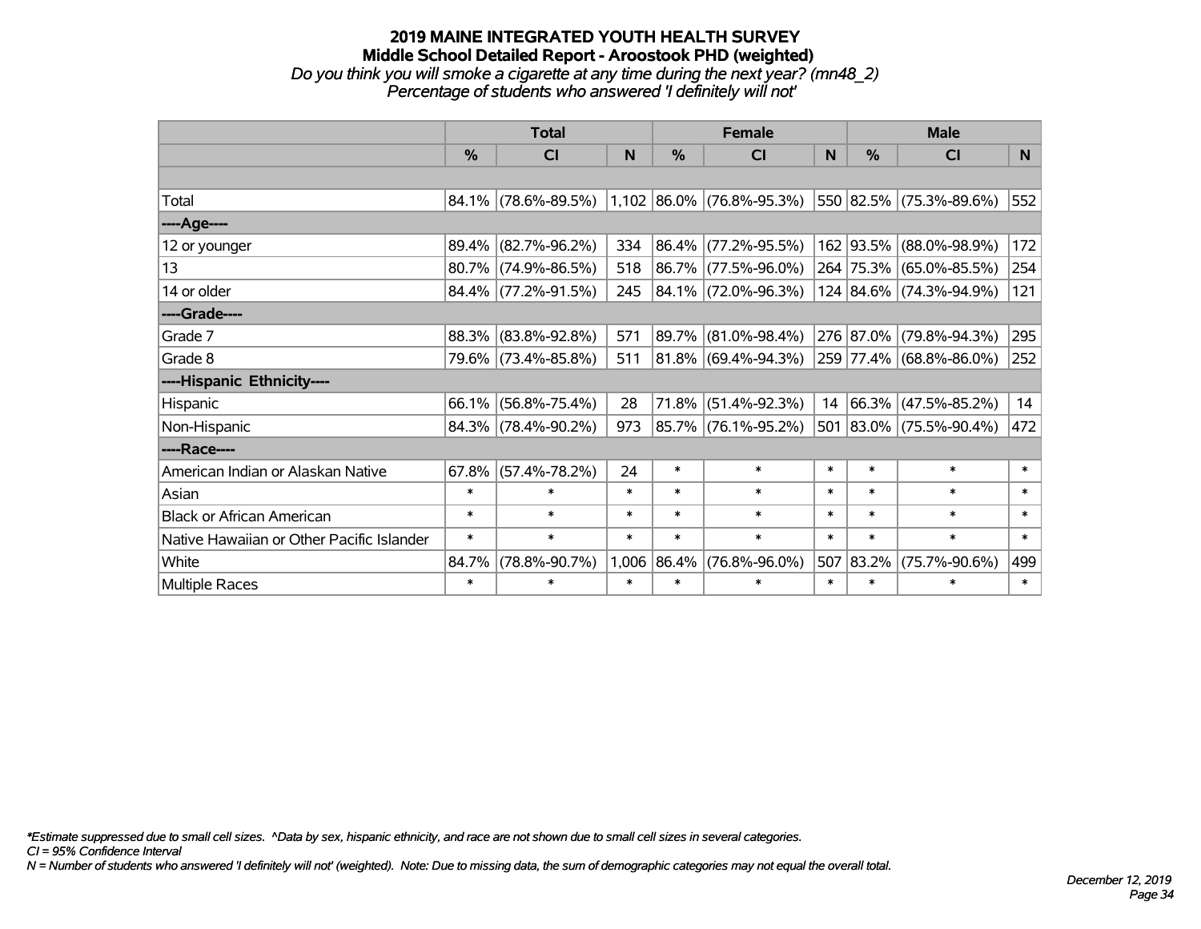# 2019 MAINE INTEGRATED YOUTH HEALTH SURVEY
## Middle School Detailed Report - Aroostook PHD (weighted)
*Do you think you will smoke a cigarette at any time during the next year? (mn48_2)*
*Percentage of students who answered 'I definitely will not'*

| | Total | | | Female | | | Male | | |
|---|---|---|---|---|---|---|---|---|---|
| | % | CI | N | % | CI | N | % | CI | N |
| Total | 84.1% | (78.6%-89.5%) | 1,102 | 86.0% | (76.8%-95.3%) | 550 | 82.5% | (75.3%-89.6%) | 552 |
| ----Age---- | | | | | | | | | |
| 12 or younger | 89.4% | (82.7%-96.2%) | 334 | 86.4% | (77.2%-95.5%) | 162 | 93.5% | (88.0%-98.9%) | 172 |
| 13 | 80.7% | (74.9%-86.5%) | 518 | 86.7% | (77.5%-96.0%) | 264 | 75.3% | (65.0%-85.5%) | 254 |
| 14 or older | 84.4% | (77.2%-91.5%) | 245 | 84.1% | (72.0%-96.3%) | 124 | 84.6% | (74.3%-94.9%) | 121 |
| ----Grade---- | | | | | | | | | |
| Grade 7 | 88.3% | (83.8%-92.8%) | 571 | 89.7% | (81.0%-98.4%) | 276 | 87.0% | (79.8%-94.3%) | 295 |
| Grade 8 | 79.6% | (73.4%-85.8%) | 511 | 81.8% | (69.4%-94.3%) | 259 | 77.4% | (68.8%-86.0%) | 252 |
| ----Hispanic Ethnicity---- | | | | | | | | | |
| Hispanic | 66.1% | (56.8%-75.4%) | 28 | 71.8% | (51.4%-92.3%) | 14 | 66.3% | (47.5%-85.2%) | 14 |
| Non-Hispanic | 84.3% | (78.4%-90.2%) | 973 | 85.7% | (76.1%-95.2%) | 501 | 83.0% | (75.5%-90.4%) | 472 |
| ----Race---- | | | | | | | | | |
| American Indian or Alaskan Native | 67.8% | (57.4%-78.2%) | 24 | * | * | * | * | * | * |
| Asian | * | * | * | * | * | * | * | * | * |
| Black or African American | * | * | * | * | * | * | * | * | * |
| Native Hawaiian or Other Pacific Islander | * | * | * | * | * | * | * | * | * |
| White | 84.7% | (78.8%-90.7%) | 1,006 | 86.4% | (76.8%-96.0%) | 507 | 83.2% | (75.7%-90.6%) | 499 |
| Multiple Races | * | * | * | * | * | * | * | * | * |

*\*Estimate suppressed due to small cell sizes. ^Data by sex, hispanic ethnicity, and race are not shown due to small cell sizes in several categories.*
*CI = 95% Confidence Interval*
*N = Number of students who answered 'I definitely will not' (weighted). Note: Due to missing data, the sum of demographic categories may not equal the overall total.*

*December 12, 2019*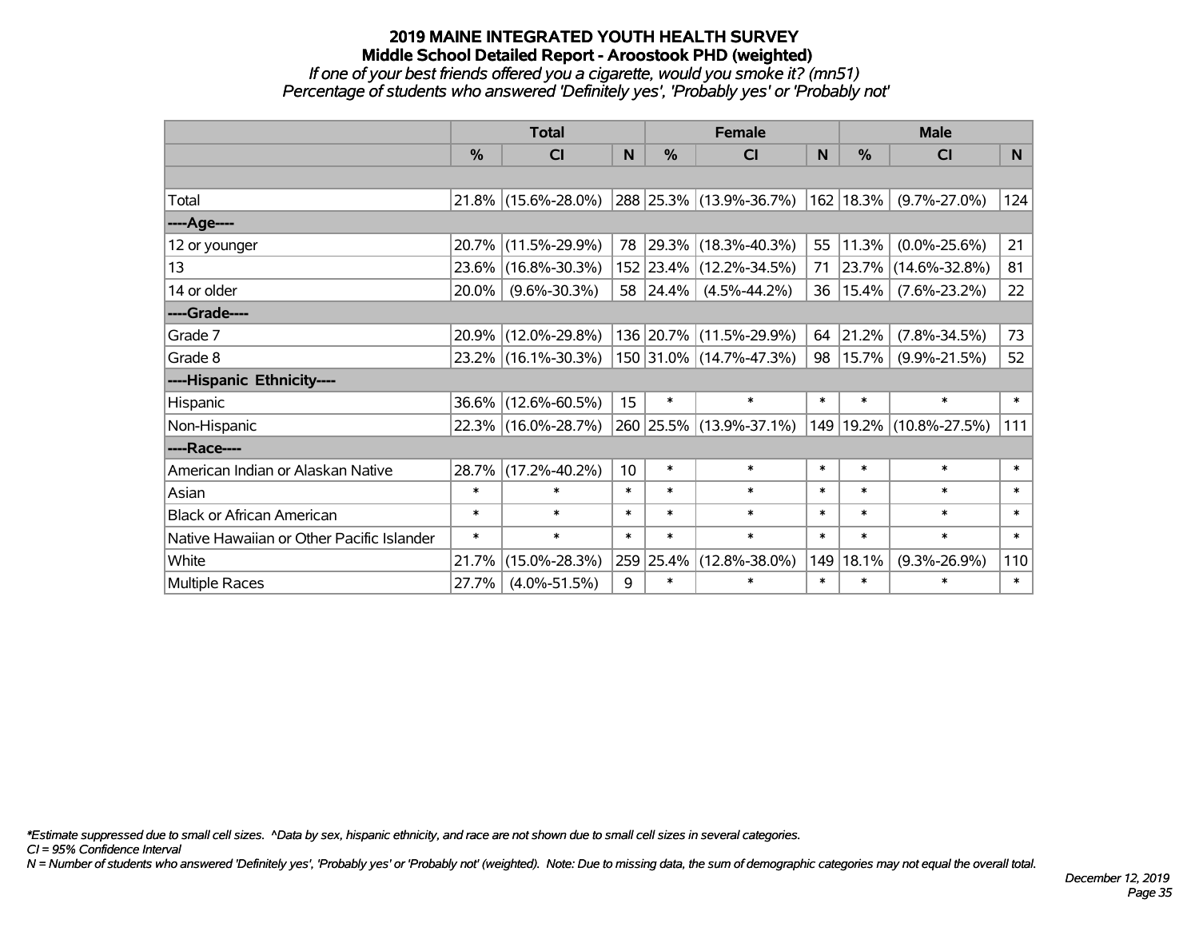# 2019 MAINE INTEGRATED YOUTH HEALTH SURVEY
## Middle School Detailed Report - Aroostook PHD (weighted)
*If one of your best friends offered you a cigarette, would you smoke it? (mn51)*
*Percentage of students who answered 'Definitely yes', 'Probably yes' or 'Probably not'*

| | Total | | | Female | | | Male | | |
|---|---|---|---|---|---|---|---|---|---|
| | % | CI | N | % | CI | N | % | CI | N |
| Total | 21.8% | (15.6%-28.0%) | 288 | 25.3% | (13.9%-36.7%) | 162 | 18.3% | (9.7%-27.0%) | 124 |
| ----Age---- | | | | | | | | | |
| 12 or younger | 20.7% | (11.5%-29.9%) | 78 | 29.3% | (18.3%-40.3%) | 55 | 11.3% | (0.0%-25.6%) | 21 |
| 13 | 23.6% | (16.8%-30.3%) | 152 | 23.4% | (12.2%-34.5%) | 71 | 23.7% | (14.6%-32.8%) | 81 |
| 14 or older | 20.0% | (9.6%-30.3%) | 58 | 24.4% | (4.5%-44.2%) | 36 | 15.4% | (7.6%-23.2%) | 22 |
| ----Grade---- | | | | | | | | | |
| Grade 7 | 20.9% | (12.0%-29.8%) | 136 | 20.7% | (11.5%-29.9%) | 64 | 21.2% | (7.8%-34.5%) | 73 |
| Grade 8 | 23.2% | (16.1%-30.3%) | 150 | 31.0% | (14.7%-47.3%) | 98 | 15.7% | (9.9%-21.5%) | 52 |
| ----Hispanic Ethnicity---- | | | | | | | | | |
| Hispanic | 36.6% | (12.6%-60.5%) | 15 | * | * | * | * | * | * |
| Non-Hispanic | 22.3% | (16.0%-28.7%) | 260 | 25.5% | (13.9%-37.1%) | 149 | 19.2% | (10.8%-27.5%) | 111 |
| ----Race---- | | | | | | | | | |
| American Indian or Alaskan Native | 28.7% | (17.2%-40.2%) | 10 | * | * | * | * | * | * |
| Asian | * | * | * | * | * | * | * | * | * |
| Black or African American | * | * | * | * | * | * | * | * | * |
| Native Hawaiian or Other Pacific Islander | * | * | * | * | * | * | * | * | * |
| White | 21.7% | (15.0%-28.3%) | 259 | 25.4% | (12.8%-38.0%) | 149 | 18.1% | (9.3%-26.9%) | 110 |
| Multiple Races | 27.7% | (4.0%-51.5%) | 9 | * | * | * | * | * | * |

*\*Estimate suppressed due to small cell sizes. ^Data by sex, hispanic ethnicity, and race are not shown due to small cell sizes in several categories.*
*CI = 95% Confidence Interval*
*N = Number of students who answered 'Definitely yes', 'Probably yes' or 'Probably not' (weighted). Note: Due to missing data, the sum of demographic categories may not equal the overall total.*

*December 12, 2019*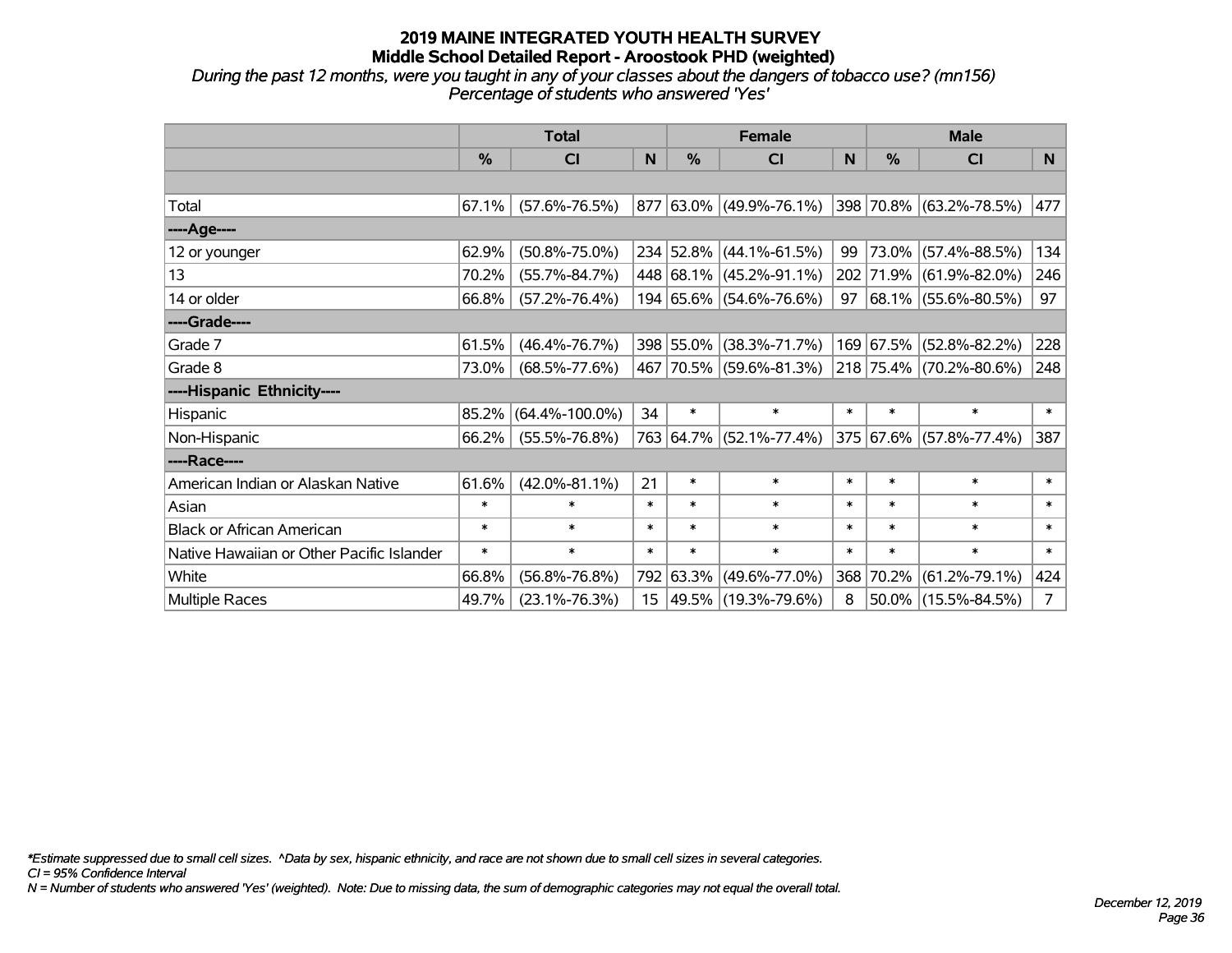# 2019 MAINE INTEGRATED YOUTH HEALTH SURVEY
## Middle School Detailed Report - Aroostook PHD (weighted)

*During the past 12 months, were you taught in any of your classes about the dangers of tobacco use? (mn156)*
*Percentage of students who answered 'Yes'*

| | Total | | | Female | | | Male | | |
|---|---|---|---|---|---|---|---|---|---|
| | % | CI | N | % | CI | N | % | CI | N |
| | | | | | | | | | |
| Total | 67.1% | (57.6%-76.5%) | 877 | 63.0% | (49.9%-76.1%) | 398 | 70.8% | (63.2%-78.5%) | 477 |
| ----Age---- | | | | | | | | | |
| 12 or younger | 62.9% | (50.8%-75.0%) | 234 | 52.8% | (44.1%-61.5%) | 99 | 73.0% | (57.4%-88.5%) | 134 |
| 13 | 70.2% | (55.7%-84.7%) | 448 | 68.1% | (45.2%-91.1%) | 202 | 71.9% | (61.9%-82.0%) | 246 |
| 14 or older | 66.8% | (57.2%-76.4%) | 194 | 65.6% | (54.6%-76.6%) | 97 | 68.1% | (55.6%-80.5%) | 97 |
| ----Grade---- | | | | | | | | | |
| Grade 7 | 61.5% | (46.4%-76.7%) | 398 | 55.0% | (38.3%-71.7%) | 169 | 67.5% | (52.8%-82.2%) | 228 |
| Grade 8 | 73.0% | (68.5%-77.6%) | 467 | 70.5% | (59.6%-81.3%) | 218 | 75.4% | (70.2%-80.6%) | 248 |
| ----Hispanic Ethnicity---- | | | | | | | | | |
| Hispanic | 85.2% | (64.4%-100.0%) | 34 | * | * | * | * | * | * |
| Non-Hispanic | 66.2% | (55.5%-76.8%) | 763 | 64.7% | (52.1%-77.4%) | 375 | 67.6% | (57.8%-77.4%) | 387 |
| ----Race---- | | | | | | | | | |
| American Indian or Alaskan Native | 61.6% | (42.0%-81.1%) | 21 | * | * | * | * | * | * |
| Asian | * | * | * | * | * | * | * | * | * |
| Black or African American | * | * | * | * | * | * | * | * | * |
| Native Hawaiian or Other Pacific Islander | * | * | * | * | * | * | * | * | * |
| White | 66.8% | (56.8%-76.8%) | 792 | 63.3% | (49.6%-77.0%) | 368 | 70.2% | (61.2%-79.1%) | 424 |
| Multiple Races | 49.7% | (23.1%-76.3%) | 15 | 49.5% | (19.3%-79.6%) | 8 | 50.0% | (15.5%-84.5%) | 7 |

*\*Estimate suppressed due to small cell sizes. ^Data by sex, hispanic ethnicity, and race are not shown due to small cell sizes in several categories.*
*CI = 95% Confidence Interval*
*N = Number of students who answered 'Yes' (weighted). Note: Due to missing data, the sum of demographic categories may not equal the overall total.*

*December 12, 2019*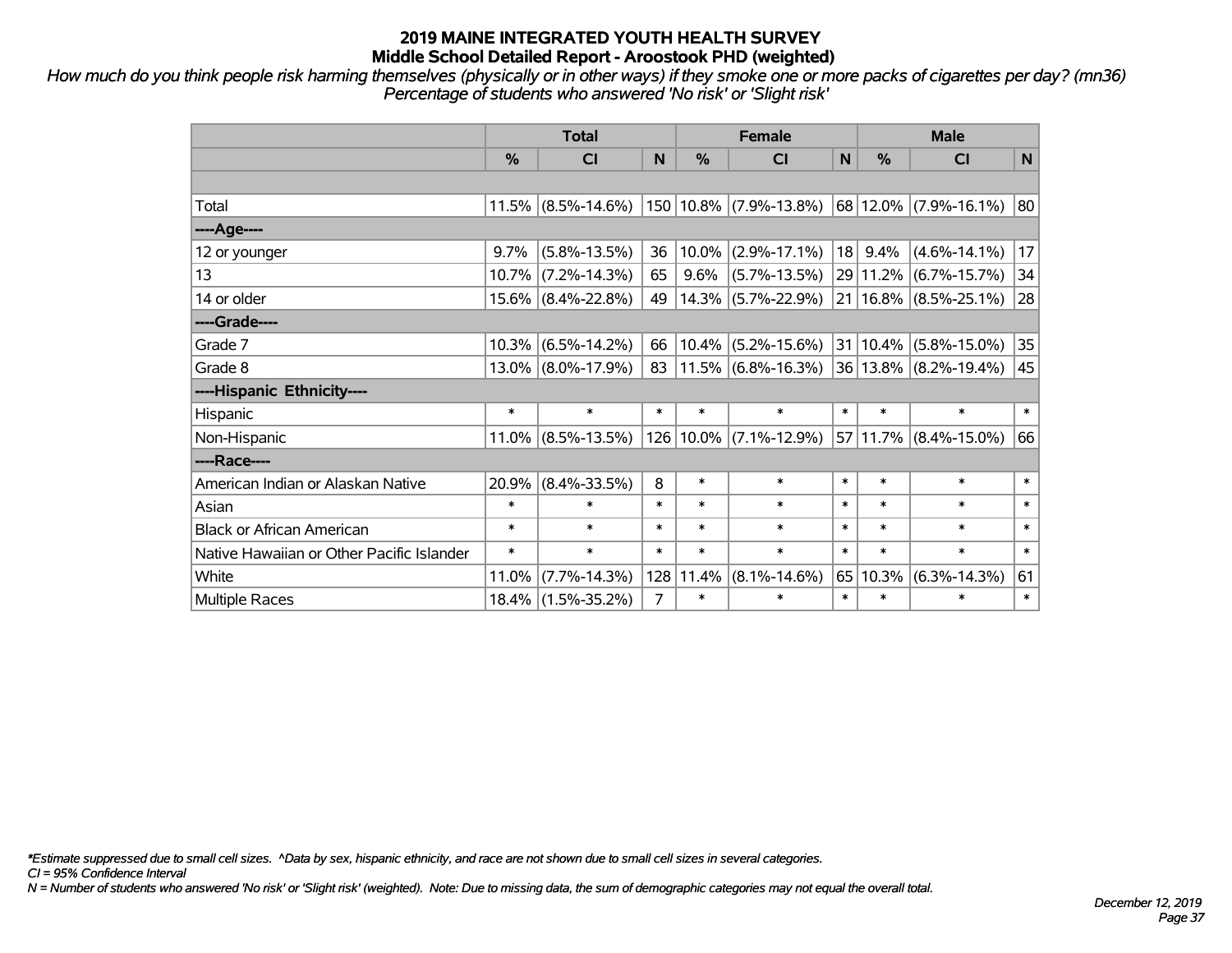# 2019 MAINE INTEGRATED YOUTH HEALTH SURVEY
## Middle School Detailed Report - Aroostook PHD (weighted)

*How much do you think people risk harming themselves (physically or in other ways) if they smoke one or more packs of cigarettes per day? (mn36)*
*Percentage of students who answered 'No risk' or 'Slight risk'*

| | Total | | | Female | | | Male | | |
|---|---|---|---|---|---|---|---|---|---|
| | % | CI | N | % | CI | N | % | CI | N |
| | | | | | | | | | |
| Total | 11.5% | (8.5%-14.6%) | 150 | 10.8% | (7.9%-13.8%) | 68 | 12.0% | (7.9%-16.1%) | 80 |
| ----Age---- | | | | | | | | | |
| 12 or younger | 9.7% | (5.8%-13.5%) | 36 | 10.0% | (2.9%-17.1%) | 18 | 9.4% | (4.6%-14.1%) | 17 |
| 13 | 10.7% | (7.2%-14.3%) | 65 | 9.6% | (5.7%-13.5%) | 29 | 11.2% | (6.7%-15.7%) | 34 |
| 14 or older | 15.6% | (8.4%-22.8%) | 49 | 14.3% | (5.7%-22.9%) | 21 | 16.8% | (8.5%-25.1%) | 28 |
| ----Grade---- | | | | | | | | | |
| Grade 7 | 10.3% | (6.5%-14.2%) | 66 | 10.4% | (5.2%-15.6%) | 31 | 10.4% | (5.8%-15.0%) | 35 |
| Grade 8 | 13.0% | (8.0%-17.9%) | 83 | 11.5% | (6.8%-16.3%) | 36 | 13.8% | (8.2%-19.4%) | 45 |
| ----Hispanic Ethnicity---- | | | | | | | | | |
| Hispanic | * | * | * | * | * | * | * | * | * |
| Non-Hispanic | 11.0% | (8.5%-13.5%) | 126 | 10.0% | (7.1%-12.9%) | 57 | 11.7% | (8.4%-15.0%) | 66 |
| ----Race---- | | | | | | | | | |
| American Indian or Alaskan Native | 20.9% | (8.4%-33.5%) | 8 | * | * | * | * | * | * |
| Asian | * | * | * | * | * | * | * | * | * |
| Black or African American | * | * | * | * | * | * | * | * | * |
| Native Hawaiian or Other Pacific Islander | * | * | * | * | * | * | * | * | * |
| White | 11.0% | (7.7%-14.3%) | 128 | 11.4% | (8.1%-14.6%) | 65 | 10.3% | (6.3%-14.3%) | 61 |
| Multiple Races | 18.4% | (1.5%-35.2%) | 7 | * | * | * | * | * | * |

*Estimate suppressed due to small cell sizes. ^Data by sex, hispanic ethnicity, and race are not shown due to small cell sizes in several categories.

*CI = 95% Confidence Interval*

*N = Number of students who answered 'No risk' or 'Slight risk' (weighted). Note: Due to missing data, the sum of demographic categories may not equal the overall total.*

*December 12, 2019*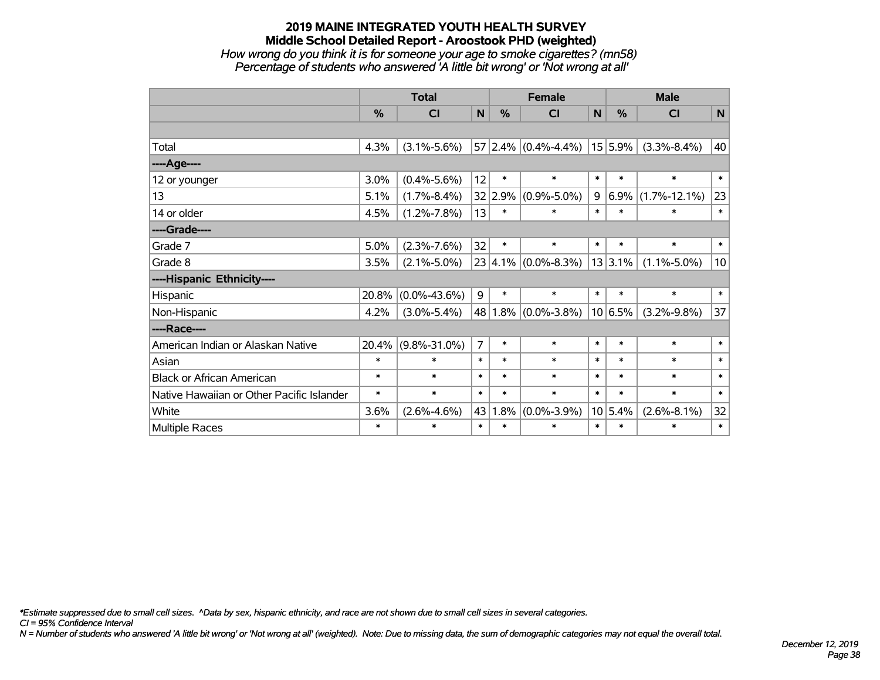# 2019 MAINE INTEGRATED YOUTH HEALTH SURVEY
## Middle School Detailed Report - Aroostook PHD (weighted)
*How wrong do you think it is for someone your age to smoke cigarettes? (mn58)*
*Percentage of students who answered 'A little bit wrong' or 'Not wrong at all'*

| | Total | | | Female | | | Male | | |
|---|---|---|---|---|---|---|---|---|---|
| | % | CI | N | % | CI | N | % | CI | N |
| | | | | | | | | | |
| Total | 4.3% | (3.1%-5.6%) | 57 | 2.4% | (0.4%-4.4%) | 15 | 5.9% | (3.3%-8.4%) | 40 |
| ----Age---- | | | | | | | | | |
| 12 or younger | 3.0% | (0.4%-5.6%) | 12 | * | * | * | * | * | * |
| 13 | 5.1% | (1.7%-8.4%) | 32 | 2.9% | (0.9%-5.0%) | 9 | 6.9% | (1.7%-12.1%) | 23 |
| 14 or older | 4.5% | (1.2%-7.8%) | 13 | * | * | * | * | * | * |
| ----Grade---- | | | | | | | | | |
| Grade 7 | 5.0% | (2.3%-7.6%) | 32 | * | * | * | * | * | * |
| Grade 8 | 3.5% | (2.1%-5.0%) | 23 | 4.1% | (0.0%-8.3%) | 13 | 3.1% | (1.1%-5.0%) | 10 |
| ----Hispanic Ethnicity---- | | | | | | | | | |
| Hispanic | 20.8% | (0.0%-43.6%) | 9 | * | * | * | * | * | * |
| Non-Hispanic | 4.2% | (3.0%-5.4%) | 48 | 1.8% | (0.0%-3.8%) | 10 | 6.5% | (3.2%-9.8%) | 37 |
| ----Race---- | | | | | | | | | |
| American Indian or Alaskan Native | 20.4% | (9.8%-31.0%) | 7 | * | * | * | * | * | * |
| Asian | * | * | * | * | * | * | * | * | * |
| Black or African American | * | * | * | * | * | * | * | * | * |
| Native Hawaiian or Other Pacific Islander | * | * | * | * | * | * | * | * | * |
| White | 3.6% | (2.6%-4.6%) | 43 | 1.8% | (0.0%-3.9%) | 10 | 5.4% | (2.6%-8.1%) | 32 |
| Multiple Races | * | * | * | * | * | * | * | * | * |

*\*Estimate suppressed due to small cell sizes. ^Data by sex, hispanic ethnicity, and race are not shown due to small cell sizes in several categories.*
*CI = 95% Confidence Interval*
*N = Number of students who answered 'A little bit wrong' or 'Not wrong at all' (weighted). Note: Due to missing data, the sum of demographic categories may not equal the overall total.*

*December 12, 2019*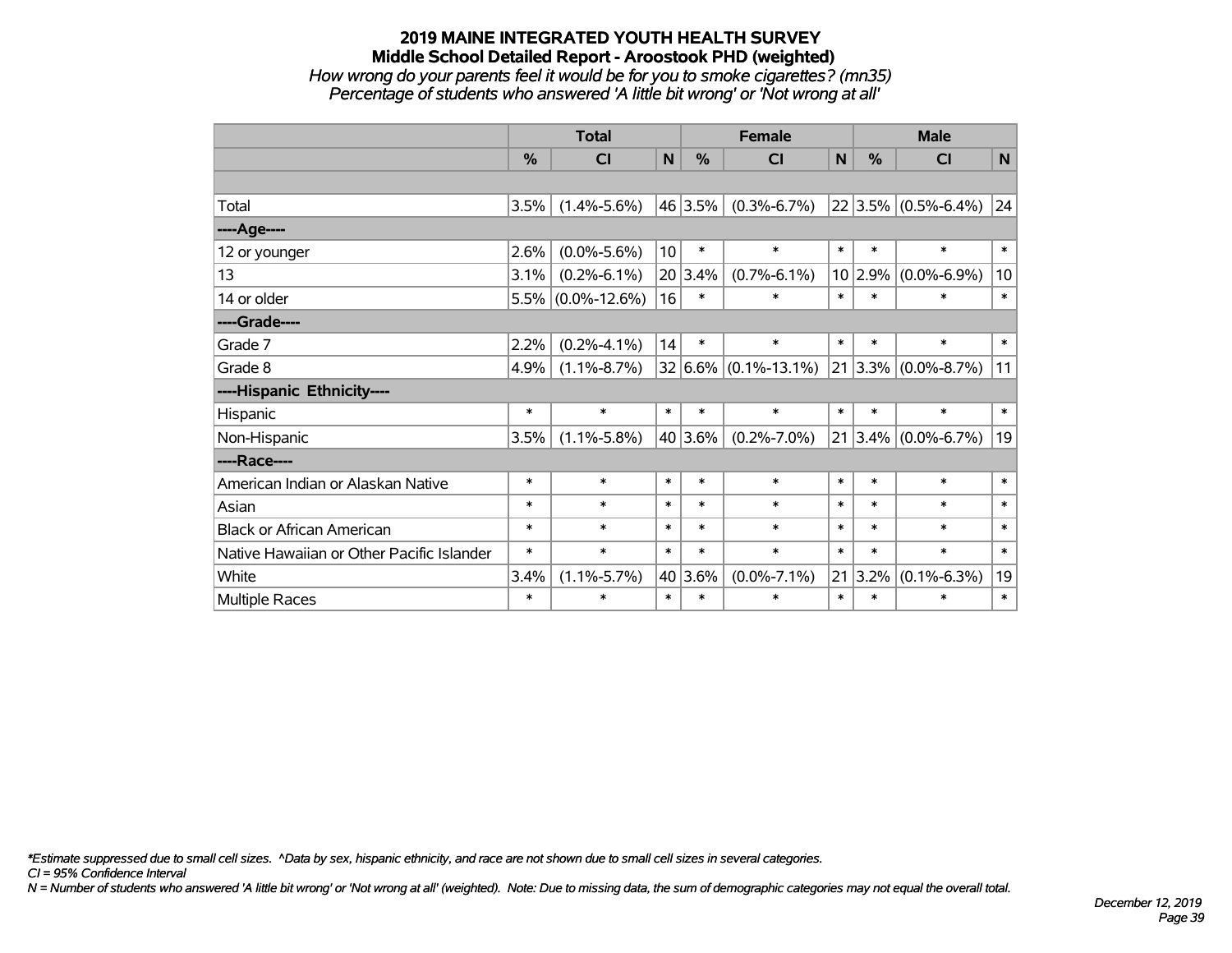## 2019 MAINE INTEGRATED YOUTH HEALTH SURVEY
### Middle School Detailed Report - Aroostook PHD (weighted)

*How wrong do your parents feel it would be for you to smoke cigarettes? (mn35)*
*Percentage of students who answered 'A little bit wrong' or 'Not wrong at all'*

| | Total | | | Female | | | Male | | |
|---|---|---|---|---|---|---|---|---|---|
| | % | CI | N | % | CI | N | % | CI | N |
| | | | | | | | | | |
| Total | 3.5% | (1.4%-5.6%) | 46 | 3.5% | (0.3%-6.7%) | 22 | 3.5% | (0.5%-6.4%) | 24 |
| ----Age---- | | | | | | | | | |
| 12 or younger | 2.6% | (0.0%-5.6%) | 10 | * | * | * | * | * | * |
| 13 | 3.1% | (0.2%-6.1%) | 20 | 3.4% | (0.7%-6.1%) | 10 | 2.9% | (0.0%-6.9%) | 10 |
| 14 or older | 5.5% | (0.0%-12.6%) | 16 | * | * | * | * | * | * |
| ----Grade---- | | | | | | | | | |
| Grade 7 | 2.2% | (0.2%-4.1%) | 14 | * | * | * | * | * | * |
| Grade 8 | 4.9% | (1.1%-8.7%) | 32 | 6.6% | (0.1%-13.1%) | 21 | 3.3% | (0.0%-8.7%) | 11 |
| ----Hispanic Ethnicity---- | | | | | | | | | |
| Hispanic | * | * | * | * | * | * | * | * | * |
| Non-Hispanic | 3.5% | (1.1%-5.8%) | 40 | 3.6% | (0.2%-7.0%) | 21 | 3.4% | (0.0%-6.7%) | 19 |
| ----Race---- | | | | | | | | | |
| American Indian or Alaskan Native | * | * | * | * | * | * | * | * | * |
| Asian | * | * | * | * | * | * | * | * | * |
| Black or African American | * | * | * | * | * | * | * | * | * |
| Native Hawaiian or Other Pacific Islander | * | * | * | * | * | * | * | * | * |
| White | 3.4% | (1.1%-5.7%) | 40 | 3.6% | (0.0%-7.1%) | 21 | 3.2% | (0.1%-6.3%) | 19 |
| Multiple Races | * | * | * | * | * | * | * | * | * |

*\*Estimate suppressed due to small cell sizes. ^Data by sex, hispanic ethnicity, and race are not shown due to small cell sizes in several categories.*
*CI = 95% Confidence Interval*
*N = Number of students who answered 'A little bit wrong' or 'Not wrong at all' (weighted). Note: Due to missing data, the sum of demographic categories may not equal the overall total.*

*December 12, 2019*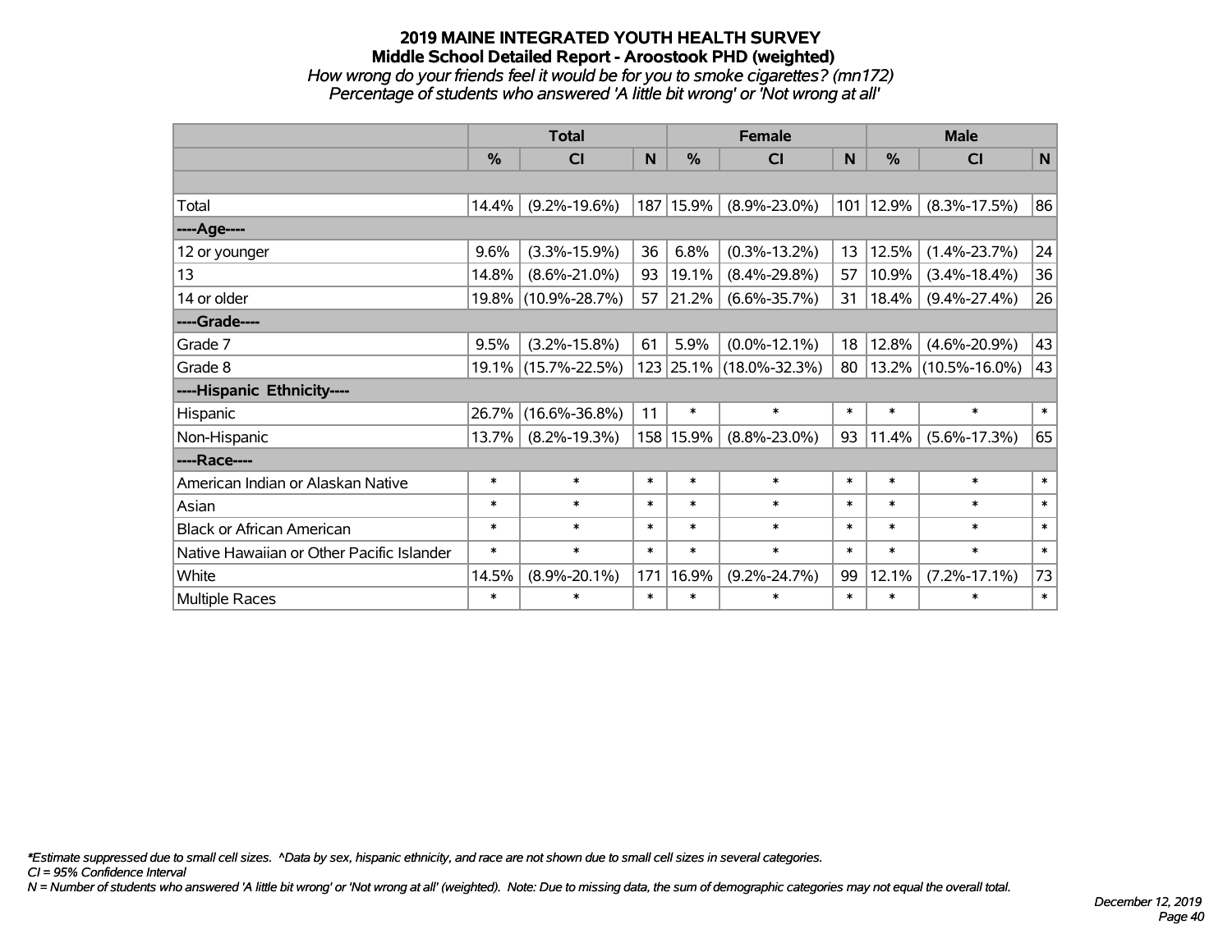# 2019 MAINE INTEGRATED YOUTH HEALTH SURVEY

## Middle School Detailed Report - Aroostook PHD (weighted)

*How wrong do your friends feel it would be for you to smoke cigarettes? (mn172)*

*Percentage of students who answered 'A little bit wrong' or 'Not wrong at all'*

| | Total | | | Female | | | Male | | |
|---|---|---|---|---|---|---|---|---|---|
| | % | CI | N | % | CI | N | % | CI | N |
| | | | | | | | | | |
| Total | 14.4% | (9.2%-19.6%) | 187 | 15.9% | (8.9%-23.0%) | 101 | 12.9% | (8.3%-17.5%) | 86 |
| ----Age---- | | | | | | | | | |
| 12 or younger | 9.6% | (3.3%-15.9%) | 36 | 6.8% | (0.3%-13.2%) | 13 | 12.5% | (1.4%-23.7%) | 24 |
| 13 | 14.8% | (8.6%-21.0%) | 93 | 19.1% | (8.4%-29.8%) | 57 | 10.9% | (3.4%-18.4%) | 36 |
| 14 or older | 19.8% | (10.9%-28.7%) | 57 | 21.2% | (6.6%-35.7%) | 31 | 18.4% | (9.4%-27.4%) | 26 |
| ----Grade---- | | | | | | | | | |
| Grade 7 | 9.5% | (3.2%-15.8%) | 61 | 5.9% | (0.0%-12.1%) | 18 | 12.8% | (4.6%-20.9%) | 43 |
| Grade 8 | 19.1% | (15.7%-22.5%) | 123 | 25.1% | (18.0%-32.3%) | 80 | 13.2% | (10.5%-16.0%) | 43 |
| ----Hispanic Ethnicity---- | | | | | | | | | |
| Hispanic | 26.7% | (16.6%-36.8%) | 11 | * | * | * | * | * | * |
| Non-Hispanic | 13.7% | (8.2%-19.3%) | 158 | 15.9% | (8.8%-23.0%) | 93 | 11.4% | (5.6%-17.3%) | 65 |
| ----Race---- | | | | | | | | | |
| American Indian or Alaskan Native | * | * | * | * | * | * | * | * | * |
| Asian | * | * | * | * | * | * | * | * | * |
| Black or African American | * | * | * | * | * | * | * | * | * |
| Native Hawaiian or Other Pacific Islander | * | * | * | * | * | * | * | * | * |
| White | 14.5% | (8.9%-20.1%) | 171 | 16.9% | (9.2%-24.7%) | 99 | 12.1% | (7.2%-17.1%) | 73 |
| Multiple Races | * | * | * | * | * | * | * | * | * |

*\*Estimate suppressed due to small cell sizes. ^Data by sex, hispanic ethnicity, and race are not shown due to small cell sizes in several categories.*

*CI = 95% Confidence Interval*

*N = Number of students who answered 'A little bit wrong' or 'Not wrong at all' (weighted). Note: Due to missing data, the sum of demographic categories may not equal the overall total.*

*December 12, 2019*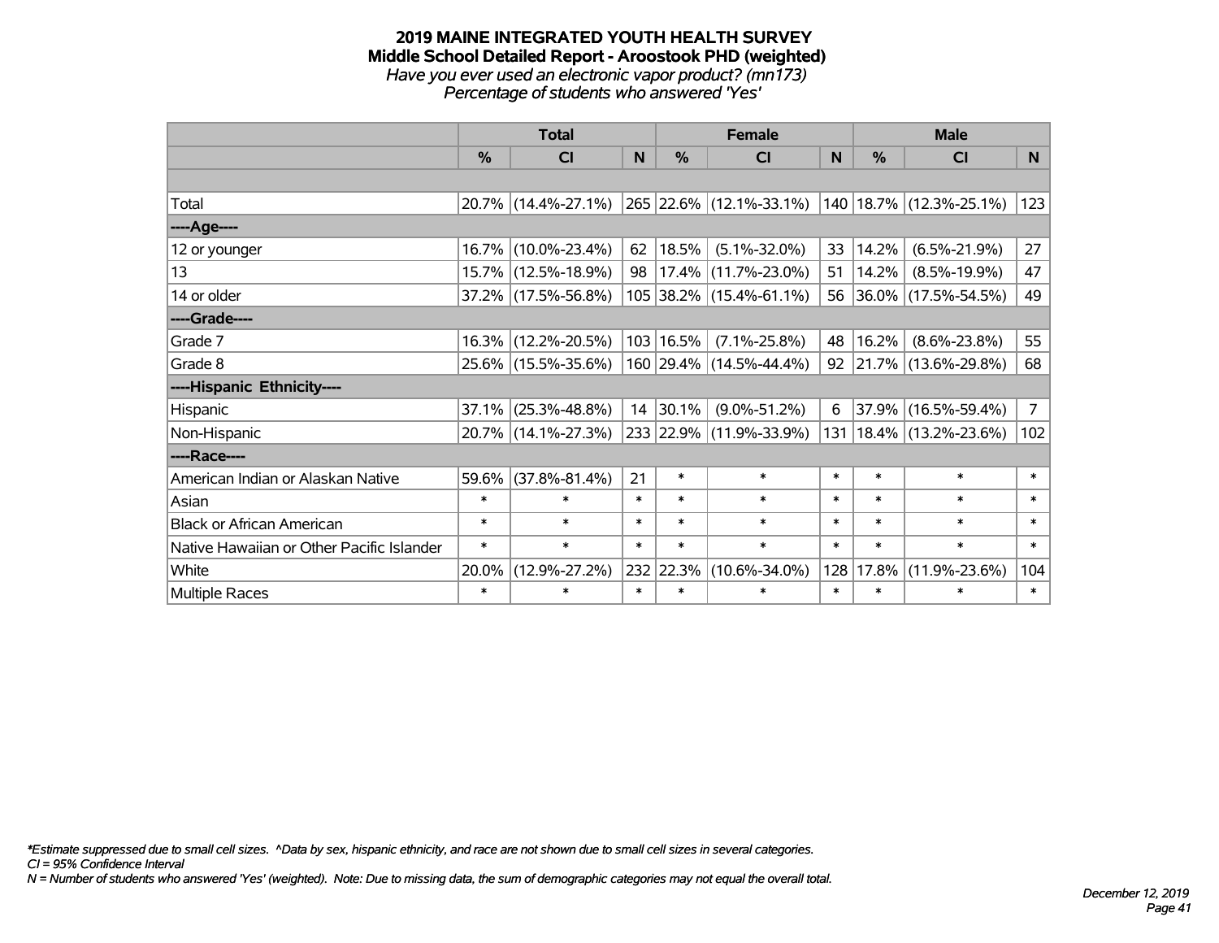# 2019 MAINE INTEGRATED YOUTH HEALTH SURVEY
## Middle School Detailed Report - Aroostook PHD (weighted)
*Have you ever used an electronic vapor product? (mn173)*
*Percentage of students who answered 'Yes'*

| | Total | | | Female | | | Male | | |
|---|---|---|---|---|---|---|---|---|---|
| | % | CI | N | % | CI | N | % | CI | N |
| | | | | | | | | | |
| Total | 20.7% | (14.4%-27.1%) | 265 | 22.6% | (12.1%-33.1%) | 140 | 18.7% | (12.3%-25.1%) | 123 |
| ----Age---- | | | | | | | | | |
| 12 or younger | 16.7% | (10.0%-23.4%) | 62 | 18.5% | (5.1%-32.0%) | 33 | 14.2% | (6.5%-21.9%) | 27 |
| 13 | 15.7% | (12.5%-18.9%) | 98 | 17.4% | (11.7%-23.0%) | 51 | 14.2% | (8.5%-19.9%) | 47 |
| 14 or older | 37.2% | (17.5%-56.8%) | 105 | 38.2% | (15.4%-61.1%) | 56 | 36.0% | (17.5%-54.5%) | 49 |
| ----Grade---- | | | | | | | | | |
| Grade 7 | 16.3% | (12.2%-20.5%) | 103 | 16.5% | (7.1%-25.8%) | 48 | 16.2% | (8.6%-23.8%) | 55 |
| Grade 8 | 25.6% | (15.5%-35.6%) | 160 | 29.4% | (14.5%-44.4%) | 92 | 21.7% | (13.6%-29.8%) | 68 |
| ----Hispanic Ethnicity---- | | | | | | | | | |
| Hispanic | 37.1% | (25.3%-48.8%) | 14 | 30.1% | (9.0%-51.2%) | 6 | 37.9% | (16.5%-59.4%) | 7 |
| Non-Hispanic | 20.7% | (14.1%-27.3%) | 233 | 22.9% | (11.9%-33.9%) | 131 | 18.4% | (13.2%-23.6%) | 102 |
| ----Race---- | | | | | | | | | |
| American Indian or Alaskan Native | 59.6% | (37.8%-81.4%) | 21 | * | * | * | * | * | * |
| Asian | * | * | * | * | * | * | * | * | * |
| Black or African American | * | * | * | * | * | * | * | * | * |
| Native Hawaiian or Other Pacific Islander | * | * | * | * | * | * | * | * | * |
| White | 20.0% | (12.9%-27.2%) | 232 | 22.3% | (10.6%-34.0%) | 128 | 17.8% | (11.9%-23.6%) | 104 |
| Multiple Races | * | * | * | * | * | * | * | * | * |

*\*Estimate suppressed due to small cell sizes. ^Data by sex, hispanic ethnicity, and race are not shown due to small cell sizes in several categories.*
*CI = 95% Confidence Interval*
*N = Number of students who answered 'Yes' (weighted). Note: Due to missing data, the sum of demographic categories may not equal the overall total.*

*December 12, 2019*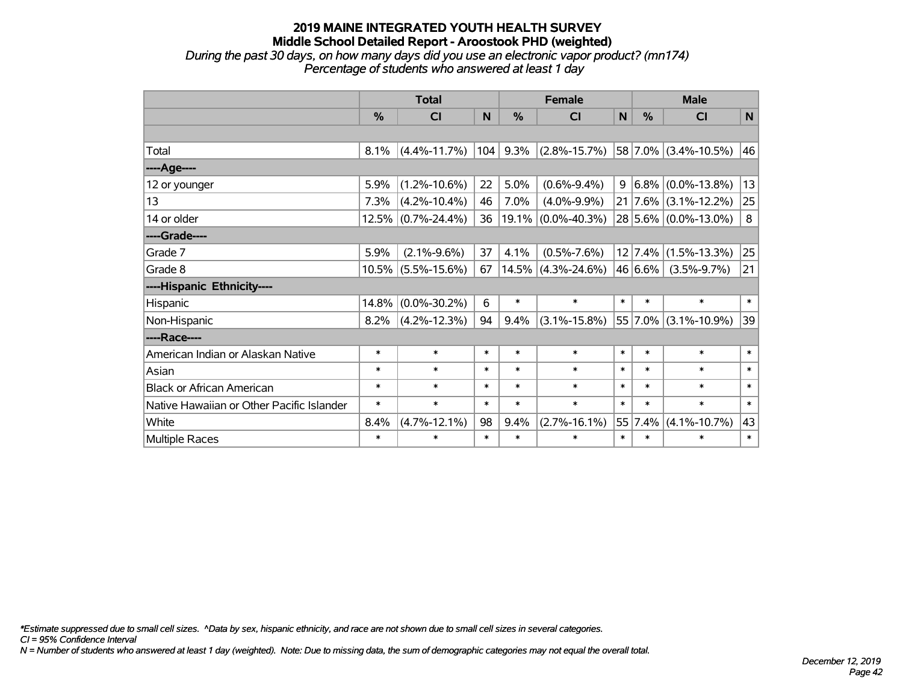# 2019 MAINE INTEGRATED YOUTH HEALTH SURVEY
## Middle School Detailed Report - Aroostook PHD (weighted)

*During the past 30 days, on how many days did you use an electronic vapor product? (mn174)*
*Percentage of students who answered at least 1 day*

| | Total | | | Female | | | Male | | |
|---|---|---|---|---|---|---|---|---|---|
| | % | CI | N | % | CI | N | % | CI | N |
| | | | | | | | | | |
| Total | 8.1% | (4.4%-11.7%) | 104 | 9.3% | (2.8%-15.7%) | 58 | 7.0% | (3.4%-10.5%) | 46 |
| ----Age---- | | | | | | | | | |
| 12 or younger | 5.9% | (1.2%-10.6%) | 22 | 5.0% | (0.6%-9.4%) | 9 | 6.8% | (0.0%-13.8%) | 13 |
| 13 | 7.3% | (4.2%-10.4%) | 46 | 7.0% | (4.0%-9.9%) | 21 | 7.6% | (3.1%-12.2%) | 25 |
| 14 or older | 12.5% | (0.7%-24.4%) | 36 | 19.1% | (0.0%-40.3%) | 28 | 5.6% | (0.0%-13.0%) | 8 |
| ----Grade---- | | | | | | | | | |
| Grade 7 | 5.9% | (2.1%-9.6%) | 37 | 4.1% | (0.5%-7.6%) | 12 | 7.4% | (1.5%-13.3%) | 25 |
| Grade 8 | 10.5% | (5.5%-15.6%) | 67 | 14.5% | (4.3%-24.6%) | 46 | 6.6% | (3.5%-9.7%) | 21 |
| ----Hispanic Ethnicity---- | | | | | | | | | |
| Hispanic | 14.8% | (0.0%-30.2%) | 6 | * | * | * | * | * | * |
| Non-Hispanic | 8.2% | (4.2%-12.3%) | 94 | 9.4% | (3.1%-15.8%) | 55 | 7.0% | (3.1%-10.9%) | 39 |
| ----Race---- | | | | | | | | | |
| American Indian or Alaskan Native | * | * | * | * | * | * | * | * | * |
| Asian | * | * | * | * | * | * | * | * | * |
| Black or African American | * | * | * | * | * | * | * | * | * |
| Native Hawaiian or Other Pacific Islander | * | * | * | * | * | * | * | * | * |
| White | 8.4% | (4.7%-12.1%) | 98 | 9.4% | (2.7%-16.1%) | 55 | 7.4% | (4.1%-10.7%) | 43 |
| Multiple Races | * | * | * | * | * | * | * | * | * |

*\*Estimate suppressed due to small cell sizes. ^Data by sex, hispanic ethnicity, and race are not shown due to small cell sizes in several categories.*
*CI = 95% Confidence Interval*
*N = Number of students who answered at least 1 day (weighted). Note: Due to missing data, the sum of demographic categories may not equal the overall total.*

*December 12, 2019*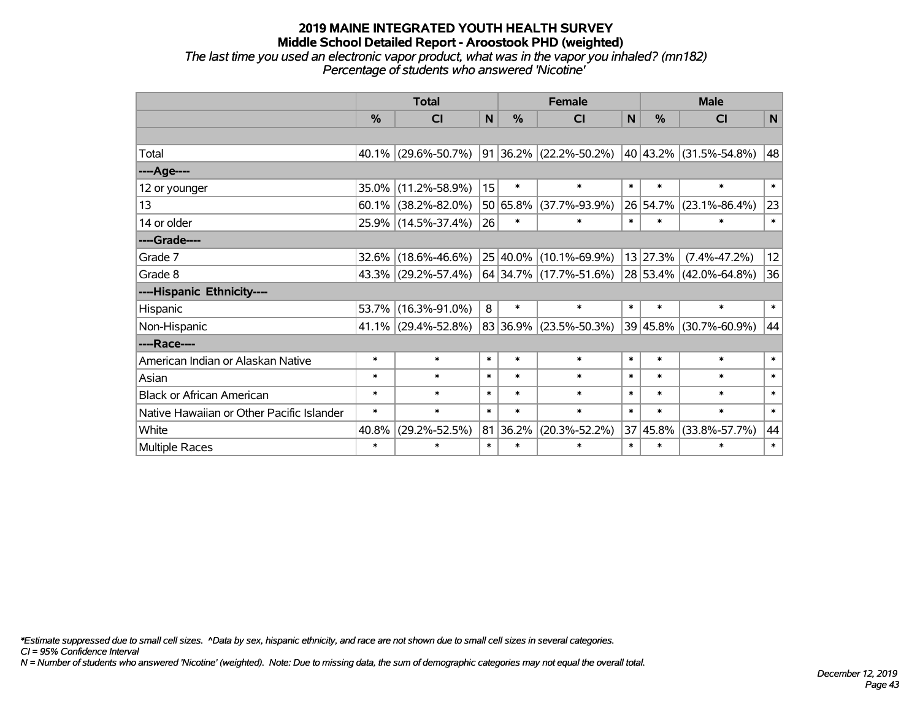# 2019 MAINE INTEGRATED YOUTH HEALTH SURVEY
## Middle School Detailed Report - Aroostook PHD (weighted)
*The last time you used an electronic vapor product, what was in the vapor you inhaled? (mn182)*
*Percentage of students who answered 'Nicotine'*

| | Total | | | Female | | | Male | | |
|---|---|---|---|---|---|---|---|---|---|
| | % | CI | N | % | CI | N | % | CI | N |
| Total | 40.1% | (29.6%-50.7%) | 91 | 36.2% | (22.2%-50.2%) | 40 | 43.2% | (31.5%-54.8%) | 48 |
| ----Age---- | | | | | | | | | |
| 12 or younger | 35.0% | (11.2%-58.9%) | 15 | * | * | * | * | * | * |
| 13 | 60.1% | (38.2%-82.0%) | 50 | 65.8% | (37.7%-93.9%) | 26 | 54.7% | (23.1%-86.4%) | 23 |
| 14 or older | 25.9% | (14.5%-37.4%) | 26 | * | * | * | * | * | * |
| ----Grade---- | | | | | | | | | |
| Grade 7 | 32.6% | (18.6%-46.6%) | 25 | 40.0% | (10.1%-69.9%) | 13 | 27.3% | (7.4%-47.2%) | 12 |
| Grade 8 | 43.3% | (29.2%-57.4%) | 64 | 34.7% | (17.7%-51.6%) | 28 | 53.4% | (42.0%-64.8%) | 36 |
| ----Hispanic Ethnicity---- | | | | | | | | | |
| Hispanic | 53.7% | (16.3%-91.0%) | 8 | * | * | * | * | * | * |
| Non-Hispanic | 41.1% | (29.4%-52.8%) | 83 | 36.9% | (23.5%-50.3%) | 39 | 45.8% | (30.7%-60.9%) | 44 |
| ----Race---- | | | | | | | | | |
| American Indian or Alaskan Native | * | * | * | * | * | * | * | * | * |
| Asian | * | * | * | * | * | * | * | * | * |
| Black or African American | * | * | * | * | * | * | * | * | * |
| Native Hawaiian or Other Pacific Islander | * | * | * | * | * | * | * | * | * |
| White | 40.8% | (29.2%-52.5%) | 81 | 36.2% | (20.3%-52.2%) | 37 | 45.8% | (33.8%-57.7%) | 44 |
| Multiple Races | * | * | * | * | * | * | * | * | * |

*Estimate suppressed due to small cell sizes. ^Data by sex, hispanic ethnicity, and race are not shown due to small cell sizes in several categories.
CI = 95% Confidence Interval
N = Number of students who answered 'Nicotine' (weighted). Note: Due to missing data, the sum of demographic categories may not equal the overall total.

*December 12, 2019*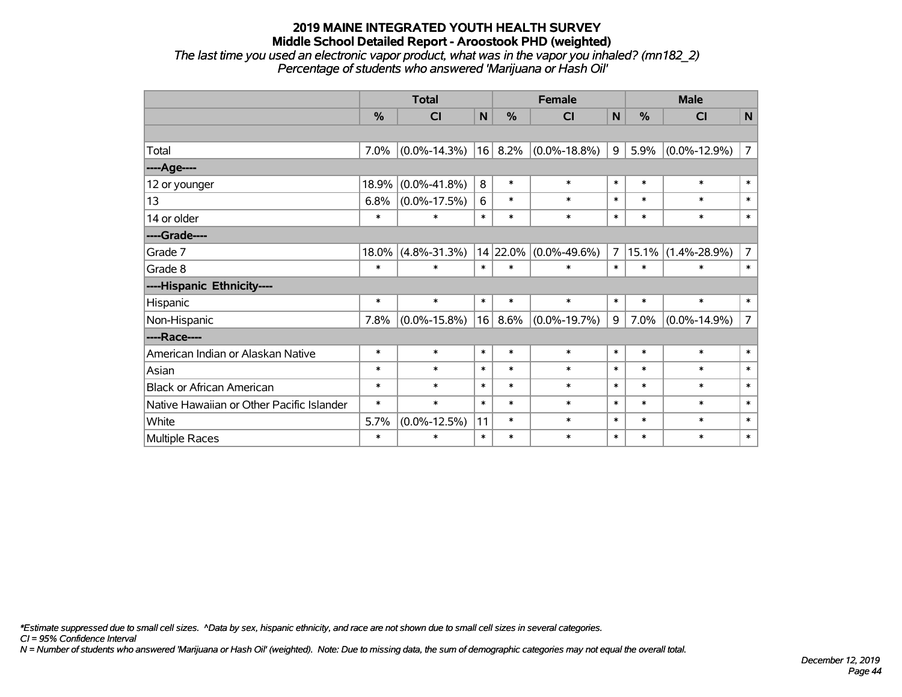# 2019 MAINE INTEGRATED YOUTH HEALTH SURVEY
## Middle School Detailed Report - Aroostook PHD (weighted)

*The last time you used an electronic vapor product, what was in the vapor you inhaled? (mn182_2)*
*Percentage of students who answered 'Marijuana or Hash Oil'*

| | Total | | | Female | | | Male | | |
|---|---|---|---|---|---|---|---|---|---|
| | % | CI | N | % | CI | N | % | CI | N |
| | | | | | | | | | |
| Total | 7.0% | (0.0%-14.3%) | 16 | 8.2% | (0.0%-18.8%) | 9 | 5.9% | (0.0%-12.9%) | 7 |
| ----Age---- | | | | | | | | | |
| 12 or younger | 18.9% | (0.0%-41.8%) | 8 | * | * | * | * | * | * |
| 13 | 6.8% | (0.0%-17.5%) | 6 | * | * | * | * | * | * |
| 14 or older | * | * | * | * | * | * | * | * | * |
| ----Grade---- | | | | | | | | | |
| Grade 7 | 18.0% | (4.8%-31.3%) | 14 | 22.0% | (0.0%-49.6%) | 7 | 15.1% | (1.4%-28.9%) | 7 |
| Grade 8 | * | * | * | * | * | * | * | * | * |
| ----Hispanic Ethnicity---- | | | | | | | | | |
| Hispanic | * | * | * | * | * | * | * | * | * |
| Non-Hispanic | 7.8% | (0.0%-15.8%) | 16 | 8.6% | (0.0%-19.7%) | 9 | 7.0% | (0.0%-14.9%) | 7 |
| ----Race---- | | | | | | | | | |
| American Indian or Alaskan Native | * | * | * | * | * | * | * | * | * |
| Asian | * | * | * | * | * | * | * | * | * |
| Black or African American | * | * | * | * | * | * | * | * | * |
| Native Hawaiian or Other Pacific Islander | * | * | * | * | * | * | * | * | * |
| White | 5.7% | (0.0%-12.5%) | 11 | * | * | * | * | * | * |
| Multiple Races | * | * | * | * | * | * | * | * | * |

*\*Estimate suppressed due to small cell sizes. ^Data by sex, hispanic ethnicity, and race are not shown due to small cell sizes in several categories.*
*CI = 95% Confidence Interval*
*N = Number of students who answered 'Marijuana or Hash Oil' (weighted). Note: Due to missing data, the sum of demographic categories may not equal the overall total.*

*December 12, 2019*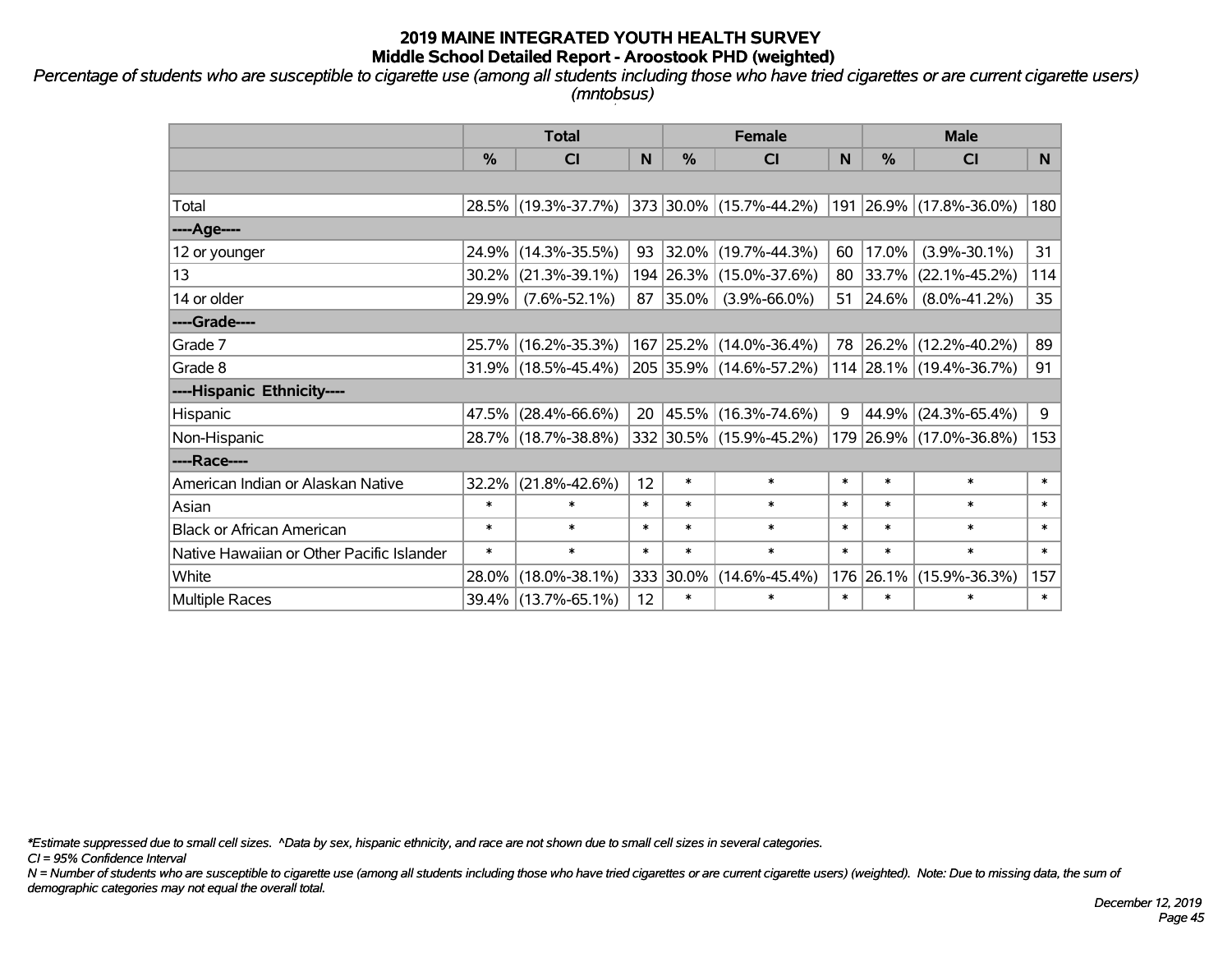# 2019 MAINE INTEGRATED YOUTH HEALTH SURVEY
## Middle School Detailed Report - Aroostook PHD (weighted)

*Percentage of students who are susceptible to cigarette use (among all students including those who have tried cigarettes or are current cigarette users) (mntobsus)*

| | Total | | | Female | | | Male | | |
|---|---|---|---|---|---|---|---|---|---|
| | % | CI | N | % | CI | N | % | CI | N |
| | | | | | | | | | |
| Total | 28.5% | (19.3%-37.7%) | 373 | 30.0% | (15.7%-44.2%) | 191 | 26.9% | (17.8%-36.0%) | 180 |
| ----Age---- | | | | | | | | | |
| 12 or younger | 24.9% | (14.3%-35.5%) | 93 | 32.0% | (19.7%-44.3%) | 60 | 17.0% | (3.9%-30.1%) | 31 |
| 13 | 30.2% | (21.3%-39.1%) | 194 | 26.3% | (15.0%-37.6%) | 80 | 33.7% | (22.1%-45.2%) | 114 |
| 14 or older | 29.9% | (7.6%-52.1%) | 87 | 35.0% | (3.9%-66.0%) | 51 | 24.6% | (8.0%-41.2%) | 35 |
| ----Grade---- | | | | | | | | | |
| Grade 7 | 25.7% | (16.2%-35.3%) | 167 | 25.2% | (14.0%-36.4%) | 78 | 26.2% | (12.2%-40.2%) | 89 |
| Grade 8 | 31.9% | (18.5%-45.4%) | 205 | 35.9% | (14.6%-57.2%) | 114 | 28.1% | (19.4%-36.7%) | 91 |
| ----Hispanic Ethnicity---- | | | | | | | | | |
| Hispanic | 47.5% | (28.4%-66.6%) | 20 | 45.5% | (16.3%-74.6%) | 9 | 44.9% | (24.3%-65.4%) | 9 |
| Non-Hispanic | 28.7% | (18.7%-38.8%) | 332 | 30.5% | (15.9%-45.2%) | 179 | 26.9% | (17.0%-36.8%) | 153 |
| ----Race---- | | | | | | | | | |
| American Indian or Alaskan Native | 32.2% | (21.8%-42.6%) | 12 | * | * | * | * | * | * |
| Asian | * | * | * | * | * | * | * | * | * |
| Black or African American | * | * | * | * | * | * | * | * | * |
| Native Hawaiian or Other Pacific Islander | * | * | * | * | * | * | * | * | * |
| White | 28.0% | (18.0%-38.1%) | 333 | 30.0% | (14.6%-45.4%) | 176 | 26.1% | (15.9%-36.3%) | 157 |
| Multiple Races | 39.4% | (13.7%-65.1%) | 12 | * | * | * | * | * | * |

*\*Estimate suppressed due to small cell sizes. ^Data by sex, hispanic ethnicity, and race are not shown due to small cell sizes in several categories.*

*CI = 95% Confidence Interval*

*N = Number of students who are susceptible to cigarette use (among all students including those who have tried cigarettes or are current cigarette users) (weighted). Note: Due to missing data, the sum of demographic categories may not equal the overall total.*

*December 12, 2019*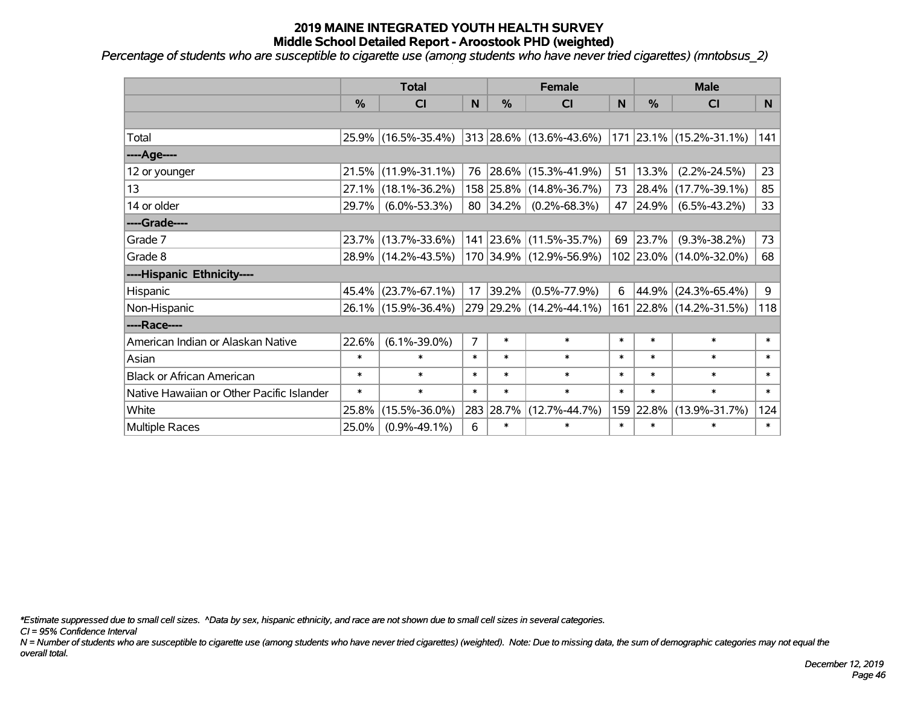# 2019 MAINE INTEGRATED YOUTH HEALTH SURVEY
## Middle School Detailed Report - Aroostook PHD (weighted)

*Percentage of students who are susceptible to cigarette use (among students who have never tried cigarettes) (mntobsus_2)*

| | Total | | | Female | | | Male | | |
|---|---|---|---|---|---|---|---|---|---|
| | % | CI | N | % | CI | N | % | CI | N |
| Total | 25.9% | (16.5%-35.4%) | 313 | 28.6% | (13.6%-43.6%) | 171 | 23.1% | (15.2%-31.1%) | 141 |
| ----Age---- | | | | | | | | | |
| 12 or younger | 21.5% | (11.9%-31.1%) | 76 | 28.6% | (15.3%-41.9%) | 51 | 13.3% | (2.2%-24.5%) | 23 |
| 13 | 27.1% | (18.1%-36.2%) | 158 | 25.8% | (14.8%-36.7%) | 73 | 28.4% | (17.7%-39.1%) | 85 |
| 14 or older | 29.7% | (6.0%-53.3%) | 80 | 34.2% | (0.2%-68.3%) | 47 | 24.9% | (6.5%-43.2%) | 33 |
| ----Grade---- | | | | | | | | | |
| Grade 7 | 23.7% | (13.7%-33.6%) | 141 | 23.6% | (11.5%-35.7%) | 69 | 23.7% | (9.3%-38.2%) | 73 |
| Grade 8 | 28.9% | (14.2%-43.5%) | 170 | 34.9% | (12.9%-56.9%) | 102 | 23.0% | (14.0%-32.0%) | 68 |
| ----Hispanic Ethnicity---- | | | | | | | | | |
| Hispanic | 45.4% | (23.7%-67.1%) | 17 | 39.2% | (0.5%-77.9%) | 6 | 44.9% | (24.3%-65.4%) | 9 |
| Non-Hispanic | 26.1% | (15.9%-36.4%) | 279 | 29.2% | (14.2%-44.1%) | 161 | 22.8% | (14.2%-31.5%) | 118 |
| ----Race---- | | | | | | | | | |
| American Indian or Alaskan Native | 22.6% | (6.1%-39.0%) | 7 | * | * | * | * | * | * |
| Asian | * | * | * | * | * | * | * | * | * |
| Black or African American | * | * | * | * | * | * | * | * | * |
| Native Hawaiian or Other Pacific Islander | * | * | * | * | * | * | * | * | * |
| White | 25.8% | (15.5%-36.0%) | 283 | 28.7% | (12.7%-44.7%) | 159 | 22.8% | (13.9%-31.7%) | 124 |
| Multiple Races | 25.0% | (0.9%-49.1%) | 6 | * | * | * | * | * | * |

*\*Estimate suppressed due to small cell sizes. ^Data by sex, hispanic ethnicity, and race are not shown due to small cell sizes in several categories.*

*CI = 95% Confidence Interval*

*N = Number of students who are susceptible to cigarette use (among students who have never tried cigarettes) (weighted). Note: Due to missing data, the sum of demographic categories may not equal the overall total.*

*December 12, 2019*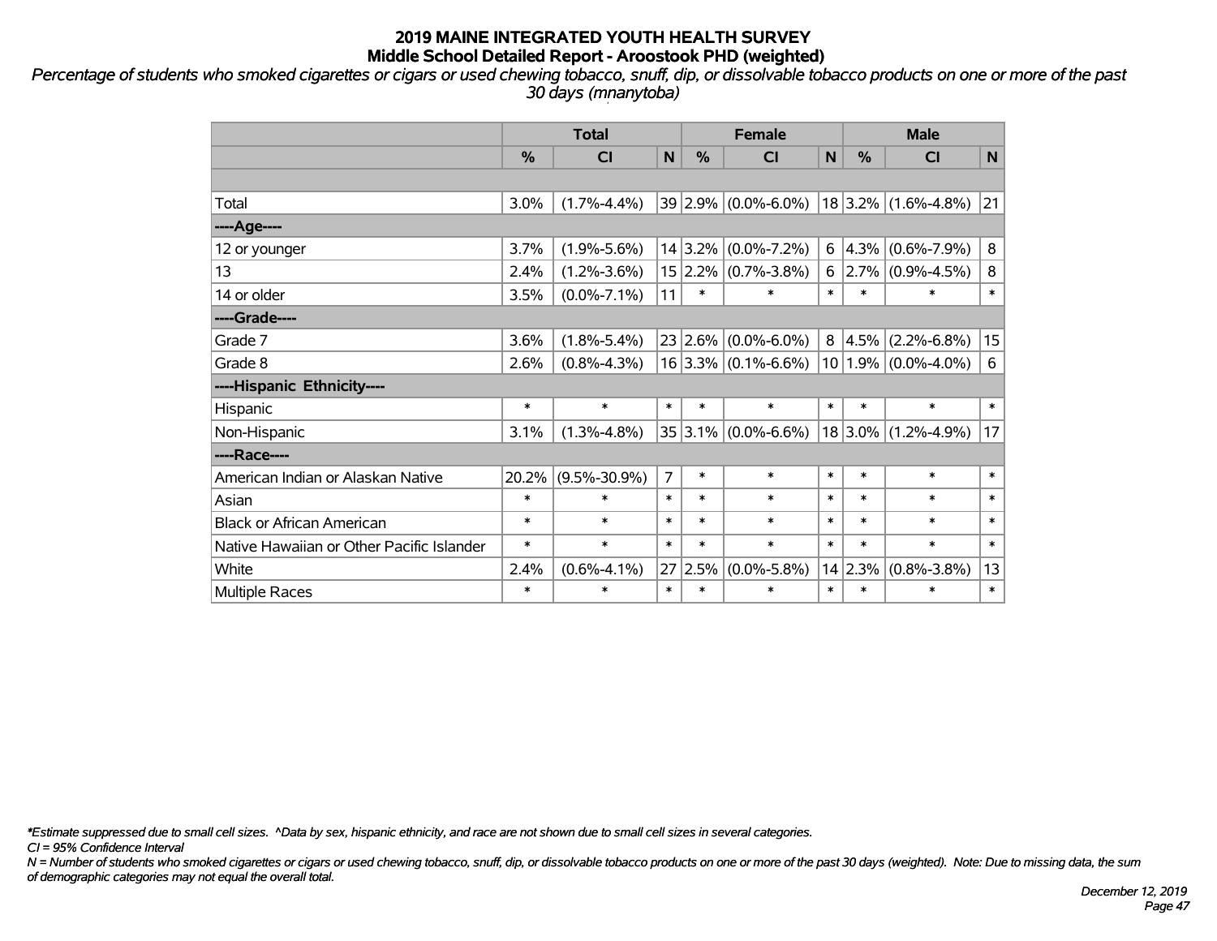# 2019 MAINE INTEGRATED YOUTH HEALTH SURVEY
## Middle School Detailed Report - Aroostook PHD (weighted)

*Percentage of students who smoked cigarettes or cigars or used chewing tobacco, snuff, dip, or dissolvable tobacco products on one or more of the past 30 days (mnanytoba)*

| | Total | | | Female | | | Male | | |
|---|---|---|---|---|---|---|---|---|---|
| | % | CI | N | % | CI | N | % | CI | N |
| | | | | | | | | | |
| Total | 3.0% | (1.7%-4.4%) | 39 | 2.9% | (0.0%-6.0%) | 18 | 3.2% | (1.6%-4.8%) | 21 |
| ----Age---- | | | | | | | | | |
| 12 or younger | 3.7% | (1.9%-5.6%) | 14 | 3.2% | (0.0%-7.2%) | 6 | 4.3% | (0.6%-7.9%) | 8 |
| 13 | 2.4% | (1.2%-3.6%) | 15 | 2.2% | (0.7%-3.8%) | 6 | 2.7% | (0.9%-4.5%) | 8 |
| 14 or older | 3.5% | (0.0%-7.1%) | 11 | * | * | * | * | * | * |
| ----Grade---- | | | | | | | | | |
| Grade 7 | 3.6% | (1.8%-5.4%) | 23 | 2.6% | (0.0%-6.0%) | 8 | 4.5% | (2.2%-6.8%) | 15 |
| Grade 8 | 2.6% | (0.8%-4.3%) | 16 | 3.3% | (0.1%-6.6%) | 10 | 1.9% | (0.0%-4.0%) | 6 |
| ----Hispanic Ethnicity---- | | | | | | | | | |
| Hispanic | * | * | * | * | * | * | * | * | * |
| Non-Hispanic | 3.1% | (1.3%-4.8%) | 35 | 3.1% | (0.0%-6.6%) | 18 | 3.0% | (1.2%-4.9%) | 17 |
| ----Race---- | | | | | | | | | |
| American Indian or Alaskan Native | 20.2% | (9.5%-30.9%) | 7 | * | * | * | * | * | * |
| Asian | * | * | * | * | * | * | * | * | * |
| Black or African American | * | * | * | * | * | * | * | * | * |
| Native Hawaiian or Other Pacific Islander | * | * | * | * | * | * | * | * | * |
| White | 2.4% | (0.6%-4.1%) | 27 | 2.5% | (0.0%-5.8%) | 14 | 2.3% | (0.8%-3.8%) | 13 |
| Multiple Races | * | * | * | * | * | * | * | * | * |

*\*Estimate suppressed due to small cell sizes. ^Data by sex, hispanic ethnicity, and race are not shown due to small cell sizes in several categories.*

*CI = 95% Confidence Interval*

*N = Number of students who smoked cigarettes or cigars or used chewing tobacco, snuff, dip, or dissolvable tobacco products on one or more of the past 30 days (weighted). Note: Due to missing data, the sum of demographic categories may not equal the overall total.*

*December 12, 2019*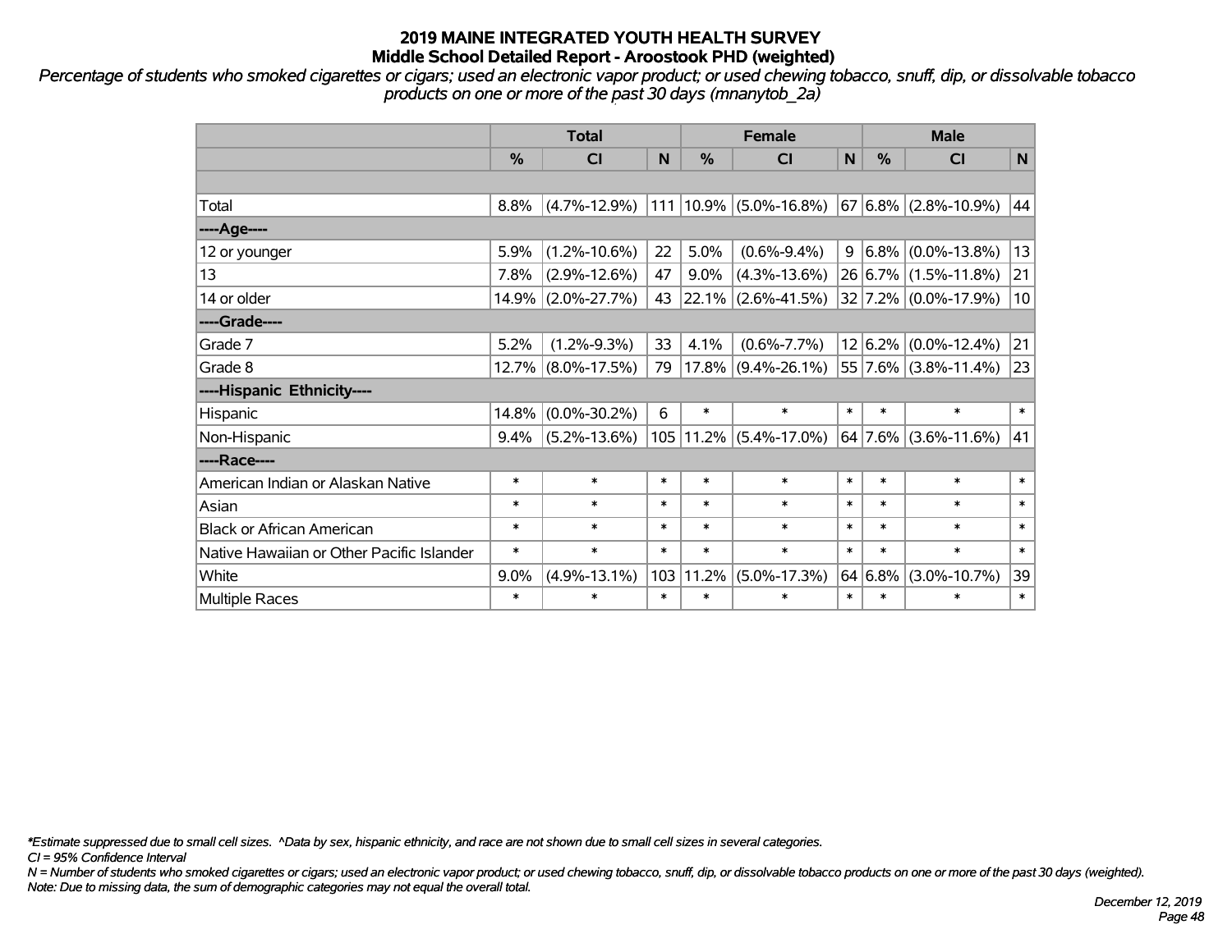# 2019 MAINE INTEGRATED YOUTH HEALTH SURVEY
## Middle School Detailed Report - Aroostook PHD (weighted)

*Percentage of students who smoked cigarettes or cigars; used an electronic vapor product; or used chewing tobacco, snuff, dip, or dissolvable tobacco products on one or more of the past 30 days (mnanytob_2a)*

| | Total | | | Female | | | Male | | |
|---|---|---|---|---|---|---|---|---|---|
| | % | CI | N | % | CI | N | % | CI | N |
| | | | | | | | | | |
| Total | 8.8% | (4.7%-12.9%) | 111 | 10.9% | (5.0%-16.8%) | 67 | 6.8% | (2.8%-10.9%) | 44 |
| ----Age---- | | | | | | | | | |
| 12 or younger | 5.9% | (1.2%-10.6%) | 22 | 5.0% | (0.6%-9.4%) | 9 | 6.8% | (0.0%-13.8%) | 13 |
| 13 | 7.8% | (2.9%-12.6%) | 47 | 9.0% | (4.3%-13.6%) | 26 | 6.7% | (1.5%-11.8%) | 21 |
| 14 or older | 14.9% | (2.0%-27.7%) | 43 | 22.1% | (2.6%-41.5%) | 32 | 7.2% | (0.0%-17.9%) | 10 |
| ----Grade---- | | | | | | | | | |
| Grade 7 | 5.2% | (1.2%-9.3%) | 33 | 4.1% | (0.6%-7.7%) | 12 | 6.2% | (0.0%-12.4%) | 21 |
| Grade 8 | 12.7% | (8.0%-17.5%) | 79 | 17.8% | (9.4%-26.1%) | 55 | 7.6% | (3.8%-11.4%) | 23 |
| ----Hispanic Ethnicity---- | | | | | | | | | |
| Hispanic | 14.8% | (0.0%-30.2%) | 6 | * | * | * | * | * | * |
| Non-Hispanic | 9.4% | (5.2%-13.6%) | 105 | 11.2% | (5.4%-17.0%) | 64 | 7.6% | (3.6%-11.6%) | 41 |
| ----Race---- | | | | | | | | | |
| American Indian or Alaskan Native | * | * | * | * | * | * | * | * | * |
| Asian | * | * | * | * | * | * | * | * | * |
| Black or African American | * | * | * | * | * | * | * | * | * |
| Native Hawaiian or Other Pacific Islander | * | * | * | * | * | * | * | * | * |
| White | 9.0% | (4.9%-13.1%) | 103 | 11.2% | (5.0%-17.3%) | 64 | 6.8% | (3.0%-10.7%) | 39 |
| Multiple Races | * | * | * | * | * | * | * | * | * |

*\*Estimate suppressed due to small cell sizes. ^Data by sex, hispanic ethnicity, and race are not shown due to small cell sizes in several categories.*

*CI = 95% Confidence Interval*

*N = Number of students who smoked cigarettes or cigars; used an electronic vapor product; or used chewing tobacco, snuff, dip, or dissolvable tobacco products on one or more of the past 30 days (weighted).*

*Note: Due to missing data, the sum of demographic categories may not equal the overall total.*

*December 12, 2019*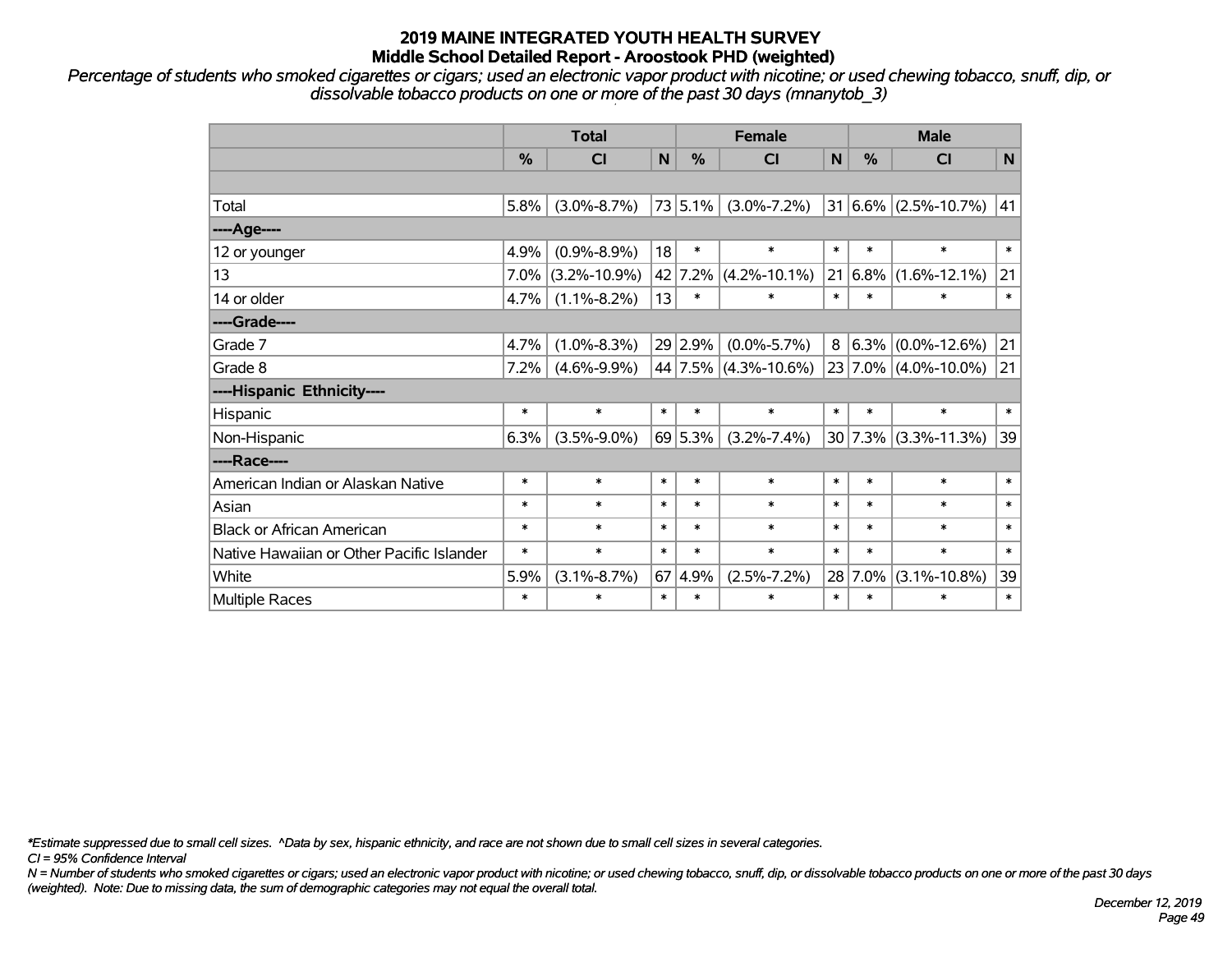# 2019 MAINE INTEGRATED YOUTH HEALTH SURVEY
## Middle School Detailed Report - Aroostook PHD (weighted)

*Percentage of students who smoked cigarettes or cigars; used an electronic vapor product with nicotine; or used chewing tobacco, snuff, dip, or dissolvable tobacco products on one or more of the past 30 days (mnanytob_3)*

| | Total | | | Female | | | Male | | |
|---|---|---|---|---|---|---|---|---|---|
| | % | CI | N | % | CI | N | % | CI | N |
| | | | | | | | | | |
| Total | 5.8% | (3.0%-8.7%) | 73 | 5.1% | (3.0%-7.2%) | 31 | 6.6% | (2.5%-10.7%) | 41 |
| ----Age---- | | | | | | | | | |
| 12 or younger | 4.9% | (0.9%-8.9%) | 18 | * | * | * | * | * | * |
| 13 | 7.0% | (3.2%-10.9%) | 42 | 7.2% | (4.2%-10.1%) | 21 | 6.8% | (1.6%-12.1%) | 21 |
| 14 or older | 4.7% | (1.1%-8.2%) | 13 | * | * | * | * | * | * |
| ----Grade---- | | | | | | | | | |
| Grade 7 | 4.7% | (1.0%-8.3%) | 29 | 2.9% | (0.0%-5.7%) | 8 | 6.3% | (0.0%-12.6%) | 21 |
| Grade 8 | 7.2% | (4.6%-9.9%) | 44 | 7.5% | (4.3%-10.6%) | 23 | 7.0% | (4.0%-10.0%) | 21 |
| ----Hispanic Ethnicity---- | | | | | | | | | |
| Hispanic | * | * | * | * | * | * | * | * | * |
| Non-Hispanic | 6.3% | (3.5%-9.0%) | 69 | 5.3% | (3.2%-7.4%) | 30 | 7.3% | (3.3%-11.3%) | 39 |
| ----Race---- | | | | | | | | | |
| American Indian or Alaskan Native | * | * | * | * | * | * | * | * | * |
| Asian | * | * | * | * | * | * | * | * | * |
| Black or African American | * | * | * | * | * | * | * | * | * |
| Native Hawaiian or Other Pacific Islander | * | * | * | * | * | * | * | * | * |
| White | 5.9% | (3.1%-8.7%) | 67 | 4.9% | (2.5%-7.2%) | 28 | 7.0% | (3.1%-10.8%) | 39 |
| Multiple Races | * | * | * | * | * | * | * | * | * |

*\*Estimate suppressed due to small cell sizes. ^Data by sex, hispanic ethnicity, and race are not shown due to small cell sizes in several categories.*

*CI = 95% Confidence Interval*

*N = Number of students who smoked cigarettes or cigars; used an electronic vapor product with nicotine; or used chewing tobacco, snuff, dip, or dissolvable tobacco products on one or more of the past 30 days (weighted). Note: Due to missing data, the sum of demographic categories may not equal the overall total.*

*December 12, 2019*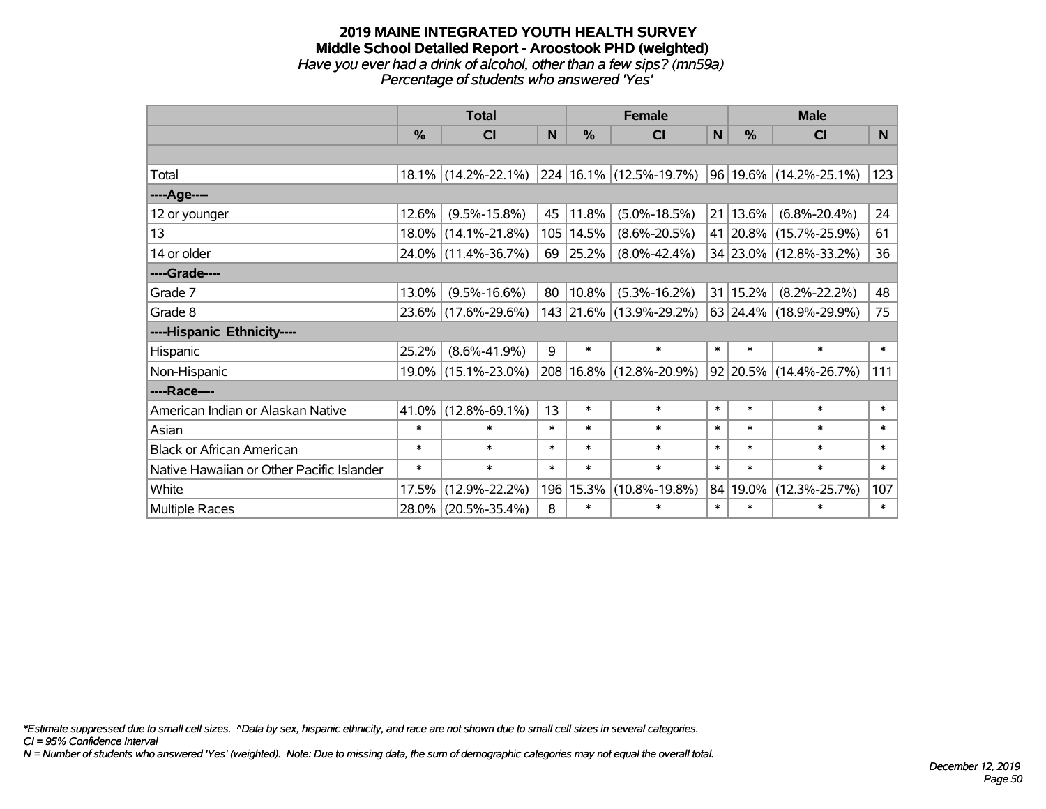# 2019 MAINE INTEGRATED YOUTH HEALTH SURVEY

## Middle School Detailed Report - Aroostook PHD (weighted)

*Have you ever had a drink of alcohol, other than a few sips? (mn59a)*

*Percentage of students who answered 'Yes'*

| | Total | | | Female | | | Male | | |
|---|---|---|---|---|---|---|---|---|---|
| | % | CI | N | % | CI | N | % | CI | N |
| | | | | | | | | | |
| Total | 18.1% | (14.2%-22.1%) | 224 | 16.1% | (12.5%-19.7%) | 96 | 19.6% | (14.2%-25.1%) | 123 |
| ----Age---- | | | | | | | | | |
| 12 or younger | 12.6% | (9.5%-15.8%) | 45 | 11.8% | (5.0%-18.5%) | 21 | 13.6% | (6.8%-20.4%) | 24 |
| 13 | 18.0% | (14.1%-21.8%) | 105 | 14.5% | (8.6%-20.5%) | 41 | 20.8% | (15.7%-25.9%) | 61 |
| 14 or older | 24.0% | (11.4%-36.7%) | 69 | 25.2% | (8.0%-42.4%) | 34 | 23.0% | (12.8%-33.2%) | 36 |
| ----Grade---- | | | | | | | | | |
| Grade 7 | 13.0% | (9.5%-16.6%) | 80 | 10.8% | (5.3%-16.2%) | 31 | 15.2% | (8.2%-22.2%) | 48 |
| Grade 8 | 23.6% | (17.6%-29.6%) | 143 | 21.6% | (13.9%-29.2%) | 63 | 24.4% | (18.9%-29.9%) | 75 |
| ----Hispanic Ethnicity---- | | | | | | | | | |
| Hispanic | 25.2% | (8.6%-41.9%) | 9 | * | * | * | * | * | * |
| Non-Hispanic | 19.0% | (15.1%-23.0%) | 208 | 16.8% | (12.8%-20.9%) | 92 | 20.5% | (14.4%-26.7%) | 111 |
| ----Race---- | | | | | | | | | |
| American Indian or Alaskan Native | 41.0% | (12.8%-69.1%) | 13 | * | * | * | * | * | * |
| Asian | * | * | * | * | * | * | * | * | * |
| Black or African American | * | * | * | * | * | * | * | * | * |
| Native Hawaiian or Other Pacific Islander | * | * | * | * | * | * | * | * | * |
| White | 17.5% | (12.9%-22.2%) | 196 | 15.3% | (10.8%-19.8%) | 84 | 19.0% | (12.3%-25.7%) | 107 |
| Multiple Races | 28.0% | (20.5%-35.4%) | 8 | * | * | * | * | * | * |

*\*Estimate suppressed due to small cell sizes. ^Data by sex, hispanic ethnicity, and race are not shown due to small cell sizes in several categories.*
*CI = 95% Confidence Interval*
*N = Number of students who answered 'Yes' (weighted). Note: Due to missing data, the sum of demographic categories may not equal the overall total.*

*December 12, 2019*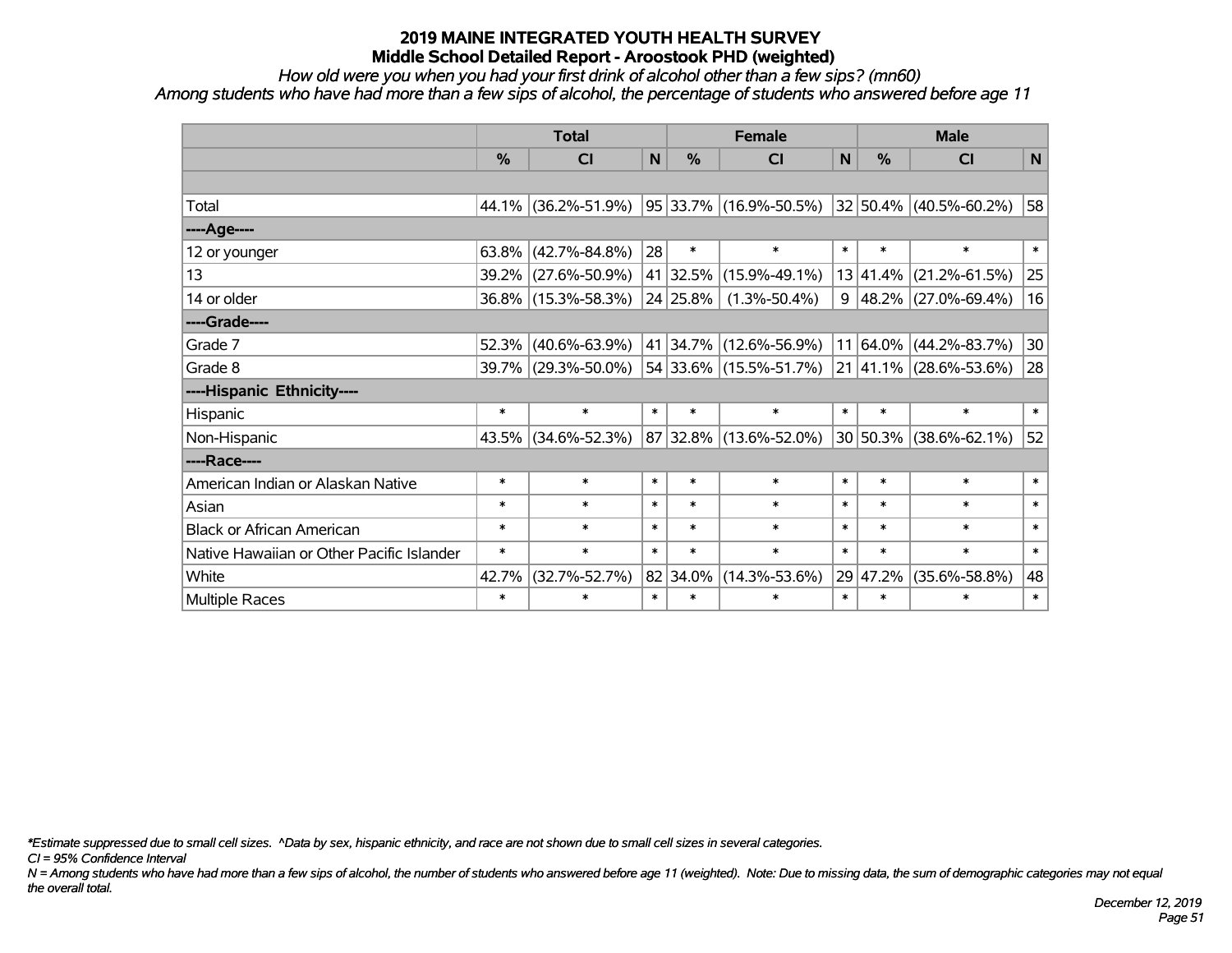# 2019 MAINE INTEGRATED YOUTH HEALTH SURVEY
## Middle School Detailed Report - Aroostook PHD (weighted)

*How old were you when you had your first drink of alcohol other than a few sips? (mn60)*

*Among students who have had more than a few sips of alcohol, the percentage of students who answered before age 11*

| | Total | | | Female | | | Male | | |
|---|---|---|---|---|---|---|---|---|---|
| | % | CI | N | % | CI | N | % | CI | N |
| | | | | | | | | | |
| Total | 44.1% | (36.2%-51.9%) | 95 | 33.7% | (16.9%-50.5%) | 32 | 50.4% | (40.5%-60.2%) | 58 |
| ----Age---- | | | | | | | | | |
| 12 or younger | 63.8% | (42.7%-84.8%) | 28 | * | * | * | * | * | * |
| 13 | 39.2% | (27.6%-50.9%) | 41 | 32.5% | (15.9%-49.1%) | 13 | 41.4% | (21.2%-61.5%) | 25 |
| 14 or older | 36.8% | (15.3%-58.3%) | 24 | 25.8% | (1.3%-50.4%) | 9 | 48.2% | (27.0%-69.4%) | 16 |
| ----Grade---- | | | | | | | | | |
| Grade 7 | 52.3% | (40.6%-63.9%) | 41 | 34.7% | (12.6%-56.9%) | 11 | 64.0% | (44.2%-83.7%) | 30 |
| Grade 8 | 39.7% | (29.3%-50.0%) | 54 | 33.6% | (15.5%-51.7%) | 21 | 41.1% | (28.6%-53.6%) | 28 |
| ----Hispanic Ethnicity---- | | | | | | | | | |
| Hispanic | * | * | * | * | * | * | * | * | * |
| Non-Hispanic | 43.5% | (34.6%-52.3%) | 87 | 32.8% | (13.6%-52.0%) | 30 | 50.3% | (38.6%-62.1%) | 52 |
| ----Race---- | | | | | | | | | |
| American Indian or Alaskan Native | * | * | * | * | * | * | * | * | * |
| Asian | * | * | * | * | * | * | * | * | * |
| Black or African American | * | * | * | * | * | * | * | * | * |
| Native Hawaiian or Other Pacific Islander | * | * | * | * | * | * | * | * | * |
| White | 42.7% | (32.7%-52.7%) | 82 | 34.0% | (14.3%-53.6%) | 29 | 47.2% | (35.6%-58.8%) | 48 |
| Multiple Races | * | * | * | * | * | * | * | * | * |

*\*Estimate suppressed due to small cell sizes. ^Data by sex, hispanic ethnicity, and race are not shown due to small cell sizes in several categories.*

*CI = 95% Confidence Interval*

*N = Among students who have had more than a few sips of alcohol, the number of students who answered before age 11 (weighted). Note: Due to missing data, the sum of demographic categories may not equal the overall total.*

*December 12, 2019*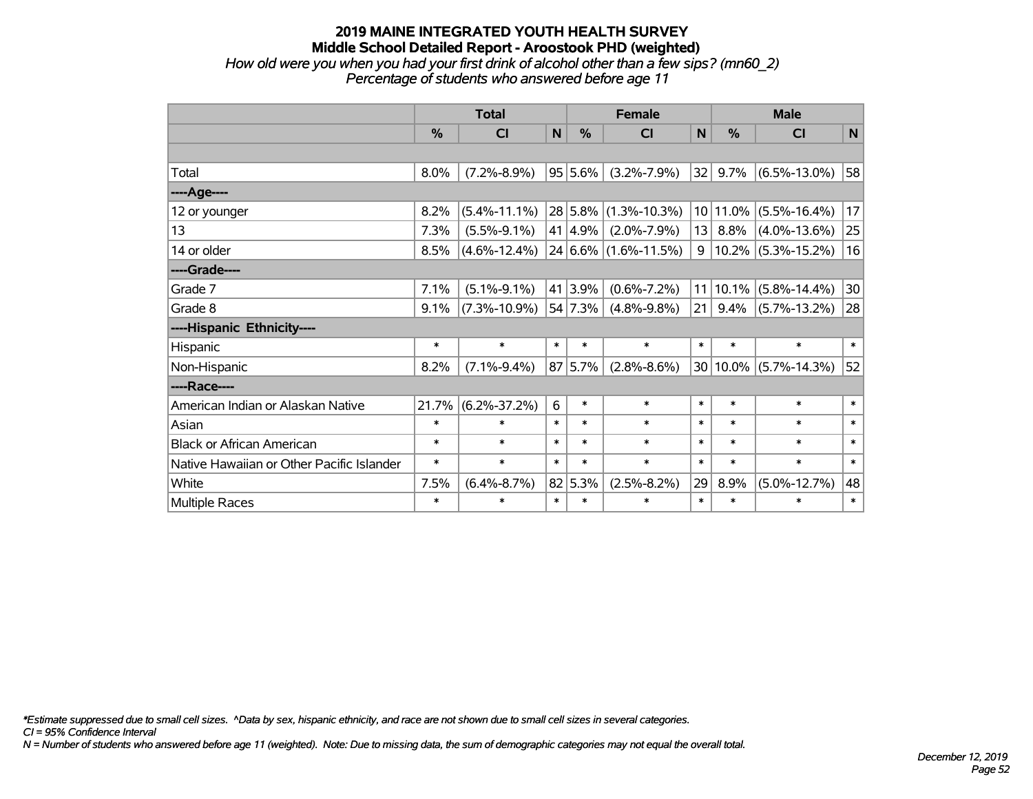# 2019 MAINE INTEGRATED YOUTH HEALTH SURVEY
## Middle School Detailed Report - Aroostook PHD (weighted)
### *How old were you when you had your first drink of alcohol other than a few sips? (mn60_2)*
### *Percentage of students who answered before age 11*

| | Total | | | Female | | | Male | | |
|---|---|---|---|---|---|---|---|---|---|
| | % | CI | N | % | CI | N | % | CI | N |
| | | | | | | | | | |
| Total | 8.0% | (7.2%-8.9%) | 95 | 5.6% | (3.2%-7.9%) | 32 | 9.7% | (6.5%-13.0%) | 58 |
| ----Age---- | | | | | | | | | |
| 12 or younger | 8.2% | (5.4%-11.1%) | 28 | 5.8% | (1.3%-10.3%) | 10 | 11.0% | (5.5%-16.4%) | 17 |
| 13 | 7.3% | (5.5%-9.1%) | 41 | 4.9% | (2.0%-7.9%) | 13 | 8.8% | (4.0%-13.6%) | 25 |
| 14 or older | 8.5% | (4.6%-12.4%) | 24 | 6.6% | (1.6%-11.5%) | 9 | 10.2% | (5.3%-15.2%) | 16 |
| ----Grade---- | | | | | | | | | |
| Grade 7 | 7.1% | (5.1%-9.1%) | 41 | 3.9% | (0.6%-7.2%) | 11 | 10.1% | (5.8%-14.4%) | 30 |
| Grade 8 | 9.1% | (7.3%-10.9%) | 54 | 7.3% | (4.8%-9.8%) | 21 | 9.4% | (5.7%-13.2%) | 28 |
| ----Hispanic Ethnicity---- | | | | | | | | | |
| Hispanic | * | * | * | * | * | * | * | * | * |
| Non-Hispanic | 8.2% | (7.1%-9.4%) | 87 | 5.7% | (2.8%-8.6%) | 30 | 10.0% | (5.7%-14.3%) | 52 |
| ----Race---- | | | | | | | | | |
| American Indian or Alaskan Native | 21.7% | (6.2%-37.2%) | 6 | * | * | * | * | * | * |
| Asian | * | * | * | * | * | * | * | * | * |
| Black or African American | * | * | * | * | * | * | * | * | * |
| Native Hawaiian or Other Pacific Islander | * | * | * | * | * | * | * | * | * |
| White | 7.5% | (6.4%-8.7%) | 82 | 5.3% | (2.5%-8.2%) | 29 | 8.9% | (5.0%-12.7%) | 48 |
| Multiple Races | * | * | * | * | * | * | * | * | * |

*\*Estimate suppressed due to small cell sizes. ^Data by sex, hispanic ethnicity, and race are not shown due to small cell sizes in several categories.*
*CI = 95% Confidence Interval*
*N = Number of students who answered before age 11 (weighted). Note: Due to missing data, the sum of demographic categories may not equal the overall total.*

*December 12, 2019*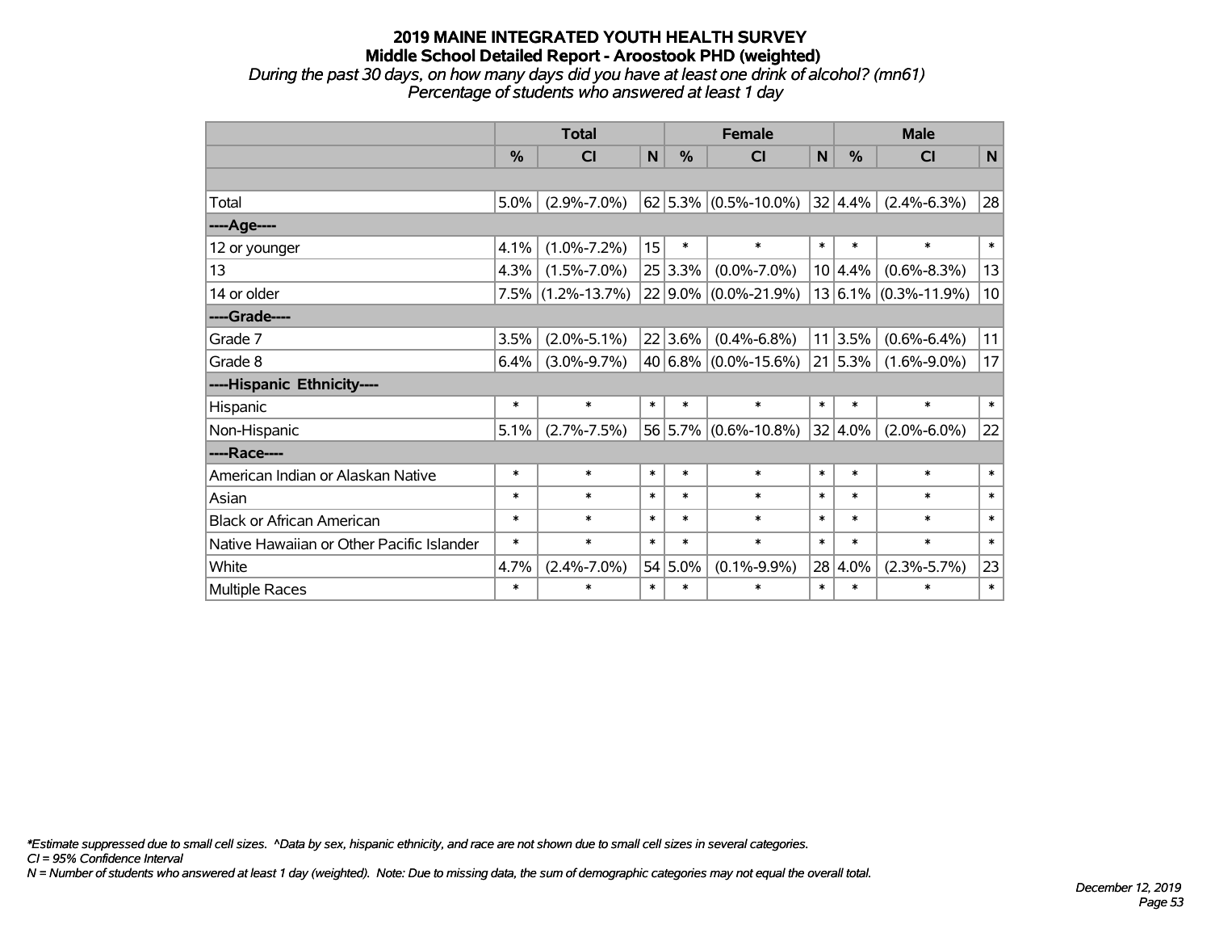# 2019 MAINE INTEGRATED YOUTH HEALTH SURVEY

## Middle School Detailed Report - Aroostook PHD (weighted)

*During the past 30 days, on how many days did you have at least one drink of alcohol? (mn61)*

*Percentage of students who answered at least 1 day*

| | Total | | | Female | | | Male | | |
|---|---|---|---|---|---|---|---|---|---|
| | % | CI | N | % | CI | N | % | CI | N |
| | | | | | | | | | |
| Total | 5.0% | (2.9%-7.0%) | 62 | 5.3% | (0.5%-10.0%) | 32 | 4.4% | (2.4%-6.3%) | 28 |
| ----Age---- | | | | | | | | | |
| 12 or younger | 4.1% | (1.0%-7.2%) | 15 | * | * | * | * | * | * |
| 13 | 4.3% | (1.5%-7.0%) | 25 | 3.3% | (0.0%-7.0%) | 10 | 4.4% | (0.6%-8.3%) | 13 |
| 14 or older | 7.5% | (1.2%-13.7%) | 22 | 9.0% | (0.0%-21.9%) | 13 | 6.1% | (0.3%-11.9%) | 10 |
| ----Grade---- | | | | | | | | | |
| Grade 7 | 3.5% | (2.0%-5.1%) | 22 | 3.6% | (0.4%-6.8%) | 11 | 3.5% | (0.6%-6.4%) | 11 |
| Grade 8 | 6.4% | (3.0%-9.7%) | 40 | 6.8% | (0.0%-15.6%) | 21 | 5.3% | (1.6%-9.0%) | 17 |
| ----Hispanic Ethnicity---- | | | | | | | | | |
| Hispanic | * | * | * | * | * | * | * | * | * |
| Non-Hispanic | 5.1% | (2.7%-7.5%) | 56 | 5.7% | (0.6%-10.8%) | 32 | 4.0% | (2.0%-6.0%) | 22 |
| ----Race---- | | | | | | | | | |
| American Indian or Alaskan Native | * | * | * | * | * | * | * | * | * |
| Asian | * | * | * | * | * | * | * | * | * |
| Black or African American | * | * | * | * | * | * | * | * | * |
| Native Hawaiian or Other Pacific Islander | * | * | * | * | * | * | * | * | * |
| White | 4.7% | (2.4%-7.0%) | 54 | 5.0% | (0.1%-9.9%) | 28 | 4.0% | (2.3%-5.7%) | 23 |
| Multiple Races | * | * | * | * | * | * | * | * | * |

*\*Estimate suppressed due to small cell sizes. ^Data by sex, hispanic ethnicity, and race are not shown due to small cell sizes in several categories.*
*CI = 95% Confidence Interval*
*N = Number of students who answered at least 1 day (weighted). Note: Due to missing data, the sum of demographic categories may not equal the overall total.*

*December 12, 2019*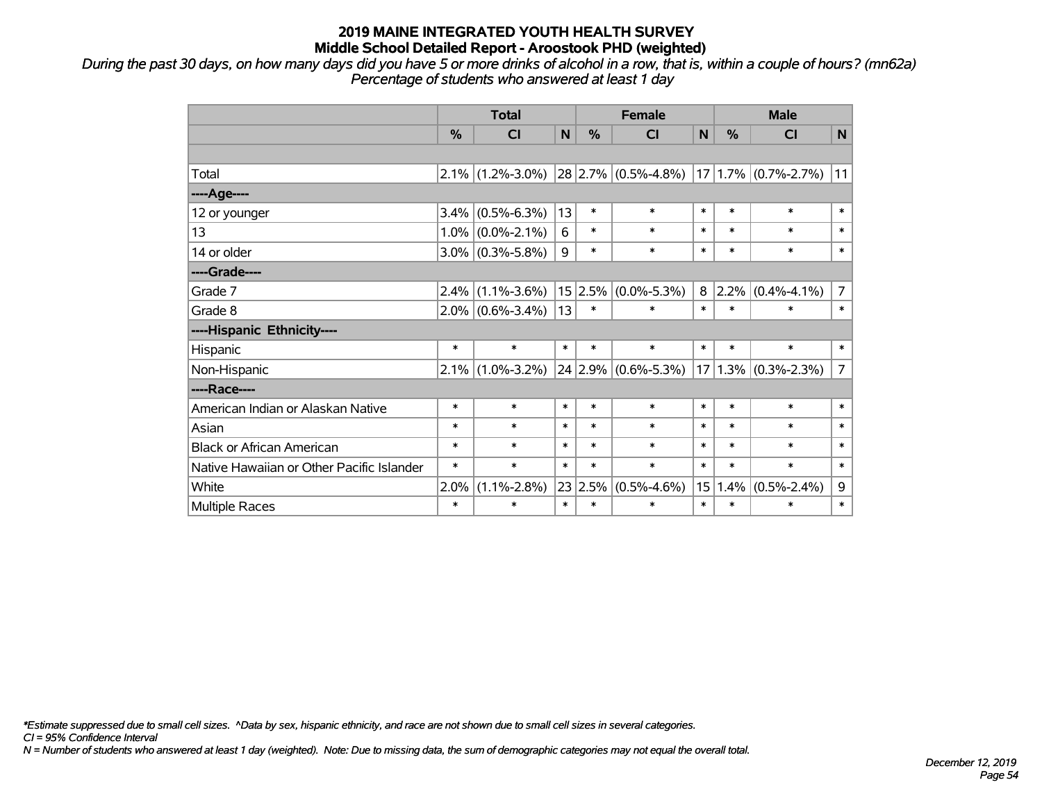# 2019 MAINE INTEGRATED YOUTH HEALTH SURVEY
## Middle School Detailed Report - Aroostook PHD (weighted)

*During the past 30 days, on how many days did you have 5 or more drinks of alcohol in a row, that is, within a couple of hours? (mn62a)*
*Percentage of students who answered at least 1 day*

| | Total | | | Female | | | Male | | |
|---|---|---|---|---|---|---|---|---|---|
| | % | CI | N | % | CI | N | % | CI | N |
| | | | | | | | | | |
| Total | 2.1% | (1.2%-3.0%) | 28 | 2.7% | (0.5%-4.8%) | 17 | 1.7% | (0.7%-2.7%) | 11 |
| ----Age---- | | | | | | | | | |
| 12 or younger | 3.4% | (0.5%-6.3%) | 13 | * | * | * | * | * | * |
| 13 | 1.0% | (0.0%-2.1%) | 6 | * | * | * | * | * | * |
| 14 or older | 3.0% | (0.3%-5.8%) | 9 | * | * | * | * | * | * |
| ----Grade---- | | | | | | | | | |
| Grade 7 | 2.4% | (1.1%-3.6%) | 15 | 2.5% | (0.0%-5.3%) | 8 | 2.2% | (0.4%-4.1%) | 7 |
| Grade 8 | 2.0% | (0.6%-3.4%) | 13 | * | * | * | * | * | * |
| ----Hispanic Ethnicity---- | | | | | | | | | |
| Hispanic | * | * | * | * | * | * | * | * | * |
| Non-Hispanic | 2.1% | (1.0%-3.2%) | 24 | 2.9% | (0.6%-5.3%) | 17 | 1.3% | (0.3%-2.3%) | 7 |
| ----Race---- | | | | | | | | | |
| American Indian or Alaskan Native | * | * | * | * | * | * | * | * | * |
| Asian | * | * | * | * | * | * | * | * | * |
| Black or African American | * | * | * | * | * | * | * | * | * |
| Native Hawaiian or Other Pacific Islander | * | * | * | * | * | * | * | * | * |
| White | 2.0% | (1.1%-2.8%) | 23 | 2.5% | (0.5%-4.6%) | 15 | 1.4% | (0.5%-2.4%) | 9 |
| Multiple Races | * | * | * | * | * | * | * | * | * |

*\*Estimate suppressed due to small cell sizes. ^Data by sex, hispanic ethnicity, and race are not shown due to small cell sizes in several categories.*
*CI = 95% Confidence Interval*
*N = Number of students who answered at least 1 day (weighted). Note: Due to missing data, the sum of demographic categories may not equal the overall total.*

*December 12, 2019*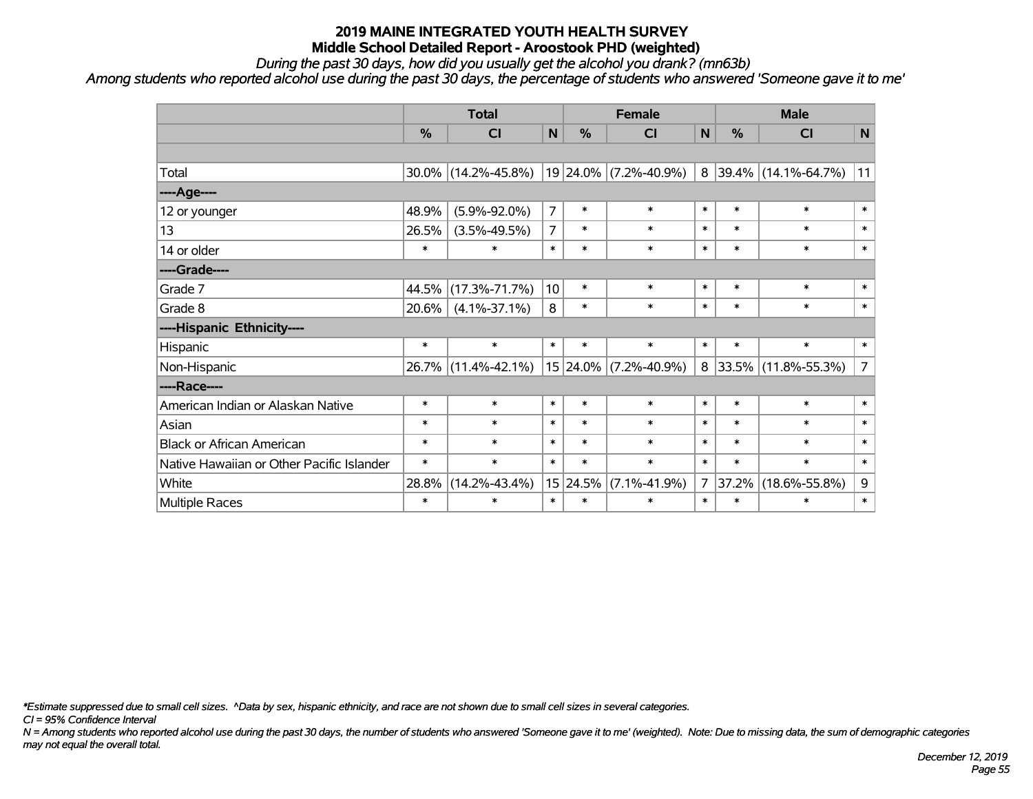# 2019 MAINE INTEGRATED YOUTH HEALTH SURVEY

## Middle School Detailed Report - Aroostook PHD (weighted)

*During the past 30 days, how did you usually get the alcohol you drank? (mn63b)*

*Among students who reported alcohol use during the past 30 days, the percentage of students who answered 'Someone gave it to me'*

| | Total | | | Female | | | Male | | |
|---|---|---|---|---|---|---|---|---|---|
| | % | CI | N | % | CI | N | % | CI | N |
| Total | 30.0% | (14.2%-45.8%) | 19 | 24.0% | (7.2%-40.9%) | 8 | 39.4% | (14.1%-64.7%) | 11 |
| ----Age---- | | | | | | | | | |
| 12 or younger | 48.9% | (5.9%-92.0%) | 7 | * | * | * | * | * | * |
| 13 | 26.5% | (3.5%-49.5%) | 7 | * | * | * | * | * | * |
| 14 or older | * | * | * | * | * | * | * | * | * |
| ----Grade---- | | | | | | | | | |
| Grade 7 | 44.5% | (17.3%-71.7%) | 10 | * | * | * | * | * | * |
| Grade 8 | 20.6% | (4.1%-37.1%) | 8 | * | * | * | * | * | * |
| ----Hispanic Ethnicity---- | | | | | | | | | |
| Hispanic | * | * | * | * | * | * | * | * | * |
| Non-Hispanic | 26.7% | (11.4%-42.1%) | 15 | 24.0% | (7.2%-40.9%) | 8 | 33.5% | (11.8%-55.3%) | 7 |
| ----Race---- | | | | | | | | | |
| American Indian or Alaskan Native | * | * | * | * | * | * | * | * | * |
| Asian | * | * | * | * | * | * | * | * | * |
| Black or African American | * | * | * | * | * | * | * | * | * |
| Native Hawaiian or Other Pacific Islander | * | * | * | * | * | * | * | * | * |
| White | 28.8% | (14.2%-43.4%) | 15 | 24.5% | (7.1%-41.9%) | 7 | 37.2% | (18.6%-55.8%) | 9 |
| Multiple Races | * | * | * | * | * | * | * | * | * |

*\*Estimate suppressed due to small cell sizes. ^Data by sex, hispanic ethnicity, and race are not shown due to small cell sizes in several categories.*

*CI = 95% Confidence Interval*

*N = Among students who reported alcohol use during the past 30 days, the number of students who answered 'Someone gave it to me' (weighted). Note: Due to missing data, the sum of demographic categories may not equal the overall total.*

*December 12, 2019*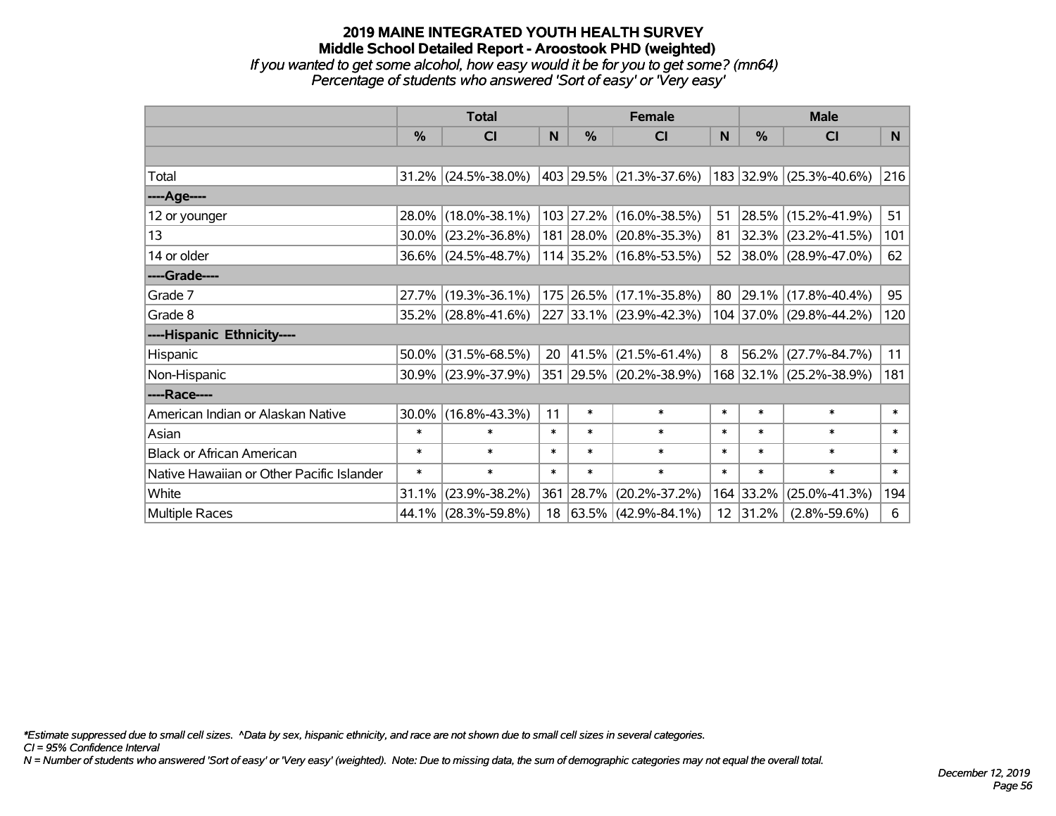# 2019 MAINE INTEGRATED YOUTH HEALTH SURVEY
## Middle School Detailed Report - Aroostook PHD (weighted)
*If you wanted to get some alcohol, how easy would it be for you to get some? (mn64)*
*Percentage of students who answered 'Sort of easy' or 'Very easy'*

| | Total | | | Female | | | Male | | |
|---|---|---|---|---|---|---|---|---|---|
| | % | CI | N | % | CI | N | % | CI | N |
| | | | | | | | | | |
| Total | 31.2% | (24.5%-38.0%) | 403 | 29.5% | (21.3%-37.6%) | 183 | 32.9% | (25.3%-40.6%) | 216 |
| ----Age---- | | | | | | | | | |
| 12 or younger | 28.0% | (18.0%-38.1%) | 103 | 27.2% | (16.0%-38.5%) | 51 | 28.5% | (15.2%-41.9%) | 51 |
| 13 | 30.0% | (23.2%-36.8%) | 181 | 28.0% | (20.8%-35.3%) | 81 | 32.3% | (23.2%-41.5%) | 101 |
| 14 or older | 36.6% | (24.5%-48.7%) | 114 | 35.2% | (16.8%-53.5%) | 52 | 38.0% | (28.9%-47.0%) | 62 |
| ----Grade---- | | | | | | | | | |
| Grade 7 | 27.7% | (19.3%-36.1%) | 175 | 26.5% | (17.1%-35.8%) | 80 | 29.1% | (17.8%-40.4%) | 95 |
| Grade 8 | 35.2% | (28.8%-41.6%) | 227 | 33.1% | (23.9%-42.3%) | 104 | 37.0% | (29.8%-44.2%) | 120 |
| ----Hispanic Ethnicity---- | | | | | | | | | |
| Hispanic | 50.0% | (31.5%-68.5%) | 20 | 41.5% | (21.5%-61.4%) | 8 | 56.2% | (27.7%-84.7%) | 11 |
| Non-Hispanic | 30.9% | (23.9%-37.9%) | 351 | 29.5% | (20.2%-38.9%) | 168 | 32.1% | (25.2%-38.9%) | 181 |
| ----Race---- | | | | | | | | | |
| American Indian or Alaskan Native | 30.0% | (16.8%-43.3%) | 11 | * | * | * | * | * | * |
| Asian | * | * | * | * | * | * | * | * | * |
| Black or African American | * | * | * | * | * | * | * | * | * |
| Native Hawaiian or Other Pacific Islander | * | * | * | * | * | * | * | * | * |
| White | 31.1% | (23.9%-38.2%) | 361 | 28.7% | (20.2%-37.2%) | 164 | 33.2% | (25.0%-41.3%) | 194 |
| Multiple Races | 44.1% | (28.3%-59.8%) | 18 | 63.5% | (42.9%-84.1%) | 12 | 31.2% | (2.8%-59.6%) | 6 |

*\*Estimate suppressed due to small cell sizes. ^Data by sex, hispanic ethnicity, and race are not shown due to small cell sizes in several categories.*
*CI = 95% Confidence Interval*
*N = Number of students who answered 'Sort of easy' or 'Very easy' (weighted). Note: Due to missing data, the sum of demographic categories may not equal the overall total.*

*December 12, 2019*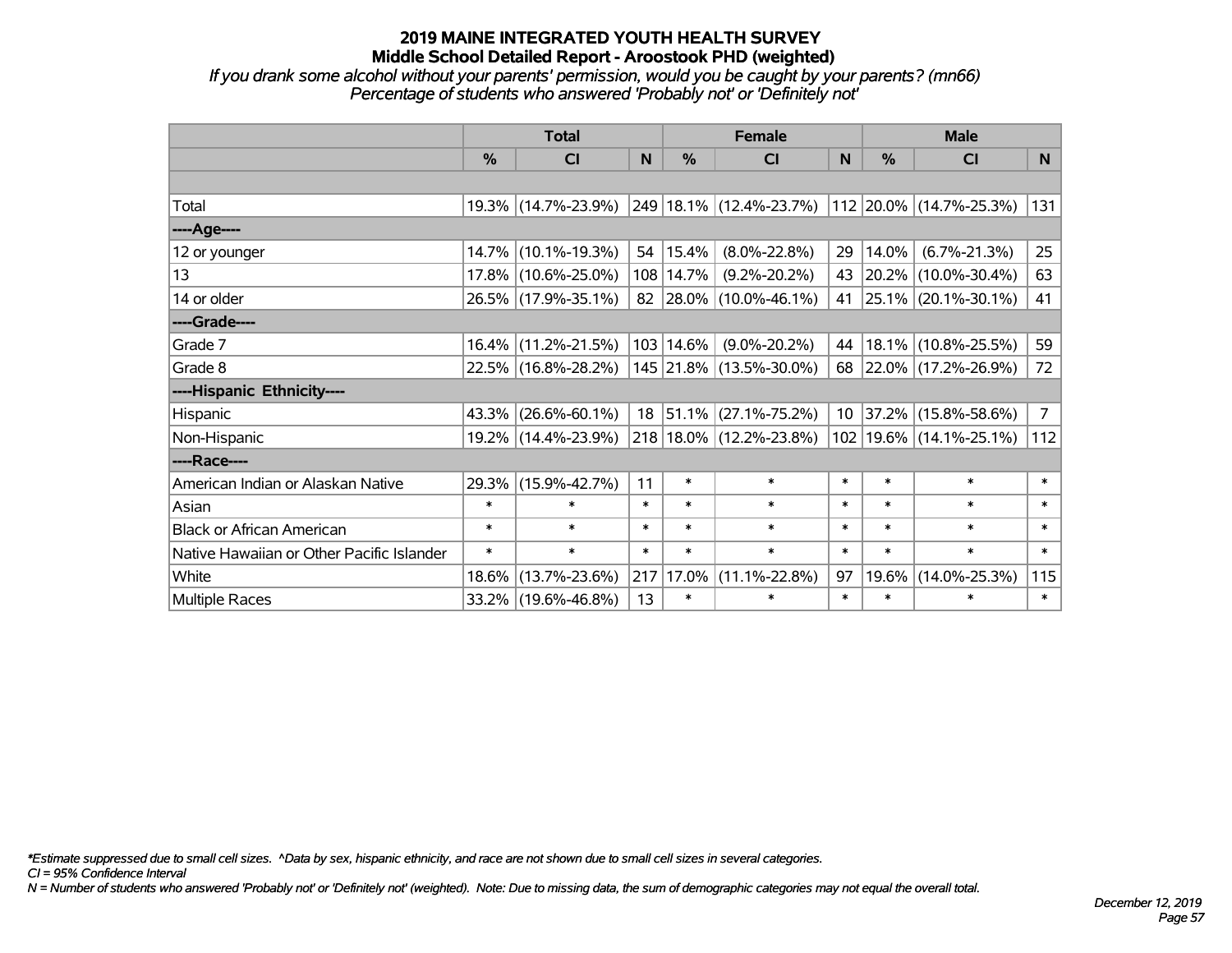# 2019 MAINE INTEGRATED YOUTH HEALTH SURVEY
## Middle School Detailed Report - Aroostook PHD (weighted)

*If you drank some alcohol without your parents' permission, would you be caught by your parents? (mn66)*
*Percentage of students who answered 'Probably not' or 'Definitely not'*

| | Total | | | Female | | | Male | | |
|---|---|---|---|---|---|---|---|---|---|
| | % | CI | N | % | CI | N | % | CI | N |
| Total | 19.3% | (14.7%-23.9%) | 249 | 18.1% | (12.4%-23.7%) | 112 | 20.0% | (14.7%-25.3%) | 131 |
| ----Age---- | | | | | | | | | |
| 12 or younger | 14.7% | (10.1%-19.3%) | 54 | 15.4% | (8.0%-22.8%) | 29 | 14.0% | (6.7%-21.3%) | 25 |
| 13 | 17.8% | (10.6%-25.0%) | 108 | 14.7% | (9.2%-20.2%) | 43 | 20.2% | (10.0%-30.4%) | 63 |
| 14 or older | 26.5% | (17.9%-35.1%) | 82 | 28.0% | (10.0%-46.1%) | 41 | 25.1% | (20.1%-30.1%) | 41 |
| ----Grade---- | | | | | | | | | |
| Grade 7 | 16.4% | (11.2%-21.5%) | 103 | 14.6% | (9.0%-20.2%) | 44 | 18.1% | (10.8%-25.5%) | 59 |
| Grade 8 | 22.5% | (16.8%-28.2%) | 145 | 21.8% | (13.5%-30.0%) | 68 | 22.0% | (17.2%-26.9%) | 72 |
| ----Hispanic Ethnicity---- | | | | | | | | | |
| Hispanic | 43.3% | (26.6%-60.1%) | 18 | 51.1% | (27.1%-75.2%) | 10 | 37.2% | (15.8%-58.6%) | 7 |
| Non-Hispanic | 19.2% | (14.4%-23.9%) | 218 | 18.0% | (12.2%-23.8%) | 102 | 19.6% | (14.1%-25.1%) | 112 |
| ----Race---- | | | | | | | | | |
| American Indian or Alaskan Native | 29.3% | (15.9%-42.7%) | 11 | * | * | * | * | * | * |
| Asian | * | * | * | * | * | * | * | * | * |
| Black or African American | * | * | * | * | * | * | * | * | * |
| Native Hawaiian or Other Pacific Islander | * | * | * | * | * | * | * | * | * |
| White | 18.6% | (13.7%-23.6%) | 217 | 17.0% | (11.1%-22.8%) | 97 | 19.6% | (14.0%-25.3%) | 115 |
| Multiple Races | 33.2% | (19.6%-46.8%) | 13 | * | * | * | * | * | * |

*Estimate suppressed due to small cell sizes. ^Data by sex, hispanic ethnicity, and race are not shown due to small cell sizes in several categories.
*CI = 95% Confidence Interval*
*N = Number of students who answered 'Probably not' or 'Definitely not' (weighted). Note: Due to missing data, the sum of demographic categories may not equal the overall total.*

*December 12, 2019*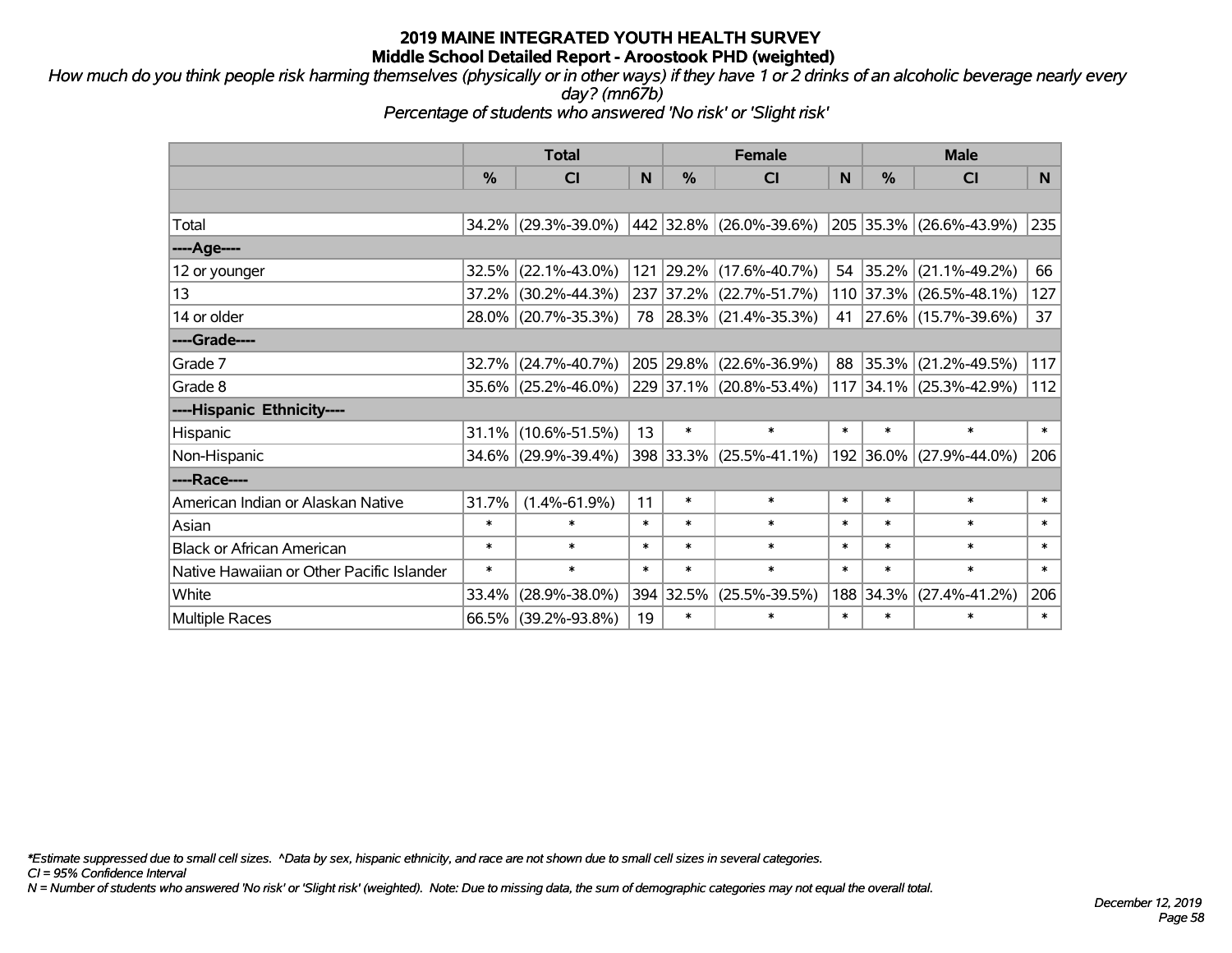# 2019 MAINE INTEGRATED YOUTH HEALTH SURVEY
## Middle School Detailed Report - Aroostook PHD (weighted)

*How much do you think people risk harming themselves (physically or in other ways) if they have 1 or 2 drinks of an alcoholic beverage nearly every day? (mn67b)*

*Percentage of students who answered 'No risk' or 'Slight risk'*

| | Total | | | Female | | | Male | | |
|---|---|---|---|---|---|---|---|---|---|
| | % | CI | N | % | CI | N | % | CI | N |
| Total | 34.2% | (29.3%-39.0%) | 442 | 32.8% | (26.0%-39.6%) | 205 | 35.3% | (26.6%-43.9%) | 235 |
| ----Age---- | | | | | | | | | |
| 12 or younger | 32.5% | (22.1%-43.0%) | 121 | 29.2% | (17.6%-40.7%) | 54 | 35.2% | (21.1%-49.2%) | 66 |
| 13 | 37.2% | (30.2%-44.3%) | 237 | 37.2% | (22.7%-51.7%) | 110 | 37.3% | (26.5%-48.1%) | 127 |
| 14 or older | 28.0% | (20.7%-35.3%) | 78 | 28.3% | (21.4%-35.3%) | 41 | 27.6% | (15.7%-39.6%) | 37 |
| ----Grade---- | | | | | | | | | |
| Grade 7 | 32.7% | (24.7%-40.7%) | 205 | 29.8% | (22.6%-36.9%) | 88 | 35.3% | (21.2%-49.5%) | 117 |
| Grade 8 | 35.6% | (25.2%-46.0%) | 229 | 37.1% | (20.8%-53.4%) | 117 | 34.1% | (25.3%-42.9%) | 112 |
| ----Hispanic Ethnicity---- | | | | | | | | | |
| Hispanic | 31.1% | (10.6%-51.5%) | 13 | * | * | * | * | * | * |
| Non-Hispanic | 34.6% | (29.9%-39.4%) | 398 | 33.3% | (25.5%-41.1%) | 192 | 36.0% | (27.9%-44.0%) | 206 |
| ----Race---- | | | | | | | | | |
| American Indian or Alaskan Native | 31.7% | (1.4%-61.9%) | 11 | * | * | * | * | * | * |
| Asian | * | * | * | * | * | * | * | * | * |
| Black or African American | * | * | * | * | * | * | * | * | * |
| Native Hawaiian or Other Pacific Islander | * | * | * | * | * | * | * | * | * |
| White | 33.4% | (28.9%-38.0%) | 394 | 32.5% | (25.5%-39.5%) | 188 | 34.3% | (27.4%-41.2%) | 206 |
| Multiple Races | 66.5% | (39.2%-93.8%) | 19 | * | * | * | * | * | * |

*\*Estimate suppressed due to small cell sizes. ^Data by sex, hispanic ethnicity, and race are not shown due to small cell sizes in several categories.*

*CI = 95% Confidence Interval*

*N = Number of students who answered 'No risk' or 'Slight risk' (weighted). Note: Due to missing data, the sum of demographic categories may not equal the overall total.*

*December 12, 2019*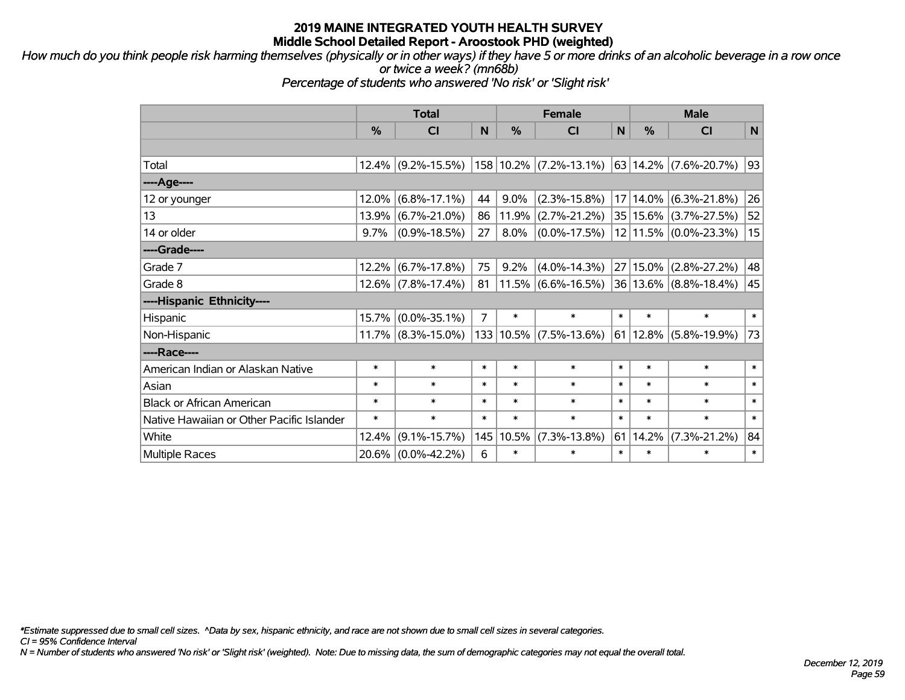# 2019 MAINE INTEGRATED YOUTH HEALTH SURVEY
## Middle School Detailed Report - Aroostook PHD (weighted)

*How much do you think people risk harming themselves (physically or in other ways) if they have 5 or more drinks of an alcoholic beverage in a row once or twice a week? (mn68b)*
*Percentage of students who answered 'No risk' or 'Slight risk'*

| | Total | | | Female | | | Male | | |
|---|---|---|---|---|---|---|---|---|---|
| | % | CI | N | % | CI | N | % | CI | N |
| Total | 12.4% | (9.2%-15.5%) | 158 | 10.2% | (7.2%-13.1%) | 63 | 14.2% | (7.6%-20.7%) | 93 |
| ----Age---- | | | | | | | | | |
| 12 or younger | 12.0% | (6.8%-17.1%) | 44 | 9.0% | (2.3%-15.8%) | 17 | 14.0% | (6.3%-21.8%) | 26 |
| 13 | 13.9% | (6.7%-21.0%) | 86 | 11.9% | (2.7%-21.2%) | 35 | 15.6% | (3.7%-27.5%) | 52 |
| 14 or older | 9.7% | (0.9%-18.5%) | 27 | 8.0% | (0.0%-17.5%) | 12 | 11.5% | (0.0%-23.3%) | 15 |
| ----Grade---- | | | | | | | | | |
| Grade 7 | 12.2% | (6.7%-17.8%) | 75 | 9.2% | (4.0%-14.3%) | 27 | 15.0% | (2.8%-27.2%) | 48 |
| Grade 8 | 12.6% | (7.8%-17.4%) | 81 | 11.5% | (6.6%-16.5%) | 36 | 13.6% | (8.8%-18.4%) | 45 |
| ----Hispanic Ethnicity---- | | | | | | | | | |
| Hispanic | 15.7% | (0.0%-35.1%) | 7 | * | * | * | * | * | * |
| Non-Hispanic | 11.7% | (8.3%-15.0%) | 133 | 10.5% | (7.5%-13.6%) | 61 | 12.8% | (5.8%-19.9%) | 73 |
| ----Race---- | | | | | | | | | |
| American Indian or Alaskan Native | * | * | * | * | * | * | * | * | * |
| Asian | * | * | * | * | * | * | * | * | * |
| Black or African American | * | * | * | * | * | * | * | * | * |
| Native Hawaiian or Other Pacific Islander | * | * | * | * | * | * | * | * | * |
| White | 12.4% | (9.1%-15.7%) | 145 | 10.5% | (7.3%-13.8%) | 61 | 14.2% | (7.3%-21.2%) | 84 |
| Multiple Races | 20.6% | (0.0%-42.2%) | 6 | * | * | * | * | * | * |

*\*Estimate suppressed due to small cell sizes. ^Data by sex, hispanic ethnicity, and race are not shown due to small cell sizes in several categories.*
*CI = 95% Confidence Interval*
*N = Number of students who answered 'No risk' or 'Slight risk' (weighted). Note: Due to missing data, the sum of demographic categories may not equal the overall total.*

*December 12, 2019*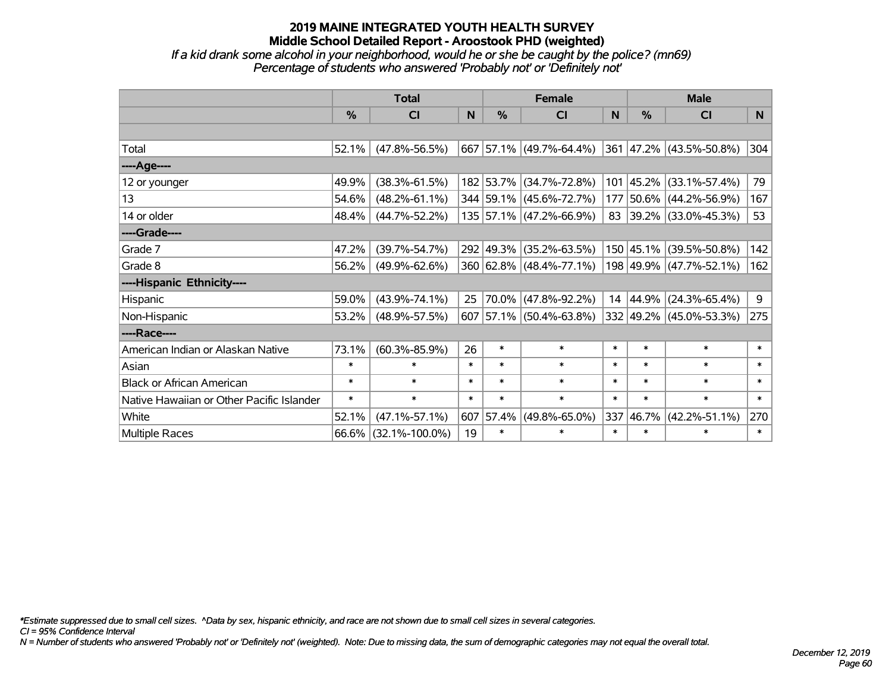# 2019 MAINE INTEGRATED YOUTH HEALTH SURVEY
## Middle School Detailed Report - Aroostook PHD (weighted)
*If a kid drank some alcohol in your neighborhood, would he or she be caught by the police? (mn69)*
*Percentage of students who answered 'Probably not' or 'Definitely not'*

| | Total | | | Female | | | Male | | |
|---|---|---|---|---|---|---|---|---|---|
| | % | CI | N | % | CI | N | % | CI | N |
| Total | 52.1% | (47.8%-56.5%) | 667 | 57.1% | (49.7%-64.4%) | 361 | 47.2% | (43.5%-50.8%) | 304 |
| ----Age---- | | | | | | | | | |
| 12 or younger | 49.9% | (38.3%-61.5%) | 182 | 53.7% | (34.7%-72.8%) | 101 | 45.2% | (33.1%-57.4%) | 79 |
| 13 | 54.6% | (48.2%-61.1%) | 344 | 59.1% | (45.6%-72.7%) | 177 | 50.6% | (44.2%-56.9%) | 167 |
| 14 or older | 48.4% | (44.7%-52.2%) | 135 | 57.1% | (47.2%-66.9%) | 83 | 39.2% | (33.0%-45.3%) | 53 |
| ----Grade---- | | | | | | | | | |
| Grade 7 | 47.2% | (39.7%-54.7%) | 292 | 49.3% | (35.2%-63.5%) | 150 | 45.1% | (39.5%-50.8%) | 142 |
| Grade 8 | 56.2% | (49.9%-62.6%) | 360 | 62.8% | (48.4%-77.1%) | 198 | 49.9% | (47.7%-52.1%) | 162 |
| ----Hispanic Ethnicity---- | | | | | | | | | |
| Hispanic | 59.0% | (43.9%-74.1%) | 25 | 70.0% | (47.8%-92.2%) | 14 | 44.9% | (24.3%-65.4%) | 9 |
| Non-Hispanic | 53.2% | (48.9%-57.5%) | 607 | 57.1% | (50.4%-63.8%) | 332 | 49.2% | (45.0%-53.3%) | 275 |
| ----Race---- | | | | | | | | | |
| American Indian or Alaskan Native | 73.1% | (60.3%-85.9%) | 26 | * | * | * | * | * | * |
| Asian | * | * | * | * | * | * | * | * | * |
| Black or African American | * | * | * | * | * | * | * | * | * |
| Native Hawaiian or Other Pacific Islander | * | * | * | * | * | * | * | * | * |
| White | 52.1% | (47.1%-57.1%) | 607 | 57.4% | (49.8%-65.0%) | 337 | 46.7% | (42.2%-51.1%) | 270 |
| Multiple Races | 66.6% | (32.1%-100.0%) | 19 | * | * | * | * | * | * |

*\*Estimate suppressed due to small cell sizes. ^Data by sex, hispanic ethnicity, and race are not shown due to small cell sizes in several categories.*
*CI = 95% Confidence Interval*
*N = Number of students who answered 'Probably not' or 'Definitely not' (weighted). Note: Due to missing data, the sum of demographic categories may not equal the overall total.*

*December 12, 2019*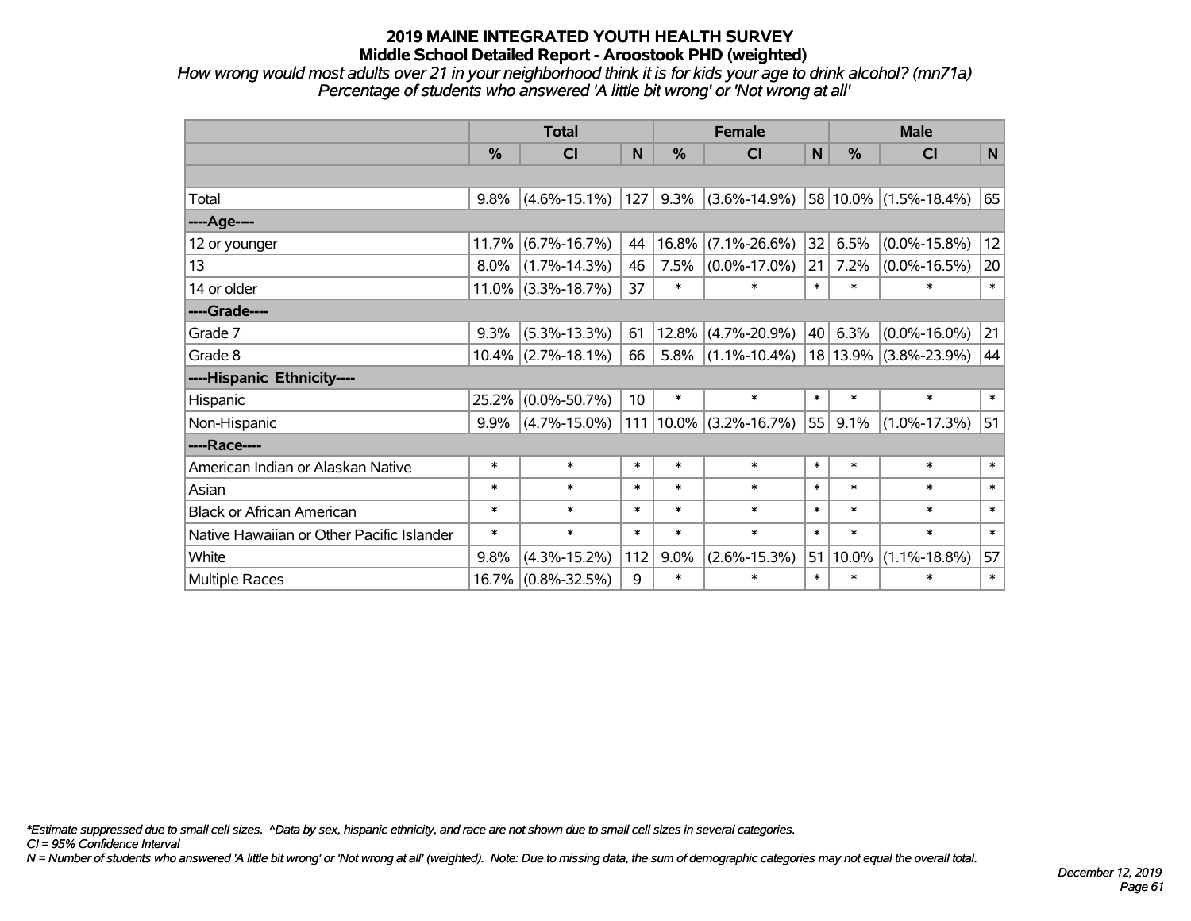# 2019 MAINE INTEGRATED YOUTH HEALTH SURVEY
## Middle School Detailed Report - Aroostook PHD (weighted)

*How wrong would most adults over 21 in your neighborhood think it is for kids your age to drink alcohol? (mn71a)*
*Percentage of students who answered 'A little bit wrong' or 'Not wrong at all'*

| | Total | | | Female | | | Male | | |
|---|---|---|---|---|---|---|---|---|---|
| | % | CI | N | % | CI | N | % | CI | N |
| Total | 9.8% | (4.6%-15.1%) | 127 | 9.3% | (3.6%-14.9%) | 58 | 10.0% | (1.5%-18.4%) | 65 |
| ----Age---- | | | | | | | | | |
| 12 or younger | 11.7% | (6.7%-16.7%) | 44 | 16.8% | (7.1%-26.6%) | 32 | 6.5% | (0.0%-15.8%) | 12 |
| 13 | 8.0% | (1.7%-14.3%) | 46 | 7.5% | (0.0%-17.0%) | 21 | 7.2% | (0.0%-16.5%) | 20 |
| 14 or older | 11.0% | (3.3%-18.7%) | 37 | * | * | * | * | * | * |
| ----Grade---- | | | | | | | | | |
| Grade 7 | 9.3% | (5.3%-13.3%) | 61 | 12.8% | (4.7%-20.9%) | 40 | 6.3% | (0.0%-16.0%) | 21 |
| Grade 8 | 10.4% | (2.7%-18.1%) | 66 | 5.8% | (1.1%-10.4%) | 18 | 13.9% | (3.8%-23.9%) | 44 |
| ----Hispanic Ethnicity---- | | | | | | | | | |
| Hispanic | 25.2% | (0.0%-50.7%) | 10 | * | * | * | * | * | * |
| Non-Hispanic | 9.9% | (4.7%-15.0%) | 111 | 10.0% | (3.2%-16.7%) | 55 | 9.1% | (1.0%-17.3%) | 51 |
| ----Race---- | | | | | | | | | |
| American Indian or Alaskan Native | * | * | * | * | * | * | * | * | * |
| Asian | * | * | * | * | * | * | * | * | * |
| Black or African American | * | * | * | * | * | * | * | * | * |
| Native Hawaiian or Other Pacific Islander | * | * | * | * | * | * | * | * | * |
| White | 9.8% | (4.3%-15.2%) | 112 | 9.0% | (2.6%-15.3%) | 51 | 10.0% | (1.1%-18.8%) | 57 |
| Multiple Races | 16.7% | (0.8%-32.5%) | 9 | * | * | * | * | * | * |

*\*Estimate suppressed due to small cell sizes. ^Data by sex, hispanic ethnicity, and race are not shown due to small cell sizes in several categories.*

*CI = 95% Confidence Interval*

*N = Number of students who answered 'A little bit wrong' or 'Not wrong at all' (weighted). Note: Due to missing data, the sum of demographic categories may not equal the overall total.*

*December 12, 2019*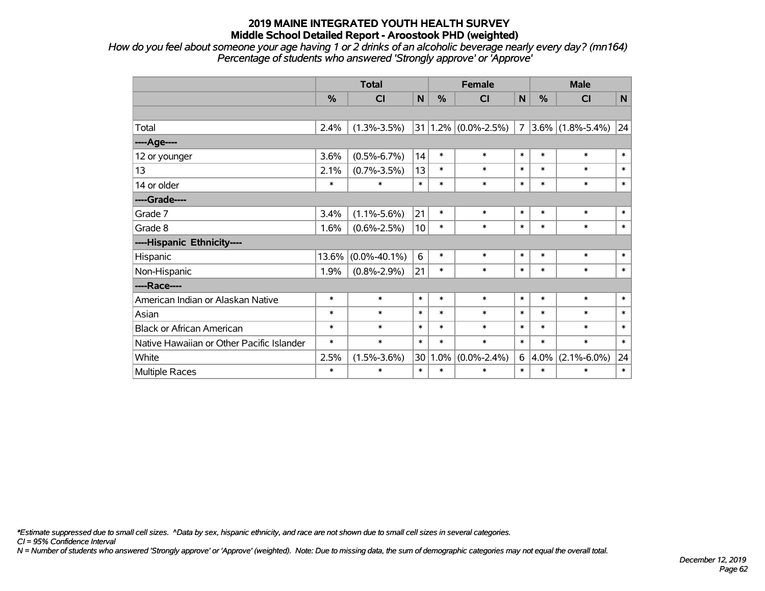# 2019 MAINE INTEGRATED YOUTH HEALTH SURVEY

## Middle School Detailed Report - Aroostook PHD (weighted)

*How do you feel about someone your age having 1 or 2 drinks of an alcoholic beverage nearly every day? (mn164)*

*Percentage of students who answered 'Strongly approve' or 'Approve'*

| | Total | | | Female | | | Male | | |
|---|---|---|---|---|---|---|---|---|---|
| | % | CI | N | % | CI | N | % | CI | N |
| | | | | | | | | | |
| Total | 2.4% | (1.3%-3.5%) | 31 | 1.2% | (0.0%-2.5%) | 7 | 3.6% | (1.8%-5.4%) | 24 |
| ----Age---- | | | | | | | | | |
| 12 or younger | 3.6% | (0.5%-6.7%) | 14 | * | * | * | * | * | * |
| 13 | 2.1% | (0.7%-3.5%) | 13 | * | * | * | * | * | * |
| 14 or older | * | * | * | * | * | * | * | * | * |
| ----Grade---- | | | | | | | | | |
| Grade 7 | 3.4% | (1.1%-5.6%) | 21 | * | * | * | * | * | * |
| Grade 8 | 1.6% | (0.6%-2.5%) | 10 | * | * | * | * | * | * |
| ----Hispanic Ethnicity---- | | | | | | | | | |
| Hispanic | 13.6% | (0.0%-40.1%) | 6 | * | * | * | * | * | * |
| Non-Hispanic | 1.9% | (0.8%-2.9%) | 21 | * | * | * | * | * | * |
| ----Race---- | | | | | | | | | |
| American Indian or Alaskan Native | * | * | * | * | * | * | * | * | * |
| Asian | * | * | * | * | * | * | * | * | * |
| Black or African American | * | * | * | * | * | * | * | * | * |
| Native Hawaiian or Other Pacific Islander | * | * | * | * | * | * | * | * | * |
| White | 2.5% | (1.5%-3.6%) | 30 | 1.0% | (0.0%-2.4%) | 6 | 4.0% | (2.1%-6.0%) | 24 |
| Multiple Races | * | * | * | * | * | * | * | * | * |

*\*Estimate suppressed due to small cell sizes. ^Data by sex, hispanic ethnicity, and race are not shown due to small cell sizes in several categories.*

*CI = 95% Confidence Interval*

*N = Number of students who answered 'Strongly approve' or 'Approve' (weighted). Note: Due to missing data, the sum of demographic categories may not equal the overall total.*

*December 12, 2019*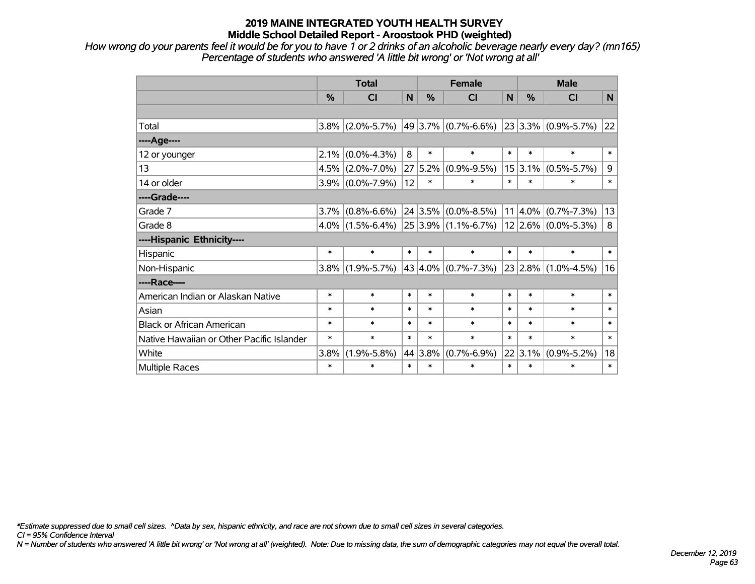# 2019 MAINE INTEGRATED YOUTH HEALTH SURVEY
## Middle School Detailed Report - Aroostook PHD (weighted)

*How wrong do your parents feel it would be for you to have 1 or 2 drinks of an alcoholic beverage nearly every day? (mn165)*
*Percentage of students who answered 'A little bit wrong' or 'Not wrong at all'*

| | Total | | | Female | | | Male | | |
|---|---|---|---|---|---|---|---|---|---|
| | % | CI | N | % | CI | N | % | CI | N |
| | | | | | | | | | |
| Total | 3.8% | (2.0%-5.7%) | 49 | 3.7% | (0.7%-6.6%) | 23 | 3.3% | (0.9%-5.7%) | 22 |
| ----Age---- | | | | | | | | | |
| 12 or younger | 2.1% | (0.0%-4.3%) | 8 | * | * | * | * | * | * |
| 13 | 4.5% | (2.0%-7.0%) | 27 | 5.2% | (0.9%-9.5%) | 15 | 3.1% | (0.5%-5.7%) | 9 |
| 14 or older | 3.9% | (0.0%-7.9%) | 12 | * | * | * | * | * | * |
| ----Grade---- | | | | | | | | | |
| Grade 7 | 3.7% | (0.8%-6.6%) | 24 | 3.5% | (0.0%-8.5%) | 11 | 4.0% | (0.7%-7.3%) | 13 |
| Grade 8 | 4.0% | (1.5%-6.4%) | 25 | 3.9% | (1.1%-6.7%) | 12 | 2.6% | (0.0%-5.3%) | 8 |
| ----Hispanic Ethnicity---- | | | | | | | | | |
| Hispanic | * | * | * | * | * | * | * | * | * |
| Non-Hispanic | 3.8% | (1.9%-5.7%) | 43 | 4.0% | (0.7%-7.3%) | 23 | 2.8% | (1.0%-4.5%) | 16 |
| ----Race---- | | | | | | | | | |
| American Indian or Alaskan Native | * | * | * | * | * | * | * | * | * |
| Asian | * | * | * | * | * | * | * | * | * |
| Black or African American | * | * | * | * | * | * | * | * | * |
| Native Hawaiian or Other Pacific Islander | * | * | * | * | * | * | * | * | * |
| White | 3.8% | (1.9%-5.8%) | 44 | 3.8% | (0.7%-6.9%) | 22 | 3.1% | (0.9%-5.2%) | 18 |
| Multiple Races | * | * | * | * | * | * | * | * | * |

*\*Estimate suppressed due to small cell sizes. ^Data by sex, hispanic ethnicity, and race are not shown due to small cell sizes in several categories.*
*CI = 95% Confidence Interval*
*N = Number of students who answered 'A little bit wrong' or 'Not wrong at all' (weighted). Note: Due to missing data, the sum of demographic categories may not equal the overall total.*

*December 12, 2019*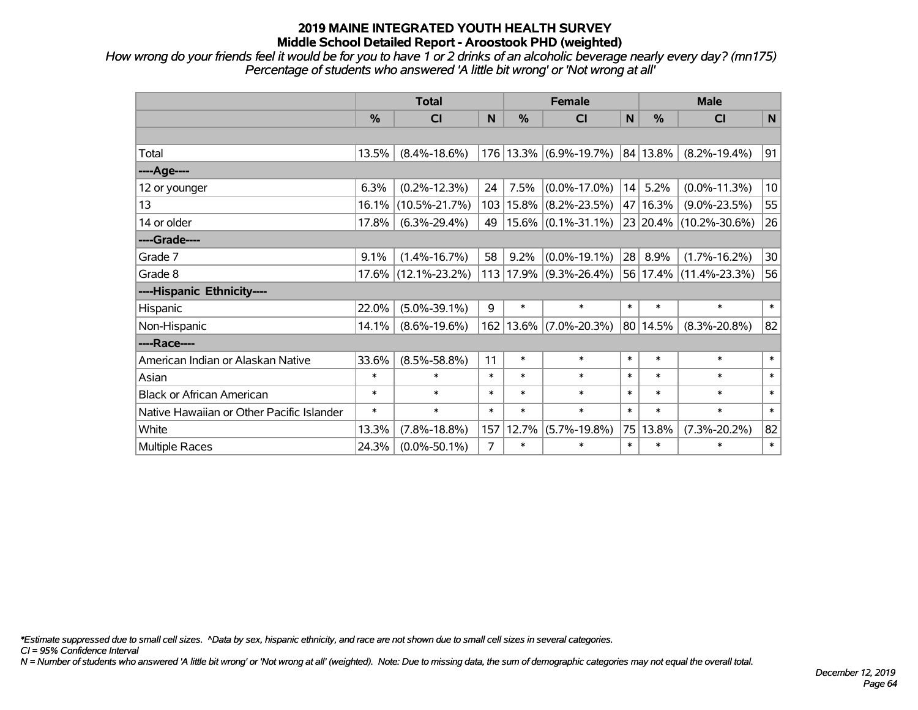# 2019 MAINE INTEGRATED YOUTH HEALTH SURVEY
## Middle School Detailed Report - Aroostook PHD (weighted)

*How wrong do your friends feel it would be for you to have 1 or 2 drinks of an alcoholic beverage nearly every day? (mn175)*
*Percentage of students who answered 'A little bit wrong' or 'Not wrong at all'*

| | Total | | | Female | | | Male | | |
|---|---|---|---|---|---|---|---|---|---|
| | % | CI | N | % | CI | N | % | CI | N |
| | | | | | | | | | |
| Total | 13.5% | (8.4%-18.6%) | 176 | 13.3% | (6.9%-19.7%) | 84 | 13.8% | (8.2%-19.4%) | 91 |
| ----Age---- | | | | | | | | | |
| 12 or younger | 6.3% | (0.2%-12.3%) | 24 | 7.5% | (0.0%-17.0%) | 14 | 5.2% | (0.0%-11.3%) | 10 |
| 13 | 16.1% | (10.5%-21.7%) | 103 | 15.8% | (8.2%-23.5%) | 47 | 16.3% | (9.0%-23.5%) | 55 |
| 14 or older | 17.8% | (6.3%-29.4%) | 49 | 15.6% | (0.1%-31.1%) | 23 | 20.4% | (10.2%-30.6%) | 26 |
| ----Grade---- | | | | | | | | | |
| Grade 7 | 9.1% | (1.4%-16.7%) | 58 | 9.2% | (0.0%-19.1%) | 28 | 8.9% | (1.7%-16.2%) | 30 |
| Grade 8 | 17.6% | (12.1%-23.2%) | 113 | 17.9% | (9.3%-26.4%) | 56 | 17.4% | (11.4%-23.3%) | 56 |
| ----Hispanic Ethnicity---- | | | | | | | | | |
| Hispanic | 22.0% | (5.0%-39.1%) | 9 | * | * | * | * | * | * |
| Non-Hispanic | 14.1% | (8.6%-19.6%) | 162 | 13.6% | (7.0%-20.3%) | 80 | 14.5% | (8.3%-20.8%) | 82 |
| ----Race---- | | | | | | | | | |
| American Indian or Alaskan Native | 33.6% | (8.5%-58.8%) | 11 | * | * | * | * | * | * |
| Asian | * | * | * | * | * | * | * | * | * |
| Black or African American | * | * | * | * | * | * | * | * | * |
| Native Hawaiian or Other Pacific Islander | * | * | * | * | * | * | * | * | * |
| White | 13.3% | (7.8%-18.8%) | 157 | 12.7% | (5.7%-19.8%) | 75 | 13.8% | (7.3%-20.2%) | 82 |
| Multiple Races | 24.3% | (0.0%-50.1%) | 7 | * | * | * | * | * | * |

*\*Estimate suppressed due to small cell sizes. ^Data by sex, hispanic ethnicity, and race are not shown due to small cell sizes in several categories.*

*CI = 95% Confidence Interval*

*N = Number of students who answered 'A little bit wrong' or 'Not wrong at all' (weighted). Note: Due to missing data, the sum of demographic categories may not equal the overall total.*

*December 12, 2019*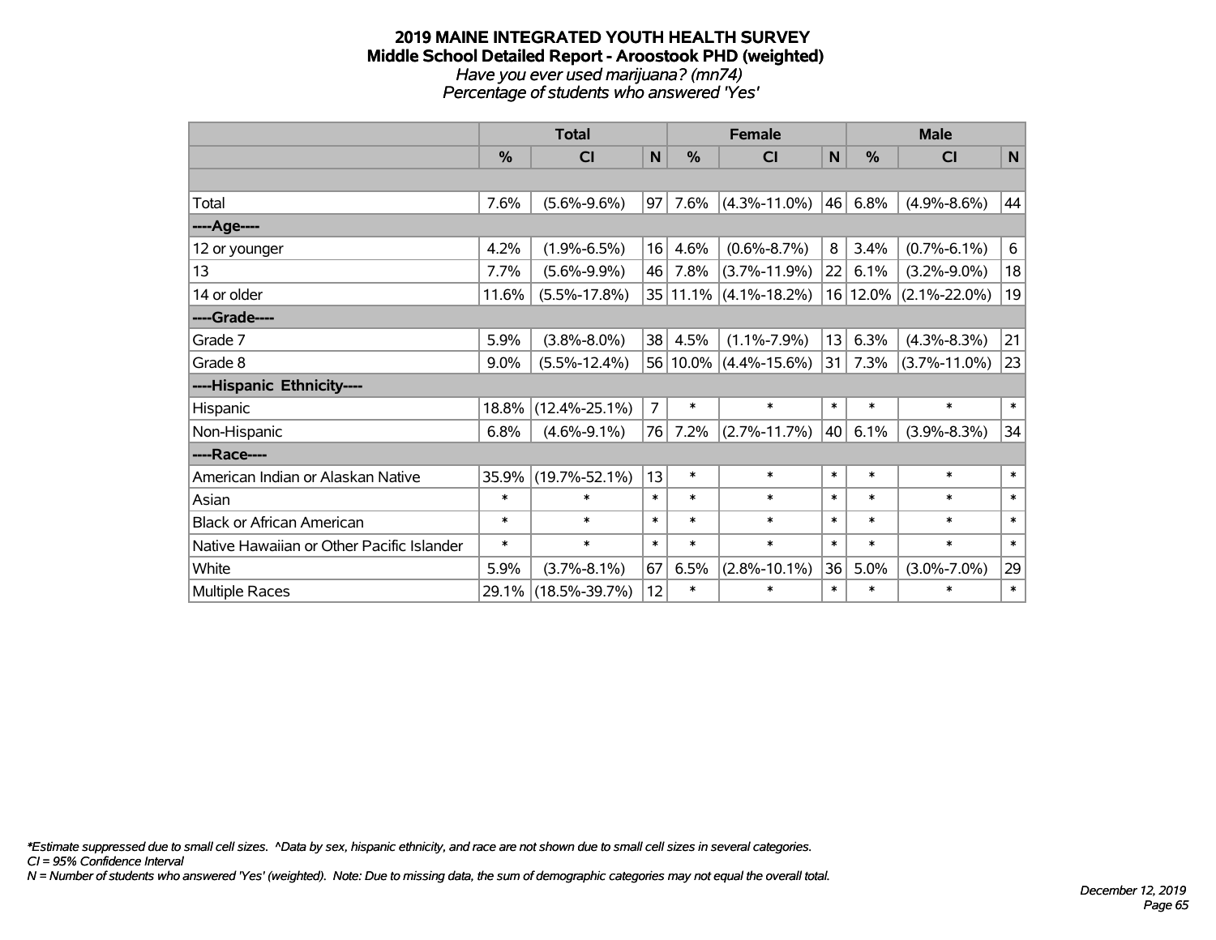# 2019 MAINE INTEGRATED YOUTH HEALTH SURVEY
## Middle School Detailed Report - Aroostook PHD (weighted)
*Have you ever used marijuana? (mn74)*
*Percentage of students who answered 'Yes'*

| | Total | | | Female | | | Male | | |
|---|---|---|---|---|---|---|---|---|---|
| | % | CI | N | % | CI | N | % | CI | N |
| Total | 7.6% | (5.6%-9.6%) | 97 | 7.6% | (4.3%-11.0%) | 46 | 6.8% | (4.9%-8.6%) | 44 |
| ----Age---- | | | | | | | | | |
| 12 or younger | 4.2% | (1.9%-6.5%) | 16 | 4.6% | (0.6%-8.7%) | 8 | 3.4% | (0.7%-6.1%) | 6 |
| 13 | 7.7% | (5.6%-9.9%) | 46 | 7.8% | (3.7%-11.9%) | 22 | 6.1% | (3.2%-9.0%) | 18 |
| 14 or older | 11.6% | (5.5%-17.8%) | 35 | 11.1% | (4.1%-18.2%) | 16 | 12.0% | (2.1%-22.0%) | 19 |
| ----Grade---- | | | | | | | | | |
| Grade 7 | 5.9% | (3.8%-8.0%) | 38 | 4.5% | (1.1%-7.9%) | 13 | 6.3% | (4.3%-8.3%) | 21 |
| Grade 8 | 9.0% | (5.5%-12.4%) | 56 | 10.0% | (4.4%-15.6%) | 31 | 7.3% | (3.7%-11.0%) | 23 |
| ----Hispanic Ethnicity---- | | | | | | | | | |
| Hispanic | 18.8% | (12.4%-25.1%) | 7 | * | * | * | * | * | * |
| Non-Hispanic | 6.8% | (4.6%-9.1%) | 76 | 7.2% | (2.7%-11.7%) | 40 | 6.1% | (3.9%-8.3%) | 34 |
| ----Race---- | | | | | | | | | |
| American Indian or Alaskan Native | 35.9% | (19.7%-52.1%) | 13 | * | * | * | * | * | * |
| Asian | * | * | * | * | * | * | * | * | * |
| Black or African American | * | * | * | * | * | * | * | * | * |
| Native Hawaiian or Other Pacific Islander | * | * | * | * | * | * | * | * | * |
| White | 5.9% | (3.7%-8.1%) | 67 | 6.5% | (2.8%-10.1%) | 36 | 5.0% | (3.0%-7.0%) | 29 |
| Multiple Races | 29.1% | (18.5%-39.7%) | 12 | * | * | * | * | * | * |

*\*Estimate suppressed due to small cell sizes. ^Data by sex, hispanic ethnicity, and race are not shown due to small cell sizes in several categories.*
*CI = 95% Confidence Interval*
*N = Number of students who answered 'Yes' (weighted). Note: Due to missing data, the sum of demographic categories may not equal the overall total.*

*December 12, 2019*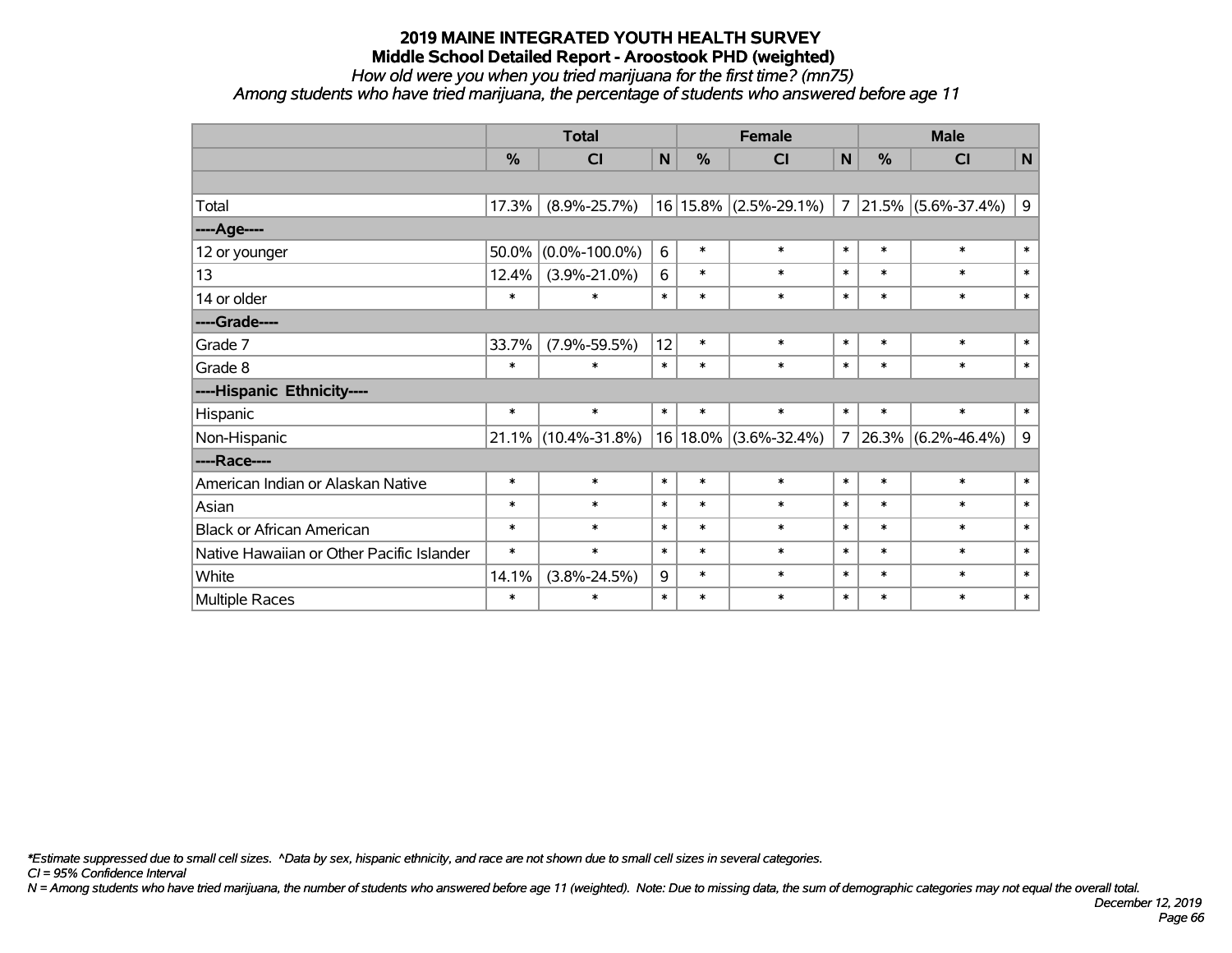# 2019 MAINE INTEGRATED YOUTH HEALTH SURVEY

## Middle School Detailed Report - Aroostook PHD (weighted)

*How old were you when you tried marijuana for the first time? (mn75)*

*Among students who have tried marijuana, the percentage of students who answered before age 11*

| | Total | | | Female | | | Male | | |
|---|---|---|---|---|---|---|---|---|---|
| | % | CI | N | % | CI | N | % | CI | N |
| | | | | | | | | | |
| Total | 17.3% | (8.9%-25.7%) | 16 | 15.8% | (2.5%-29.1%) | 7 | 21.5% | (5.6%-37.4%) | 9 |
| ----Age---- | | | | | | | | | |
| 12 or younger | 50.0% | (0.0%-100.0%) | 6 | * | * | * | * | * | * |
| 13 | 12.4% | (3.9%-21.0%) | 6 | * | * | * | * | * | * |
| 14 or older | * | * | * | * | * | * | * | * | * |
| ----Grade---- | | | | | | | | | |
| Grade 7 | 33.7% | (7.9%-59.5%) | 12 | * | * | * | * | * | * |
| Grade 8 | * | * | * | * | * | * | * | * | * |
| ----Hispanic Ethnicity---- | | | | | | | | | |
| Hispanic | * | * | * | * | * | * | * | * | * |
| Non-Hispanic | 21.1% | (10.4%-31.8%) | 16 | 18.0% | (3.6%-32.4%) | 7 | 26.3% | (6.2%-46.4%) | 9 |
| ----Race---- | | | | | | | | | |
| American Indian or Alaskan Native | * | * | * | * | * | * | * | * | * |
| Asian | * | * | * | * | * | * | * | * | * |
| Black or African American | * | * | * | * | * | * | * | * | * |
| Native Hawaiian or Other Pacific Islander | * | * | * | * | * | * | * | * | * |
| White | 14.1% | (3.8%-24.5%) | 9 | * | * | * | * | * | * |
| Multiple Races | * | * | * | * | * | * | * | * | * |

*\*Estimate suppressed due to small cell sizes. ^Data by sex, hispanic ethnicity, and race are not shown due to small cell sizes in several categories.*

*CI = 95% Confidence Interval*

*N = Among students who have tried marijuana, the number of students who answered before age 11 (weighted). Note: Due to missing data, the sum of demographic categories may not equal the overall total.*

*December 12, 2019*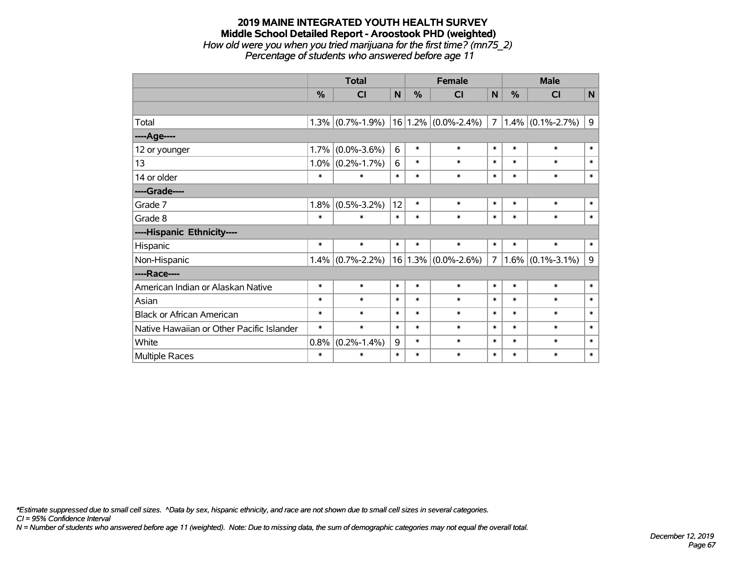# 2019 MAINE INTEGRATED YOUTH HEALTH SURVEY
## Middle School Detailed Report - Aroostook PHD (weighted)
*How old were you when you tried marijuana for the first time? (mn75_2)*
*Percentage of students who answered before age 11*

| | Total | | | Female | | | Male | | |
|---|---|---|---|---|---|---|---|---|---|
| | % | CI | N | % | CI | N | % | CI | N |
| | | | | | | | | | |
| Total | 1.3% | (0.7%-1.9%) | 16 | 1.2% | (0.0%-2.4%) | 7 | 1.4% | (0.1%-2.7%) | 9 |
| ----Age---- | | | | | | | | | |
| 12 or younger | 1.7% | (0.0%-3.6%) | 6 | * | * | * | * | * | * |
| 13 | 1.0% | (0.2%-1.7%) | 6 | * | * | * | * | * | * |
| 14 or older | * | * | * | * | * | * | * | * | * |
| ----Grade---- | | | | | | | | | |
| Grade 7 | 1.8% | (0.5%-3.2%) | 12 | * | * | * | * | * | * |
| Grade 8 | * | * | * | * | * | * | * | * | * |
| ----Hispanic Ethnicity---- | | | | | | | | | |
| Hispanic | * | * | * | * | * | * | * | * | * |
| Non-Hispanic | 1.4% | (0.7%-2.2%) | 16 | 1.3% | (0.0%-2.6%) | 7 | 1.6% | (0.1%-3.1%) | 9 |
| ----Race---- | | | | | | | | | |
| American Indian or Alaskan Native | * | * | * | * | * | * | * | * | * |
| Asian | * | * | * | * | * | * | * | * | * |
| Black or African American | * | * | * | * | * | * | * | * | * |
| Native Hawaiian or Other Pacific Islander | * | * | * | * | * | * | * | * | * |
| White | 0.8% | (0.2%-1.4%) | 9 | * | * | * | * | * | * |
| Multiple Races | * | * | * | * | * | * | * | * | * |

*\*Estimate suppressed due to small cell sizes. ^Data by sex, hispanic ethnicity, and race are not shown due to small cell sizes in several categories.*
*CI = 95% Confidence Interval*
*N = Number of students who answered before age 11 (weighted). Note: Due to missing data, the sum of demographic categories may not equal the overall total.*

*December 12, 2019*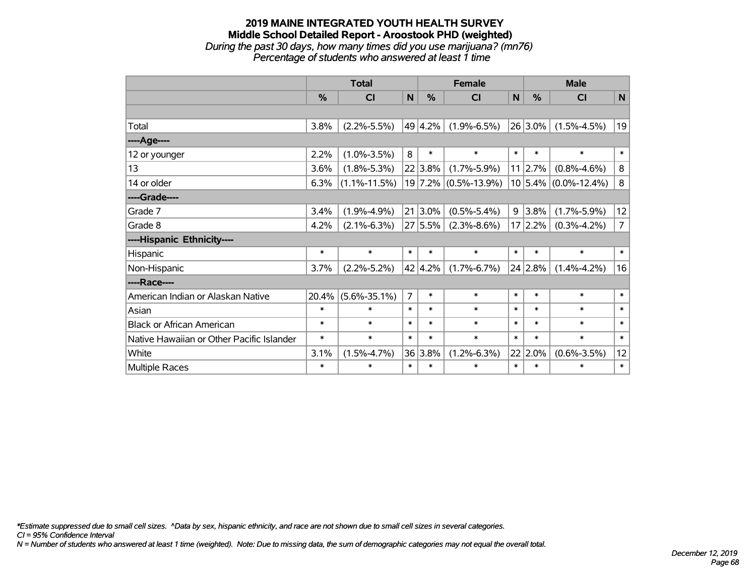# 2019 MAINE INTEGRATED YOUTH HEALTH SURVEY
## Middle School Detailed Report - Aroostook PHD (weighted)
*During the past 30 days, how many times did you use marijuana? (mn76)*
*Percentage of students who answered at least 1 time*

| | Total | | | Female | | | Male | | |
|---|---|---|---|---|---|---|---|---|---|
| | % | CI | N | % | CI | N | % | CI | N |
| | | | | | | | | | |
| Total | 3.8% | (2.2%-5.5%) | 49 | 4.2% | (1.9%-6.5%) | 26 | 3.0% | (1.5%-4.5%) | 19 |
| ----Age---- | | | | | | | | | |
| 12 or younger | 2.2% | (1.0%-3.5%) | 8 | * | * | * | * | * | * |
| 13 | 3.6% | (1.8%-5.3%) | 22 | 3.8% | (1.7%-5.9%) | 11 | 2.7% | (0.8%-4.6%) | 8 |
| 14 or older | 6.3% | (1.1%-11.5%) | 19 | 7.2% | (0.5%-13.9%) | 10 | 5.4% | (0.0%-12.4%) | 8 |
| ----Grade---- | | | | | | | | | |
| Grade 7 | 3.4% | (1.9%-4.9%) | 21 | 3.0% | (0.5%-5.4%) | 9 | 3.8% | (1.7%-5.9%) | 12 |
| Grade 8 | 4.2% | (2.1%-6.3%) | 27 | 5.5% | (2.3%-8.6%) | 17 | 2.2% | (0.3%-4.2%) | 7 |
| ----Hispanic Ethnicity---- | | | | | | | | | |
| Hispanic | * | * | * | * | * | * | * | * | * |
| Non-Hispanic | 3.7% | (2.2%-5.2%) | 42 | 4.2% | (1.7%-6.7%) | 24 | 2.8% | (1.4%-4.2%) | 16 |
| ----Race---- | | | | | | | | | |
| American Indian or Alaskan Native | 20.4% | (5.6%-35.1%) | 7 | * | * | * | * | * | * |
| Asian | * | * | * | * | * | * | * | * | * |
| Black or African American | * | * | * | * | * | * | * | * | * |
| Native Hawaiian or Other Pacific Islander | * | * | * | * | * | * | * | * | * |
| White | 3.1% | (1.5%-4.7%) | 36 | 3.8% | (1.2%-6.3%) | 22 | 2.0% | (0.6%-3.5%) | 12 |
| Multiple Races | * | * | * | * | * | * | * | * | * |

*\*Estimate suppressed due to small cell sizes. ^Data by sex, hispanic ethnicity, and race are not shown due to small cell sizes in several categories.*
*CI = 95% Confidence Interval*
*N = Number of students who answered at least 1 time (weighted). Note: Due to missing data, the sum of demographic categories may not equal the overall total.*

*December 12, 2019*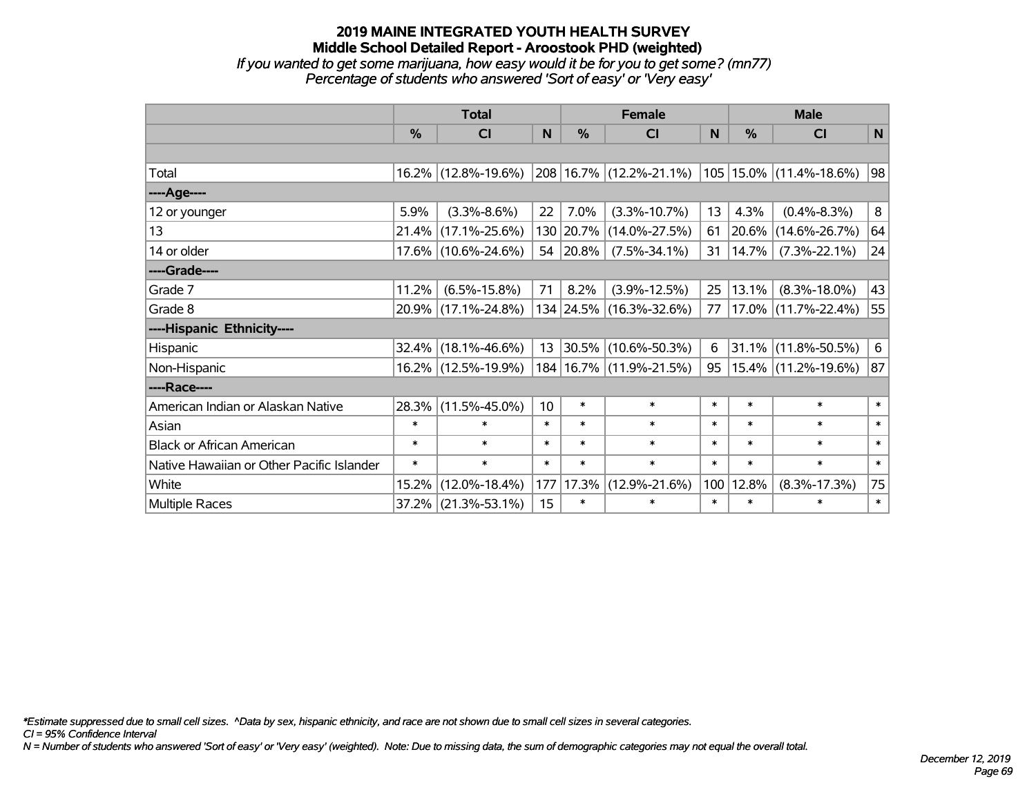# 2019 MAINE INTEGRATED YOUTH HEALTH SURVEY
## Middle School Detailed Report - Aroostook PHD (weighted)
*If you wanted to get some marijuana, how easy would it be for you to get some? (mn77)*
*Percentage of students who answered 'Sort of easy' or 'Very easy'*

| | Total | | | Female | | | Male | | |
|---|---|---|---|---|---|---|---|---|---|
| | % | CI | N | % | CI | N | % | CI | N |
| | | | | | | | | | |
| Total | 16.2% | (12.8%-19.6%) | 208 | 16.7% | (12.2%-21.1%) | 105 | 15.0% | (11.4%-18.6%) | 98 |
| ----Age---- | | | | | | | | | |
| 12 or younger | 5.9% | (3.3%-8.6%) | 22 | 7.0% | (3.3%-10.7%) | 13 | 4.3% | (0.4%-8.3%) | 8 |
| 13 | 21.4% | (17.1%-25.6%) | 130 | 20.7% | (14.0%-27.5%) | 61 | 20.6% | (14.6%-26.7%) | 64 |
| 14 or older | 17.6% | (10.6%-24.6%) | 54 | 20.8% | (7.5%-34.1%) | 31 | 14.7% | (7.3%-22.1%) | 24 |
| ----Grade---- | | | | | | | | | |
| Grade 7 | 11.2% | (6.5%-15.8%) | 71 | 8.2% | (3.9%-12.5%) | 25 | 13.1% | (8.3%-18.0%) | 43 |
| Grade 8 | 20.9% | (17.1%-24.8%) | 134 | 24.5% | (16.3%-32.6%) | 77 | 17.0% | (11.7%-22.4%) | 55 |
| ----Hispanic Ethnicity---- | | | | | | | | | |
| Hispanic | 32.4% | (18.1%-46.6%) | 13 | 30.5% | (10.6%-50.3%) | 6 | 31.1% | (11.8%-50.5%) | 6 |
| Non-Hispanic | 16.2% | (12.5%-19.9%) | 184 | 16.7% | (11.9%-21.5%) | 95 | 15.4% | (11.2%-19.6%) | 87 |
| ----Race---- | | | | | | | | | |
| American Indian or Alaskan Native | 28.3% | (11.5%-45.0%) | 10 | * | * | * | * | * | * |
| Asian | * | * | * | * | * | * | * | * | * |
| Black or African American | * | * | * | * | * | * | * | * | * |
| Native Hawaiian or Other Pacific Islander | * | * | * | * | * | * | * | * | * |
| White | 15.2% | (12.0%-18.4%) | 177 | 17.3% | (12.9%-21.6%) | 100 | 12.8% | (8.3%-17.3%) | 75 |
| Multiple Races | 37.2% | (21.3%-53.1%) | 15 | * | * | * | * | * | * |

*\*Estimate suppressed due to small cell sizes. ^Data by sex, hispanic ethnicity, and race are not shown due to small cell sizes in several categories.*
*CI = 95% Confidence Interval*
*N = Number of students who answered 'Sort of easy' or 'Very easy' (weighted). Note: Due to missing data, the sum of demographic categories may not equal the overall total.*

*December 12, 2019*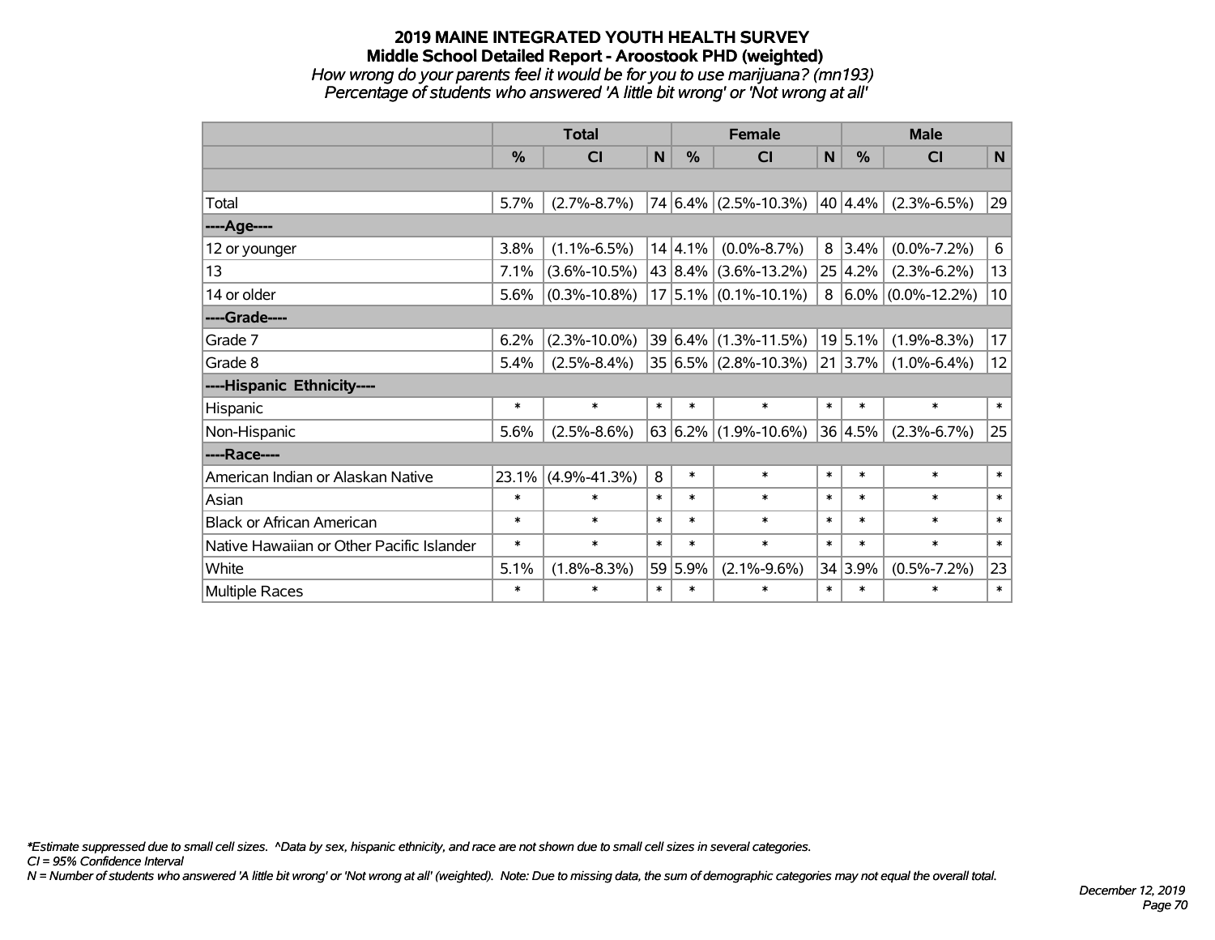# 2019 MAINE INTEGRATED YOUTH HEALTH SURVEY

## Middle School Detailed Report - Aroostook PHD (weighted)

*How wrong do your parents feel it would be for you to use marijuana? (mn193)*
*Percentage of students who answered 'A little bit wrong' or 'Not wrong at all'*

| | Total | | | Female | | | Male | | |
|---|---|---|---|---|---|---|---|---|---|
| | % | CI | N | % | CI | N | % | CI | N |
| | | | | | | | | | |
| Total | 5.7% | (2.7%-8.7%) | 74 | 6.4% | (2.5%-10.3%) | 40 | 4.4% | (2.3%-6.5%) | 29 |
| ----Age---- | | | | | | | | | |
| 12 or younger | 3.8% | (1.1%-6.5%) | 14 | 4.1% | (0.0%-8.7%) | 8 | 3.4% | (0.0%-7.2%) | 6 |
| 13 | 7.1% | (3.6%-10.5%) | 43 | 8.4% | (3.6%-13.2%) | 25 | 4.2% | (2.3%-6.2%) | 13 |
| 14 or older | 5.6% | (0.3%-10.8%) | 17 | 5.1% | (0.1%-10.1%) | 8 | 6.0% | (0.0%-12.2%) | 10 |
| ----Grade---- | | | | | | | | | |
| Grade 7 | 6.2% | (2.3%-10.0%) | 39 | 6.4% | (1.3%-11.5%) | 19 | 5.1% | (1.9%-8.3%) | 17 |
| Grade 8 | 5.4% | (2.5%-8.4%) | 35 | 6.5% | (2.8%-10.3%) | 21 | 3.7% | (1.0%-6.4%) | 12 |
| ----Hispanic Ethnicity---- | | | | | | | | | |
| Hispanic | * | * | * | * | * | * | * | * | * |
| Non-Hispanic | 5.6% | (2.5%-8.6%) | 63 | 6.2% | (1.9%-10.6%) | 36 | 4.5% | (2.3%-6.7%) | 25 |
| ----Race---- | | | | | | | | | |
| American Indian or Alaskan Native | 23.1% | (4.9%-41.3%) | 8 | * | * | * | * | * | * |
| Asian | * | * | * | * | * | * | * | * | * |
| Black or African American | * | * | * | * | * | * | * | * | * |
| Native Hawaiian or Other Pacific Islander | * | * | * | * | * | * | * | * | * |
| White | 5.1% | (1.8%-8.3%) | 59 | 5.9% | (2.1%-9.6%) | 34 | 3.9% | (0.5%-7.2%) | 23 |
| Multiple Races | * | * | * | * | * | * | * | * | * |

*Estimate suppressed due to small cell sizes. ^Data by sex, hispanic ethnicity, and race are not shown due to small cell sizes in several categories.*
*CI = 95% Confidence Interval*
*N = Number of students who answered 'A little bit wrong' or 'Not wrong at all' (weighted). Note: Due to missing data, the sum of demographic categories may not equal the overall total.*

*December 12, 2019*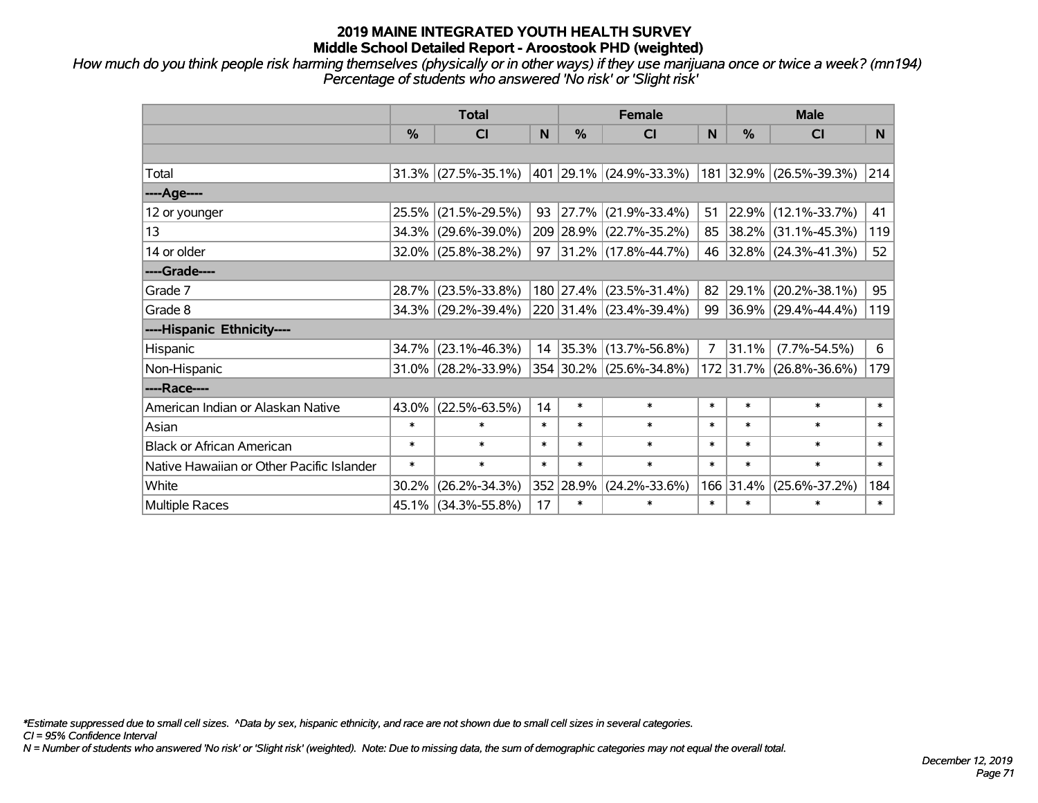# 2019 MAINE INTEGRATED YOUTH HEALTH SURVEY
## Middle School Detailed Report - Aroostook PHD (weighted)

*How much do you think people risk harming themselves (physically or in other ways) if they use marijuana once or twice a week? (mn194)*
*Percentage of students who answered 'No risk' or 'Slight risk'*

| | Total | | | Female | | | Male | | |
|---|---|---|---|---|---|---|---|---|---|
| | % | CI | N | % | CI | N | % | CI | N |
| | | | | | | | | | |
| Total | 31.3% | (27.5%-35.1%) | 401 | 29.1% | (24.9%-33.3%) | 181 | 32.9% | (26.5%-39.3%) | 214 |
| ----Age---- | | | | | | | | | |
| 12 or younger | 25.5% | (21.5%-29.5%) | 93 | 27.7% | (21.9%-33.4%) | 51 | 22.9% | (12.1%-33.7%) | 41 |
| 13 | 34.3% | (29.6%-39.0%) | 209 | 28.9% | (22.7%-35.2%) | 85 | 38.2% | (31.1%-45.3%) | 119 |
| 14 or older | 32.0% | (25.8%-38.2%) | 97 | 31.2% | (17.8%-44.7%) | 46 | 32.8% | (24.3%-41.3%) | 52 |
| ----Grade---- | | | | | | | | | |
| Grade 7 | 28.7% | (23.5%-33.8%) | 180 | 27.4% | (23.5%-31.4%) | 82 | 29.1% | (20.2%-38.1%) | 95 |
| Grade 8 | 34.3% | (29.2%-39.4%) | 220 | 31.4% | (23.4%-39.4%) | 99 | 36.9% | (29.4%-44.4%) | 119 |
| ----Hispanic Ethnicity---- | | | | | | | | | |
| Hispanic | 34.7% | (23.1%-46.3%) | 14 | 35.3% | (13.7%-56.8%) | 7 | 31.1% | (7.7%-54.5%) | 6 |
| Non-Hispanic | 31.0% | (28.2%-33.9%) | 354 | 30.2% | (25.6%-34.8%) | 172 | 31.7% | (26.8%-36.6%) | 179 |
| ----Race---- | | | | | | | | | |
| American Indian or Alaskan Native | 43.0% | (22.5%-63.5%) | 14 | * | * | * | * | * | * |
| Asian | * | * | * | * | * | * | * | * | * |
| Black or African American | * | * | * | * | * | * | * | * | * |
| Native Hawaiian or Other Pacific Islander | * | * | * | * | * | * | * | * | * |
| White | 30.2% | (26.2%-34.3%) | 352 | 28.9% | (24.2%-33.6%) | 166 | 31.4% | (25.6%-37.2%) | 184 |
| Multiple Races | 45.1% | (34.3%-55.8%) | 17 | * | * | * | * | * | * |

*Estimate suppressed due to small cell sizes. ^Data by sex, hispanic ethnicity, and race are not shown due to small cell sizes in several categories.

CI = 95% Confidence Interval

N = Number of students who answered 'No risk' or 'Slight risk' (weighted). Note: Due to missing data, the sum of demographic categories may not equal the overall total.

December 12, 2019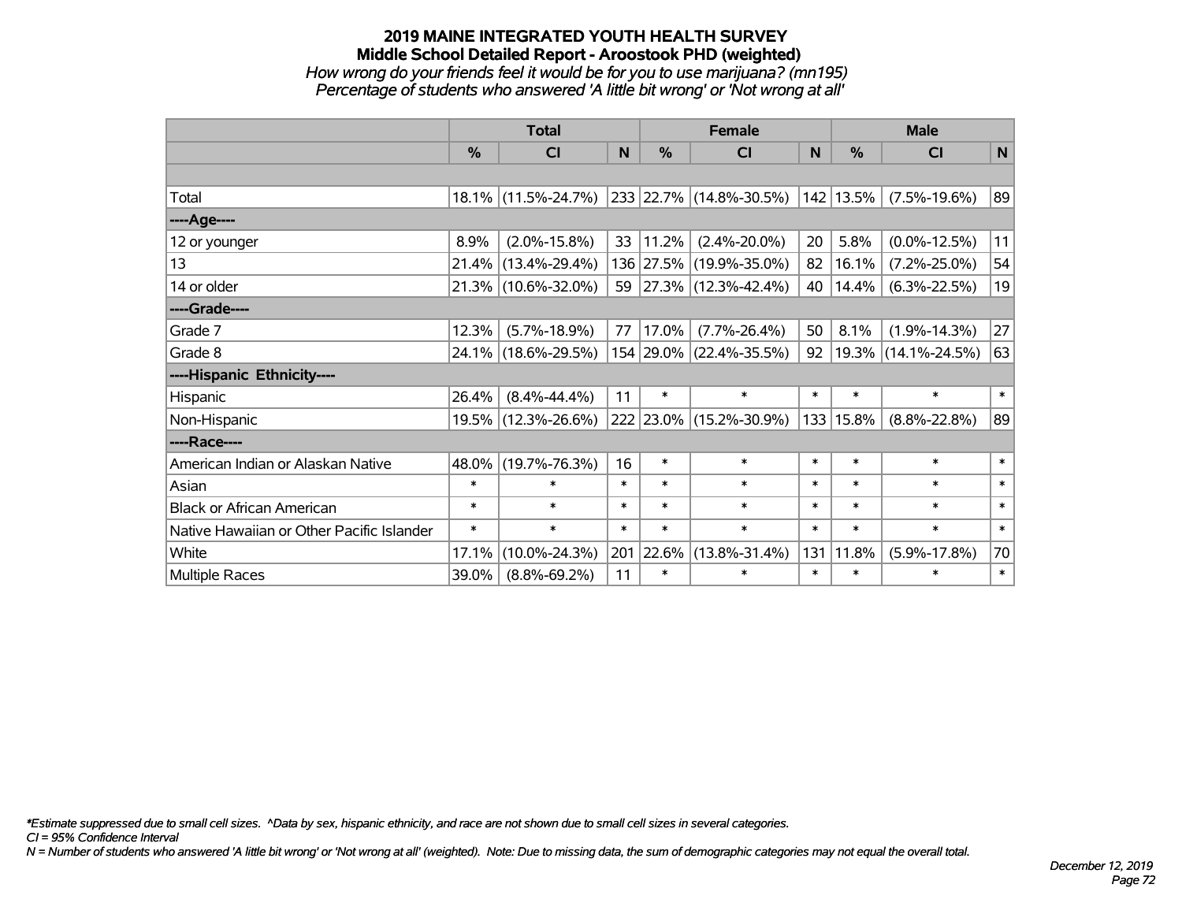# 2019 MAINE INTEGRATED YOUTH HEALTH SURVEY

## Middle School Detailed Report - Aroostook PHD (weighted)

*How wrong do your friends feel it would be for you to use marijuana? (mn195)*

*Percentage of students who answered 'A little bit wrong' or 'Not wrong at all'*

| | Total | | | Female | | | Male | | |
|---|---|---|---|---|---|---|---|---|---|
| | % | CI | N | % | CI | N | % | CI | N |
| | | | | | | | | | |
| Total | 18.1% | (11.5%-24.7%) | 233 | 22.7% | (14.8%-30.5%) | 142 | 13.5% | (7.5%-19.6%) | 89 |
| ----Age---- | | | | | | | | | |
| 12 or younger | 8.9% | (2.0%-15.8%) | 33 | 11.2% | (2.4%-20.0%) | 20 | 5.8% | (0.0%-12.5%) | 11 |
| 13 | 21.4% | (13.4%-29.4%) | 136 | 27.5% | (19.9%-35.0%) | 82 | 16.1% | (7.2%-25.0%) | 54 |
| 14 or older | 21.3% | (10.6%-32.0%) | 59 | 27.3% | (12.3%-42.4%) | 40 | 14.4% | (6.3%-22.5%) | 19 |
| ----Grade---- | | | | | | | | | |
| Grade 7 | 12.3% | (5.7%-18.9%) | 77 | 17.0% | (7.7%-26.4%) | 50 | 8.1% | (1.9%-14.3%) | 27 |
| Grade 8 | 24.1% | (18.6%-29.5%) | 154 | 29.0% | (22.4%-35.5%) | 92 | 19.3% | (14.1%-24.5%) | 63 |
| ----Hispanic Ethnicity---- | | | | | | | | | |
| Hispanic | 26.4% | (8.4%-44.4%) | 11 | * | * | * | * | * | * |
| Non-Hispanic | 19.5% | (12.3%-26.6%) | 222 | 23.0% | (15.2%-30.9%) | 133 | 15.8% | (8.8%-22.8%) | 89 |
| ----Race---- | | | | | | | | | |
| American Indian or Alaskan Native | 48.0% | (19.7%-76.3%) | 16 | * | * | * | * | * | * |
| Asian | * | * | * | * | * | * | * | * | * |
| Black or African American | * | * | * | * | * | * | * | * | * |
| Native Hawaiian or Other Pacific Islander | * | * | * | * | * | * | * | * | * |
| White | 17.1% | (10.0%-24.3%) | 201 | 22.6% | (13.8%-31.4%) | 131 | 11.8% | (5.9%-17.8%) | 70 |
| Multiple Races | 39.0% | (8.8%-69.2%) | 11 | * | * | * | * | * | * |

*\*Estimate suppressed due to small cell sizes. ^Data by sex, hispanic ethnicity, and race are not shown due to small cell sizes in several categories.*

*CI = 95% Confidence Interval*

*N = Number of students who answered 'A little bit wrong' or 'Not wrong at all' (weighted). Note: Due to missing data, the sum of demographic categories may not equal the overall total.*

*December 12, 2019*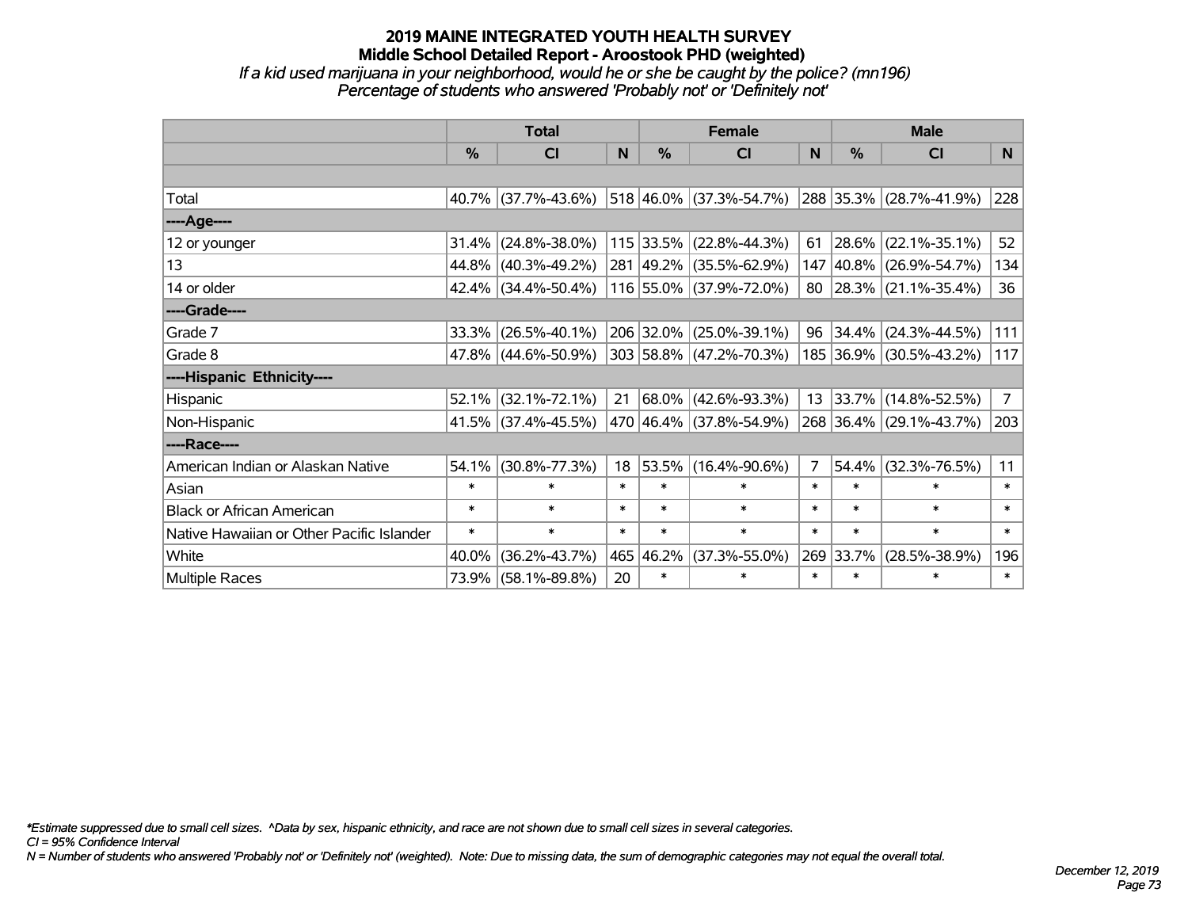# 2019 MAINE INTEGRATED YOUTH HEALTH SURVEY
## Middle School Detailed Report - Aroostook PHD (weighted)
*If a kid used marijuana in your neighborhood, would he or she be caught by the police? (mn196)*
*Percentage of students who answered 'Probably not' or 'Definitely not'*

| | Total | | | Female | | | Male | | |
|---|---|---|---|---|---|---|---|---|---|
| | % | CI | N | % | CI | N | % | CI | N |
| | | | | | | | | | |
| Total | 40.7% | (37.7%-43.6%) | 518 | 46.0% | (37.3%-54.7%) | 288 | 35.3% | (28.7%-41.9%) | 228 |
| ----Age---- | | | | | | | | | |
| 12 or younger | 31.4% | (24.8%-38.0%) | 115 | 33.5% | (22.8%-44.3%) | 61 | 28.6% | (22.1%-35.1%) | 52 |
| 13 | 44.8% | (40.3%-49.2%) | 281 | 49.2% | (35.5%-62.9%) | 147 | 40.8% | (26.9%-54.7%) | 134 |
| 14 or older | 42.4% | (34.4%-50.4%) | 116 | 55.0% | (37.9%-72.0%) | 80 | 28.3% | (21.1%-35.4%) | 36 |
| ----Grade---- | | | | | | | | | |
| Grade 7 | 33.3% | (26.5%-40.1%) | 206 | 32.0% | (25.0%-39.1%) | 96 | 34.4% | (24.3%-44.5%) | 111 |
| Grade 8 | 47.8% | (44.6%-50.9%) | 303 | 58.8% | (47.2%-70.3%) | 185 | 36.9% | (30.5%-43.2%) | 117 |
| ----Hispanic Ethnicity---- | | | | | | | | | |
| Hispanic | 52.1% | (32.1%-72.1%) | 21 | 68.0% | (42.6%-93.3%) | 13 | 33.7% | (14.8%-52.5%) | 7 |
| Non-Hispanic | 41.5% | (37.4%-45.5%) | 470 | 46.4% | (37.8%-54.9%) | 268 | 36.4% | (29.1%-43.7%) | 203 |
| ----Race---- | | | | | | | | | |
| American Indian or Alaskan Native | 54.1% | (30.8%-77.3%) | 18 | 53.5% | (16.4%-90.6%) | 7 | 54.4% | (32.3%-76.5%) | 11 |
| Asian | * | * | * | * | * | * | * | * | * |
| Black or African American | * | * | * | * | * | * | * | * | * |
| Native Hawaiian or Other Pacific Islander | * | * | * | * | * | * | * | * | * |
| White | 40.0% | (36.2%-43.7%) | 465 | 46.2% | (37.3%-55.0%) | 269 | 33.7% | (28.5%-38.9%) | 196 |
| Multiple Races | 73.9% | (58.1%-89.8%) | 20 | * | * | * | * | * | * |

*\*Estimate suppressed due to small cell sizes. ^Data by sex, hispanic ethnicity, and race are not shown due to small cell sizes in several categories.*
*CI = 95% Confidence Interval*
*N = Number of students who answered 'Probably not' or 'Definitely not' (weighted). Note: Due to missing data, the sum of demographic categories may not equal the overall total.*

*December 12, 2019*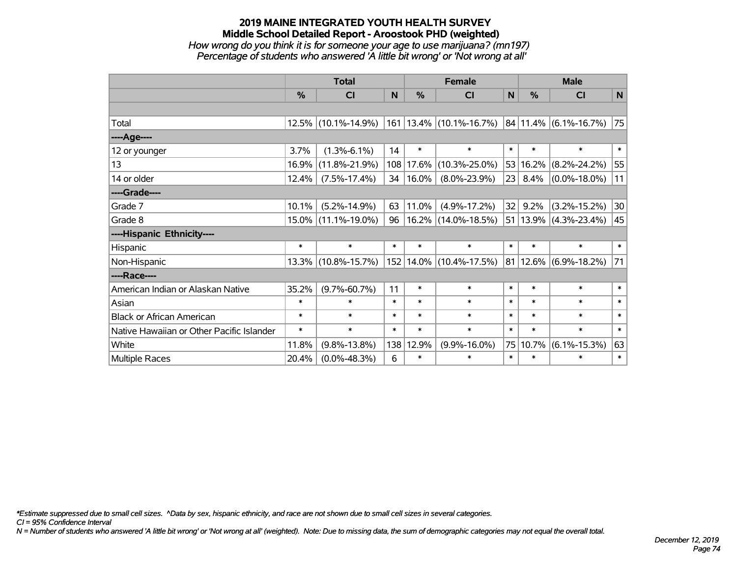# 2019 MAINE INTEGRATED YOUTH HEALTH SURVEY
## Middle School Detailed Report - Aroostook PHD (weighted)

*How wrong do you think it is for someone your age to use marijuana? (mn197)*
*Percentage of students who answered 'A little bit wrong' or 'Not wrong at all'*

| | Total | | | Female | | | Male | | |
|---|---|---|---|---|---|---|---|---|---|
| | % | CI | N | % | CI | N | % | CI | N |
| | | | | | | | | | |
| Total | 12.5% | (10.1%-14.9%) | 161 | 13.4% | (10.1%-16.7%) | 84 | 11.4% | (6.1%-16.7%) | 75 |
| ----Age---- | | | | | | | | | |
| 12 or younger | 3.7% | (1.3%-6.1%) | 14 | * | * | * | * | * | * |
| 13 | 16.9% | (11.8%-21.9%) | 108 | 17.6% | (10.3%-25.0%) | 53 | 16.2% | (8.2%-24.2%) | 55 |
| 14 or older | 12.4% | (7.5%-17.4%) | 34 | 16.0% | (8.0%-23.9%) | 23 | 8.4% | (0.0%-18.0%) | 11 |
| ----Grade---- | | | | | | | | | |
| Grade 7 | 10.1% | (5.2%-14.9%) | 63 | 11.0% | (4.9%-17.2%) | 32 | 9.2% | (3.2%-15.2%) | 30 |
| Grade 8 | 15.0% | (11.1%-19.0%) | 96 | 16.2% | (14.0%-18.5%) | 51 | 13.9% | (4.3%-23.4%) | 45 |
| ----Hispanic Ethnicity---- | | | | | | | | | |
| Hispanic | * | * | * | * | * | * | * | * | * |
| Non-Hispanic | 13.3% | (10.8%-15.7%) | 152 | 14.0% | (10.4%-17.5%) | 81 | 12.6% | (6.9%-18.2%) | 71 |
| ----Race---- | | | | | | | | | |
| American Indian or Alaskan Native | 35.2% | (9.7%-60.7%) | 11 | * | * | * | * | * | * |
| Asian | * | * | * | * | * | * | * | * | * |
| Black or African American | * | * | * | * | * | * | * | * | * |
| Native Hawaiian or Other Pacific Islander | * | * | * | * | * | * | * | * | * |
| White | 11.8% | (9.8%-13.8%) | 138 | 12.9% | (9.9%-16.0%) | 75 | 10.7% | (6.1%-15.3%) | 63 |
| Multiple Races | 20.4% | (0.0%-48.3%) | 6 | * | * | * | * | * | * |

*\*Estimate suppressed due to small cell sizes. ^Data by sex, hispanic ethnicity, and race are not shown due to small cell sizes in several categories.*

*CI = 95% Confidence Interval*

*N = Number of students who answered 'A little bit wrong' or 'Not wrong at all' (weighted). Note: Due to missing data, the sum of demographic categories may not equal the overall total.*

*December 12, 2019*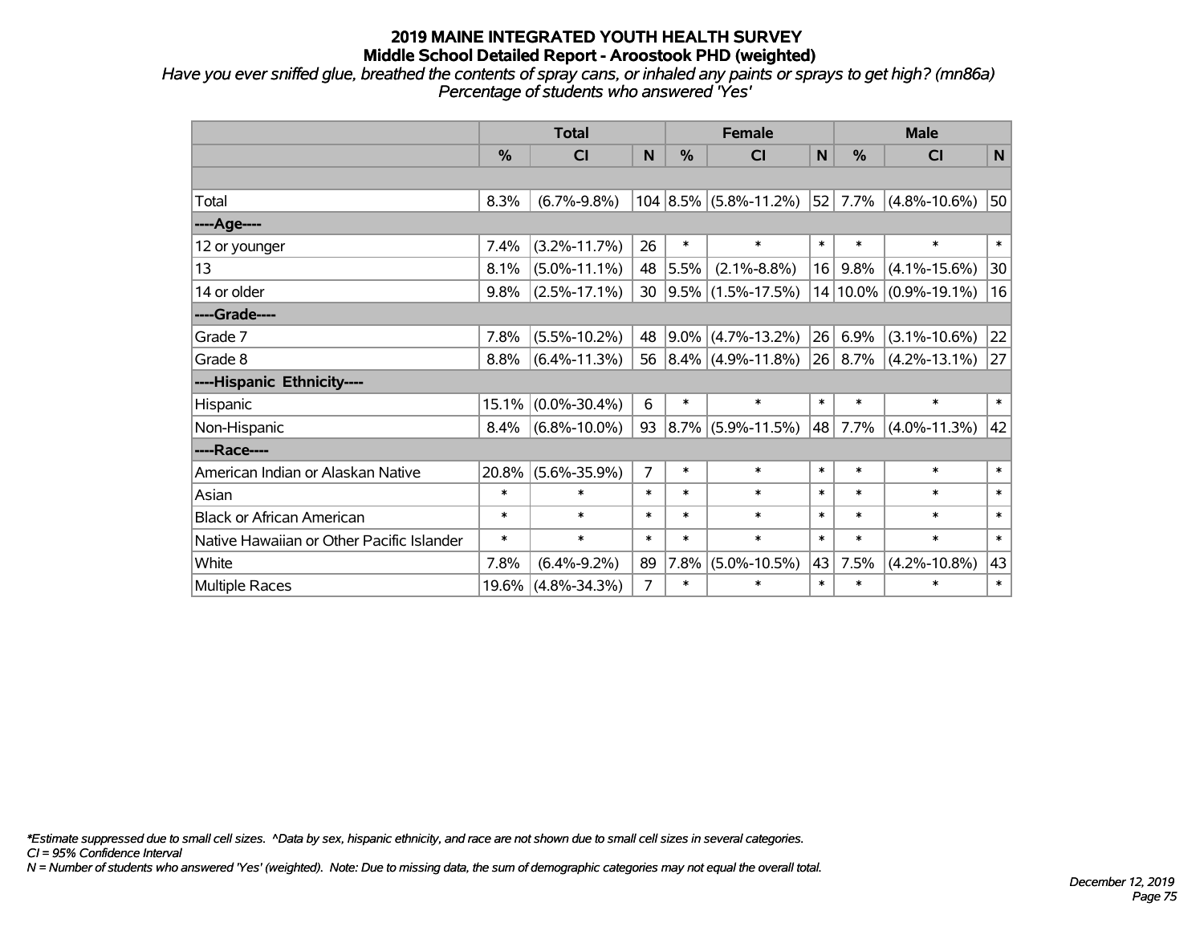# 2019 MAINE INTEGRATED YOUTH HEALTH SURVEY
## Middle School Detailed Report - Aroostook PHD (weighted)

*Have you ever sniffed glue, breathed the contents of spray cans, or inhaled any paints or sprays to get high? (mn86a)*
*Percentage of students who answered 'Yes'*

| | Total | | | Female | | | Male | | |
|---|---|---|---|---|---|---|---|---|---|
| | % | CI | N | % | CI | N | % | CI | N |
| | | | | | | | | | |
| Total | 8.3% | (6.7%-9.8%) | 104 | 8.5% | (5.8%-11.2%) | 52 | 7.7% | (4.8%-10.6%) | 50 |
| ----Age---- | | | | | | | | | |
| 12 or younger | 7.4% | (3.2%-11.7%) | 26 | * | * | * | * | * | * |
| 13 | 8.1% | (5.0%-11.1%) | 48 | 5.5% | (2.1%-8.8%) | 16 | 9.8% | (4.1%-15.6%) | 30 |
| 14 or older | 9.8% | (2.5%-17.1%) | 30 | 9.5% | (1.5%-17.5%) | 14 | 10.0% | (0.9%-19.1%) | 16 |
| ----Grade---- | | | | | | | | | |
| Grade 7 | 7.8% | (5.5%-10.2%) | 48 | 9.0% | (4.7%-13.2%) | 26 | 6.9% | (3.1%-10.6%) | 22 |
| Grade 8 | 8.8% | (6.4%-11.3%) | 56 | 8.4% | (4.9%-11.8%) | 26 | 8.7% | (4.2%-13.1%) | 27 |
| ----Hispanic Ethnicity---- | | | | | | | | | |
| Hispanic | 15.1% | (0.0%-30.4%) | 6 | * | * | * | * | * | * |
| Non-Hispanic | 8.4% | (6.8%-10.0%) | 93 | 8.7% | (5.9%-11.5%) | 48 | 7.7% | (4.0%-11.3%) | 42 |
| ----Race---- | | | | | | | | | |
| American Indian or Alaskan Native | 20.8% | (5.6%-35.9%) | 7 | * | * | * | * | * | * |
| Asian | * | * | * | * | * | * | * | * | * |
| Black or African American | * | * | * | * | * | * | * | * | * |
| Native Hawaiian or Other Pacific Islander | * | * | * | * | * | * | * | * | * |
| White | 7.8% | (6.4%-9.2%) | 89 | 7.8% | (5.0%-10.5%) | 43 | 7.5% | (4.2%-10.8%) | 43 |
| Multiple Races | 19.6% | (4.8%-34.3%) | 7 | * | * | * | * | * | * |

*\*Estimate suppressed due to small cell sizes. ^Data by sex, hispanic ethnicity, and race are not shown due to small cell sizes in several categories.*
*CI = 95% Confidence Interval*
*N = Number of students who answered 'Yes' (weighted). Note: Due to missing data, the sum of demographic categories may not equal the overall total.*

*December 12, 2019*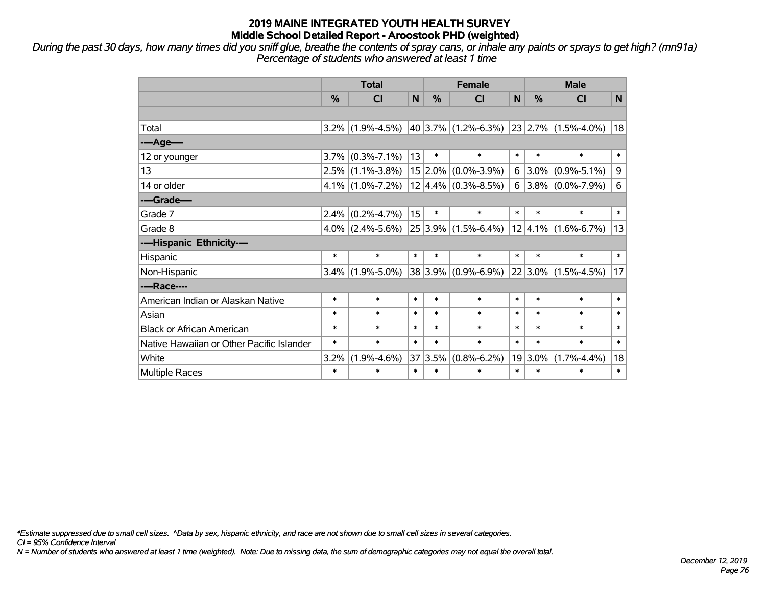# 2019 MAINE INTEGRATED YOUTH HEALTH SURVEY
## Middle School Detailed Report - Aroostook PHD (weighted)

*During the past 30 days, how many times did you sniff glue, breathe the contents of spray cans, or inhale any paints or sprays to get high? (mn91a)*
*Percentage of students who answered at least 1 time*

| | Total | | | Female | | | Male | | |
|---|---|---|---|---|---|---|---|---|---|
| | % | CI | N | % | CI | N | % | CI | N |
| Total | 3.2% | (1.9%-4.5%) | 40 | 3.7% | (1.2%-6.3%) | 23 | 2.7% | (1.5%-4.0%) | 18 |
| ----Age---- | | | | | | | | | |
| 12 or younger | 3.7% | (0.3%-7.1%) | 13 | * | * | * | * | * | * |
| 13 | 2.5% | (1.1%-3.8%) | 15 | 2.0% | (0.0%-3.9%) | 6 | 3.0% | (0.9%-5.1%) | 9 |
| 14 or older | 4.1% | (1.0%-7.2%) | 12 | 4.4% | (0.3%-8.5%) | 6 | 3.8% | (0.0%-7.9%) | 6 |
| ----Grade---- | | | | | | | | | |
| Grade 7 | 2.4% | (0.2%-4.7%) | 15 | * | * | * | * | * | * |
| Grade 8 | 4.0% | (2.4%-5.6%) | 25 | 3.9% | (1.5%-6.4%) | 12 | 4.1% | (1.6%-6.7%) | 13 |
| ----Hispanic Ethnicity---- | | | | | | | | | |
| Hispanic | * | * | * | * | * | * | * | * | * |
| Non-Hispanic | 3.4% | (1.9%-5.0%) | 38 | 3.9% | (0.9%-6.9%) | 22 | 3.0% | (1.5%-4.5%) | 17 |
| ----Race---- | | | | | | | | | |
| American Indian or Alaskan Native | * | * | * | * | * | * | * | * | * |
| Asian | * | * | * | * | * | * | * | * | * |
| Black or African American | * | * | * | * | * | * | * | * | * |
| Native Hawaiian or Other Pacific Islander | * | * | * | * | * | * | * | * | * |
| White | 3.2% | (1.9%-4.6%) | 37 | 3.5% | (0.8%-6.2%) | 19 | 3.0% | (1.7%-4.4%) | 18 |
| Multiple Races | * | * | * | * | * | * | * | * | * |

*\*Estimate suppressed due to small cell sizes. ^Data by sex, hispanic ethnicity, and race are not shown due to small cell sizes in several categories.*
*CI = 95% Confidence Interval*
*N = Number of students who answered at least 1 time (weighted). Note: Due to missing data, the sum of demographic categories may not equal the overall total.*

*December 12, 2019*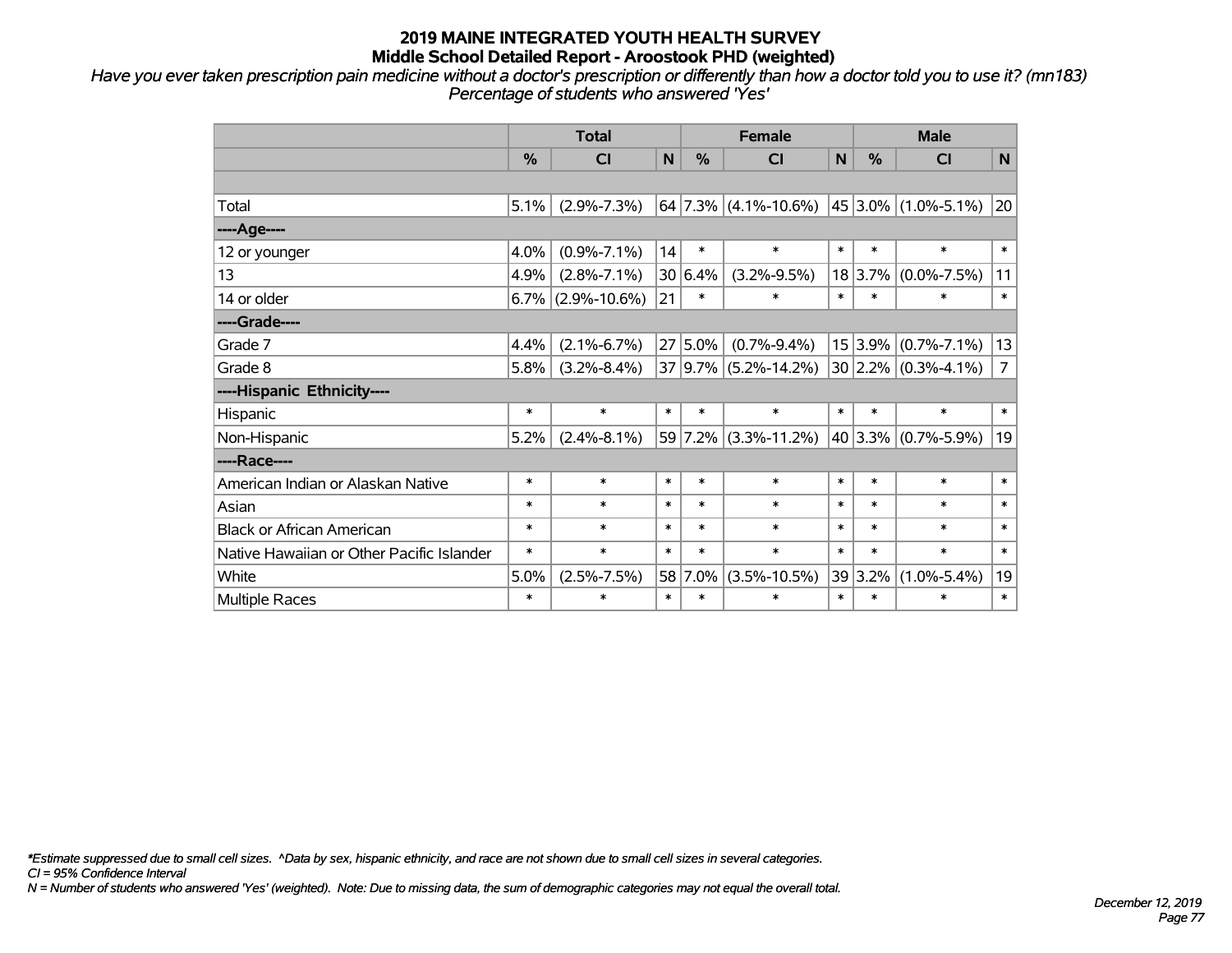# 2019 MAINE INTEGRATED YOUTH HEALTH SURVEY
## Middle School Detailed Report - Aroostook PHD (weighted)

*Have you ever taken prescription pain medicine without a doctor's prescription or differently than how a doctor told you to use it? (mn183)*
*Percentage of students who answered 'Yes'*

| | Total | | | Female | | | Male | | |
|---|---|---|---|---|---|---|---|---|---|
| | % | CI | N | % | CI | N | % | CI | N |
| | | | | | | | | | |
| Total | 5.1% | (2.9%-7.3%) | 64 | 7.3% | (4.1%-10.6%) | 45 | 3.0% | (1.0%-5.1%) | 20 |
| ----Age---- | | | | | | | | | |
| 12 or younger | 4.0% | (0.9%-7.1%) | 14 | * | * | * | * | * | * |
| 13 | 4.9% | (2.8%-7.1%) | 30 | 6.4% | (3.2%-9.5%) | 18 | 3.7% | (0.0%-7.5%) | 11 |
| 14 or older | 6.7% | (2.9%-10.6%) | 21 | * | * | * | * | * | * |
| ----Grade---- | | | | | | | | | |
| Grade 7 | 4.4% | (2.1%-6.7%) | 27 | 5.0% | (0.7%-9.4%) | 15 | 3.9% | (0.7%-7.1%) | 13 |
| Grade 8 | 5.8% | (3.2%-8.4%) | 37 | 9.7% | (5.2%-14.2%) | 30 | 2.2% | (0.3%-4.1%) | 7 |
| ----Hispanic Ethnicity---- | | | | | | | | | |
| Hispanic | * | * | * | * | * | * | * | * | * |
| Non-Hispanic | 5.2% | (2.4%-8.1%) | 59 | 7.2% | (3.3%-11.2%) | 40 | 3.3% | (0.7%-5.9%) | 19 |
| ----Race---- | | | | | | | | | |
| American Indian or Alaskan Native | * | * | * | * | * | * | * | * | * |
| Asian | * | * | * | * | * | * | * | * | * |
| Black or African American | * | * | * | * | * | * | * | * | * |
| Native Hawaiian or Other Pacific Islander | * | * | * | * | * | * | * | * | * |
| White | 5.0% | (2.5%-7.5%) | 58 | 7.0% | (3.5%-10.5%) | 39 | 3.2% | (1.0%-5.4%) | 19 |
| Multiple Races | * | * | * | * | * | * | * | * | * |

*\*Estimate suppressed due to small cell sizes. ^Data by sex, hispanic ethnicity, and race are not shown due to small cell sizes in several categories.*
*CI = 95% Confidence Interval*
*N = Number of students who answered 'Yes' (weighted). Note: Due to missing data, the sum of demographic categories may not equal the overall total.*

*December 12, 2019*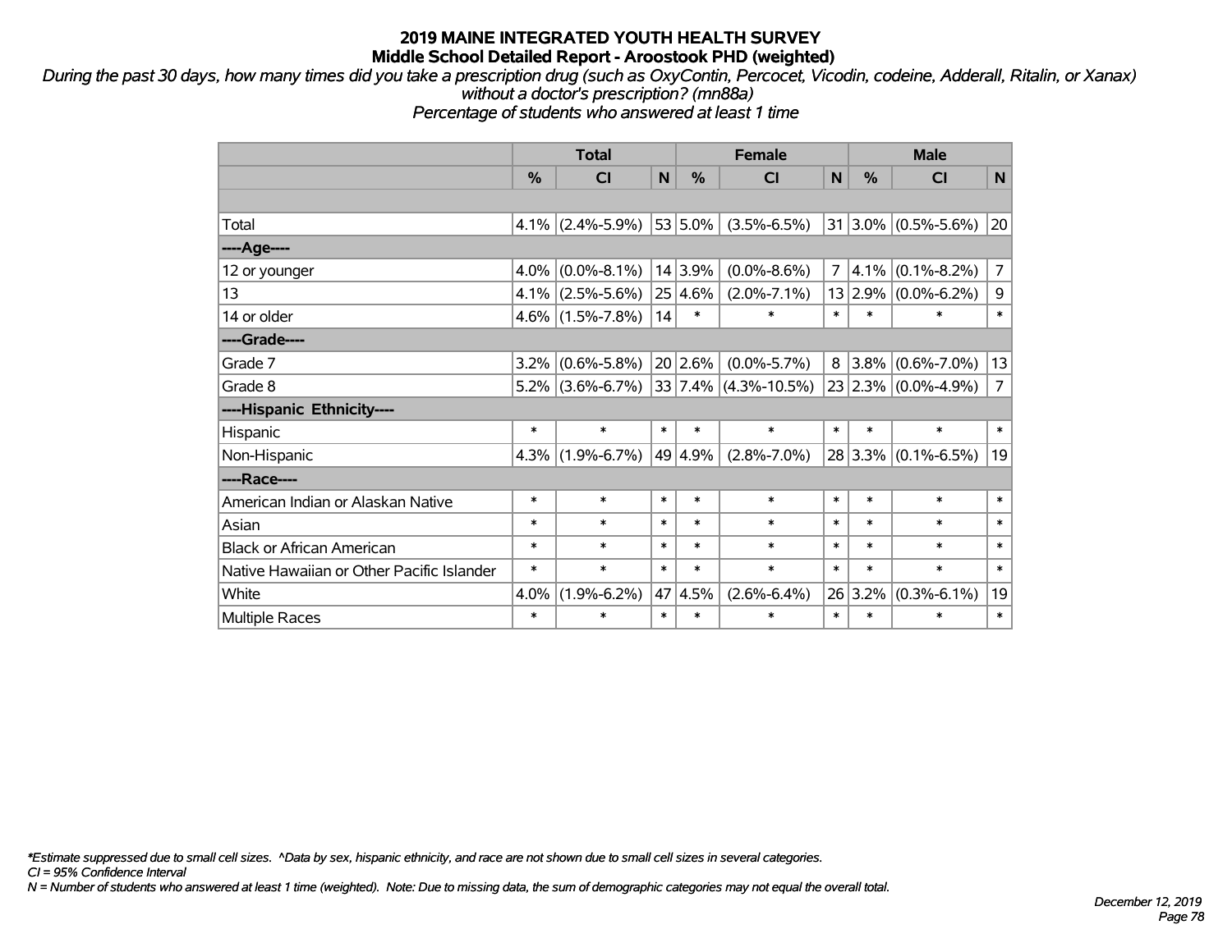# 2019 MAINE INTEGRATED YOUTH HEALTH SURVEY
## Middle School Detailed Report - Aroostook PHD (weighted)

*During the past 30 days, how many times did you take a prescription drug (such as OxyContin, Percocet, Vicodin, codeine, Adderall, Ritalin, or Xanax) without a doctor's prescription? (mn88a)*
*Percentage of students who answered at least 1 time*

| | Total | | | Female | | | Male | | |
|---|---|---|---|---|---|---|---|---|---|
| | % | CI | N | % | CI | N | % | CI | N |
| | | | | | | | | | |
| Total | 4.1% | (2.4%-5.9%) | 53 | 5.0% | (3.5%-6.5%) | 31 | 3.0% | (0.5%-5.6%) | 20 |
| ----Age---- | | | | | | | | | |
| 12 or younger | 4.0% | (0.0%-8.1%) | 14 | 3.9% | (0.0%-8.6%) | 7 | 4.1% | (0.1%-8.2%) | 7 |
| 13 | 4.1% | (2.5%-5.6%) | 25 | 4.6% | (2.0%-7.1%) | 13 | 2.9% | (0.0%-6.2%) | 9 |
| 14 or older | 4.6% | (1.5%-7.8%) | 14 | * | * | * | * | * | * |
| ----Grade---- | | | | | | | | | |
| Grade 7 | 3.2% | (0.6%-5.8%) | 20 | 2.6% | (0.0%-5.7%) | 8 | 3.8% | (0.6%-7.0%) | 13 |
| Grade 8 | 5.2% | (3.6%-6.7%) | 33 | 7.4% | (4.3%-10.5%) | 23 | 2.3% | (0.0%-4.9%) | 7 |
| ----Hispanic Ethnicity---- | | | | | | | | | |
| Hispanic | * | * | * | * | * | * | * | * | * |
| Non-Hispanic | 4.3% | (1.9%-6.7%) | 49 | 4.9% | (2.8%-7.0%) | 28 | 3.3% | (0.1%-6.5%) | 19 |
| ----Race---- | | | | | | | | | |
| American Indian or Alaskan Native | * | * | * | * | * | * | * | * | * |
| Asian | * | * | * | * | * | * | * | * | * |
| Black or African American | * | * | * | * | * | * | * | * | * |
| Native Hawaiian or Other Pacific Islander | * | * | * | * | * | * | * | * | * |
| White | 4.0% | (1.9%-6.2%) | 47 | 4.5% | (2.6%-6.4%) | 26 | 3.2% | (0.3%-6.1%) | 19 |
| Multiple Races | * | * | * | * | * | * | * | * | * |

*\*Estimate suppressed due to small cell sizes. ^Data by sex, hispanic ethnicity, and race are not shown due to small cell sizes in several categories.*
*CI = 95% Confidence Interval*
*N = Number of students who answered at least 1 time (weighted). Note: Due to missing data, the sum of demographic categories may not equal the overall total.*

*December 12, 2019*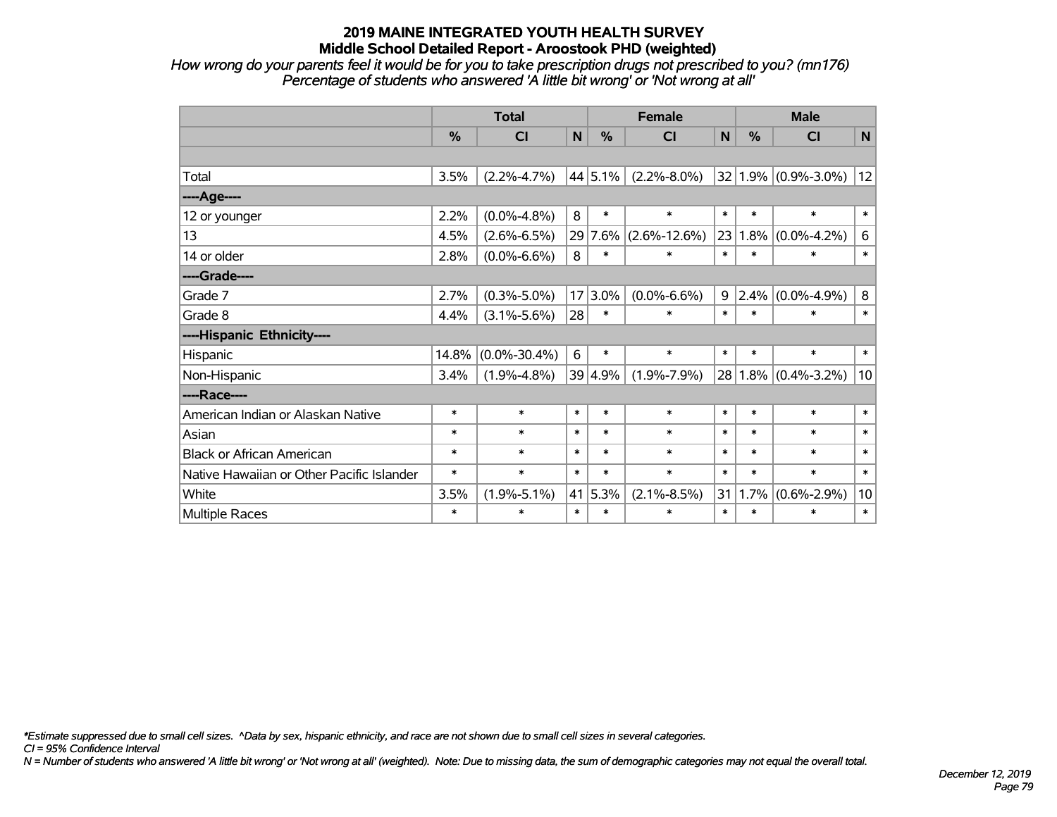# 2019 MAINE INTEGRATED YOUTH HEALTH SURVEY
## Middle School Detailed Report - Aroostook PHD (weighted)

*How wrong do your parents feel it would be for you to take prescription drugs not prescribed to you? (mn176)*
*Percentage of students who answered 'A little bit wrong' or 'Not wrong at all'*

| | Total | | | Female | | | Male | | |
|---|---|---|---|---|---|---|---|---|---|
| | % | CI | N | % | CI | N | % | CI | N |
| | | | | | | | | | |
| Total | 3.5% | (2.2%-4.7%) | 44 | 5.1% | (2.2%-8.0%) | 32 | 1.9% | (0.9%-3.0%) | 12 |
| ----Age---- | | | | | | | | | |
| 12 or younger | 2.2% | (0.0%-4.8%) | 8 | * | * | * | * | * | * |
| 13 | 4.5% | (2.6%-6.5%) | 29 | 7.6% | (2.6%-12.6%) | 23 | 1.8% | (0.0%-4.2%) | 6 |
| 14 or older | 2.8% | (0.0%-6.6%) | 8 | * | * | * | * | * | * |
| ----Grade---- | | | | | | | | | |
| Grade 7 | 2.7% | (0.3%-5.0%) | 17 | 3.0% | (0.0%-6.6%) | 9 | 2.4% | (0.0%-4.9%) | 8 |
| Grade 8 | 4.4% | (3.1%-5.6%) | 28 | * | * | * | * | * | * |
| ----Hispanic Ethnicity---- | | | | | | | | | |
| Hispanic | 14.8% | (0.0%-30.4%) | 6 | * | * | * | * | * | * |
| Non-Hispanic | 3.4% | (1.9%-4.8%) | 39 | 4.9% | (1.9%-7.9%) | 28 | 1.8% | (0.4%-3.2%) | 10 |
| ----Race---- | | | | | | | | | |
| American Indian or Alaskan Native | * | * | * | * | * | * | * | * | * |
| Asian | * | * | * | * | * | * | * | * | * |
| Black or African American | * | * | * | * | * | * | * | * | * |
| Native Hawaiian or Other Pacific Islander | * | * | * | * | * | * | * | * | * |
| White | 3.5% | (1.9%-5.1%) | 41 | 5.3% | (2.1%-8.5%) | 31 | 1.7% | (0.6%-2.9%) | 10 |
| Multiple Races | * | * | * | * | * | * | * | * | * |

*\*Estimate suppressed due to small cell sizes. ^Data by sex, hispanic ethnicity, and race are not shown due to small cell sizes in several categories.*
*CI = 95% Confidence Interval*
*N = Number of students who answered 'A little bit wrong' or 'Not wrong at all' (weighted). Note: Due to missing data, the sum of demographic categories may not equal the overall total.*

*December 12, 2019*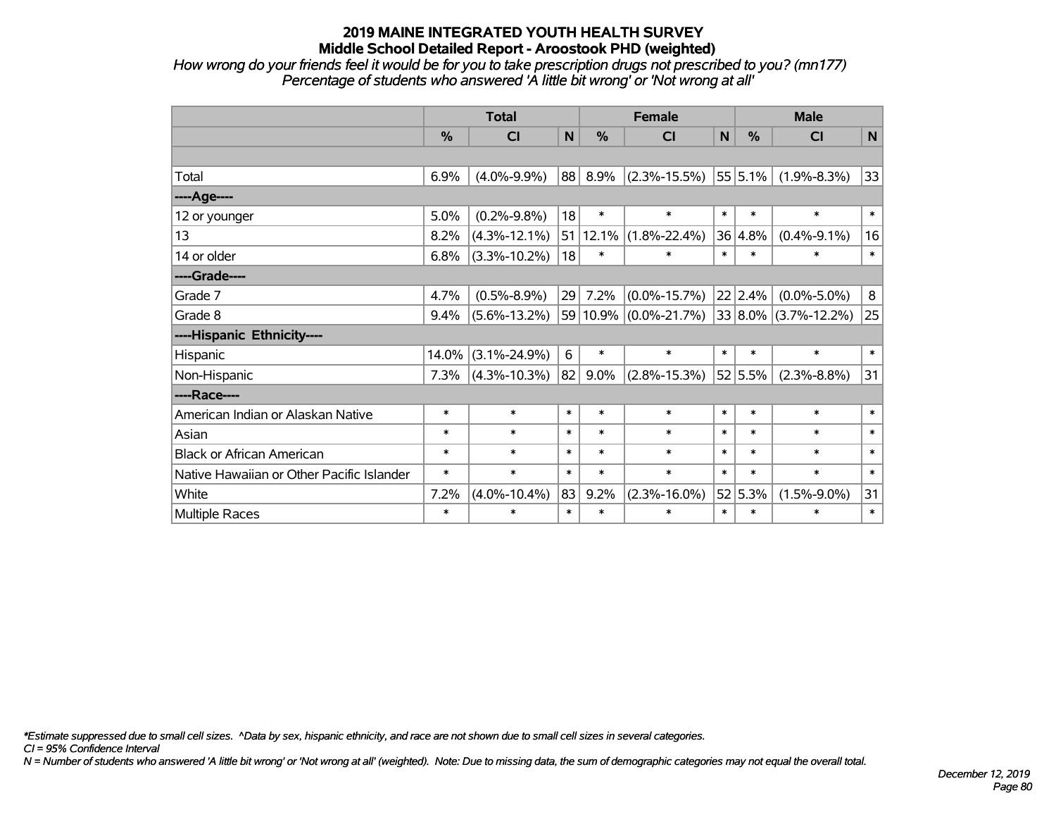# 2019 MAINE INTEGRATED YOUTH HEALTH SURVEY
## Middle School Detailed Report - Aroostook PHD (weighted)

*How wrong do your friends feel it would be for you to take prescription drugs not prescribed to you? (mn177)*
*Percentage of students who answered 'A little bit wrong' or 'Not wrong at all'*

| | Total | | | Female | | | Male | | |
|---|---|---|---|---|---|---|---|---|---|
| | % | CI | N | % | CI | N | % | CI | N |
| | | | | | | | | | |
| Total | 6.9% | (4.0%-9.9%) | 88 | 8.9% | (2.3%-15.5%) | 55 | 5.1% | (1.9%-8.3%) | 33 |
| ----Age---- | | | | | | | | | |
| 12 or younger | 5.0% | (0.2%-9.8%) | 18 | * | * | * | * | * | * |
| 13 | 8.2% | (4.3%-12.1%) | 51 | 12.1% | (1.8%-22.4%) | 36 | 4.8% | (0.4%-9.1%) | 16 |
| 14 or older | 6.8% | (3.3%-10.2%) | 18 | * | * | * | * | * | * |
| ----Grade---- | | | | | | | | | |
| Grade 7 | 4.7% | (0.5%-8.9%) | 29 | 7.2% | (0.0%-15.7%) | 22 | 2.4% | (0.0%-5.0%) | 8 |
| Grade 8 | 9.4% | (5.6%-13.2%) | 59 | 10.9% | (0.0%-21.7%) | 33 | 8.0% | (3.7%-12.2%) | 25 |
| ----Hispanic Ethnicity---- | | | | | | | | | |
| Hispanic | 14.0% | (3.1%-24.9%) | 6 | * | * | * | * | * | * |
| Non-Hispanic | 7.3% | (4.3%-10.3%) | 82 | 9.0% | (2.8%-15.3%) | 52 | 5.5% | (2.3%-8.8%) | 31 |
| ----Race---- | | | | | | | | | |
| American Indian or Alaskan Native | * | * | * | * | * | * | * | * | * |
| Asian | * | * | * | * | * | * | * | * | * |
| Black or African American | * | * | * | * | * | * | * | * | * |
| Native Hawaiian or Other Pacific Islander | * | * | * | * | * | * | * | * | * |
| White | 7.2% | (4.0%-10.4%) | 83 | 9.2% | (2.3%-16.0%) | 52 | 5.3% | (1.5%-9.0%) | 31 |
| Multiple Races | * | * | * | * | * | * | * | * | * |

*\*Estimate suppressed due to small cell sizes. ^Data by sex, hispanic ethnicity, and race are not shown due to small cell sizes in several categories.*
*CI = 95% Confidence Interval*
*N = Number of students who answered 'A little bit wrong' or 'Not wrong at all' (weighted). Note: Due to missing data, the sum of demographic categories may not equal the overall total.*

*December 12, 2019*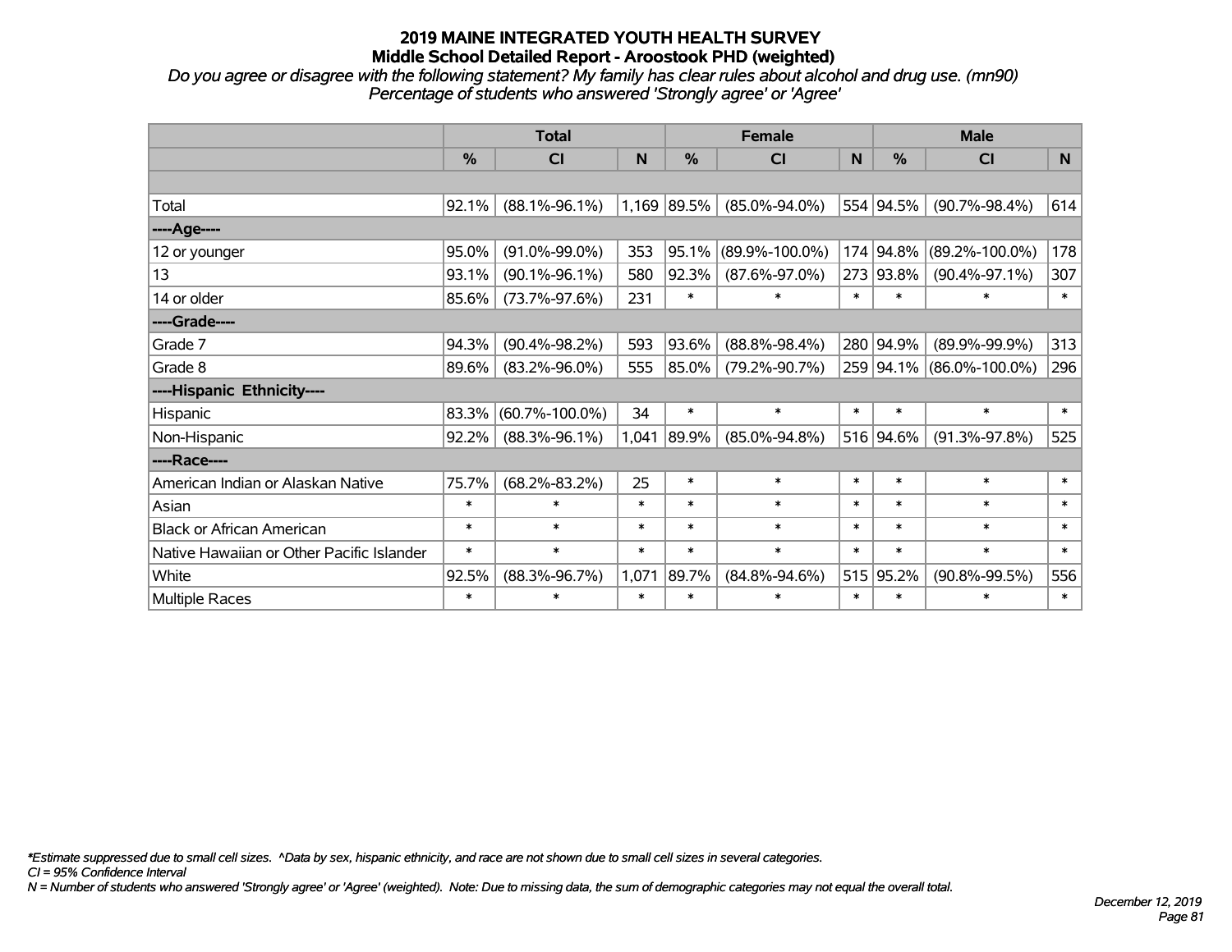# 2019 MAINE INTEGRATED YOUTH HEALTH SURVEY

## Middle School Detailed Report - Aroostook PHD (weighted)

*Do you agree or disagree with the following statement? My family has clear rules about alcohol and drug use. (mn90)*
*Percentage of students who answered 'Strongly agree' or 'Agree'*

| | Total | | | Female | | | Male | | |
|---|---|---|---|---|---|---|---|---|---|
| | % | CI | N | % | CI | N | % | CI | N |
| Total | 92.1% | (88.1%-96.1%) | 1,169 | 89.5% | (85.0%-94.0%) | 554 | 94.5% | (90.7%-98.4%) | 614 |
| ----Age---- | | | | | | | | | |
| 12 or younger | 95.0% | (91.0%-99.0%) | 353 | 95.1% | (89.9%-100.0%) | 174 | 94.8% | (89.2%-100.0%) | 178 |
| 13 | 93.1% | (90.1%-96.1%) | 580 | 92.3% | (87.6%-97.0%) | 273 | 93.8% | (90.4%-97.1%) | 307 |
| 14 or older | 85.6% | (73.7%-97.6%) | 231 | * | * | * | * | * | * |
| ----Grade---- | | | | | | | | | |
| Grade 7 | 94.3% | (90.4%-98.2%) | 593 | 93.6% | (88.8%-98.4%) | 280 | 94.9% | (89.9%-99.9%) | 313 |
| Grade 8 | 89.6% | (83.2%-96.0%) | 555 | 85.0% | (79.2%-90.7%) | 259 | 94.1% | (86.0%-100.0%) | 296 |
| ----Hispanic Ethnicity---- | | | | | | | | | |
| Hispanic | 83.3% | (60.7%-100.0%) | 34 | * | * | * | * | * | * |
| Non-Hispanic | 92.2% | (88.3%-96.1%) | 1,041 | 89.9% | (85.0%-94.8%) | 516 | 94.6% | (91.3%-97.8%) | 525 |
| ----Race---- | | | | | | | | | |
| American Indian or Alaskan Native | 75.7% | (68.2%-83.2%) | 25 | * | * | * | * | * | * |
| Asian | * | * | * | * | * | * | * | * | * |
| Black or African American | * | * | * | * | * | * | * | * | * |
| Native Hawaiian or Other Pacific Islander | * | * | * | * | * | * | * | * | * |
| White | 92.5% | (88.3%-96.7%) | 1,071 | 89.7% | (84.8%-94.6%) | 515 | 95.2% | (90.8%-99.5%) | 556 |
| Multiple Races | * | * | * | * | * | * | * | * | * |

*\*Estimate suppressed due to small cell sizes. ^Data by sex, hispanic ethnicity, and race are not shown due to small cell sizes in several categories.*
*CI = 95% Confidence Interval*
*N = Number of students who answered 'Strongly agree' or 'Agree' (weighted). Note: Due to missing data, the sum of demographic categories may not equal the overall total.*

*December 12, 2019*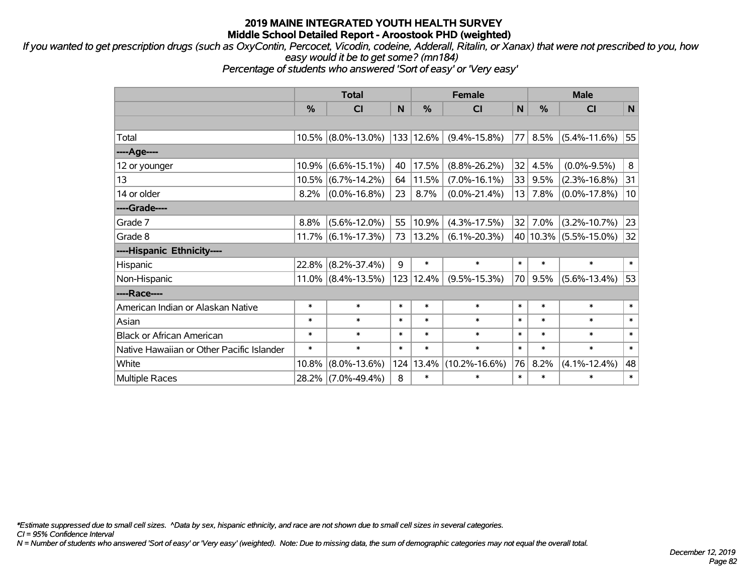# 2019 MAINE INTEGRATED YOUTH HEALTH SURVEY

## Middle School Detailed Report - Aroostook PHD (weighted)

*If you wanted to get prescription drugs (such as OxyContin, Percocet, Vicodin, codeine, Adderall, Ritalin, or Xanax) that were not prescribed to you, how easy would it be to get some? (mn184)*

*Percentage of students who answered 'Sort of easy' or 'Very easy'*

| | Total | | | Female | | | Male | | |
|---|---|---|---|---|---|---|---|---|---|
| | % | CI | N | % | CI | N | % | CI | N |
| Total | 10.5% | (8.0%-13.0%) | 133 | 12.6% | (9.4%-15.8%) | 77 | 8.5% | (5.4%-11.6%) | 55 |
| ----Age---- | | | | | | | | | |
| 12 or younger | 10.9% | (6.6%-15.1%) | 40 | 17.5% | (8.8%-26.2%) | 32 | 4.5% | (0.0%-9.5%) | 8 |
| 13 | 10.5% | (6.7%-14.2%) | 64 | 11.5% | (7.0%-16.1%) | 33 | 9.5% | (2.3%-16.8%) | 31 |
| 14 or older | 8.2% | (0.0%-16.8%) | 23 | 8.7% | (0.0%-21.4%) | 13 | 7.8% | (0.0%-17.8%) | 10 |
| ----Grade---- | | | | | | | | | |
| Grade 7 | 8.8% | (5.6%-12.0%) | 55 | 10.9% | (4.3%-17.5%) | 32 | 7.0% | (3.2%-10.7%) | 23 |
| Grade 8 | 11.7% | (6.1%-17.3%) | 73 | 13.2% | (6.1%-20.3%) | 40 | 10.3% | (5.5%-15.0%) | 32 |
| ----Hispanic Ethnicity---- | | | | | | | | | |
| Hispanic | 22.8% | (8.2%-37.4%) | 9 | * | * | * | * | * | * |
| Non-Hispanic | 11.0% | (8.4%-13.5%) | 123 | 12.4% | (9.5%-15.3%) | 70 | 9.5% | (5.6%-13.4%) | 53 |
| ----Race---- | | | | | | | | | |
| American Indian or Alaskan Native | * | * | * | * | * | * | * | * | * |
| Asian | * | * | * | * | * | * | * | * | * |
| Black or African American | * | * | * | * | * | * | * | * | * |
| Native Hawaiian or Other Pacific Islander | * | * | * | * | * | * | * | * | * |
| White | 10.8% | (8.0%-13.6%) | 124 | 13.4% | (10.2%-16.6%) | 76 | 8.2% | (4.1%-12.4%) | 48 |
| Multiple Races | 28.2% | (7.0%-49.4%) | 8 | * | * | * | * | * | * |

*\*Estimate suppressed due to small cell sizes. ^Data by sex, hispanic ethnicity, and race are not shown due to small cell sizes in several categories.*

*CI = 95% Confidence Interval*

*N = Number of students who answered 'Sort of easy' or 'Very easy' (weighted). Note: Due to missing data, the sum of demographic categories may not equal the overall total.*

*December 12, 2019*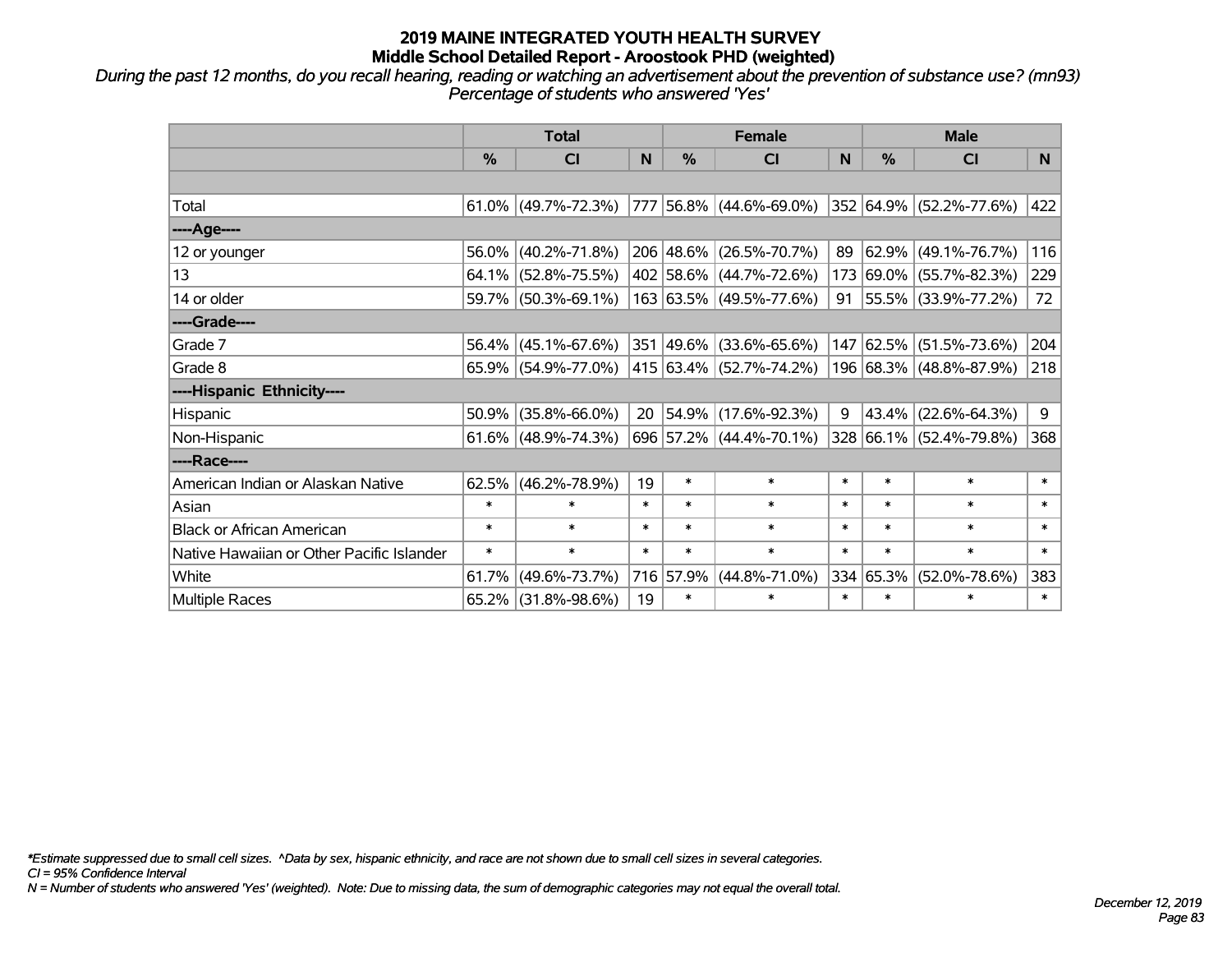# 2019 MAINE INTEGRATED YOUTH HEALTH SURVEY
## Middle School Detailed Report - Aroostook PHD (weighted)

*During the past 12 months, do you recall hearing, reading or watching an advertisement about the prevention of substance use? (mn93)*
*Percentage of students who answered 'Yes'*

| | Total | | | Female | | | Male | | |
|---|---|---|---|---|---|---|---|---|---|
| | % | CI | N | % | CI | N | % | CI | N |
| | | | | | | | | | |
| Total | 61.0% | (49.7%-72.3%) | 777 | 56.8% | (44.6%-69.0%) | 352 | 64.9% | (52.2%-77.6%) | 422 |
| ----Age---- | | | | | | | | | |
| 12 or younger | 56.0% | (40.2%-71.8%) | 206 | 48.6% | (26.5%-70.7%) | 89 | 62.9% | (49.1%-76.7%) | 116 |
| 13 | 64.1% | (52.8%-75.5%) | 402 | 58.6% | (44.7%-72.6%) | 173 | 69.0% | (55.7%-82.3%) | 229 |
| 14 or older | 59.7% | (50.3%-69.1%) | 163 | 63.5% | (49.5%-77.6%) | 91 | 55.5% | (33.9%-77.2%) | 72 |
| ----Grade---- | | | | | | | | | |
| Grade 7 | 56.4% | (45.1%-67.6%) | 351 | 49.6% | (33.6%-65.6%) | 147 | 62.5% | (51.5%-73.6%) | 204 |
| Grade 8 | 65.9% | (54.9%-77.0%) | 415 | 63.4% | (52.7%-74.2%) | 196 | 68.3% | (48.8%-87.9%) | 218 |
| ----Hispanic Ethnicity---- | | | | | | | | | |
| Hispanic | 50.9% | (35.8%-66.0%) | 20 | 54.9% | (17.6%-92.3%) | 9 | 43.4% | (22.6%-64.3%) | 9 |
| Non-Hispanic | 61.6% | (48.9%-74.3%) | 696 | 57.2% | (44.4%-70.1%) | 328 | 66.1% | (52.4%-79.8%) | 368 |
| ----Race---- | | | | | | | | | |
| American Indian or Alaskan Native | 62.5% | (46.2%-78.9%) | 19 | * | * | * | * | * | * |
| Asian | * | * | * | * | * | * | * | * | * |
| Black or African American | * | * | * | * | * | * | * | * | * |
| Native Hawaiian or Other Pacific Islander | * | * | * | * | * | * | * | * | * |
| White | 61.7% | (49.6%-73.7%) | 716 | 57.9% | (44.8%-71.0%) | 334 | 65.3% | (52.0%-78.6%) | 383 |
| Multiple Races | 65.2% | (31.8%-98.6%) | 19 | * | * | * | * | * | * |

*\*Estimate suppressed due to small cell sizes. ^Data by sex, hispanic ethnicity, and race are not shown due to small cell sizes in several categories.*
*CI = 95% Confidence Interval*
*N = Number of students who answered 'Yes' (weighted). Note: Due to missing data, the sum of demographic categories may not equal the overall total.*

*December 12, 2019*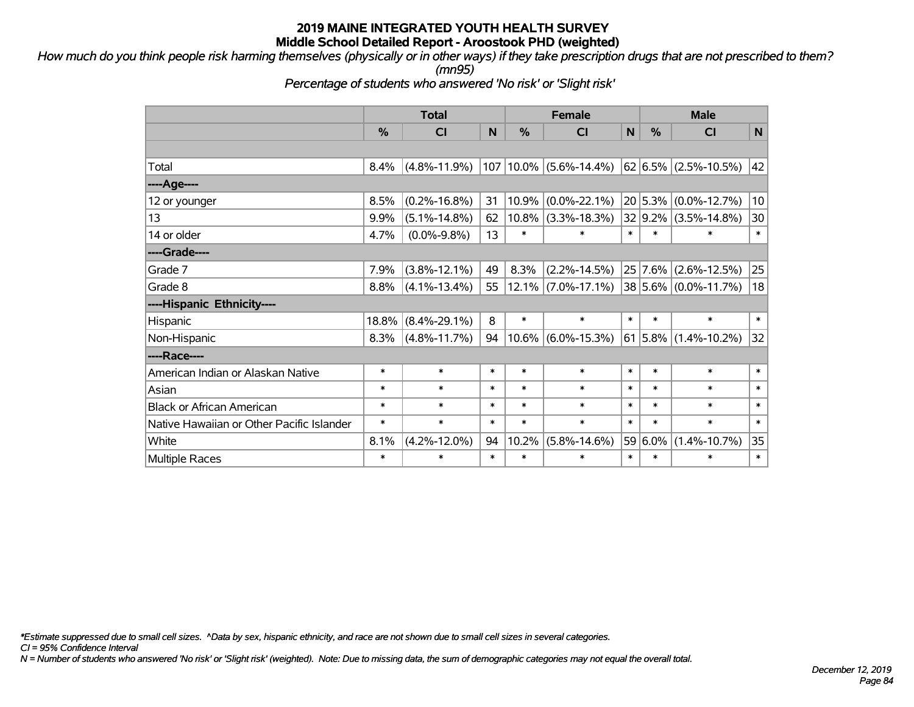# 2019 MAINE INTEGRATED YOUTH HEALTH SURVEY
## Middle School Detailed Report - Aroostook PHD (weighted)

*How much do you think people risk harming themselves (physically or in other ways) if they take prescription drugs that are not prescribed to them? (mn95)*

*Percentage of students who answered 'No risk' or 'Slight risk'*

| | Total | | | Female | | | Male | | |
|---|---|---|---|---|---|---|---|---|---|
| | % | CI | N | % | CI | N | % | CI | N |
| Total | 8.4% | (4.8%-11.9%) | 107 | 10.0% | (5.6%-14.4%) | 62 | 6.5% | (2.5%-10.5%) | 42 |
| ----Age---- | | | | | | | | | |
| 12 or younger | 8.5% | (0.2%-16.8%) | 31 | 10.9% | (0.0%-22.1%) | 20 | 5.3% | (0.0%-12.7%) | 10 |
| 13 | 9.9% | (5.1%-14.8%) | 62 | 10.8% | (3.3%-18.3%) | 32 | 9.2% | (3.5%-14.8%) | 30 |
| 14 or older | 4.7% | (0.0%-9.8%) | 13 | * | * | * | * | * | * |
| ----Grade---- | | | | | | | | | |
| Grade 7 | 7.9% | (3.8%-12.1%) | 49 | 8.3% | (2.2%-14.5%) | 25 | 7.6% | (2.6%-12.5%) | 25 |
| Grade 8 | 8.8% | (4.1%-13.4%) | 55 | 12.1% | (7.0%-17.1%) | 38 | 5.6% | (0.0%-11.7%) | 18 |
| ----Hispanic Ethnicity---- | | | | | | | | | |
| Hispanic | 18.8% | (8.4%-29.1%) | 8 | * | * | * | * | * | * |
| Non-Hispanic | 8.3% | (4.8%-11.7%) | 94 | 10.6% | (6.0%-15.3%) | 61 | 5.8% | (1.4%-10.2%) | 32 |
| ----Race---- | | | | | | | | | |
| American Indian or Alaskan Native | * | * | * | * | * | * | * | * | * |
| Asian | * | * | * | * | * | * | * | * | * |
| Black or African American | * | * | * | * | * | * | * | * | * |
| Native Hawaiian or Other Pacific Islander | * | * | * | * | * | * | * | * | * |
| White | 8.1% | (4.2%-12.0%) | 94 | 10.2% | (5.8%-14.6%) | 59 | 6.0% | (1.4%-10.7%) | 35 |
| Multiple Races | * | * | * | * | * | * | * | * | * |

*\*Estimate suppressed due to small cell sizes. ^Data by sex, hispanic ethnicity, and race are not shown due to small cell sizes in several categories.*

*CI = 95% Confidence Interval*

*N = Number of students who answered 'No risk' or 'Slight risk' (weighted). Note: Due to missing data, the sum of demographic categories may not equal the overall total.*

*December 12, 2019*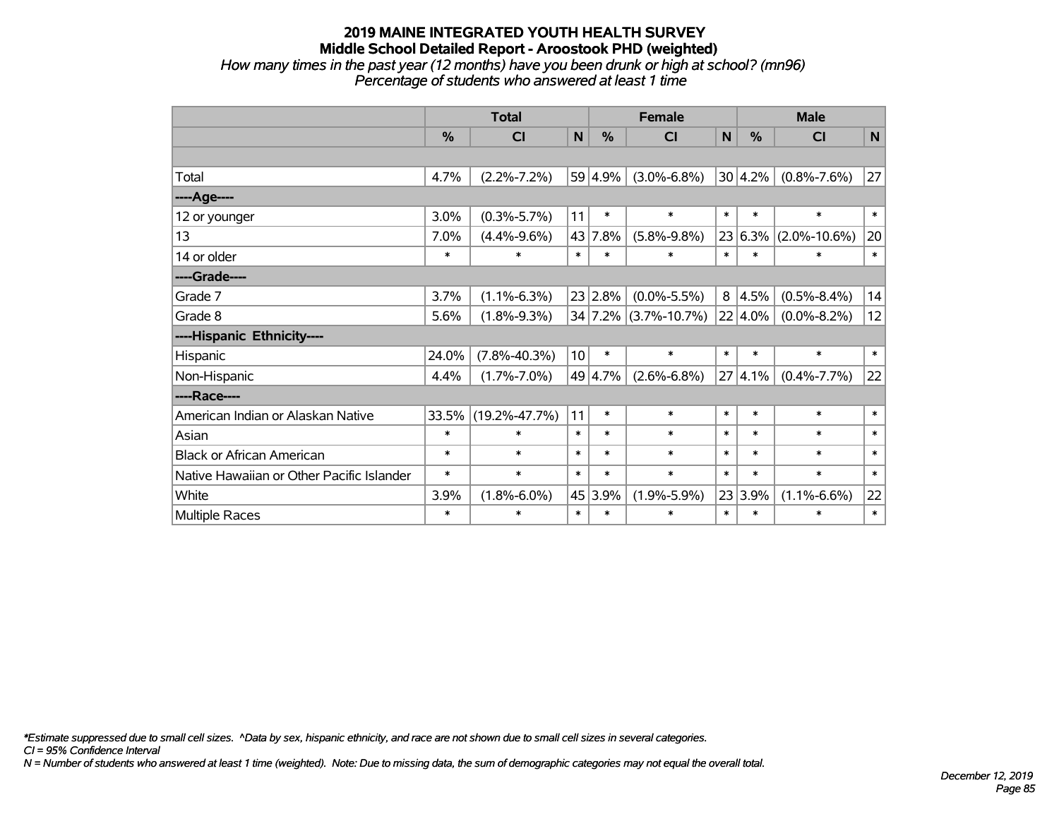# 2019 MAINE INTEGRATED YOUTH HEALTH SURVEY
## Middle School Detailed Report - Aroostook PHD (weighted)
*How many times in the past year (12 months) have you been drunk or high at school? (mn96)*
*Percentage of students who answered at least 1 time*

| | Total | | | Female | | | Male | | |
|---|---|---|---|---|---|---|---|---|---|
| | % | CI | N | % | CI | N | % | CI | N |
| | | | | | | | | | |
| Total | 4.7% | (2.2%-7.2%) | 59 | 4.9% | (3.0%-6.8%) | 30 | 4.2% | (0.8%-7.6%) | 27 |
| ----Age---- | | | | | | | | | |
| 12 or younger | 3.0% | (0.3%-5.7%) | 11 | * | * | * | * | * | * |
| 13 | 7.0% | (4.4%-9.6%) | 43 | 7.8% | (5.8%-9.8%) | 23 | 6.3% | (2.0%-10.6%) | 20 |
| 14 or older | * | * | * | * | * | * | * | * | * |
| ----Grade---- | | | | | | | | | |
| Grade 7 | 3.7% | (1.1%-6.3%) | 23 | 2.8% | (0.0%-5.5%) | 8 | 4.5% | (0.5%-8.4%) | 14 |
| Grade 8 | 5.6% | (1.8%-9.3%) | 34 | 7.2% | (3.7%-10.7%) | 22 | 4.0% | (0.0%-8.2%) | 12 |
| ----Hispanic Ethnicity---- | | | | | | | | | |
| Hispanic | 24.0% | (7.8%-40.3%) | 10 | * | * | * | * | * | * |
| Non-Hispanic | 4.4% | (1.7%-7.0%) | 49 | 4.7% | (2.6%-6.8%) | 27 | 4.1% | (0.4%-7.7%) | 22 |
| ----Race---- | | | | | | | | | |
| American Indian or Alaskan Native | 33.5% | (19.2%-47.7%) | 11 | * | * | * | * | * | * |
| Asian | * | * | * | * | * | * | * | * | * |
| Black or African American | * | * | * | * | * | * | * | * | * |
| Native Hawaiian or Other Pacific Islander | * | * | * | * | * | * | * | * | * |
| White | 3.9% | (1.8%-6.0%) | 45 | 3.9% | (1.9%-5.9%) | 23 | 3.9% | (1.1%-6.6%) | 22 |
| Multiple Races | * | * | * | * | * | * | * | * | * |

*\*Estimate suppressed due to small cell sizes. ^Data by sex, hispanic ethnicity, and race are not shown due to small cell sizes in several categories.*
*CI = 95% Confidence Interval*
*N = Number of students who answered at least 1 time (weighted). Note: Due to missing data, the sum of demographic categories may not equal the overall total.*

*December 12, 2019*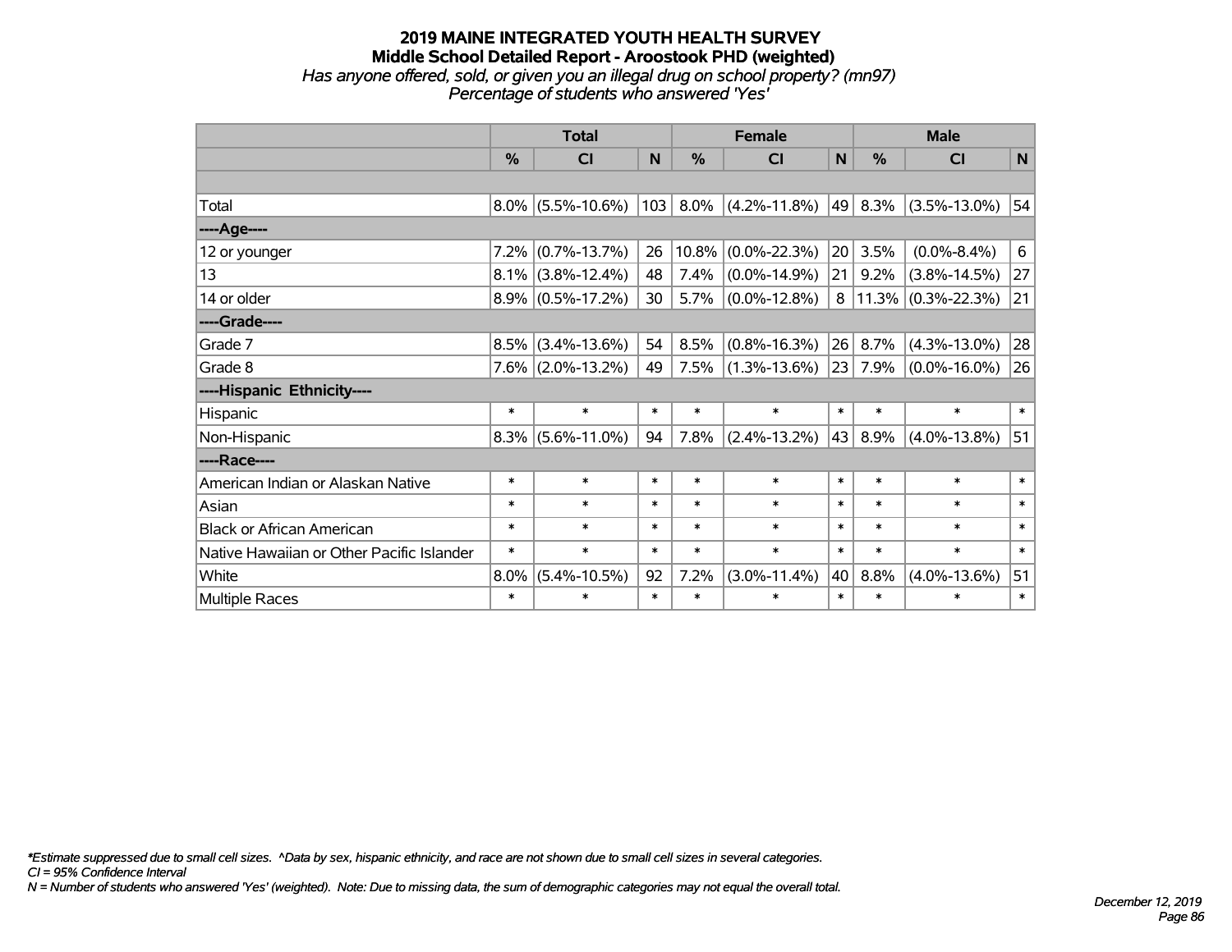# 2019 MAINE INTEGRATED YOUTH HEALTH SURVEY
## Middle School Detailed Report - Aroostook PHD (weighted)
*Has anyone offered, sold, or given you an illegal drug on school property? (mn97)*
*Percentage of students who answered 'Yes'*

| | Total | | | Female | | | Male | | |
|---|---|---|---|---|---|---|---|---|---|
| | % | CI | N | % | CI | N | % | CI | N |
| Total | 8.0% | (5.5%-10.6%) | 103 | 8.0% | (4.2%-11.8%) | 49 | 8.3% | (3.5%-13.0%) | 54 |
| ----Age---- | | | | | | | | | |
| 12 or younger | 7.2% | (0.7%-13.7%) | 26 | 10.8% | (0.0%-22.3%) | 20 | 3.5% | (0.0%-8.4%) | 6 |
| 13 | 8.1% | (3.8%-12.4%) | 48 | 7.4% | (0.0%-14.9%) | 21 | 9.2% | (3.8%-14.5%) | 27 |
| 14 or older | 8.9% | (0.5%-17.2%) | 30 | 5.7% | (0.0%-12.8%) | 8 | 11.3% | (0.3%-22.3%) | 21 |
| ----Grade---- | | | | | | | | | |
| Grade 7 | 8.5% | (3.4%-13.6%) | 54 | 8.5% | (0.8%-16.3%) | 26 | 8.7% | (4.3%-13.0%) | 28 |
| Grade 8 | 7.6% | (2.0%-13.2%) | 49 | 7.5% | (1.3%-13.6%) | 23 | 7.9% | (0.0%-16.0%) | 26 |
| ----Hispanic Ethnicity---- | | | | | | | | | |
| Hispanic | * | * | * | * | * | * | * | * | * |
| Non-Hispanic | 8.3% | (5.6%-11.0%) | 94 | 7.8% | (2.4%-13.2%) | 43 | 8.9% | (4.0%-13.8%) | 51 |
| ----Race---- | | | | | | | | | |
| American Indian or Alaskan Native | * | * | * | * | * | * | * | * | * |
| Asian | * | * | * | * | * | * | * | * | * |
| Black or African American | * | * | * | * | * | * | * | * | * |
| Native Hawaiian or Other Pacific Islander | * | * | * | * | * | * | * | * | * |
| White | 8.0% | (5.4%-10.5%) | 92 | 7.2% | (3.0%-11.4%) | 40 | 8.8% | (4.0%-13.6%) | 51 |
| Multiple Races | * | * | * | * | * | * | * | * | * |

*\*Estimate suppressed due to small cell sizes. ^Data by sex, hispanic ethnicity, and race are not shown due to small cell sizes in several categories.*
*CI = 95% Confidence Interval*
*N = Number of students who answered 'Yes' (weighted). Note: Due to missing data, the sum of demographic categories may not equal the overall total.*

*December 12, 2019*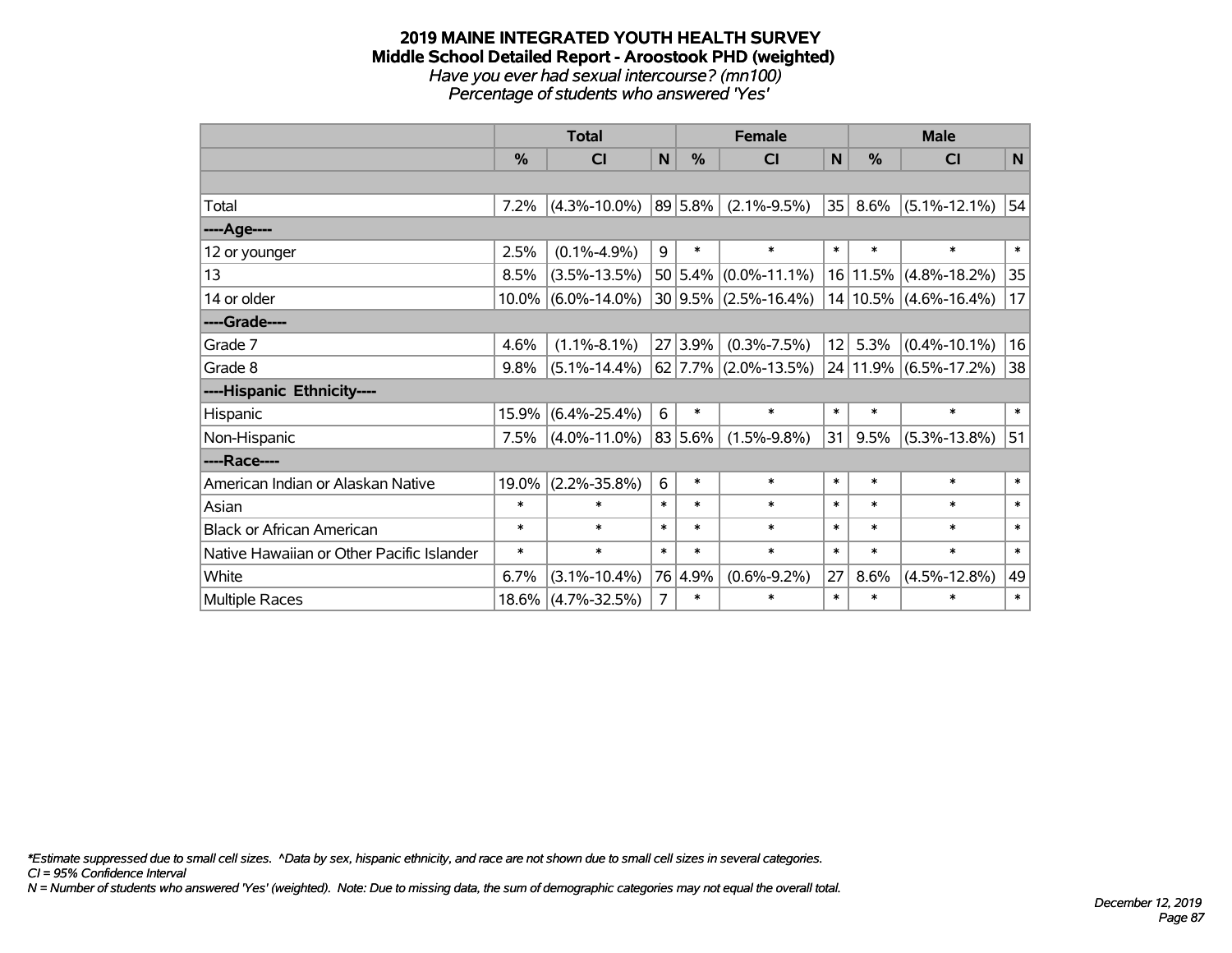# 2019 MAINE INTEGRATED YOUTH HEALTH SURVEY

## Middle School Detailed Report - Aroostook PHD (weighted)

*Have you ever had sexual intercourse? (mn100)*

*Percentage of students who answered 'Yes'*

| | Total | | | Female | | | Male | | |
|---|---|---|---|---|---|---|---|---|---|
| | % | CI | N | % | CI | N | % | CI | N |
| | | | | | | | | | |
| Total | 7.2% | (4.3%-10.0%) | 89 | 5.8% | (2.1%-9.5%) | 35 | 8.6% | (5.1%-12.1%) | 54 |
| ----Age---- | | | | | | | | | |
| 12 or younger | 2.5% | (0.1%-4.9%) | 9 | * | * | * | * | * | * |
| 13 | 8.5% | (3.5%-13.5%) | 50 | 5.4% | (0.0%-11.1%) | 16 | 11.5% | (4.8%-18.2%) | 35 |
| 14 or older | 10.0% | (6.0%-14.0%) | 30 | 9.5% | (2.5%-16.4%) | 14 | 10.5% | (4.6%-16.4%) | 17 |
| ----Grade---- | | | | | | | | | |
| Grade 7 | 4.6% | (1.1%-8.1%) | 27 | 3.9% | (0.3%-7.5%) | 12 | 5.3% | (0.4%-10.1%) | 16 |
| Grade 8 | 9.8% | (5.1%-14.4%) | 62 | 7.7% | (2.0%-13.5%) | 24 | 11.9% | (6.5%-17.2%) | 38 |
| ----Hispanic Ethnicity---- | | | | | | | | | |
| Hispanic | 15.9% | (6.4%-25.4%) | 6 | * | * | * | * | * | * |
| Non-Hispanic | 7.5% | (4.0%-11.0%) | 83 | 5.6% | (1.5%-9.8%) | 31 | 9.5% | (5.3%-13.8%) | 51 |
| ----Race---- | | | | | | | | | |
| American Indian or Alaskan Native | 19.0% | (2.2%-35.8%) | 6 | * | * | * | * | * | * |
| Asian | * | * | * | * | * | * | * | * | * |
| Black or African American | * | * | * | * | * | * | * | * | * |
| Native Hawaiian or Other Pacific Islander | * | * | * | * | * | * | * | * | * |
| White | 6.7% | (3.1%-10.4%) | 76 | 4.9% | (0.6%-9.2%) | 27 | 8.6% | (4.5%-12.8%) | 49 |
| Multiple Races | 18.6% | (4.7%-32.5%) | 7 | * | * | * | * | * | * |

*\*Estimate suppressed due to small cell sizes. ^Data by sex, hispanic ethnicity, and race are not shown due to small cell sizes in several categories.*
*CI = 95% Confidence Interval*
*N = Number of students who answered 'Yes' (weighted). Note: Due to missing data, the sum of demographic categories may not equal the overall total.*

*December 12, 2019*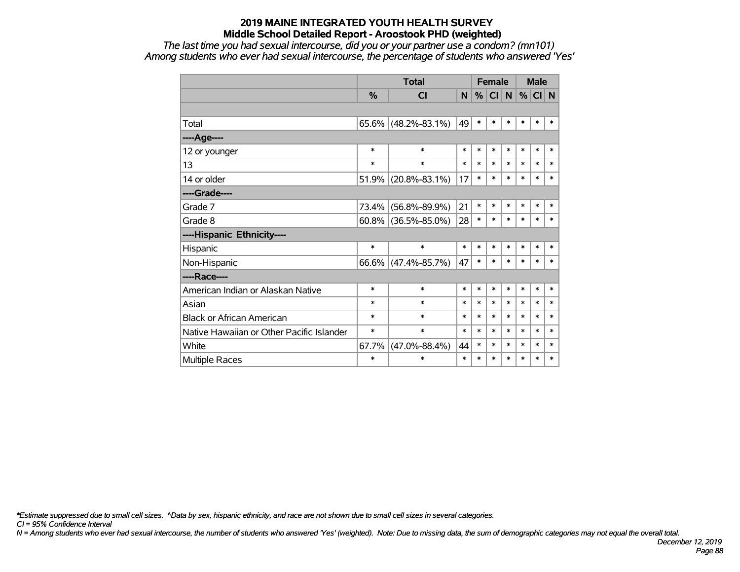# 2019 MAINE INTEGRATED YOUTH HEALTH SURVEY
## Middle School Detailed Report - Aroostook PHD (weighted)

*The last time you had sexual intercourse, did you or your partner use a condom? (mn101)*
*Among students who ever had sexual intercourse, the percentage of students who answered 'Yes'*

| | Total | | | Female | | | Male | | |
|---|---|---|---|---|---|---|---|---|---|
| | % | CI | N | % | CI | N | % | CI | N |
| | | | | | | | | | |
| Total | 65.6% | (48.2%-83.1%) | 49 | * | * | * | * | * | * |
| ----Age---- | | | | | | | | | |
| 12 or younger | * | * | * | * | * | * | * | * | * |
| 13 | * | * | * | * | * | * | * | * | * |
| 14 or older | 51.9% | (20.8%-83.1%) | 17 | * | * | * | * | * | * |
| ----Grade---- | | | | | | | | | |
| Grade 7 | 73.4% | (56.8%-89.9%) | 21 | * | * | * | * | * | * |
| Grade 8 | 60.8% | (36.5%-85.0%) | 28 | * | * | * | * | * | * |
| ----Hispanic Ethnicity---- | | | | | | | | | |
| Hispanic | * | * | * | * | * | * | * | * | * |
| Non-Hispanic | 66.6% | (47.4%-85.7%) | 47 | * | * | * | * | * | * |
| ----Race---- | | | | | | | | | |
| American Indian or Alaskan Native | * | * | * | * | * | * | * | * | * |
| Asian | * | * | * | * | * | * | * | * | * |
| Black or African American | * | * | * | * | * | * | * | * | * |
| Native Hawaiian or Other Pacific Islander | * | * | * | * | * | * | * | * | * |
| White | 67.7% | (47.0%-88.4%) | 44 | * | * | * | * | * | * |
| Multiple Races | * | * | * | * | * | * | * | * | * |

*\*Estimate suppressed due to small cell sizes. ^Data by sex, hispanic ethnicity, and race are not shown due to small cell sizes in several categories.*

*CI = 95% Confidence Interval*

*N = Among students who ever had sexual intercourse, the number of students who answered 'Yes' (weighted). Note: Due to missing data, the sum of demographic categories may not equal the overall total.*

*December 12, 2019*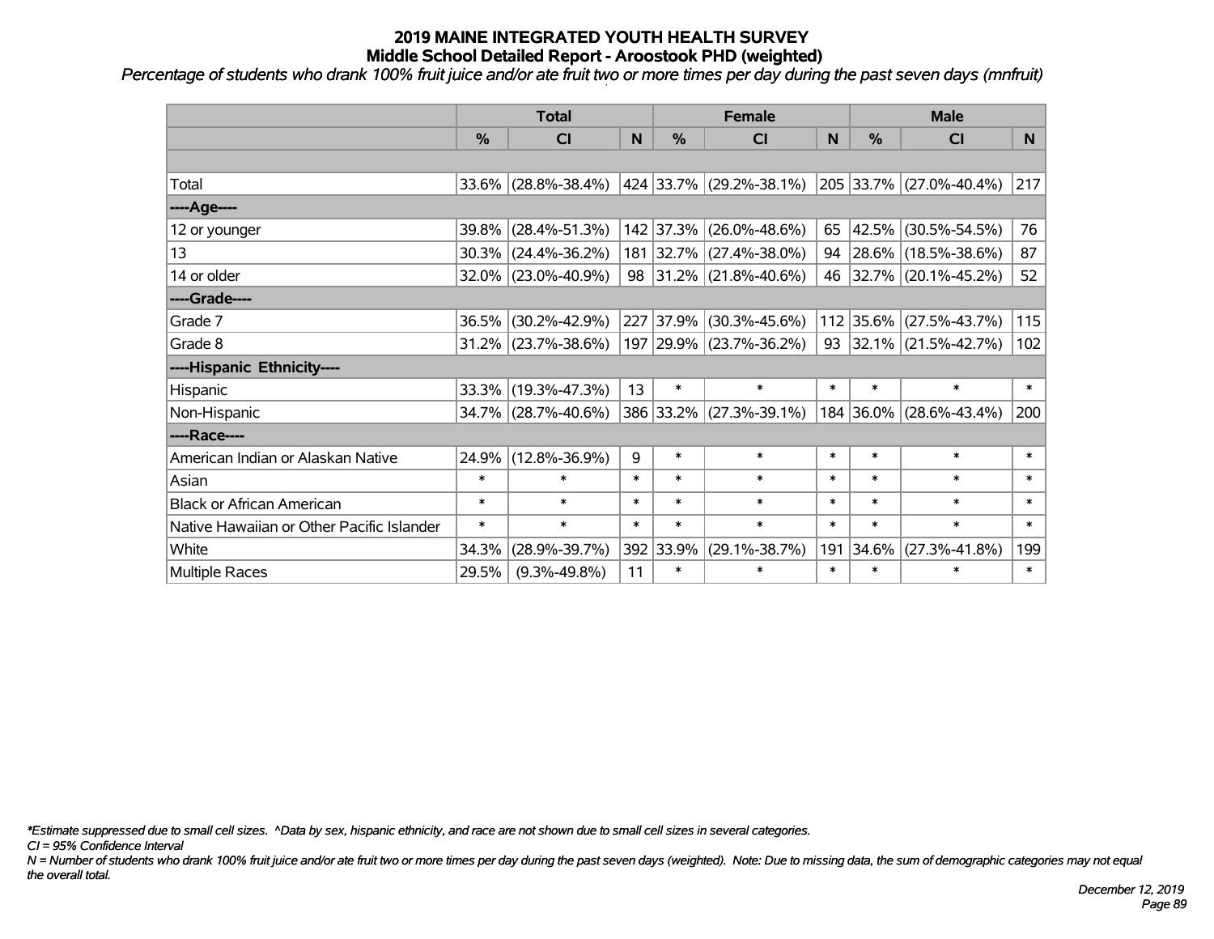# 2019 MAINE INTEGRATED YOUTH HEALTH SURVEY
## Middle School Detailed Report - Aroostook PHD (weighted)

*Percentage of students who drank 100% fruit juice and/or ate fruit two or more times per day during the past seven days (mnfruit)*

| | Total | | | Female | | | Male | | |
|---|---|---|---|---|---|---|---|---|---|
| | % | CI | N | % | CI | N | % | CI | N |
| | | | | | | | | | |
| Total | 33.6% | (28.8%-38.4%) | 424 | 33.7% | (29.2%-38.1%) | 205 | 33.7% | (27.0%-40.4%) | 217 |
| ----Age---- | | | | | | | | | |
| 12 or younger | 39.8% | (28.4%-51.3%) | 142 | 37.3% | (26.0%-48.6%) | 65 | 42.5% | (30.5%-54.5%) | 76 |
| 13 | 30.3% | (24.4%-36.2%) | 181 | 32.7% | (27.4%-38.0%) | 94 | 28.6% | (18.5%-38.6%) | 87 |
| 14 or older | 32.0% | (23.0%-40.9%) | 98 | 31.2% | (21.8%-40.6%) | 46 | 32.7% | (20.1%-45.2%) | 52 |
| ----Grade---- | | | | | | | | | |
| Grade 7 | 36.5% | (30.2%-42.9%) | 227 | 37.9% | (30.3%-45.6%) | 112 | 35.6% | (27.5%-43.7%) | 115 |
| Grade 8 | 31.2% | (23.7%-38.6%) | 197 | 29.9% | (23.7%-36.2%) | 93 | 32.1% | (21.5%-42.7%) | 102 |
| ----Hispanic Ethnicity---- | | | | | | | | | |
| Hispanic | 33.3% | (19.3%-47.3%) | 13 | * | * | * | * | * | * |
| Non-Hispanic | 34.7% | (28.7%-40.6%) | 386 | 33.2% | (27.3%-39.1%) | 184 | 36.0% | (28.6%-43.4%) | 200 |
| ----Race---- | | | | | | | | | |
| American Indian or Alaskan Native | 24.9% | (12.8%-36.9%) | 9 | * | * | * | * | * | * |
| Asian | * | * | * | * | * | * | * | * | * |
| Black or African American | * | * | * | * | * | * | * | * | * |
| Native Hawaiian or Other Pacific Islander | * | * | * | * | * | * | * | * | * |
| White | 34.3% | (28.9%-39.7%) | 392 | 33.9% | (29.1%-38.7%) | 191 | 34.6% | (27.3%-41.8%) | 199 |
| Multiple Races | 29.5% | (9.3%-49.8%) | 11 | * | * | * | * | * | * |

*\*Estimate suppressed due to small cell sizes. ^Data by sex, hispanic ethnicity, and race are not shown due to small cell sizes in several categories.*

*CI = 95% Confidence Interval*

*N = Number of students who drank 100% fruit juice and/or ate fruit two or more times per day during the past seven days (weighted). Note: Due to missing data, the sum of demographic categories may not equal the overall total.*

*December 12, 2019*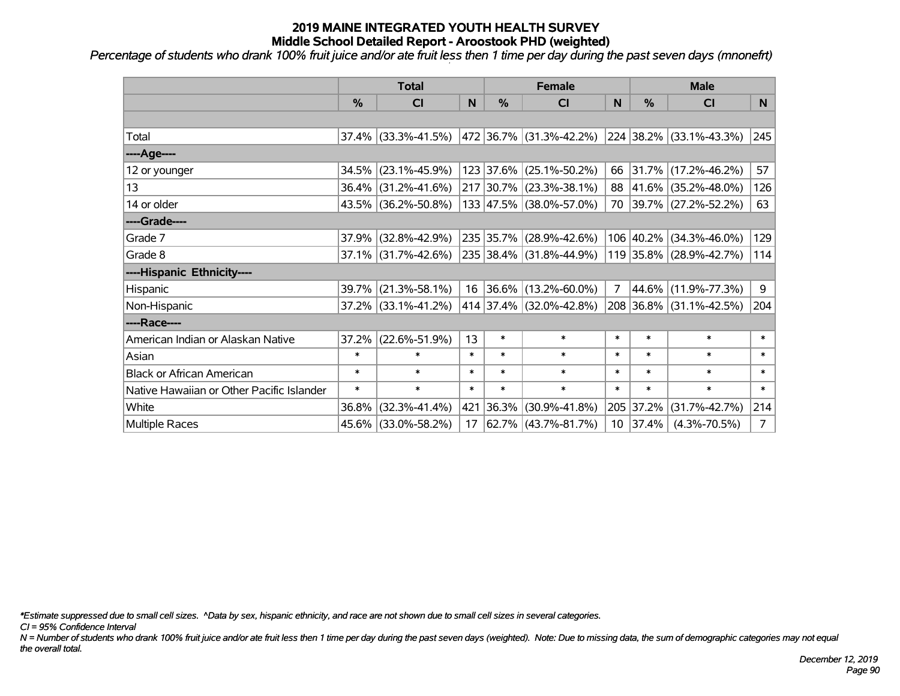# 2019 MAINE INTEGRATED YOUTH HEALTH SURVEY
## Middle School Detailed Report - Aroostook PHD (weighted)

*Percentage of students who drank 100% fruit juice and/or ate fruit less then 1 time per day during the past seven days (mnonefrt)*

| | Total | | | Female | | | Male | | |
|---|---|---|---|---|---|---|---|---|---|
| | % | CI | N | % | CI | N | % | CI | N |
| | | | | | | | | | |
| Total | 37.4% | (33.3%-41.5%) | 472 | 36.7% | (31.3%-42.2%) | 224 | 38.2% | (33.1%-43.3%) | 245 |
| ----Age---- | | | | | | | | | |
| 12 or younger | 34.5% | (23.1%-45.9%) | 123 | 37.6% | (25.1%-50.2%) | 66 | 31.7% | (17.2%-46.2%) | 57 |
| 13 | 36.4% | (31.2%-41.6%) | 217 | 30.7% | (23.3%-38.1%) | 88 | 41.6% | (35.2%-48.0%) | 126 |
| 14 or older | 43.5% | (36.2%-50.8%) | 133 | 47.5% | (38.0%-57.0%) | 70 | 39.7% | (27.2%-52.2%) | 63 |
| ----Grade---- | | | | | | | | | |
| Grade 7 | 37.9% | (32.8%-42.9%) | 235 | 35.7% | (28.9%-42.6%) | 106 | 40.2% | (34.3%-46.0%) | 129 |
| Grade 8 | 37.1% | (31.7%-42.6%) | 235 | 38.4% | (31.8%-44.9%) | 119 | 35.8% | (28.9%-42.7%) | 114 |
| ----Hispanic Ethnicity---- | | | | | | | | | |
| Hispanic | 39.7% | (21.3%-58.1%) | 16 | 36.6% | (13.2%-60.0%) | 7 | 44.6% | (11.9%-77.3%) | 9 |
| Non-Hispanic | 37.2% | (33.1%-41.2%) | 414 | 37.4% | (32.0%-42.8%) | 208 | 36.8% | (31.1%-42.5%) | 204 |
| ----Race---- | | | | | | | | | |
| American Indian or Alaskan Native | 37.2% | (22.6%-51.9%) | 13 | * | * | * | * | * | * |
| Asian | * | * | * | * | * | * | * | * | * |
| Black or African American | * | * | * | * | * | * | * | * | * |
| Native Hawaiian or Other Pacific Islander | * | * | * | * | * | * | * | * | * |
| White | 36.8% | (32.3%-41.4%) | 421 | 36.3% | (30.9%-41.8%) | 205 | 37.2% | (31.7%-42.7%) | 214 |
| Multiple Races | 45.6% | (33.0%-58.2%) | 17 | 62.7% | (43.7%-81.7%) | 10 | 37.4% | (4.3%-70.5%) | 7 |

*\*Estimate suppressed due to small cell sizes. ^Data by sex, hispanic ethnicity, and race are not shown due to small cell sizes in several categories.*

*CI = 95% Confidence Interval*

*N = Number of students who drank 100% fruit juice and/or ate fruit less then 1 time per day during the past seven days (weighted). Note: Due to missing data, the sum of demographic categories may not equal the overall total.*

*December 12, 2019*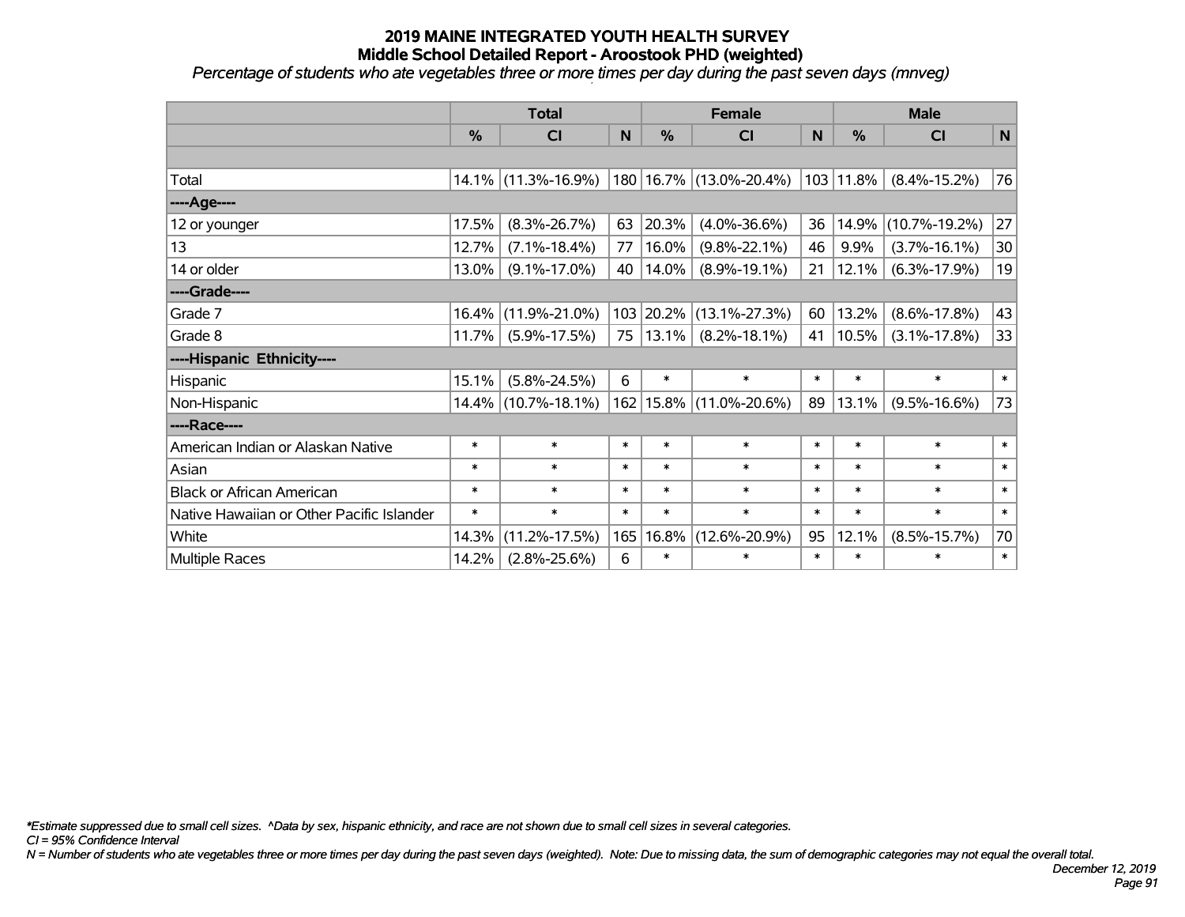# 2019 MAINE INTEGRATED YOUTH HEALTH SURVEY
## Middle School Detailed Report - Aroostook PHD (weighted)

*Percentage of students who ate vegetables three or more times per day during the past seven days (mnveg)*

| | Total | | | Female | | | Male | | |
|---|---|---|---|---|---|---|---|---|---|
| | % | CI | N | % | CI | N | % | CI | N |
| | | | | | | | | | |
| Total | 14.1% | (11.3%-16.9%) | 180 | 16.7% | (13.0%-20.4%) | 103 | 11.8% | (8.4%-15.2%) | 76 |
| ----Age---- | | | | | | | | | |
| 12 or younger | 17.5% | (8.3%-26.7%) | 63 | 20.3% | (4.0%-36.6%) | 36 | 14.9% | (10.7%-19.2%) | 27 |
| 13 | 12.7% | (7.1%-18.4%) | 77 | 16.0% | (9.8%-22.1%) | 46 | 9.9% | (3.7%-16.1%) | 30 |
| 14 or older | 13.0% | (9.1%-17.0%) | 40 | 14.0% | (8.9%-19.1%) | 21 | 12.1% | (6.3%-17.9%) | 19 |
| ----Grade---- | | | | | | | | | |
| Grade 7 | 16.4% | (11.9%-21.0%) | 103 | 20.2% | (13.1%-27.3%) | 60 | 13.2% | (8.6%-17.8%) | 43 |
| Grade 8 | 11.7% | (5.9%-17.5%) | 75 | 13.1% | (8.2%-18.1%) | 41 | 10.5% | (3.1%-17.8%) | 33 |
| ----Hispanic Ethnicity---- | | | | | | | | | |
| Hispanic | 15.1% | (5.8%-24.5%) | 6 | * | * | * | * | * | * |
| Non-Hispanic | 14.4% | (10.7%-18.1%) | 162 | 15.8% | (11.0%-20.6%) | 89 | 13.1% | (9.5%-16.6%) | 73 |
| ----Race---- | | | | | | | | | |
| American Indian or Alaskan Native | * | * | * | * | * | * | * | * | * |
| Asian | * | * | * | * | * | * | * | * | * |
| Black or African American | * | * | * | * | * | * | * | * | * |
| Native Hawaiian or Other Pacific Islander | * | * | * | * | * | * | * | * | * |
| White | 14.3% | (11.2%-17.5%) | 165 | 16.8% | (12.6%-20.9%) | 95 | 12.1% | (8.5%-15.7%) | 70 |
| Multiple Races | 14.2% | (2.8%-25.6%) | 6 | * | * | * | * | * | * |

*\*Estimate suppressed due to small cell sizes. ^Data by sex, hispanic ethnicity, and race are not shown due to small cell sizes in several categories.*

*CI = 95% Confidence Interval*

*N = Number of students who ate vegetables three or more times per day during the past seven days (weighted). Note: Due to missing data, the sum of demographic categories may not equal the overall total.*

*December 12, 2019*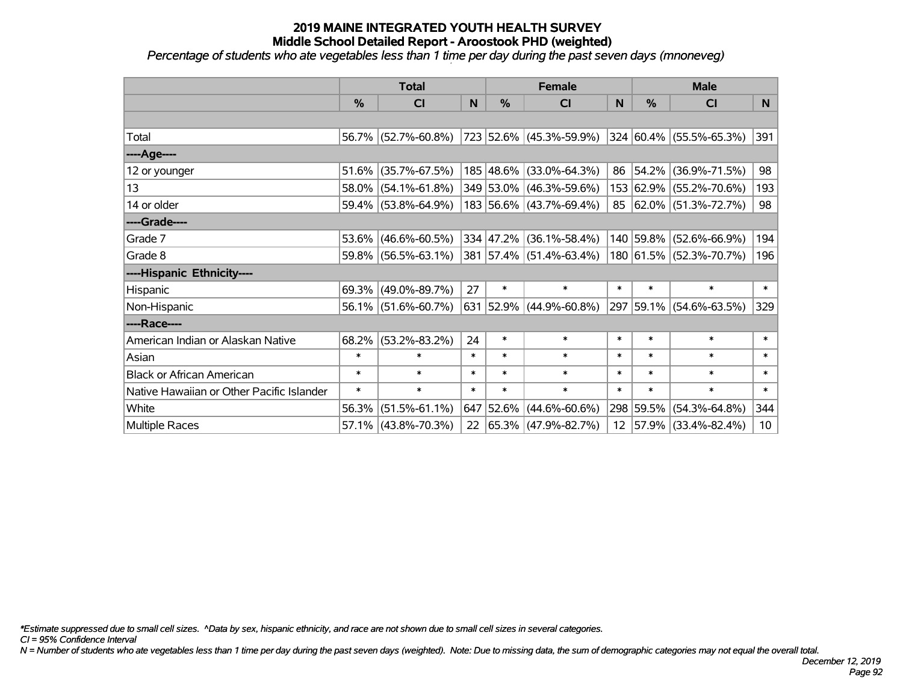# 2019 MAINE INTEGRATED YOUTH HEALTH SURVEY
## Middle School Detailed Report - Aroostook PHD (weighted)
*Percentage of students who ate vegetables less than 1 time per day during the past seven days (mnoneveg)*

| | Total | | | Female | | | Male | | |
|---|---|---|---|---|---|---|---|---|---|
| | % | CI | N | % | CI | N | % | CI | N |
| | | | | | | | | | |
| Total | 56.7% | (52.7%-60.8%) | 723 | 52.6% | (45.3%-59.9%) | 324 | 60.4% | (55.5%-65.3%) | 391 |
| ----Age---- | | | | | | | | | |
| 12 or younger | 51.6% | (35.7%-67.5%) | 185 | 48.6% | (33.0%-64.3%) | 86 | 54.2% | (36.9%-71.5%) | 98 |
| 13 | 58.0% | (54.1%-61.8%) | 349 | 53.0% | (46.3%-59.6%) | 153 | 62.9% | (55.2%-70.6%) | 193 |
| 14 or older | 59.4% | (53.8%-64.9%) | 183 | 56.6% | (43.7%-69.4%) | 85 | 62.0% | (51.3%-72.7%) | 98 |
| ----Grade---- | | | | | | | | | |
| Grade 7 | 53.6% | (46.6%-60.5%) | 334 | 47.2% | (36.1%-58.4%) | 140 | 59.8% | (52.6%-66.9%) | 194 |
| Grade 8 | 59.8% | (56.5%-63.1%) | 381 | 57.4% | (51.4%-63.4%) | 180 | 61.5% | (52.3%-70.7%) | 196 |
| ----Hispanic Ethnicity---- | | | | | | | | | |
| Hispanic | 69.3% | (49.0%-89.7%) | 27 | * | * | * | * | * | * |
| Non-Hispanic | 56.1% | (51.6%-60.7%) | 631 | 52.9% | (44.9%-60.8%) | 297 | 59.1% | (54.6%-63.5%) | 329 |
| ----Race---- | | | | | | | | | |
| American Indian or Alaskan Native | 68.2% | (53.2%-83.2%) | 24 | * | * | * | * | * | * |
| Asian | * | * | * | * | * | * | * | * | * |
| Black or African American | * | * | * | * | * | * | * | * | * |
| Native Hawaiian or Other Pacific Islander | * | * | * | * | * | * | * | * | * |
| White | 56.3% | (51.5%-61.1%) | 647 | 52.6% | (44.6%-60.6%) | 298 | 59.5% | (54.3%-64.8%) | 344 |
| Multiple Races | 57.1% | (43.8%-70.3%) | 22 | 65.3% | (47.9%-82.7%) | 12 | 57.9% | (33.4%-82.4%) | 10 |

*\*Estimate suppressed due to small cell sizes. ^Data by sex, hispanic ethnicity, and race are not shown due to small cell sizes in several categories.*

*CI = 95% Confidence Interval*

*N = Number of students who ate vegetables less than 1 time per day during the past seven days (weighted). Note: Due to missing data, the sum of demographic categories may not equal the overall total.*

*December 12, 2019*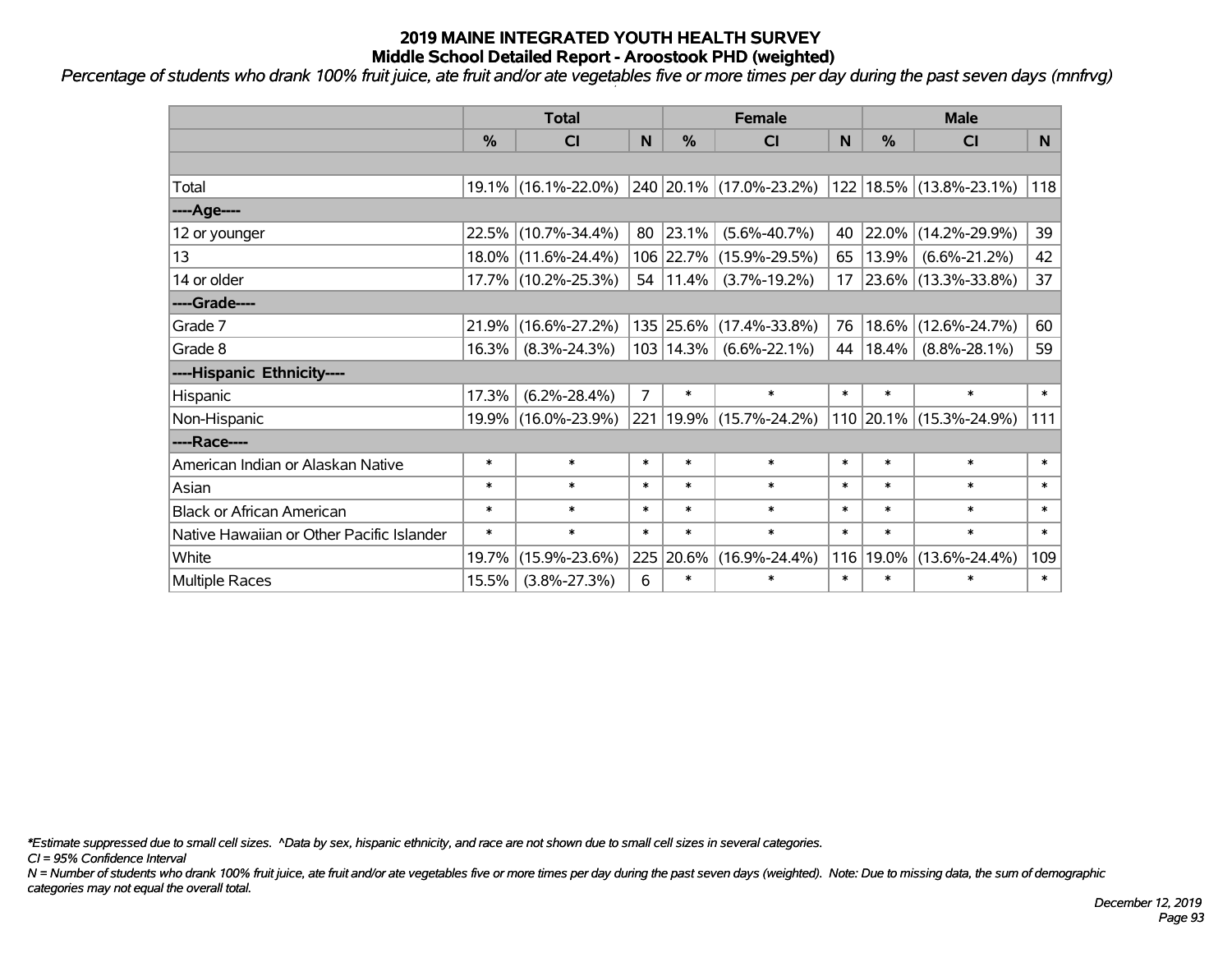# 2019 MAINE INTEGRATED YOUTH HEALTH SURVEY
## Middle School Detailed Report - Aroostook PHD (weighted)

*Percentage of students who drank 100% fruit juice, ate fruit and/or ate vegetables five or more times per day during the past seven days (mnfrvg)*

| | Total | | | Female | | | Male | | |
|---|---|---|---|---|---|---|---|---|---|
| | % | CI | N | % | CI | N | % | CI | N |
| | | | | | | | | | |
| Total | 19.1% | (16.1%-22.0%) | 240 | 20.1% | (17.0%-23.2%) | 122 | 18.5% | (13.8%-23.1%) | 118 |
| ----Age---- | | | | | | | | | |
| 12 or younger | 22.5% | (10.7%-34.4%) | 80 | 23.1% | (5.6%-40.7%) | 40 | 22.0% | (14.2%-29.9%) | 39 |
| 13 | 18.0% | (11.6%-24.4%) | 106 | 22.7% | (15.9%-29.5%) | 65 | 13.9% | (6.6%-21.2%) | 42 |
| 14 or older | 17.7% | (10.2%-25.3%) | 54 | 11.4% | (3.7%-19.2%) | 17 | 23.6% | (13.3%-33.8%) | 37 |
| ----Grade---- | | | | | | | | | |
| Grade 7 | 21.9% | (16.6%-27.2%) | 135 | 25.6% | (17.4%-33.8%) | 76 | 18.6% | (12.6%-24.7%) | 60 |
| Grade 8 | 16.3% | (8.3%-24.3%) | 103 | 14.3% | (6.6%-22.1%) | 44 | 18.4% | (8.8%-28.1%) | 59 |
| ----Hispanic Ethnicity---- | | | | | | | | | |
| Hispanic | 17.3% | (6.2%-28.4%) | 7 | * | * | * | * | * | * |
| Non-Hispanic | 19.9% | (16.0%-23.9%) | 221 | 19.9% | (15.7%-24.2%) | 110 | 20.1% | (15.3%-24.9%) | 111 |
| ----Race---- | | | | | | | | | |
| American Indian or Alaskan Native | * | * | * | * | * | * | * | * | * |
| Asian | * | * | * | * | * | * | * | * | * |
| Black or African American | * | * | * | * | * | * | * | * | * |
| Native Hawaiian or Other Pacific Islander | * | * | * | * | * | * | * | * | * |
| White | 19.7% | (15.9%-23.6%) | 225 | 20.6% | (16.9%-24.4%) | 116 | 19.0% | (13.6%-24.4%) | 109 |
| Multiple Races | 15.5% | (3.8%-27.3%) | 6 | * | * | * | * | * | * |

*\*Estimate suppressed due to small cell sizes. ^Data by sex, hispanic ethnicity, and race are not shown due to small cell sizes in several categories.*

*CI = 95% Confidence Interval*

*N = Number of students who drank 100% fruit juice, ate fruit and/or ate vegetables five or more times per day during the past seven days (weighted). Note: Due to missing data, the sum of demographic categories may not equal the overall total.*

*December 12, 2019*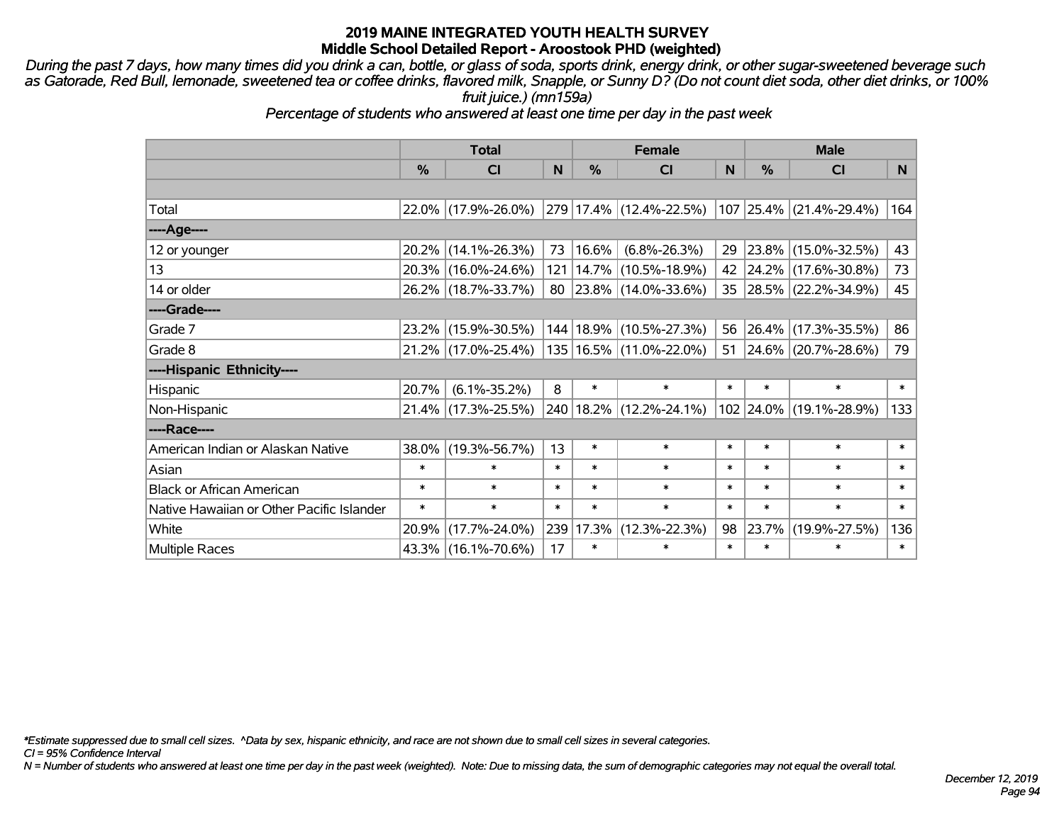# 2019 MAINE INTEGRATED YOUTH HEALTH SURVEY
## Middle School Detailed Report - Aroostook PHD (weighted)

*During the past 7 days, how many times did you drink a can, bottle, or glass of soda, sports drink, energy drink, or other sugar-sweetened beverage such as Gatorade, Red Bull, lemonade, sweetened tea or coffee drinks, flavored milk, Snapple, or Sunny D? (Do not count diet soda, other diet drinks, or 100% fruit juice.) (mn159a)*

*Percentage of students who answered at least one time per day in the past week*

| | Total | | | Female | | | Male | | |
|---|---|---|---|---|---|---|---|---|---|
| | % | CI | N | % | CI | N | % | CI | N |
| Total | 22.0% | (17.9%-26.0%) | 279 | 17.4% | (12.4%-22.5%) | 107 | 25.4% | (21.4%-29.4%) | 164 |
| ----Age---- | | | | | | | | | |
| 12 or younger | 20.2% | (14.1%-26.3%) | 73 | 16.6% | (6.8%-26.3%) | 29 | 23.8% | (15.0%-32.5%) | 43 |
| 13 | 20.3% | (16.0%-24.6%) | 121 | 14.7% | (10.5%-18.9%) | 42 | 24.2% | (17.6%-30.8%) | 73 |
| 14 or older | 26.2% | (18.7%-33.7%) | 80 | 23.8% | (14.0%-33.6%) | 35 | 28.5% | (22.2%-34.9%) | 45 |
| ----Grade---- | | | | | | | | | |
| Grade 7 | 23.2% | (15.9%-30.5%) | 144 | 18.9% | (10.5%-27.3%) | 56 | 26.4% | (17.3%-35.5%) | 86 |
| Grade 8 | 21.2% | (17.0%-25.4%) | 135 | 16.5% | (11.0%-22.0%) | 51 | 24.6% | (20.7%-28.6%) | 79 |
| ----Hispanic Ethnicity---- | | | | | | | | | |
| Hispanic | 20.7% | (6.1%-35.2%) | 8 | * | * | * | * | * | * |
| Non-Hispanic | 21.4% | (17.3%-25.5%) | 240 | 18.2% | (12.2%-24.1%) | 102 | 24.0% | (19.1%-28.9%) | 133 |
| ----Race---- | | | | | | | | | |
| American Indian or Alaskan Native | 38.0% | (19.3%-56.7%) | 13 | * | * | * | * | * | * |
| Asian | * | * | * | * | * | * | * | * | * |
| Black or African American | * | * | * | * | * | * | * | * | * |
| Native Hawaiian or Other Pacific Islander | * | * | * | * | * | * | * | * | * |
| White | 20.9% | (17.7%-24.0%) | 239 | 17.3% | (12.3%-22.3%) | 98 | 23.7% | (19.9%-27.5%) | 136 |
| Multiple Races | 43.3% | (16.1%-70.6%) | 17 | * | * | * | * | * | * |

*\*Estimate suppressed due to small cell sizes. ^Data by sex, hispanic ethnicity, and race are not shown due to small cell sizes in several categories.*

*CI = 95% Confidence Interval*

*N = Number of students who answered at least one time per day in the past week (weighted). Note: Due to missing data, the sum of demographic categories may not equal the overall total.*

*December 12, 2019*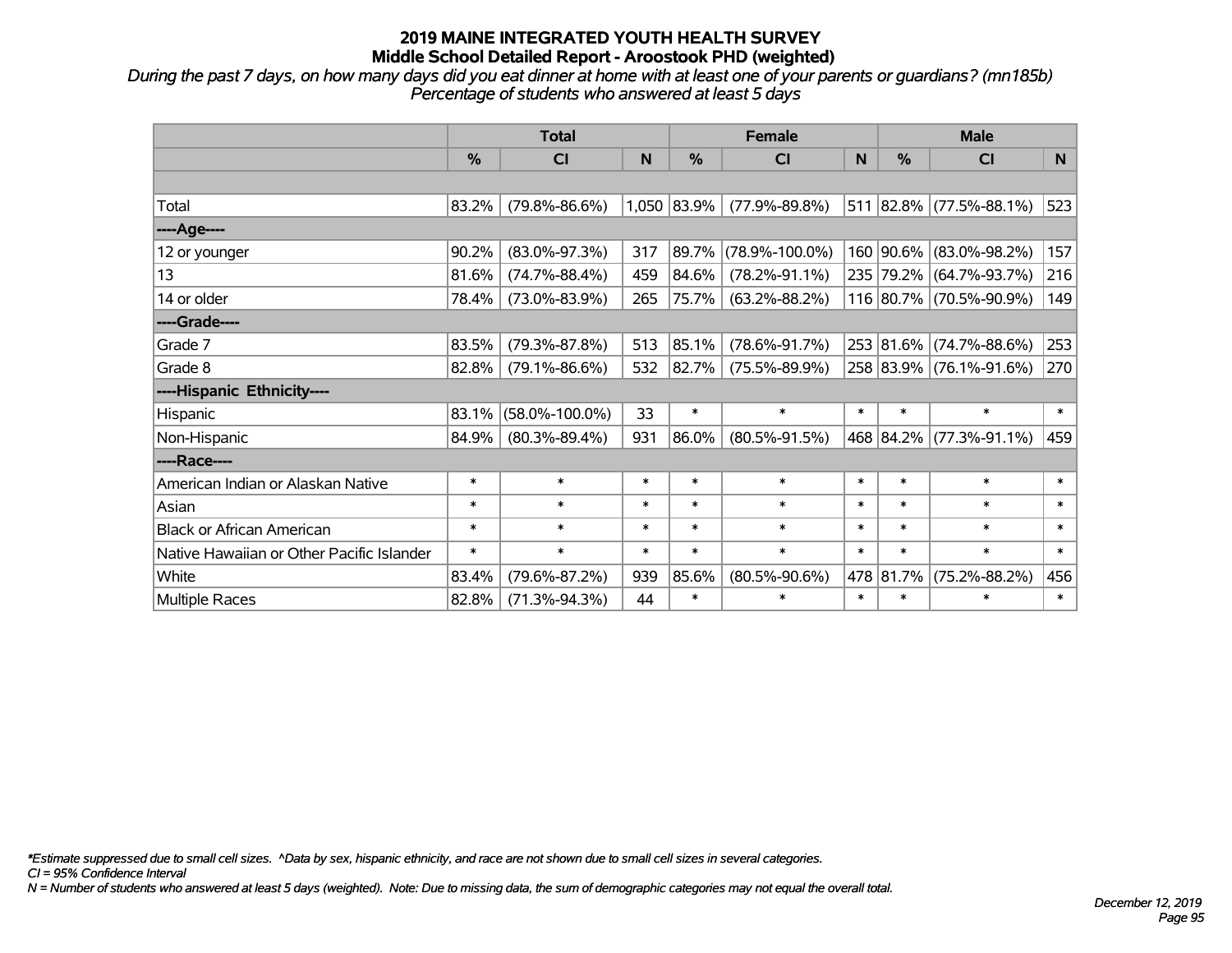# 2019 MAINE INTEGRATED YOUTH HEALTH SURVEY
## Middle School Detailed Report - Aroostook PHD (weighted)

*During the past 7 days, on how many days did you eat dinner at home with at least one of your parents or guardians? (mn185b)*
*Percentage of students who answered at least 5 days*

| | Total | | | Female | | | Male | | |
|---|---|---|---|---|---|---|---|---|---|
| | % | CI | N | % | CI | N | % | CI | N |
| | | | | | | | | | |
| Total | 83.2% | (79.8%-86.6%) | 1,050 | 83.9% | (77.9%-89.8%) | 511 | 82.8% | (77.5%-88.1%) | 523 |
| ----Age---- | | | | | | | | | |
| 12 or younger | 90.2% | (83.0%-97.3%) | 317 | 89.7% | (78.9%-100.0%) | 160 | 90.6% | (83.0%-98.2%) | 157 |
| 13 | 81.6% | (74.7%-88.4%) | 459 | 84.6% | (78.2%-91.1%) | 235 | 79.2% | (64.7%-93.7%) | 216 |
| 14 or older | 78.4% | (73.0%-83.9%) | 265 | 75.7% | (63.2%-88.2%) | 116 | 80.7% | (70.5%-90.9%) | 149 |
| ----Grade---- | | | | | | | | | |
| Grade 7 | 83.5% | (79.3%-87.8%) | 513 | 85.1% | (78.6%-91.7%) | 253 | 81.6% | (74.7%-88.6%) | 253 |
| Grade 8 | 82.8% | (79.1%-86.6%) | 532 | 82.7% | (75.5%-89.9%) | 258 | 83.9% | (76.1%-91.6%) | 270 |
| ----Hispanic Ethnicity---- | | | | | | | | | |
| Hispanic | 83.1% | (58.0%-100.0%) | 33 | * | * | * | * | * | * |
| Non-Hispanic | 84.9% | (80.3%-89.4%) | 931 | 86.0% | (80.5%-91.5%) | 468 | 84.2% | (77.3%-91.1%) | 459 |
| ----Race---- | | | | | | | | | |
| American Indian or Alaskan Native | * | * | * | * | * | * | * | * | * |
| Asian | * | * | * | * | * | * | * | * | * |
| Black or African American | * | * | * | * | * | * | * | * | * |
| Native Hawaiian or Other Pacific Islander | * | * | * | * | * | * | * | * | * |
| White | 83.4% | (79.6%-87.2%) | 939 | 85.6% | (80.5%-90.6%) | 478 | 81.7% | (75.2%-88.2%) | 456 |
| Multiple Races | 82.8% | (71.3%-94.3%) | 44 | * | * | * | * | * | * |

*\*Estimate suppressed due to small cell sizes. ^Data by sex, hispanic ethnicity, and race are not shown due to small cell sizes in several categories.*
*CI = 95% Confidence Interval*
*N = Number of students who answered at least 5 days (weighted). Note: Due to missing data, the sum of demographic categories may not equal the overall total.*

*December 12, 2019*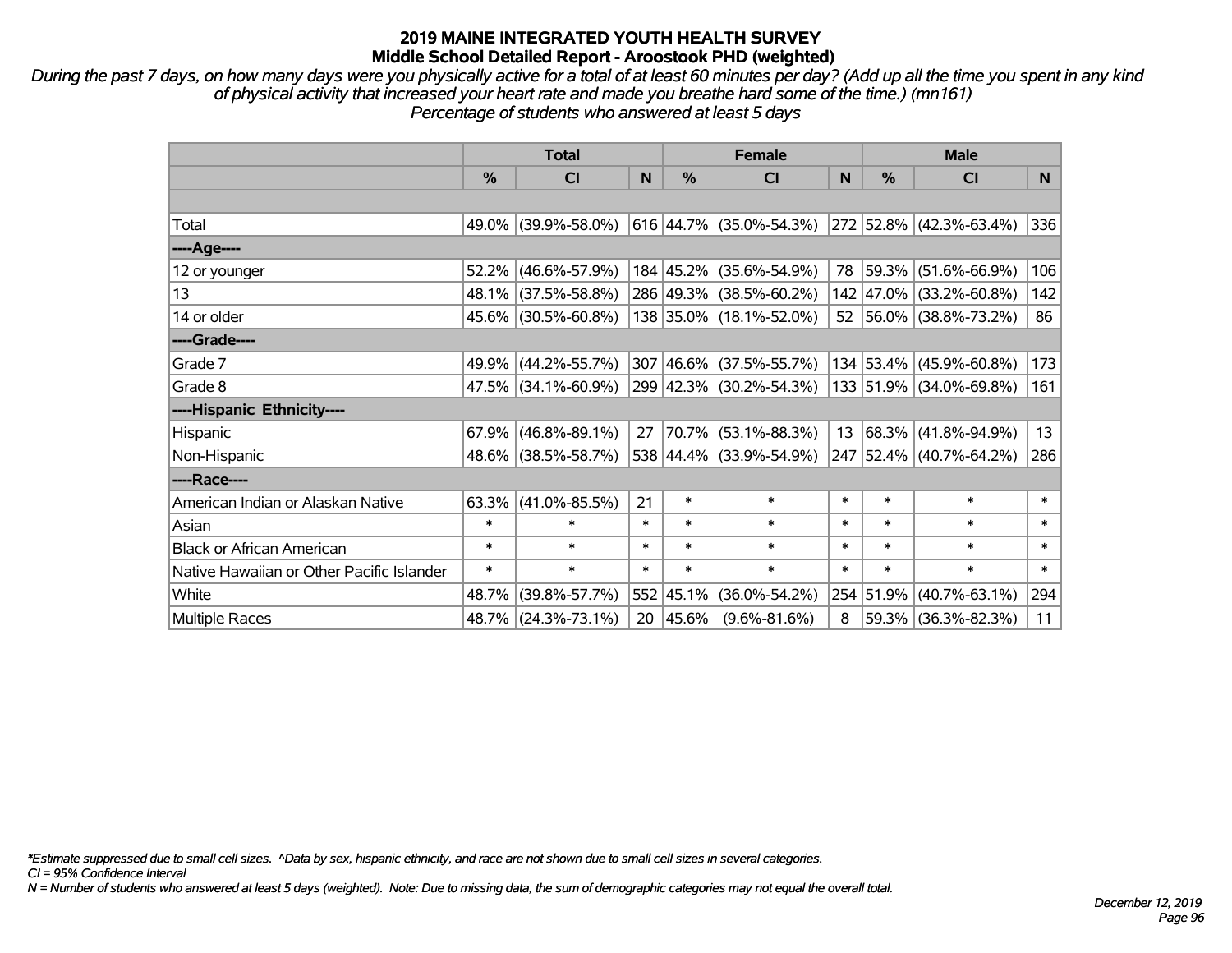# 2019 MAINE INTEGRATED YOUTH HEALTH SURVEY
## Middle School Detailed Report - Aroostook PHD (weighted)

*During the past 7 days, on how many days were you physically active for a total of at least 60 minutes per day? (Add up all the time you spent in any kind of physical activity that increased your heart rate and made you breathe hard some of the time.) (mn161)*
*Percentage of students who answered at least 5 days*

| | Total | | | Female | | | Male | | |
|---|---|---|---|---|---|---|---|---|---|
| | % | CI | N | % | CI | N | % | CI | N |
| Total | 49.0% | (39.9%-58.0%) | 616 | 44.7% | (35.0%-54.3%) | 272 | 52.8% | (42.3%-63.4%) | 336 |
| ----Age---- | | | | | | | | | |
| 12 or younger | 52.2% | (46.6%-57.9%) | 184 | 45.2% | (35.6%-54.9%) | 78 | 59.3% | (51.6%-66.9%) | 106 |
| 13 | 48.1% | (37.5%-58.8%) | 286 | 49.3% | (38.5%-60.2%) | 142 | 47.0% | (33.2%-60.8%) | 142 |
| 14 or older | 45.6% | (30.5%-60.8%) | 138 | 35.0% | (18.1%-52.0%) | 52 | 56.0% | (38.8%-73.2%) | 86 |
| ----Grade---- | | | | | | | | | |
| Grade 7 | 49.9% | (44.2%-55.7%) | 307 | 46.6% | (37.5%-55.7%) | 134 | 53.4% | (45.9%-60.8%) | 173 |
| Grade 8 | 47.5% | (34.1%-60.9%) | 299 | 42.3% | (30.2%-54.3%) | 133 | 51.9% | (34.0%-69.8%) | 161 |
| ----Hispanic Ethnicity---- | | | | | | | | | |
| Hispanic | 67.9% | (46.8%-89.1%) | 27 | 70.7% | (53.1%-88.3%) | 13 | 68.3% | (41.8%-94.9%) | 13 |
| Non-Hispanic | 48.6% | (38.5%-58.7%) | 538 | 44.4% | (33.9%-54.9%) | 247 | 52.4% | (40.7%-64.2%) | 286 |
| ----Race---- | | | | | | | | | |
| American Indian or Alaskan Native | 63.3% | (41.0%-85.5%) | 21 | * | * | * | * | * | * |
| Asian | * | * | * | * | * | * | * | * | * |
| Black or African American | * | * | * | * | * | * | * | * | * |
| Native Hawaiian or Other Pacific Islander | * | * | * | * | * | * | * | * | * |
| White | 48.7% | (39.8%-57.7%) | 552 | 45.1% | (36.0%-54.2%) | 254 | 51.9% | (40.7%-63.1%) | 294 |
| Multiple Races | 48.7% | (24.3%-73.1%) | 20 | 45.6% | (9.6%-81.6%) | 8 | 59.3% | (36.3%-82.3%) | 11 |

*\*Estimate suppressed due to small cell sizes. ^Data by sex, hispanic ethnicity, and race are not shown due to small cell sizes in several categories.*
*CI = 95% Confidence Interval*
*N = Number of students who answered at least 5 days (weighted). Note: Due to missing data, the sum of demographic categories may not equal the overall total.*

*December 12, 2019*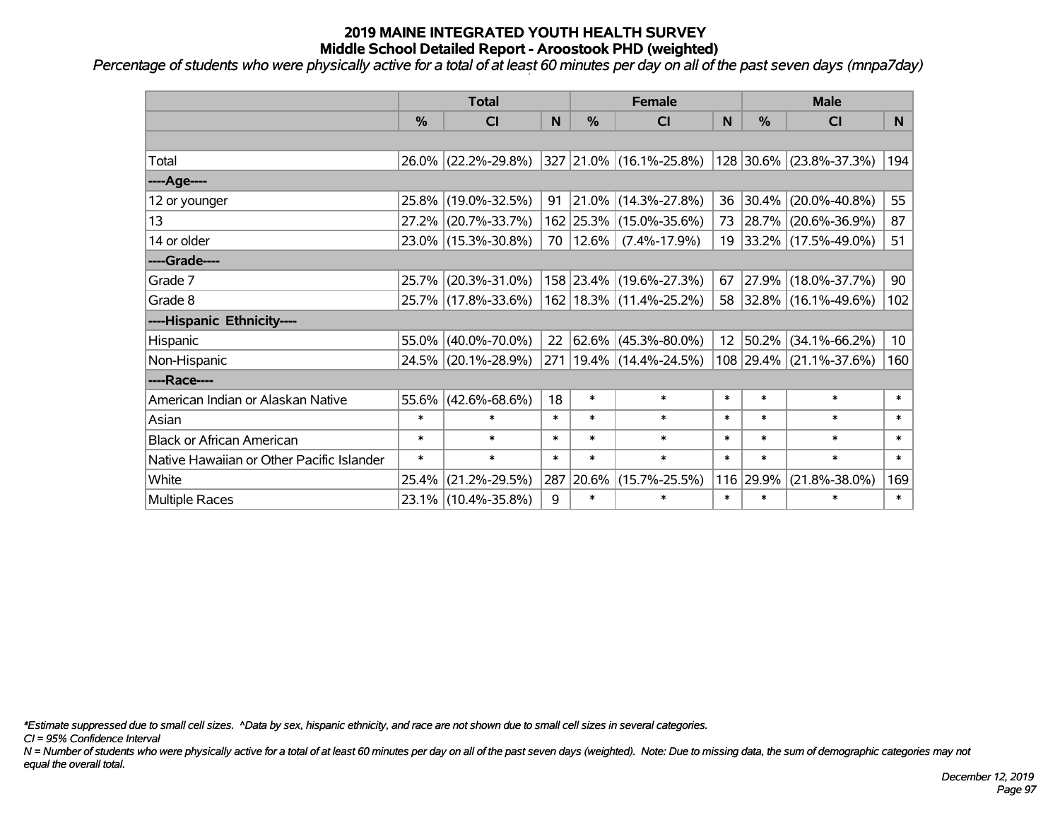# 2019 MAINE INTEGRATED YOUTH HEALTH SURVEY
## Middle School Detailed Report - Aroostook PHD (weighted)

*Percentage of students who were physically active for a total of at least 60 minutes per day on all of the past seven days (mnpa7day)*

| | Total | | | Female | | | Male | | |
|---|---|---|---|---|---|---|---|---|---|
| | % | CI | N | % | CI | N | % | CI | N |
| | | | | | | | | | |
| Total | 26.0% | (22.2%-29.8%) | 327 | 21.0% | (16.1%-25.8%) | 128 | 30.6% | (23.8%-37.3%) | 194 |
| ----Age---- | | | | | | | | | |
| 12 or younger | 25.8% | (19.0%-32.5%) | 91 | 21.0% | (14.3%-27.8%) | 36 | 30.4% | (20.0%-40.8%) | 55 |
| 13 | 27.2% | (20.7%-33.7%) | 162 | 25.3% | (15.0%-35.6%) | 73 | 28.7% | (20.6%-36.9%) | 87 |
| 14 or older | 23.0% | (15.3%-30.8%) | 70 | 12.6% | (7.4%-17.9%) | 19 | 33.2% | (17.5%-49.0%) | 51 |
| ----Grade---- | | | | | | | | | |
| Grade 7 | 25.7% | (20.3%-31.0%) | 158 | 23.4% | (19.6%-27.3%) | 67 | 27.9% | (18.0%-37.7%) | 90 |
| Grade 8 | 25.7% | (17.8%-33.6%) | 162 | 18.3% | (11.4%-25.2%) | 58 | 32.8% | (16.1%-49.6%) | 102 |
| ----Hispanic Ethnicity---- | | | | | | | | | |
| Hispanic | 55.0% | (40.0%-70.0%) | 22 | 62.6% | (45.3%-80.0%) | 12 | 50.2% | (34.1%-66.2%) | 10 |
| Non-Hispanic | 24.5% | (20.1%-28.9%) | 271 | 19.4% | (14.4%-24.5%) | 108 | 29.4% | (21.1%-37.6%) | 160 |
| ----Race---- | | | | | | | | | |
| American Indian or Alaskan Native | 55.6% | (42.6%-68.6%) | 18 | * | * | * | * | * | * |
| Asian | * | * | * | * | * | * | * | * | * |
| Black or African American | * | * | * | * | * | * | * | * | * |
| Native Hawaiian or Other Pacific Islander | * | * | * | * | * | * | * | * | * |
| White | 25.4% | (21.2%-29.5%) | 287 | 20.6% | (15.7%-25.5%) | 116 | 29.9% | (21.8%-38.0%) | 169 |
| Multiple Races | 23.1% | (10.4%-35.8%) | 9 | * | * | * | * | * | * |

*\*Estimate suppressed due to small cell sizes. ^Data by sex, hispanic ethnicity, and race are not shown due to small cell sizes in several categories.*

*CI = 95% Confidence Interval*

*N = Number of students who were physically active for a total of at least 60 minutes per day on all of the past seven days (weighted). Note: Due to missing data, the sum of demographic categories may not equal the overall total.*

*December 12, 2019*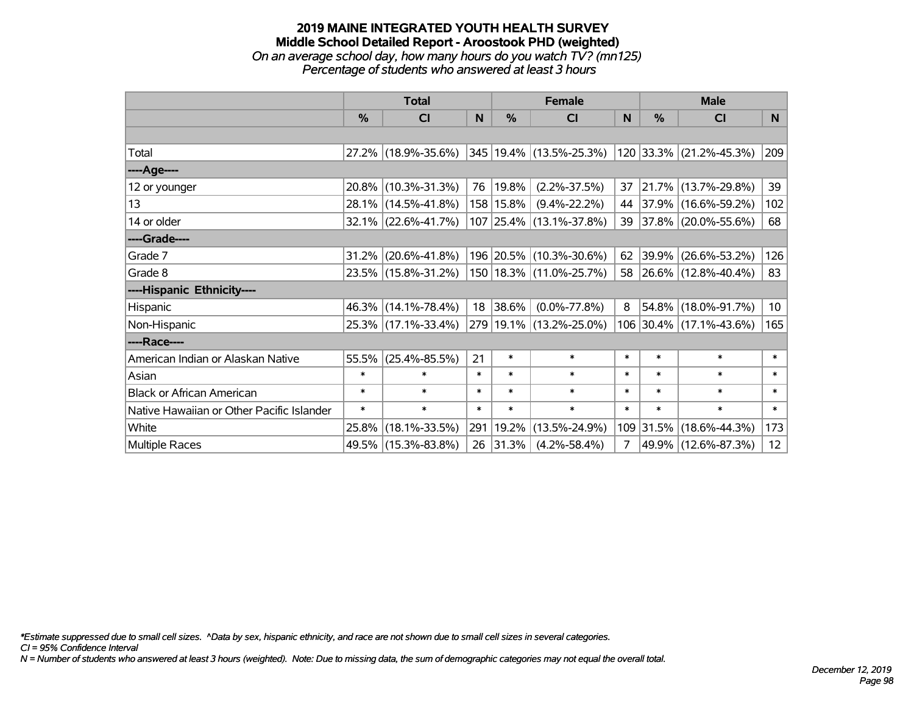# 2019 MAINE INTEGRATED YOUTH HEALTH SURVEY

## Middle School Detailed Report - Aroostook PHD (weighted)

*On an average school day, how many hours do you watch TV? (mn125)*

*Percentage of students who answered at least 3 hours*

| | Total | | | Female | | | Male | | |
|---|---|---|---|---|---|---|---|---|---|
| | % | CI | N | % | CI | N | % | CI | N |
| Total | 27.2% | (18.9%-35.6%) | 345 | 19.4% | (13.5%-25.3%) | 120 | 33.3% | (21.2%-45.3%) | 209 |
| ----Age---- | | | | | | | | | |
| 12 or younger | 20.8% | (10.3%-31.3%) | 76 | 19.8% | (2.2%-37.5%) | 37 | 21.7% | (13.7%-29.8%) | 39 |
| 13 | 28.1% | (14.5%-41.8%) | 158 | 15.8% | (9.4%-22.2%) | 44 | 37.9% | (16.6%-59.2%) | 102 |
| 14 or older | 32.1% | (22.6%-41.7%) | 107 | 25.4% | (13.1%-37.8%) | 39 | 37.8% | (20.0%-55.6%) | 68 |
| ----Grade---- | | | | | | | | | |
| Grade 7 | 31.2% | (20.6%-41.8%) | 196 | 20.5% | (10.3%-30.6%) | 62 | 39.9% | (26.6%-53.2%) | 126 |
| Grade 8 | 23.5% | (15.8%-31.2%) | 150 | 18.3% | (11.0%-25.7%) | 58 | 26.6% | (12.8%-40.4%) | 83 |
| ----Hispanic Ethnicity---- | | | | | | | | | |
| Hispanic | 46.3% | (14.1%-78.4%) | 18 | 38.6% | (0.0%-77.8%) | 8 | 54.8% | (18.0%-91.7%) | 10 |
| Non-Hispanic | 25.3% | (17.1%-33.4%) | 279 | 19.1% | (13.2%-25.0%) | 106 | 30.4% | (17.1%-43.6%) | 165 |
| ----Race---- | | | | | | | | | |
| American Indian or Alaskan Native | 55.5% | (25.4%-85.5%) | 21 | * | * | * | * | * | * |
| Asian | * | * | * | * | * | * | * | * | * |
| Black or African American | * | * | * | * | * | * | * | * | * |
| Native Hawaiian or Other Pacific Islander | * | * | * | * | * | * | * | * | * |
| White | 25.8% | (18.1%-33.5%) | 291 | 19.2% | (13.5%-24.9%) | 109 | 31.5% | (18.6%-44.3%) | 173 |
| Multiple Races | 49.5% | (15.3%-83.8%) | 26 | 31.3% | (4.2%-58.4%) | 7 | 49.9% | (12.6%-87.3%) | 12 |

*\*Estimate suppressed due to small cell sizes. ^Data by sex, hispanic ethnicity, and race are not shown due to small cell sizes in several categories.*

*CI = 95% Confidence Interval*

*N = Number of students who answered at least 3 hours (weighted). Note: Due to missing data, the sum of demographic categories may not equal the overall total.*

*December 12, 2019*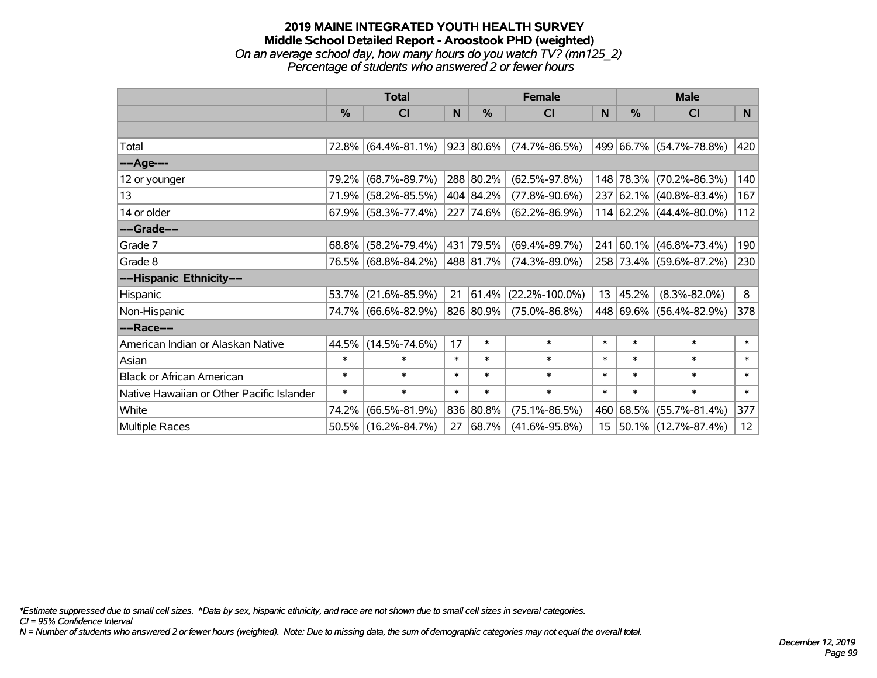# 2019 MAINE INTEGRATED YOUTH HEALTH SURVEY
## Middle School Detailed Report - Aroostook PHD (weighted)
*On an average school day, how many hours do you watch TV? (mn125_2)*
*Percentage of students who answered 2 or fewer hours*

| | Total | | | Female | | | Male | | |
|---|---|---|---|---|---|---|---|---|---|
| | % | CI | N | % | CI | N | % | CI | N |
| Total | 72.8% | (64.4%-81.1%) | 923 | 80.6% | (74.7%-86.5%) | 499 | 66.7% | (54.7%-78.8%) | 420 |
| ----Age---- | | | | | | | | | |
| 12 or younger | 79.2% | (68.7%-89.7%) | 288 | 80.2% | (62.5%-97.8%) | 148 | 78.3% | (70.2%-86.3%) | 140 |
| 13 | 71.9% | (58.2%-85.5%) | 404 | 84.2% | (77.8%-90.6%) | 237 | 62.1% | (40.8%-83.4%) | 167 |
| 14 or older | 67.9% | (58.3%-77.4%) | 227 | 74.6% | (62.2%-86.9%) | 114 | 62.2% | (44.4%-80.0%) | 112 |
| ----Grade---- | | | | | | | | | |
| Grade 7 | 68.8% | (58.2%-79.4%) | 431 | 79.5% | (69.4%-89.7%) | 241 | 60.1% | (46.8%-73.4%) | 190 |
| Grade 8 | 76.5% | (68.8%-84.2%) | 488 | 81.7% | (74.3%-89.0%) | 258 | 73.4% | (59.6%-87.2%) | 230 |
| ----Hispanic Ethnicity---- | | | | | | | | | |
| Hispanic | 53.7% | (21.6%-85.9%) | 21 | 61.4% | (22.2%-100.0%) | 13 | 45.2% | (8.3%-82.0%) | 8 |
| Non-Hispanic | 74.7% | (66.6%-82.9%) | 826 | 80.9% | (75.0%-86.8%) | 448 | 69.6% | (56.4%-82.9%) | 378 |
| ----Race---- | | | | | | | | | |
| American Indian or Alaskan Native | 44.5% | (14.5%-74.6%) | 17 | * | * | * | * | * | * |
| Asian | * | * | * | * | * | * | * | * | * |
| Black or African American | * | * | * | * | * | * | * | * | * |
| Native Hawaiian or Other Pacific Islander | * | * | * | * | * | * | * | * | * |
| White | 74.2% | (66.5%-81.9%) | 836 | 80.8% | (75.1%-86.5%) | 460 | 68.5% | (55.7%-81.4%) | 377 |
| Multiple Races | 50.5% | (16.2%-84.7%) | 27 | 68.7% | (41.6%-95.8%) | 15 | 50.1% | (12.7%-87.4%) | 12 |

*Estimate suppressed due to small cell sizes. ^Data by sex, hispanic ethnicity, and race are not shown due to small cell sizes in several categories.
*CI = 95% Confidence Interval*
*N = Number of students who answered 2 or fewer hours (weighted). Note: Due to missing data, the sum of demographic categories may not equal the overall total.*

*December 12, 2019*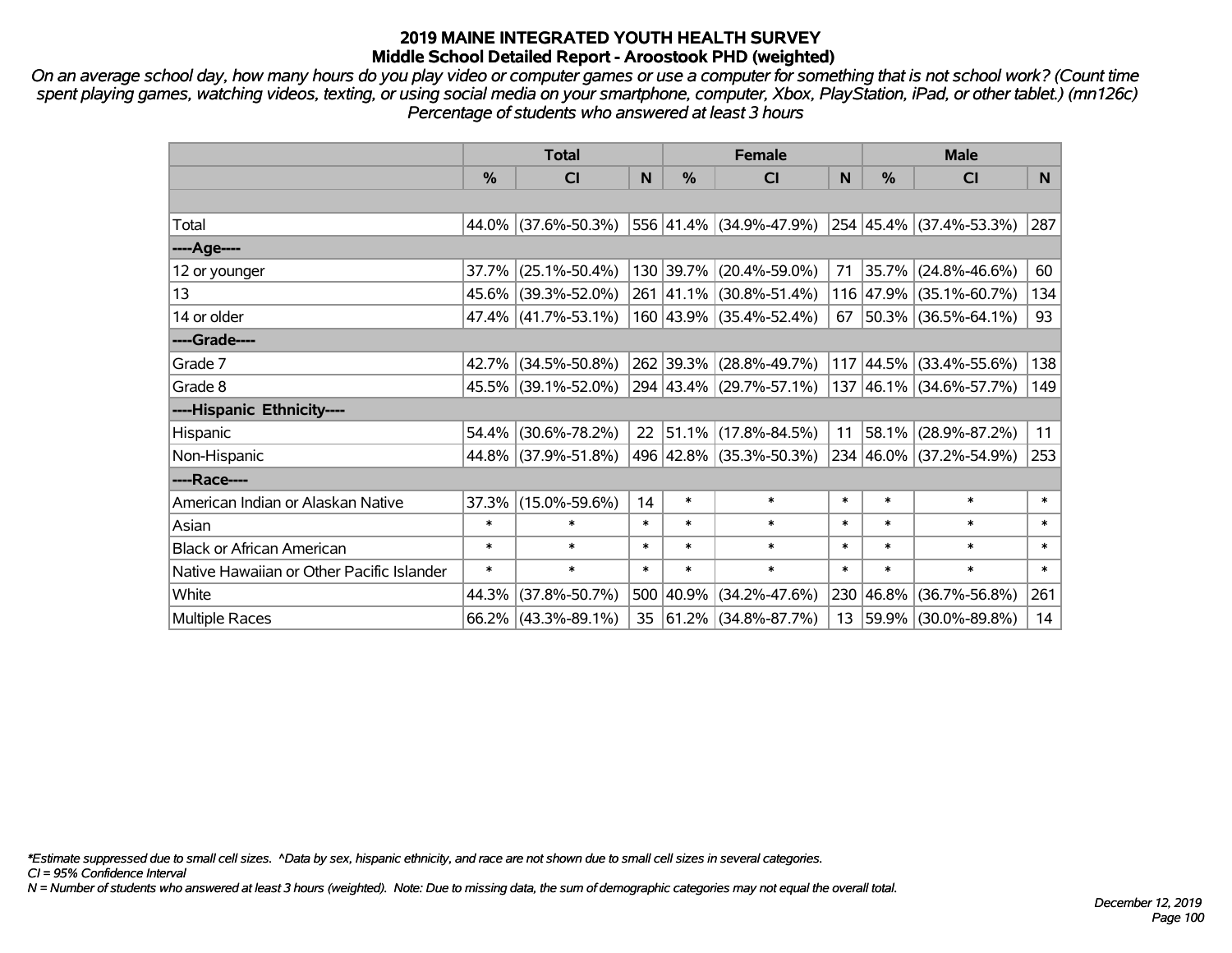# 2019 MAINE INTEGRATED YOUTH HEALTH SURVEY
## Middle School Detailed Report - Aroostook PHD (weighted)

*On an average school day, how many hours do you play video or computer games or use a computer for something that is not school work? (Count time spent playing games, watching videos, texting, or using social media on your smartphone, computer, Xbox, PlayStation, iPad, or other tablet.) (mn126c) Percentage of students who answered at least 3 hours*

| | Total | | | Female | | | Male | | |
|---|---|---|---|---|---|---|---|---|---|
| | % | CI | N | % | CI | N | % | CI | N |
| Total | 44.0% | (37.6%-50.3%) | 556 | 41.4% | (34.9%-47.9%) | 254 | 45.4% | (37.4%-53.3%) | 287 |
| ----Age---- | | | | | | | | | |
| 12 or younger | 37.7% | (25.1%-50.4%) | 130 | 39.7% | (20.4%-59.0%) | 71 | 35.7% | (24.8%-46.6%) | 60 |
| 13 | 45.6% | (39.3%-52.0%) | 261 | 41.1% | (30.8%-51.4%) | 116 | 47.9% | (35.1%-60.7%) | 134 |
| 14 or older | 47.4% | (41.7%-53.1%) | 160 | 43.9% | (35.4%-52.4%) | 67 | 50.3% | (36.5%-64.1%) | 93 |
| ----Grade---- | | | | | | | | | |
| Grade 7 | 42.7% | (34.5%-50.8%) | 262 | 39.3% | (28.8%-49.7%) | 117 | 44.5% | (33.4%-55.6%) | 138 |
| Grade 8 | 45.5% | (39.1%-52.0%) | 294 | 43.4% | (29.7%-57.1%) | 137 | 46.1% | (34.6%-57.7%) | 149 |
| ----Hispanic Ethnicity---- | | | | | | | | | |
| Hispanic | 54.4% | (30.6%-78.2%) | 22 | 51.1% | (17.8%-84.5%) | 11 | 58.1% | (28.9%-87.2%) | 11 |
| Non-Hispanic | 44.8% | (37.9%-51.8%) | 496 | 42.8% | (35.3%-50.3%) | 234 | 46.0% | (37.2%-54.9%) | 253 |
| ----Race---- | | | | | | | | | |
| American Indian or Alaskan Native | 37.3% | (15.0%-59.6%) | 14 | * | * | * | * | * | * |
| Asian | * | * | * | * | * | * | * | * | * |
| Black or African American | * | * | * | * | * | * | * | * | * |
| Native Hawaiian or Other Pacific Islander | * | * | * | * | * | * | * | * | * |
| White | 44.3% | (37.8%-50.7%) | 500 | 40.9% | (34.2%-47.6%) | 230 | 46.8% | (36.7%-56.8%) | 261 |
| Multiple Races | 66.2% | (43.3%-89.1%) | 35 | 61.2% | (34.8%-87.7%) | 13 | 59.9% | (30.0%-89.8%) | 14 |

*Estimate suppressed due to small cell sizes. ^Data by sex, hispanic ethnicity, and race are not shown due to small cell sizes in several categories.
CI = 95% Confidence Interval
N = Number of students who answered at least 3 hours (weighted). Note: Due to missing data, the sum of demographic categories may not equal the overall total.

December 12, 2019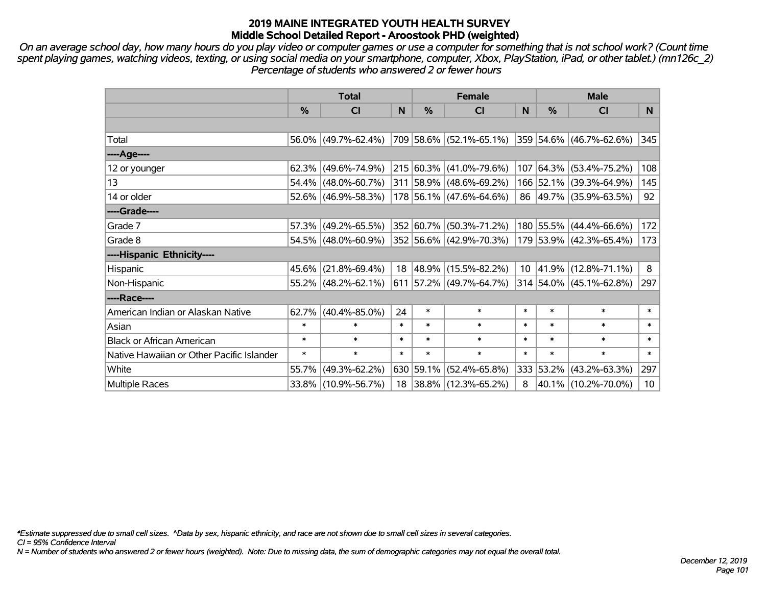# 2019 MAINE INTEGRATED YOUTH HEALTH SURVEY
## Middle School Detailed Report - Aroostook PHD (weighted)

*On an average school day, how many hours do you play video or computer games or use a computer for something that is not school work? (Count time spent playing games, watching videos, texting, or using social media on your smartphone, computer, Xbox, PlayStation, iPad, or other tablet.) (mn126c_2) Percentage of students who answered 2 or fewer hours*

| | Total | | | Female | | | Male | | |
|---|---|---|---|---|---|---|---|---|---|
| | % | CI | N | % | CI | N | % | CI | N |
| Total | 56.0% | (49.7%-62.4%) | 709 | 58.6% | (52.1%-65.1%) | 359 | 54.6% | (46.7%-62.6%) | 345 |
| ----Age---- | | | | | | | | | |
| 12 or younger | 62.3% | (49.6%-74.9%) | 215 | 60.3% | (41.0%-79.6%) | 107 | 64.3% | (53.4%-75.2%) | 108 |
| 13 | 54.4% | (48.0%-60.7%) | 311 | 58.9% | (48.6%-69.2%) | 166 | 52.1% | (39.3%-64.9%) | 145 |
| 14 or older | 52.6% | (46.9%-58.3%) | 178 | 56.1% | (47.6%-64.6%) | 86 | 49.7% | (35.9%-63.5%) | 92 |
| ----Grade---- | | | | | | | | | |
| Grade 7 | 57.3% | (49.2%-65.5%) | 352 | 60.7% | (50.3%-71.2%) | 180 | 55.5% | (44.4%-66.6%) | 172 |
| Grade 8 | 54.5% | (48.0%-60.9%) | 352 | 56.6% | (42.9%-70.3%) | 179 | 53.9% | (42.3%-65.4%) | 173 |
| ----Hispanic Ethnicity---- | | | | | | | | | |
| Hispanic | 45.6% | (21.8%-69.4%) | 18 | 48.9% | (15.5%-82.2%) | 10 | 41.9% | (12.8%-71.1%) | 8 |
| Non-Hispanic | 55.2% | (48.2%-62.1%) | 611 | 57.2% | (49.7%-64.7%) | 314 | 54.0% | (45.1%-62.8%) | 297 |
| ----Race---- | | | | | | | | | |
| American Indian or Alaskan Native | 62.7% | (40.4%-85.0%) | 24 | * | * | * | * | * | * |
| Asian | * | * | * | * | * | * | * | * | * |
| Black or African American | * | * | * | * | * | * | * | * | * |
| Native Hawaiian or Other Pacific Islander | * | * | * | * | * | * | * | * | * |
| White | 55.7% | (49.3%-62.2%) | 630 | 59.1% | (52.4%-65.8%) | 333 | 53.2% | (43.2%-63.3%) | 297 |
| Multiple Races | 33.8% | (10.9%-56.7%) | 18 | 38.8% | (12.3%-65.2%) | 8 | 40.1% | (10.2%-70.0%) | 10 |

*Estimate suppressed due to small cell sizes. ^Data by sex, hispanic ethnicity, and race are not shown due to small cell sizes in several categories.
CI = 95% Confidence Interval
N = Number of students who answered 2 or fewer hours (weighted). Note: Due to missing data, the sum of demographic categories may not equal the overall total.

December 12, 2019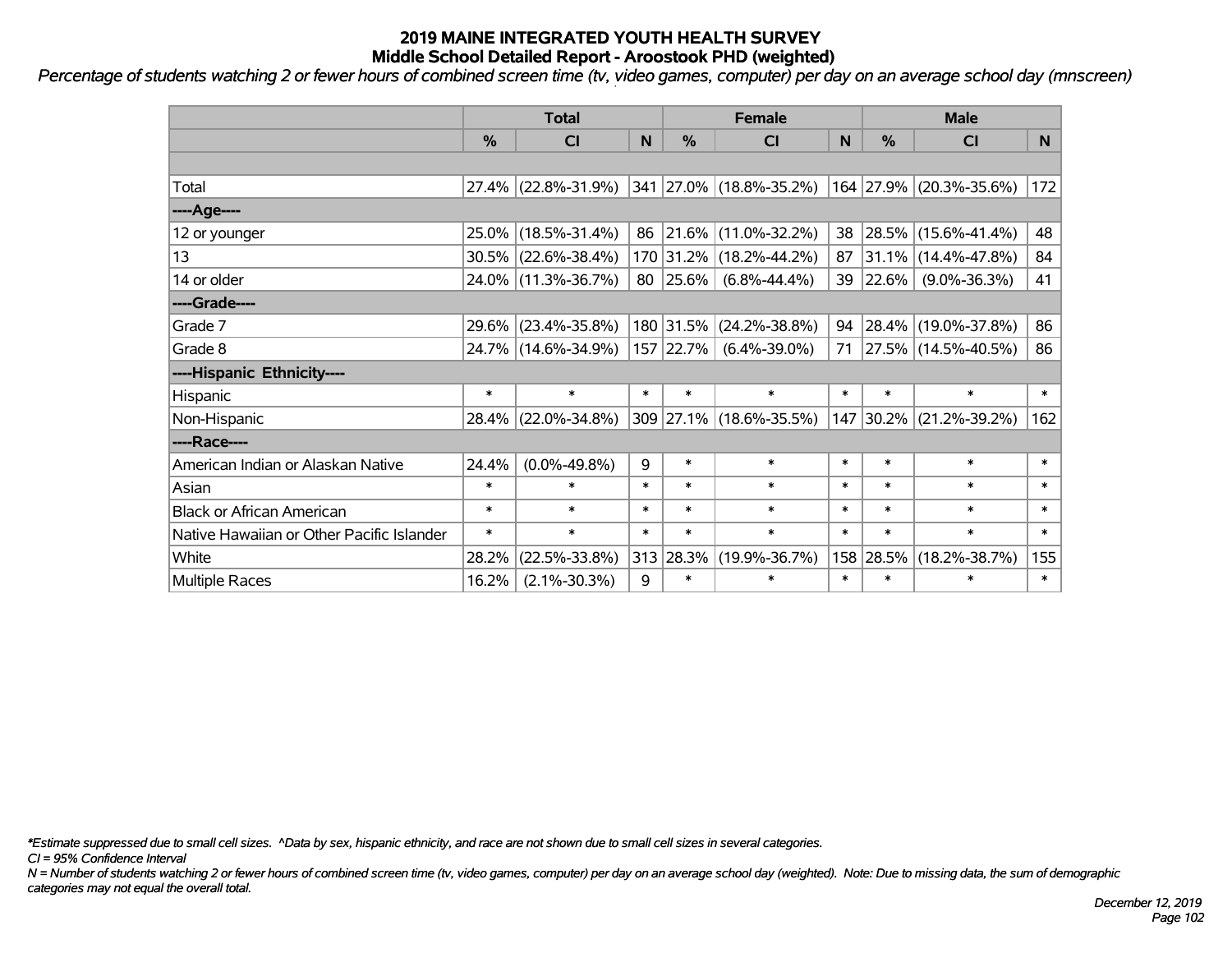# 2019 MAINE INTEGRATED YOUTH HEALTH SURVEY
## Middle School Detailed Report - Aroostook PHD (weighted)

*Percentage of students watching 2 or fewer hours of combined screen time (tv, video games, computer) per day on an average school day (mnscreen)*

| | Total | | | Female | | | Male | | |
|---|---|---|---|---|---|---|---|---|---|
| | % | CI | N | % | CI | N | % | CI | N |
| | | | | | | | | | |
| Total | 27.4% | (22.8%-31.9%) | 341 | 27.0% | (18.8%-35.2%) | 164 | 27.9% | (20.3%-35.6%) | 172 |
| ----Age---- | | | | | | | | | |
| 12 or younger | 25.0% | (18.5%-31.4%) | 86 | 21.6% | (11.0%-32.2%) | 38 | 28.5% | (15.6%-41.4%) | 48 |
| 13 | 30.5% | (22.6%-38.4%) | 170 | 31.2% | (18.2%-44.2%) | 87 | 31.1% | (14.4%-47.8%) | 84 |
| 14 or older | 24.0% | (11.3%-36.7%) | 80 | 25.6% | (6.8%-44.4%) | 39 | 22.6% | (9.0%-36.3%) | 41 |
| ----Grade---- | | | | | | | | | |
| Grade 7 | 29.6% | (23.4%-35.8%) | 180 | 31.5% | (24.2%-38.8%) | 94 | 28.4% | (19.0%-37.8%) | 86 |
| Grade 8 | 24.7% | (14.6%-34.9%) | 157 | 22.7% | (6.4%-39.0%) | 71 | 27.5% | (14.5%-40.5%) | 86 |
| ----Hispanic Ethnicity---- | | | | | | | | | |
| Hispanic | * | * | * | * | * | * | * | * | * |
| Non-Hispanic | 28.4% | (22.0%-34.8%) | 309 | 27.1% | (18.6%-35.5%) | 147 | 30.2% | (21.2%-39.2%) | 162 |
| ----Race---- | | | | | | | | | |
| American Indian or Alaskan Native | 24.4% | (0.0%-49.8%) | 9 | * | * | * | * | * | * |
| Asian | * | * | * | * | * | * | * | * | * |
| Black or African American | * | * | * | * | * | * | * | * | * |
| Native Hawaiian or Other Pacific Islander | * | * | * | * | * | * | * | * | * |
| White | 28.2% | (22.5%-33.8%) | 313 | 28.3% | (19.9%-36.7%) | 158 | 28.5% | (18.2%-38.7%) | 155 |
| Multiple Races | 16.2% | (2.1%-30.3%) | 9 | * | * | * | * | * | * |

*\*Estimate suppressed due to small cell sizes. ^Data by sex, hispanic ethnicity, and race are not shown due to small cell sizes in several categories.*

*CI = 95% Confidence Interval*

*N = Number of students watching 2 or fewer hours of combined screen time (tv, video games, computer) per day on an average school day (weighted). Note: Due to missing data, the sum of demographic categories may not equal the overall total.*

*December 12, 2019*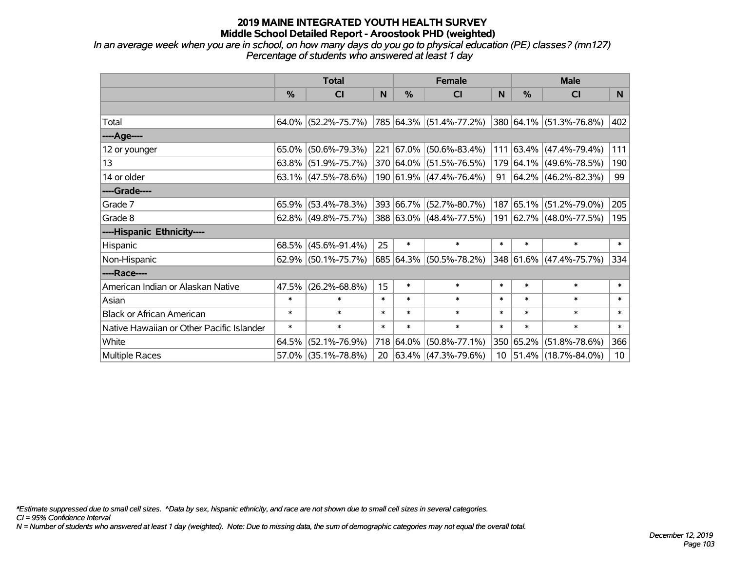# 2019 MAINE INTEGRATED YOUTH HEALTH SURVEY
## Middle School Detailed Report - Aroostook PHD (weighted)

*In an average week when you are in school, on how many days do you go to physical education (PE) classes? (mn127)*
*Percentage of students who answered at least 1 day*

| | Total | | | Female | | | Male | | |
|---|---|---|---|---|---|---|---|---|---|
| | % | CI | N | % | CI | N | % | CI | N |
| | | | | | | | | | |
| Total | 64.0% | (52.2%-75.7%) | 785 | 64.3% | (51.4%-77.2%) | 380 | 64.1% | (51.3%-76.8%) | 402 |
| ----Age---- | | | | | | | | | |
| 12 or younger | 65.0% | (50.6%-79.3%) | 221 | 67.0% | (50.6%-83.4%) | 111 | 63.4% | (47.4%-79.4%) | 111 |
| 13 | 63.8% | (51.9%-75.7%) | 370 | 64.0% | (51.5%-76.5%) | 179 | 64.1% | (49.6%-78.5%) | 190 |
| 14 or older | 63.1% | (47.5%-78.6%) | 190 | 61.9% | (47.4%-76.4%) | 91 | 64.2% | (46.2%-82.3%) | 99 |
| ----Grade---- | | | | | | | | | |
| Grade 7 | 65.9% | (53.4%-78.3%) | 393 | 66.7% | (52.7%-80.7%) | 187 | 65.1% | (51.2%-79.0%) | 205 |
| Grade 8 | 62.8% | (49.8%-75.7%) | 388 | 63.0% | (48.4%-77.5%) | 191 | 62.7% | (48.0%-77.5%) | 195 |
| ----Hispanic Ethnicity---- | | | | | | | | | |
| Hispanic | 68.5% | (45.6%-91.4%) | 25 | * | * | * | * | * | * |
| Non-Hispanic | 62.9% | (50.1%-75.7%) | 685 | 64.3% | (50.5%-78.2%) | 348 | 61.6% | (47.4%-75.7%) | 334 |
| ----Race---- | | | | | | | | | |
| American Indian or Alaskan Native | 47.5% | (26.2%-68.8%) | 15 | * | * | * | * | * | * |
| Asian | * | * | * | * | * | * | * | * | * |
| Black or African American | * | * | * | * | * | * | * | * | * |
| Native Hawaiian or Other Pacific Islander | * | * | * | * | * | * | * | * | * |
| White | 64.5% | (52.1%-76.9%) | 718 | 64.0% | (50.8%-77.1%) | 350 | 65.2% | (51.8%-78.6%) | 366 |
| Multiple Races | 57.0% | (35.1%-78.8%) | 20 | 63.4% | (47.3%-79.6%) | 10 | 51.4% | (18.7%-84.0%) | 10 |

*\*Estimate suppressed due to small cell sizes. ^Data by sex, hispanic ethnicity, and race are not shown due to small cell sizes in several categories.*
*CI = 95% Confidence Interval*
*N = Number of students who answered at least 1 day (weighted). Note: Due to missing data, the sum of demographic categories may not equal the overall total.*

*December 12, 2019*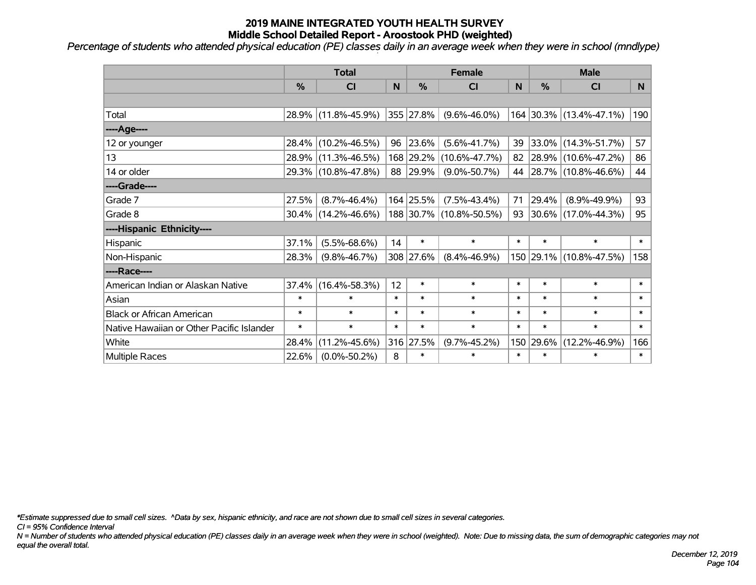# 2019 MAINE INTEGRATED YOUTH HEALTH SURVEY
## Middle School Detailed Report - Aroostook PHD (weighted)

*Percentage of students who attended physical education (PE) classes daily in an average week when they were in school (mndlype)*

| | Total | | | Female | | | Male | | |
|---|---|---|---|---|---|---|---|---|---|
| | % | CI | N | % | CI | N | % | CI | N |
| | | | | | | | | | |
| Total | 28.9% | (11.8%-45.9%) | 355 | 27.8% | (9.6%-46.0%) | 164 | 30.3% | (13.4%-47.1%) | 190 |
| ----Age---- | | | | | | | | | |
| 12 or younger | 28.4% | (10.2%-46.5%) | 96 | 23.6% | (5.6%-41.7%) | 39 | 33.0% | (14.3%-51.7%) | 57 |
| 13 | 28.9% | (11.3%-46.5%) | 168 | 29.2% | (10.6%-47.7%) | 82 | 28.9% | (10.6%-47.2%) | 86 |
| 14 or older | 29.3% | (10.8%-47.8%) | 88 | 29.9% | (9.0%-50.7%) | 44 | 28.7% | (10.8%-46.6%) | 44 |
| ----Grade---- | | | | | | | | | |
| Grade 7 | 27.5% | (8.7%-46.4%) | 164 | 25.5% | (7.5%-43.4%) | 71 | 29.4% | (8.9%-49.9%) | 93 |
| Grade 8 | 30.4% | (14.2%-46.6%) | 188 | 30.7% | (10.8%-50.5%) | 93 | 30.6% | (17.0%-44.3%) | 95 |
| ----Hispanic Ethnicity---- | | | | | | | | | |
| Hispanic | 37.1% | (5.5%-68.6%) | 14 | * | * | * | * | * | * |
| Non-Hispanic | 28.3% | (9.8%-46.7%) | 308 | 27.6% | (8.4%-46.9%) | 150 | 29.1% | (10.8%-47.5%) | 158 |
| ----Race---- | | | | | | | | | |
| American Indian or Alaskan Native | 37.4% | (16.4%-58.3%) | 12 | * | * | * | * | * | * |
| Asian | * | * | * | * | * | * | * | * | * |
| Black or African American | * | * | * | * | * | * | * | * | * |
| Native Hawaiian or Other Pacific Islander | * | * | * | * | * | * | * | * | * |
| White | 28.4% | (11.2%-45.6%) | 316 | 27.5% | (9.7%-45.2%) | 150 | 29.6% | (12.2%-46.9%) | 166 |
| Multiple Races | 22.6% | (0.0%-50.2%) | 8 | * | * | * | * | * | * |

*\*Estimate suppressed due to small cell sizes. ^Data by sex, hispanic ethnicity, and race are not shown due to small cell sizes in several categories.*

*CI = 95% Confidence Interval*

*N = Number of students who attended physical education (PE) classes daily in an average week when they were in school (weighted). Note: Due to missing data, the sum of demographic categories may not equal the overall total.*

*December 12, 2019*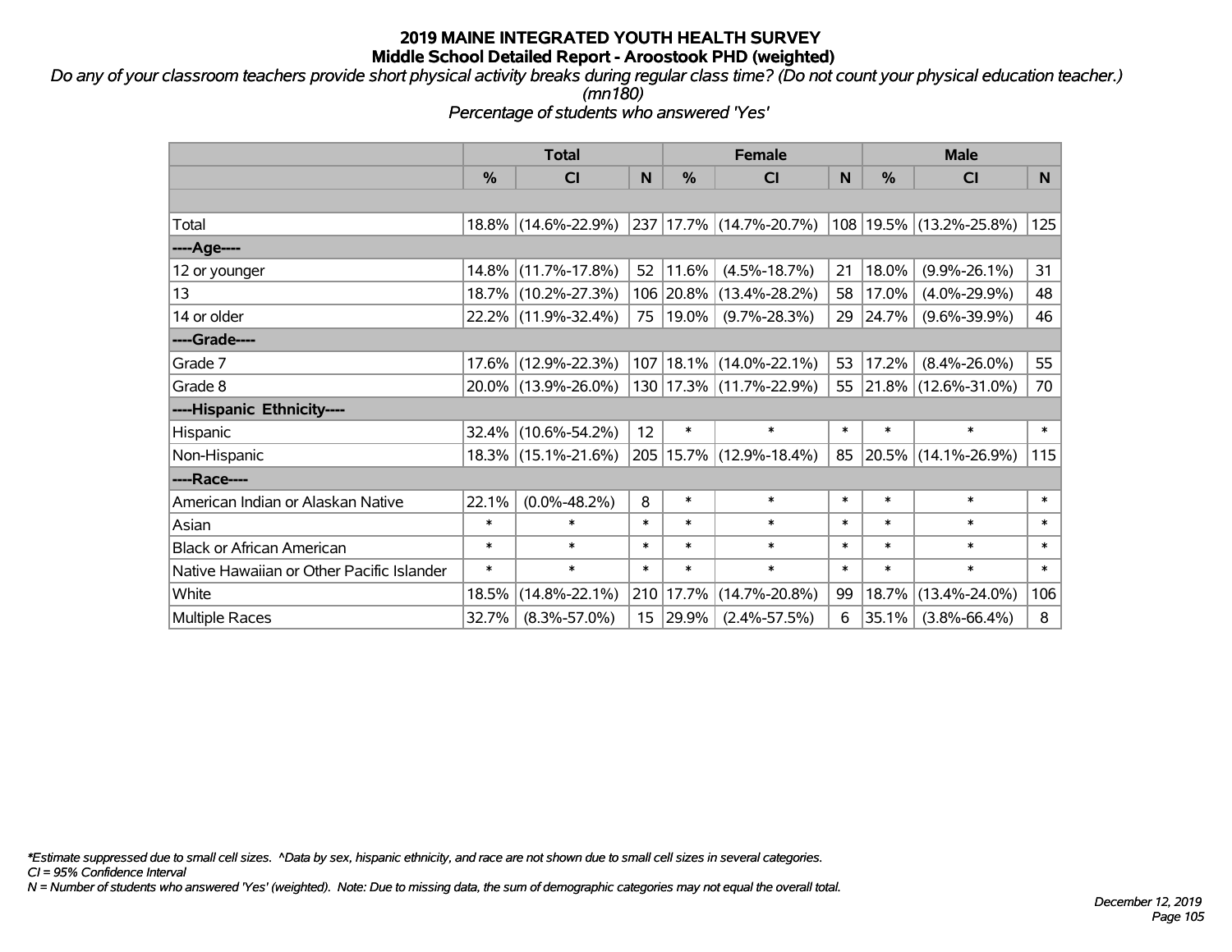# 2019 MAINE INTEGRATED YOUTH HEALTH SURVEY
## Middle School Detailed Report - Aroostook PHD (weighted)

*Do any of your classroom teachers provide short physical activity breaks during regular class time? (Do not count your physical education teacher.) (mn180)*

*Percentage of students who answered 'Yes'*

| | Total | | | Female | | | Male | | |
|---|---|---|---|---|---|---|---|---|---|
| | % | CI | N | % | CI | N | % | CI | N |
| Total | 18.8% | (14.6%-22.9%) | 237 | 17.7% | (14.7%-20.7%) | 108 | 19.5% | (13.2%-25.8%) | 125 |
| ----Age---- | | | | | | | | | |
| 12 or younger | 14.8% | (11.7%-17.8%) | 52 | 11.6% | (4.5%-18.7%) | 21 | 18.0% | (9.9%-26.1%) | 31 |
| 13 | 18.7% | (10.2%-27.3%) | 106 | 20.8% | (13.4%-28.2%) | 58 | 17.0% | (4.0%-29.9%) | 48 |
| 14 or older | 22.2% | (11.9%-32.4%) | 75 | 19.0% | (9.7%-28.3%) | 29 | 24.7% | (9.6%-39.9%) | 46 |
| ----Grade---- | | | | | | | | | |
| Grade 7 | 17.6% | (12.9%-22.3%) | 107 | 18.1% | (14.0%-22.1%) | 53 | 17.2% | (8.4%-26.0%) | 55 |
| Grade 8 | 20.0% | (13.9%-26.0%) | 130 | 17.3% | (11.7%-22.9%) | 55 | 21.8% | (12.6%-31.0%) | 70 |
| ----Hispanic Ethnicity---- | | | | | | | | | |
| Hispanic | 32.4% | (10.6%-54.2%) | 12 | * | * | * | * | * | * |
| Non-Hispanic | 18.3% | (15.1%-21.6%) | 205 | 15.7% | (12.9%-18.4%) | 85 | 20.5% | (14.1%-26.9%) | 115 |
| ----Race---- | | | | | | | | | |
| American Indian or Alaskan Native | 22.1% | (0.0%-48.2%) | 8 | * | * | * | * | * | * |
| Asian | * | * | * | * | * | * | * | * | * |
| Black or African American | * | * | * | * | * | * | * | * | * |
| Native Hawaiian or Other Pacific Islander | * | * | * | * | * | * | * | * | * |
| White | 18.5% | (14.8%-22.1%) | 210 | 17.7% | (14.7%-20.8%) | 99 | 18.7% | (13.4%-24.0%) | 106 |
| Multiple Races | 32.7% | (8.3%-57.0%) | 15 | 29.9% | (2.4%-57.5%) | 6 | 35.1% | (3.8%-66.4%) | 8 |

*\*Estimate suppressed due to small cell sizes. ^Data by sex, hispanic ethnicity, and race are not shown due to small cell sizes in several categories.*

*CI = 95% Confidence Interval*

*N = Number of students who answered 'Yes' (weighted). Note: Due to missing data, the sum of demographic categories may not equal the overall total.*

*December 12, 2019*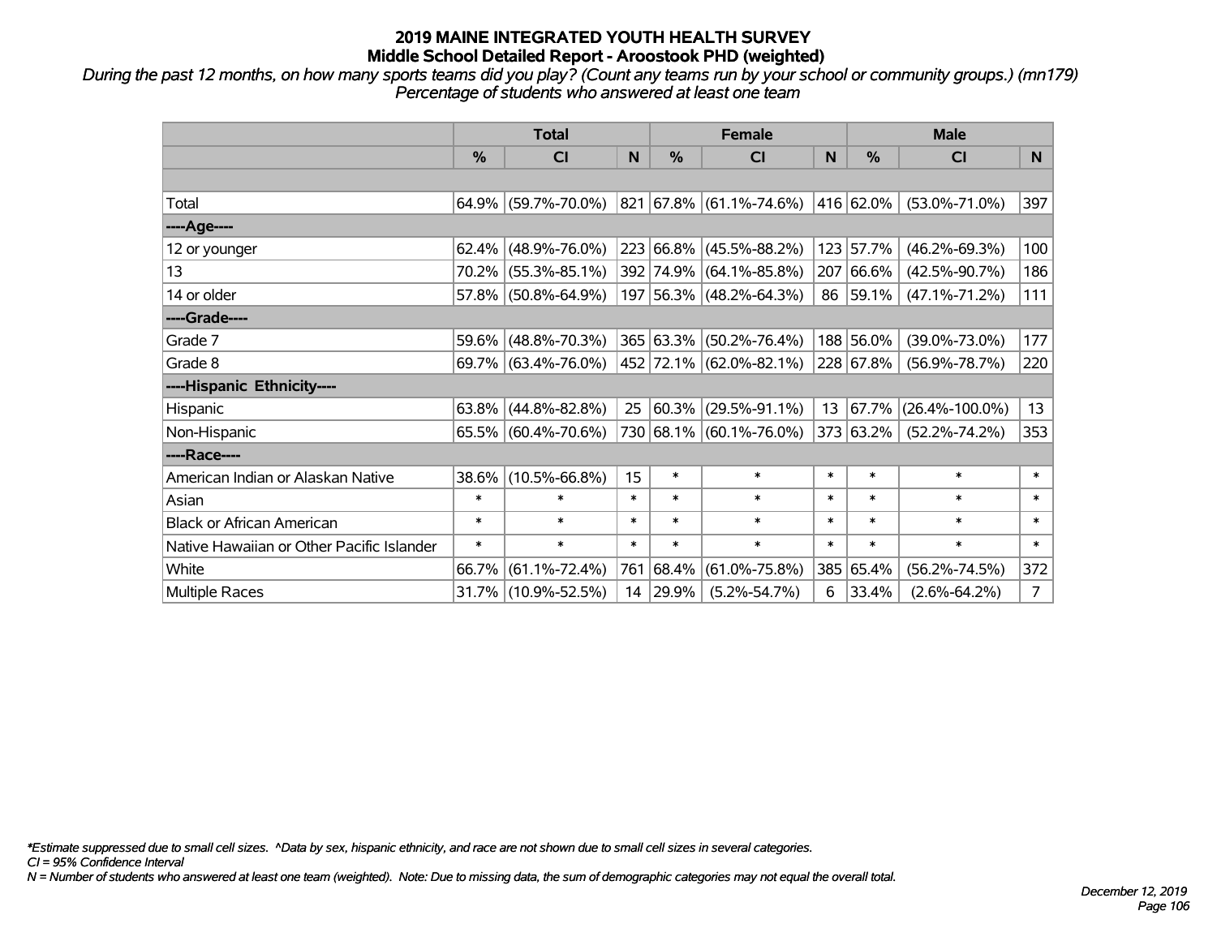# 2019 MAINE INTEGRATED YOUTH HEALTH SURVEY
## Middle School Detailed Report - Aroostook PHD (weighted)

*During the past 12 months, on how many sports teams did you play? (Count any teams run by your school or community groups.) (mn179)*
*Percentage of students who answered at least one team*

| | Total | | | Female | | | Male | | |
|---|---|---|---|---|---|---|---|---|---|
| | % | CI | N | % | CI | N | % | CI | N |
| | | | | | | | | | |
| Total | 64.9% | (59.7%-70.0%) | 821 | 67.8% | (61.1%-74.6%) | 416 | 62.0% | (53.0%-71.0%) | 397 |
| ----Age---- | | | | | | | | | |
| 12 or younger | 62.4% | (48.9%-76.0%) | 223 | 66.8% | (45.5%-88.2%) | 123 | 57.7% | (46.2%-69.3%) | 100 |
| 13 | 70.2% | (55.3%-85.1%) | 392 | 74.9% | (64.1%-85.8%) | 207 | 66.6% | (42.5%-90.7%) | 186 |
| 14 or older | 57.8% | (50.8%-64.9%) | 197 | 56.3% | (48.2%-64.3%) | 86 | 59.1% | (47.1%-71.2%) | 111 |
| ----Grade---- | | | | | | | | | |
| Grade 7 | 59.6% | (48.8%-70.3%) | 365 | 63.3% | (50.2%-76.4%) | 188 | 56.0% | (39.0%-73.0%) | 177 |
| Grade 8 | 69.7% | (63.4%-76.0%) | 452 | 72.1% | (62.0%-82.1%) | 228 | 67.8% | (56.9%-78.7%) | 220 |
| ----Hispanic Ethnicity---- | | | | | | | | | |
| Hispanic | 63.8% | (44.8%-82.8%) | 25 | 60.3% | (29.5%-91.1%) | 13 | 67.7% | (26.4%-100.0%) | 13 |
| Non-Hispanic | 65.5% | (60.4%-70.6%) | 730 | 68.1% | (60.1%-76.0%) | 373 | 63.2% | (52.2%-74.2%) | 353 |
| ----Race---- | | | | | | | | | |
| American Indian or Alaskan Native | 38.6% | (10.5%-66.8%) | 15 | * | * | * | * | * | * |
| Asian | * | * | * | * | * | * | * | * | * |
| Black or African American | * | * | * | * | * | * | * | * | * |
| Native Hawaiian or Other Pacific Islander | * | * | * | * | * | * | * | * | * |
| White | 66.7% | (61.1%-72.4%) | 761 | 68.4% | (61.0%-75.8%) | 385 | 65.4% | (56.2%-74.5%) | 372 |
| Multiple Races | 31.7% | (10.9%-52.5%) | 14 | 29.9% | (5.2%-54.7%) | 6 | 33.4% | (2.6%-64.2%) | 7 |

*Estimate suppressed due to small cell sizes. ^Data by sex, hispanic ethnicity, and race are not shown due to small cell sizes in several categories.
CI = 95% Confidence Interval
N = Number of students who answered at least one team (weighted). Note: Due to missing data, the sum of demographic categories may not equal the overall total.

December 12, 2019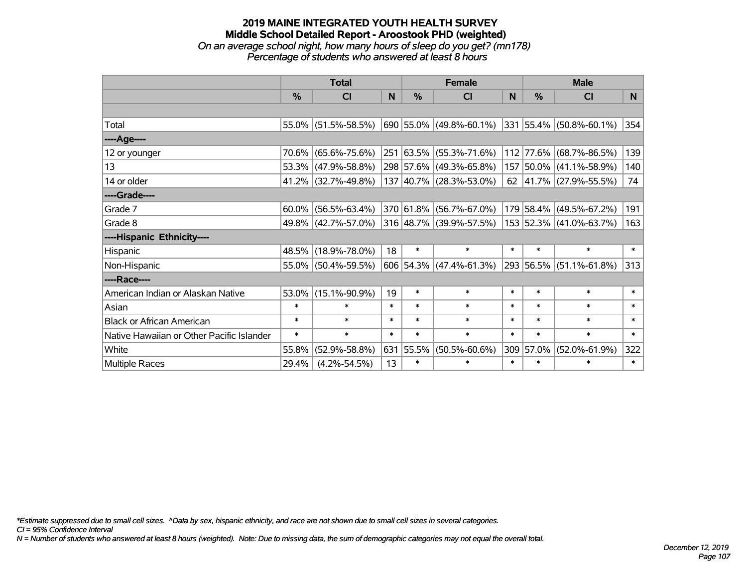# 2019 MAINE INTEGRATED YOUTH HEALTH SURVEY
## Middle School Detailed Report - Aroostook PHD (weighted)
### *On an average school night, how many hours of sleep do you get? (mn178)*
### *Percentage of students who answered at least 8 hours*

| | Total | | | Female | | | Male | | |
|---|---|---|---|---|---|---|---|---|---|
| | % | CI | N | % | CI | N | % | CI | N |
| | | | | | | | | | |
| Total | 55.0% | (51.5%-58.5%) | 690 | 55.0% | (49.8%-60.1%) | 331 | 55.4% | (50.8%-60.1%) | 354 |
| ----Age---- | | | | | | | | | |
| 12 or younger | 70.6% | (65.6%-75.6%) | 251 | 63.5% | (55.3%-71.6%) | 112 | 77.6% | (68.7%-86.5%) | 139 |
| 13 | 53.3% | (47.9%-58.8%) | 298 | 57.6% | (49.3%-65.8%) | 157 | 50.0% | (41.1%-58.9%) | 140 |
| 14 or older | 41.2% | (32.7%-49.8%) | 137 | 40.7% | (28.3%-53.0%) | 62 | 41.7% | (27.9%-55.5%) | 74 |
| ----Grade---- | | | | | | | | | |
| Grade 7 | 60.0% | (56.5%-63.4%) | 370 | 61.8% | (56.7%-67.0%) | 179 | 58.4% | (49.5%-67.2%) | 191 |
| Grade 8 | 49.8% | (42.7%-57.0%) | 316 | 48.7% | (39.9%-57.5%) | 153 | 52.3% | (41.0%-63.7%) | 163 |
| ----Hispanic Ethnicity---- | | | | | | | | | |
| Hispanic | 48.5% | (18.9%-78.0%) | 18 | * | * | * | * | * | * |
| Non-Hispanic | 55.0% | (50.4%-59.5%) | 606 | 54.3% | (47.4%-61.3%) | 293 | 56.5% | (51.1%-61.8%) | 313 |
| ----Race---- | | | | | | | | | |
| American Indian or Alaskan Native | 53.0% | (15.1%-90.9%) | 19 | * | * | * | * | * | * |
| Asian | * | * | * | * | * | * | * | * | * |
| Black or African American | * | * | * | * | * | * | * | * | * |
| Native Hawaiian or Other Pacific Islander | * | * | * | * | * | * | * | * | * |
| White | 55.8% | (52.9%-58.8%) | 631 | 55.5% | (50.5%-60.6%) | 309 | 57.0% | (52.0%-61.9%) | 322 |
| Multiple Races | 29.4% | (4.2%-54.5%) | 13 | * | * | * | * | * | * |

*Estimate suppressed due to small cell sizes. ^Data by sex, hispanic ethnicity, and race are not shown due to small cell sizes in several categories.
CI = 95% Confidence Interval
N = Number of students who answered at least 8 hours (weighted). Note: Due to missing data, the sum of demographic categories may not equal the overall total.

December 12, 2019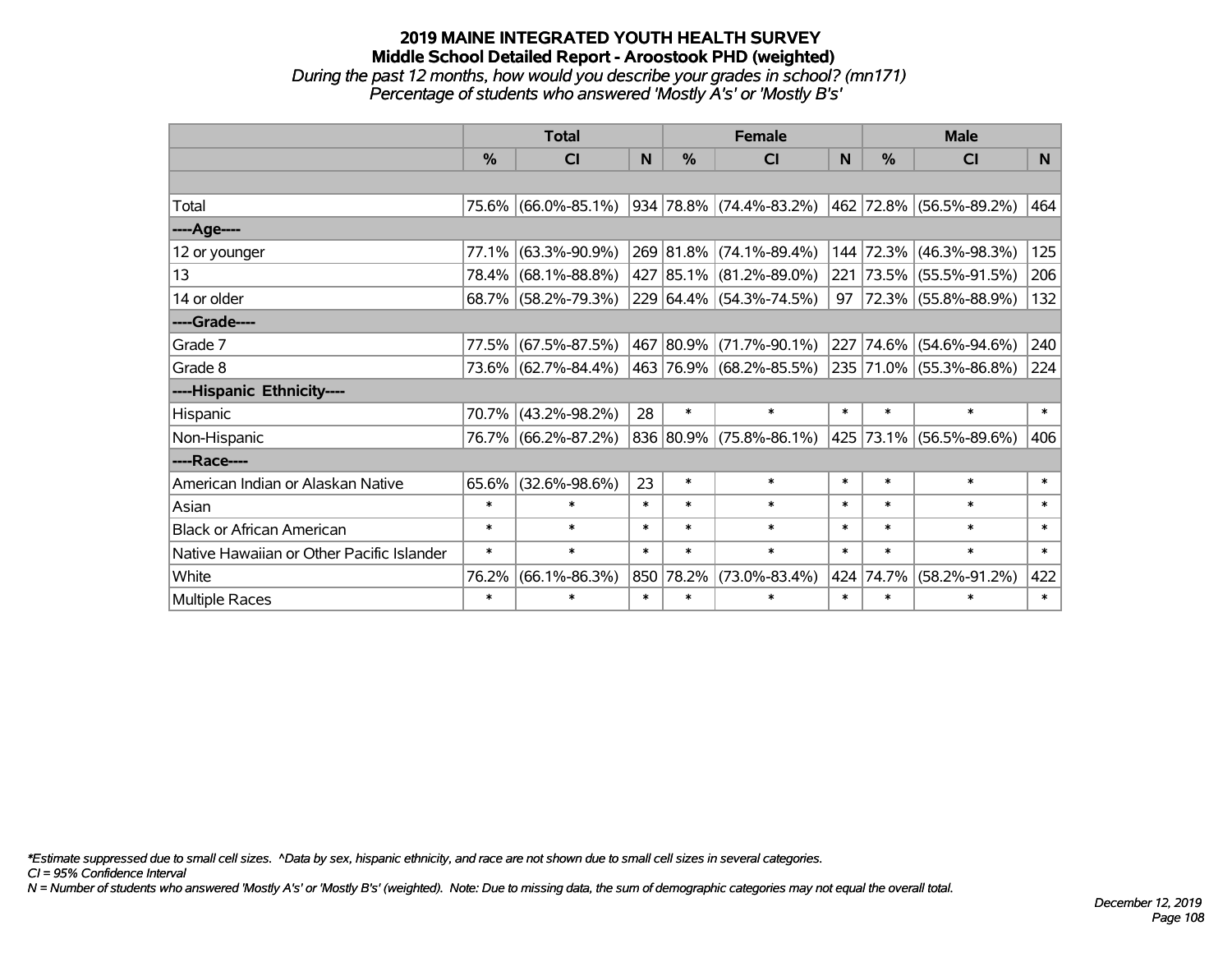# 2019 MAINE INTEGRATED YOUTH HEALTH SURVEY
## Middle School Detailed Report - Aroostook PHD (weighted)
### *During the past 12 months, how would you describe your grades in school? (mn171)*
### *Percentage of students who answered 'Mostly A's' or 'Mostly B's'*

| | Total | | | Female | | | Male | | |
|---|---|---|---|---|---|---|---|---|---|
| | % | CI | N | % | CI | N | % | CI | N |
| | | | | | | | | | |
| Total | 75.6% | (66.0%-85.1%) | 934 | 78.8% | (74.4%-83.2%) | 462 | 72.8% | (56.5%-89.2%) | 464 |
| ----Age---- | | | | | | | | | |
| 12 or younger | 77.1% | (63.3%-90.9%) | 269 | 81.8% | (74.1%-89.4%) | 144 | 72.3% | (46.3%-98.3%) | 125 |
| 13 | 78.4% | (68.1%-88.8%) | 427 | 85.1% | (81.2%-89.0%) | 221 | 73.5% | (55.5%-91.5%) | 206 |
| 14 or older | 68.7% | (58.2%-79.3%) | 229 | 64.4% | (54.3%-74.5%) | 97 | 72.3% | (55.8%-88.9%) | 132 |
| ----Grade---- | | | | | | | | | |
| Grade 7 | 77.5% | (67.5%-87.5%) | 467 | 80.9% | (71.7%-90.1%) | 227 | 74.6% | (54.6%-94.6%) | 240 |
| Grade 8 | 73.6% | (62.7%-84.4%) | 463 | 76.9% | (68.2%-85.5%) | 235 | 71.0% | (55.3%-86.8%) | 224 |
| ----Hispanic Ethnicity---- | | | | | | | | | |
| Hispanic | 70.7% | (43.2%-98.2%) | 28 | * | * | * | * | * | * |
| Non-Hispanic | 76.7% | (66.2%-87.2%) | 836 | 80.9% | (75.8%-86.1%) | 425 | 73.1% | (56.5%-89.6%) | 406 |
| ----Race---- | | | | | | | | | |
| American Indian or Alaskan Native | 65.6% | (32.6%-98.6%) | 23 | * | * | * | * | * | * |
| Asian | * | * | * | * | * | * | * | * | * |
| Black or African American | * | * | * | * | * | * | * | * | * |
| Native Hawaiian or Other Pacific Islander | * | * | * | * | * | * | * | * | * |
| White | 76.2% | (66.1%-86.3%) | 850 | 78.2% | (73.0%-83.4%) | 424 | 74.7% | (58.2%-91.2%) | 422 |
| Multiple Races | * | * | * | * | * | * | * | * | * |

*\*Estimate suppressed due to small cell sizes. ^Data by sex, hispanic ethnicity, and race are not shown due to small cell sizes in several categories.*

*CI = 95% Confidence Interval*

*N = Number of students who answered 'Mostly A's' or 'Mostly B's' (weighted). Note: Due to missing data, the sum of demographic categories may not equal the overall total.*

*December 12, 2019*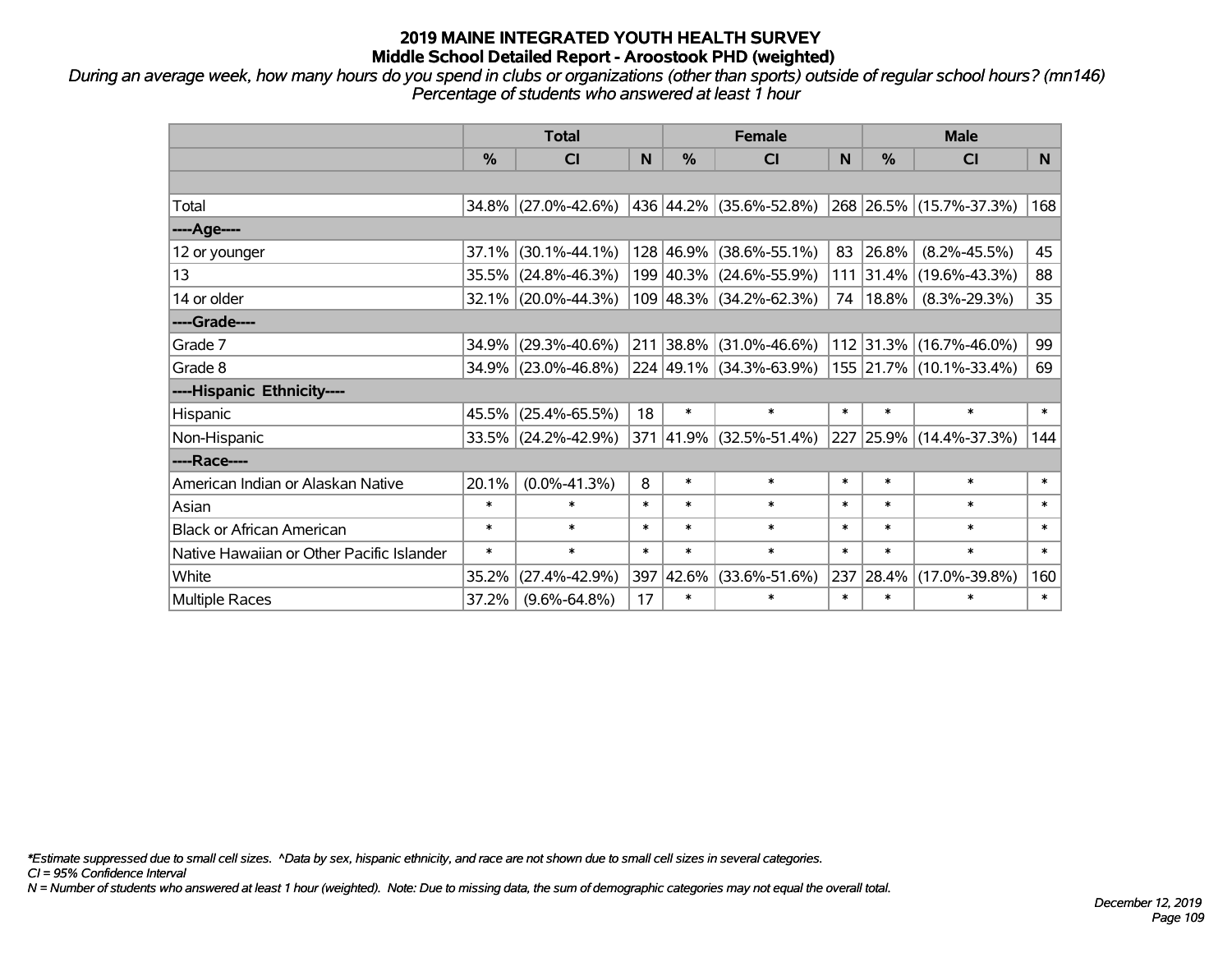# 2019 MAINE INTEGRATED YOUTH HEALTH SURVEY
## Middle School Detailed Report - Aroostook PHD (weighted)

*During an average week, how many hours do you spend in clubs or organizations (other than sports) outside of regular school hours? (mn146)*
*Percentage of students who answered at least 1 hour*

| | Total | | | Female | | | Male | | |
|---|---|---|---|---|---|---|---|---|---|
| | % | CI | N | % | CI | N | % | CI | N |
| | | | | | | | | | |
| Total | 34.8% | (27.0%-42.6%) | 436 | 44.2% | (35.6%-52.8%) | 268 | 26.5% | (15.7%-37.3%) | 168 |
| ----Age---- | | | | | | | | | |
| 12 or younger | 37.1% | (30.1%-44.1%) | 128 | 46.9% | (38.6%-55.1%) | 83 | 26.8% | (8.2%-45.5%) | 45 |
| 13 | 35.5% | (24.8%-46.3%) | 199 | 40.3% | (24.6%-55.9%) | 111 | 31.4% | (19.6%-43.3%) | 88 |
| 14 or older | 32.1% | (20.0%-44.3%) | 109 | 48.3% | (34.2%-62.3%) | 74 | 18.8% | (8.3%-29.3%) | 35 |
| ----Grade---- | | | | | | | | | |
| Grade 7 | 34.9% | (29.3%-40.6%) | 211 | 38.8% | (31.0%-46.6%) | 112 | 31.3% | (16.7%-46.0%) | 99 |
| Grade 8 | 34.9% | (23.0%-46.8%) | 224 | 49.1% | (34.3%-63.9%) | 155 | 21.7% | (10.1%-33.4%) | 69 |
| ----Hispanic Ethnicity---- | | | | | | | | | |
| Hispanic | 45.5% | (25.4%-65.5%) | 18 | * | * | * | * | * | * |
| Non-Hispanic | 33.5% | (24.2%-42.9%) | 371 | 41.9% | (32.5%-51.4%) | 227 | 25.9% | (14.4%-37.3%) | 144 |
| ----Race---- | | | | | | | | | |
| American Indian or Alaskan Native | 20.1% | (0.0%-41.3%) | 8 | * | * | * | * | * | * |
| Asian | * | * | * | * | * | * | * | * | * |
| Black or African American | * | * | * | * | * | * | * | * | * |
| Native Hawaiian or Other Pacific Islander | * | * | * | * | * | * | * | * | * |
| White | 35.2% | (27.4%-42.9%) | 397 | 42.6% | (33.6%-51.6%) | 237 | 28.4% | (17.0%-39.8%) | 160 |
| Multiple Races | 37.2% | (9.6%-64.8%) | 17 | * | * | * | * | * | * |

*Estimate suppressed due to small cell sizes. ^Data by sex, hispanic ethnicity, and race are not shown due to small cell sizes in several categories.
CI = 95% Confidence Interval
N = Number of students who answered at least 1 hour (weighted). Note: Due to missing data, the sum of demographic categories may not equal the overall total.

December 12, 2019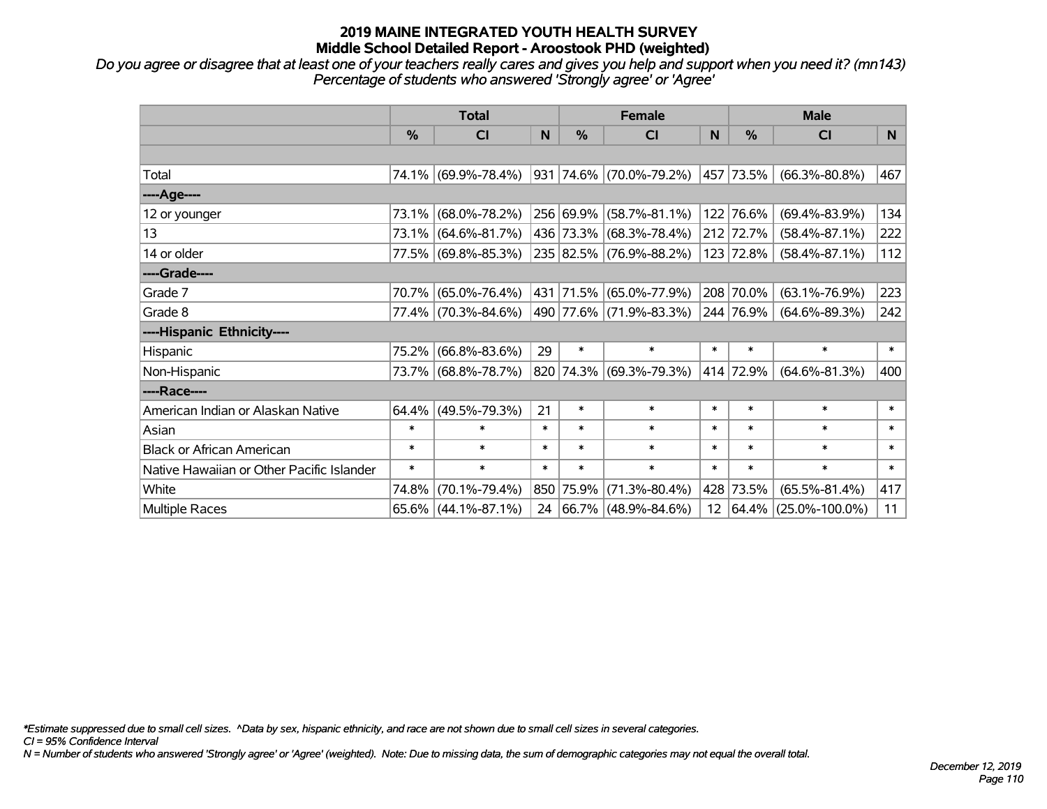# 2019 MAINE INTEGRATED YOUTH HEALTH SURVEY
## Middle School Detailed Report - Aroostook PHD (weighted)

*Do you agree or disagree that at least one of your teachers really cares and gives you help and support when you need it? (mn143)*
*Percentage of students who answered 'Strongly agree' or 'Agree'*

| | Total | | | Female | | | Male | | |
|---|---|---|---|---|---|---|---|---|---|
| | % | CI | N | % | CI | N | % | CI | N |
| Total | 74.1% | (69.9%-78.4%) | 931 | 74.6% | (70.0%-79.2%) | 457 | 73.5% | (66.3%-80.8%) | 467 |
| ----Age---- | | | | | | | | | |
| 12 or younger | 73.1% | (68.0%-78.2%) | 256 | 69.9% | (58.7%-81.1%) | 122 | 76.6% | (69.4%-83.9%) | 134 |
| 13 | 73.1% | (64.6%-81.7%) | 436 | 73.3% | (68.3%-78.4%) | 212 | 72.7% | (58.4%-87.1%) | 222 |
| 14 or older | 77.5% | (69.8%-85.3%) | 235 | 82.5% | (76.9%-88.2%) | 123 | 72.8% | (58.4%-87.1%) | 112 |
| ----Grade---- | | | | | | | | | |
| Grade 7 | 70.7% | (65.0%-76.4%) | 431 | 71.5% | (65.0%-77.9%) | 208 | 70.0% | (63.1%-76.9%) | 223 |
| Grade 8 | 77.4% | (70.3%-84.6%) | 490 | 77.6% | (71.9%-83.3%) | 244 | 76.9% | (64.6%-89.3%) | 242 |
| ----Hispanic Ethnicity---- | | | | | | | | | |
| Hispanic | 75.2% | (66.8%-83.6%) | 29 | * | * | * | * | * | * |
| Non-Hispanic | 73.7% | (68.8%-78.7%) | 820 | 74.3% | (69.3%-79.3%) | 414 | 72.9% | (64.6%-81.3%) | 400 |
| ----Race---- | | | | | | | | | |
| American Indian or Alaskan Native | 64.4% | (49.5%-79.3%) | 21 | * | * | * | * | * | * |
| Asian | * | * | * | * | * | * | * | * | * |
| Black or African American | * | * | * | * | * | * | * | * | * |
| Native Hawaiian or Other Pacific Islander | * | * | * | * | * | * | * | * | * |
| White | 74.8% | (70.1%-79.4%) | 850 | 75.9% | (71.3%-80.4%) | 428 | 73.5% | (65.5%-81.4%) | 417 |
| Multiple Races | 65.6% | (44.1%-87.1%) | 24 | 66.7% | (48.9%-84.6%) | 12 | 64.4% | (25.0%-100.0%) | 11 |

*\*Estimate suppressed due to small cell sizes. ^Data by sex, hispanic ethnicity, and race are not shown due to small cell sizes in several categories.*
*CI = 95% Confidence Interval*
*N = Number of students who answered 'Strongly agree' or 'Agree' (weighted). Note: Due to missing data, the sum of demographic categories may not equal the overall total.*

*December 12, 2019*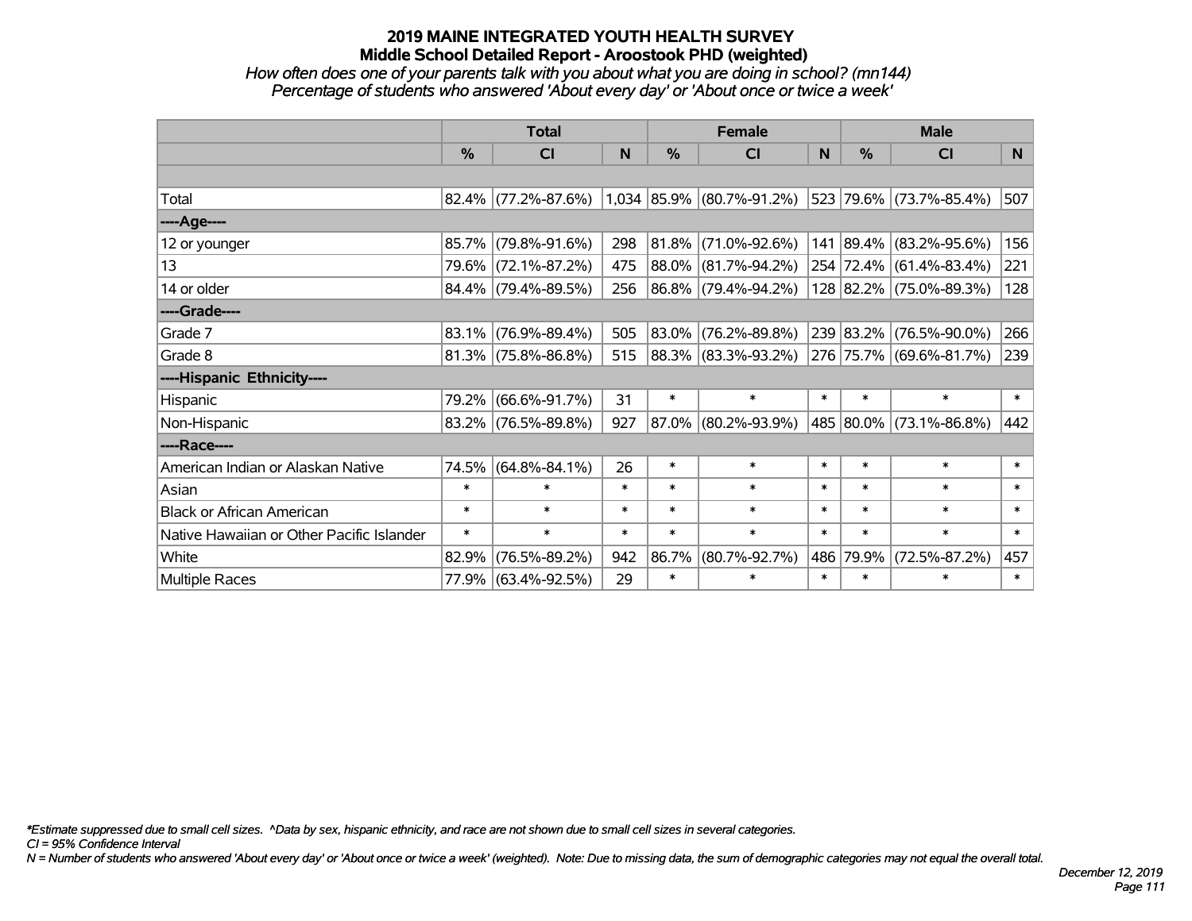# 2019 MAINE INTEGRATED YOUTH HEALTH SURVEY
## Middle School Detailed Report - Aroostook PHD (weighted)

*How often does one of your parents talk with you about what you are doing in school? (mn144)*
*Percentage of students who answered 'About every day' or 'About once or twice a week'*

| | Total | | | Female | | | Male | | |
|---|---|---|---|---|---|---|---|---|---|
| | % | CI | N | % | CI | N | % | CI | N |
| Total | 82.4% | (77.2%-87.6%) | 1,034 | 85.9% | (80.7%-91.2%) | 523 | 79.6% | (73.7%-85.4%) | 507 |
| ----Age---- | | | | | | | | | |
| 12 or younger | 85.7% | (79.8%-91.6%) | 298 | 81.8% | (71.0%-92.6%) | 141 | 89.4% | (83.2%-95.6%) | 156 |
| 13 | 79.6% | (72.1%-87.2%) | 475 | 88.0% | (81.7%-94.2%) | 254 | 72.4% | (61.4%-83.4%) | 221 |
| 14 or older | 84.4% | (79.4%-89.5%) | 256 | 86.8% | (79.4%-94.2%) | 128 | 82.2% | (75.0%-89.3%) | 128 |
| ----Grade---- | | | | | | | | | |
| Grade 7 | 83.1% | (76.9%-89.4%) | 505 | 83.0% | (76.2%-89.8%) | 239 | 83.2% | (76.5%-90.0%) | 266 |
| Grade 8 | 81.3% | (75.8%-86.8%) | 515 | 88.3% | (83.3%-93.2%) | 276 | 75.7% | (69.6%-81.7%) | 239 |
| ----Hispanic Ethnicity---- | | | | | | | | | |
| Hispanic | 79.2% | (66.6%-91.7%) | 31 | * | * | * | * | * | * |
| Non-Hispanic | 83.2% | (76.5%-89.8%) | 927 | 87.0% | (80.2%-93.9%) | 485 | 80.0% | (73.1%-86.8%) | 442 |
| ----Race---- | | | | | | | | | |
| American Indian or Alaskan Native | 74.5% | (64.8%-84.1%) | 26 | * | * | * | * | * | * |
| Asian | * | * | * | * | * | * | * | * | * |
| Black or African American | * | * | * | * | * | * | * | * | * |
| Native Hawaiian or Other Pacific Islander | * | * | * | * | * | * | * | * | * |
| White | 82.9% | (76.5%-89.2%) | 942 | 86.7% | (80.7%-92.7%) | 486 | 79.9% | (72.5%-87.2%) | 457 |
| Multiple Races | 77.9% | (63.4%-92.5%) | 29 | * | * | * | * | * | * |

*\*Estimate suppressed due to small cell sizes. ^Data by sex, hispanic ethnicity, and race are not shown due to small cell sizes in several categories.*
*CI = 95% Confidence Interval*
*N = Number of students who answered 'About every day' or 'About once or twice a week' (weighted). Note: Due to missing data, the sum of demographic categories may not equal the overall total.*

*December 12, 2019*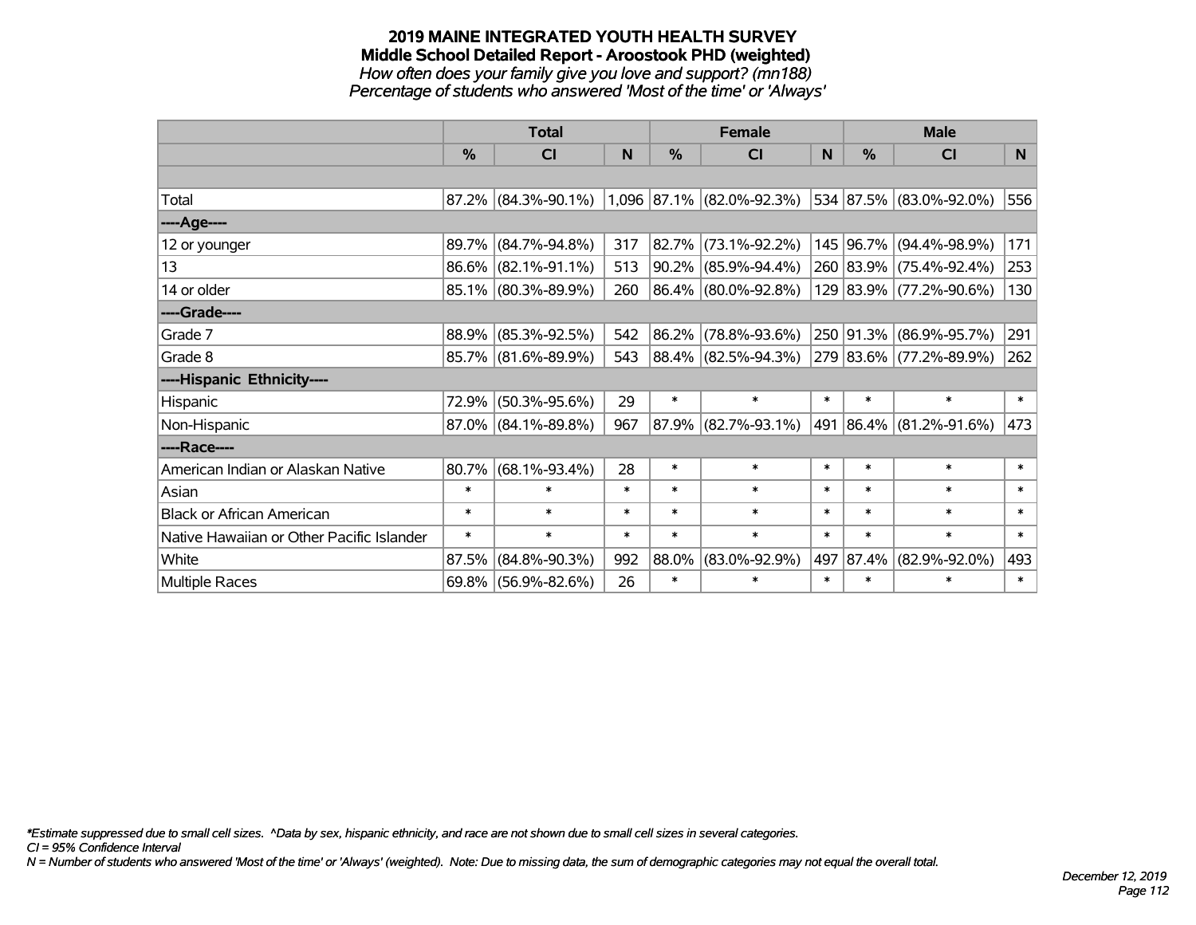# 2019 MAINE INTEGRATED YOUTH HEALTH SURVEY
## Middle School Detailed Report - Aroostook PHD (weighted)
*How often does your family give you love and support? (mn188)*
*Percentage of students who answered 'Most of the time' or 'Always'*

| | Total | | | Female | | | Male | | |
|---|---|---|---|---|---|---|---|---|---|
| | % | CI | N | % | CI | N | % | CI | N |
| | | | | | | | | | |
| Total | 87.2% | (84.3%-90.1%) | 1,096 | 87.1% | (82.0%-92.3%) | 534 | 87.5% | (83.0%-92.0%) | 556 |
| ----Age---- | | | | | | | | | |
| 12 or younger | 89.7% | (84.7%-94.8%) | 317 | 82.7% | (73.1%-92.2%) | 145 | 96.7% | (94.4%-98.9%) | 171 |
| 13 | 86.6% | (82.1%-91.1%) | 513 | 90.2% | (85.9%-94.4%) | 260 | 83.9% | (75.4%-92.4%) | 253 |
| 14 or older | 85.1% | (80.3%-89.9%) | 260 | 86.4% | (80.0%-92.8%) | 129 | 83.9% | (77.2%-90.6%) | 130 |
| ----Grade---- | | | | | | | | | |
| Grade 7 | 88.9% | (85.3%-92.5%) | 542 | 86.2% | (78.8%-93.6%) | 250 | 91.3% | (86.9%-95.7%) | 291 |
| Grade 8 | 85.7% | (81.6%-89.9%) | 543 | 88.4% | (82.5%-94.3%) | 279 | 83.6% | (77.2%-89.9%) | 262 |
| ----Hispanic Ethnicity---- | | | | | | | | | |
| Hispanic | 72.9% | (50.3%-95.6%) | 29 | * | * | * | * | * | * |
| Non-Hispanic | 87.0% | (84.1%-89.8%) | 967 | 87.9% | (82.7%-93.1%) | 491 | 86.4% | (81.2%-91.6%) | 473 |
| ----Race---- | | | | | | | | | |
| American Indian or Alaskan Native | 80.7% | (68.1%-93.4%) | 28 | * | * | * | * | * | * |
| Asian | * | * | * | * | * | * | * | * | * |
| Black or African American | * | * | * | * | * | * | * | * | * |
| Native Hawaiian or Other Pacific Islander | * | * | * | * | * | * | * | * | * |
| White | 87.5% | (84.8%-90.3%) | 992 | 88.0% | (83.0%-92.9%) | 497 | 87.4% | (82.9%-92.0%) | 493 |
| Multiple Races | 69.8% | (56.9%-82.6%) | 26 | * | * | * | * | * | * |

*\*Estimate suppressed due to small cell sizes. ^Data by sex, hispanic ethnicity, and race are not shown due to small cell sizes in several categories.*
*CI = 95% Confidence Interval*
*N = Number of students who answered 'Most of the time' or 'Always' (weighted). Note: Due to missing data, the sum of demographic categories may not equal the overall total.*

*December 12, 2019*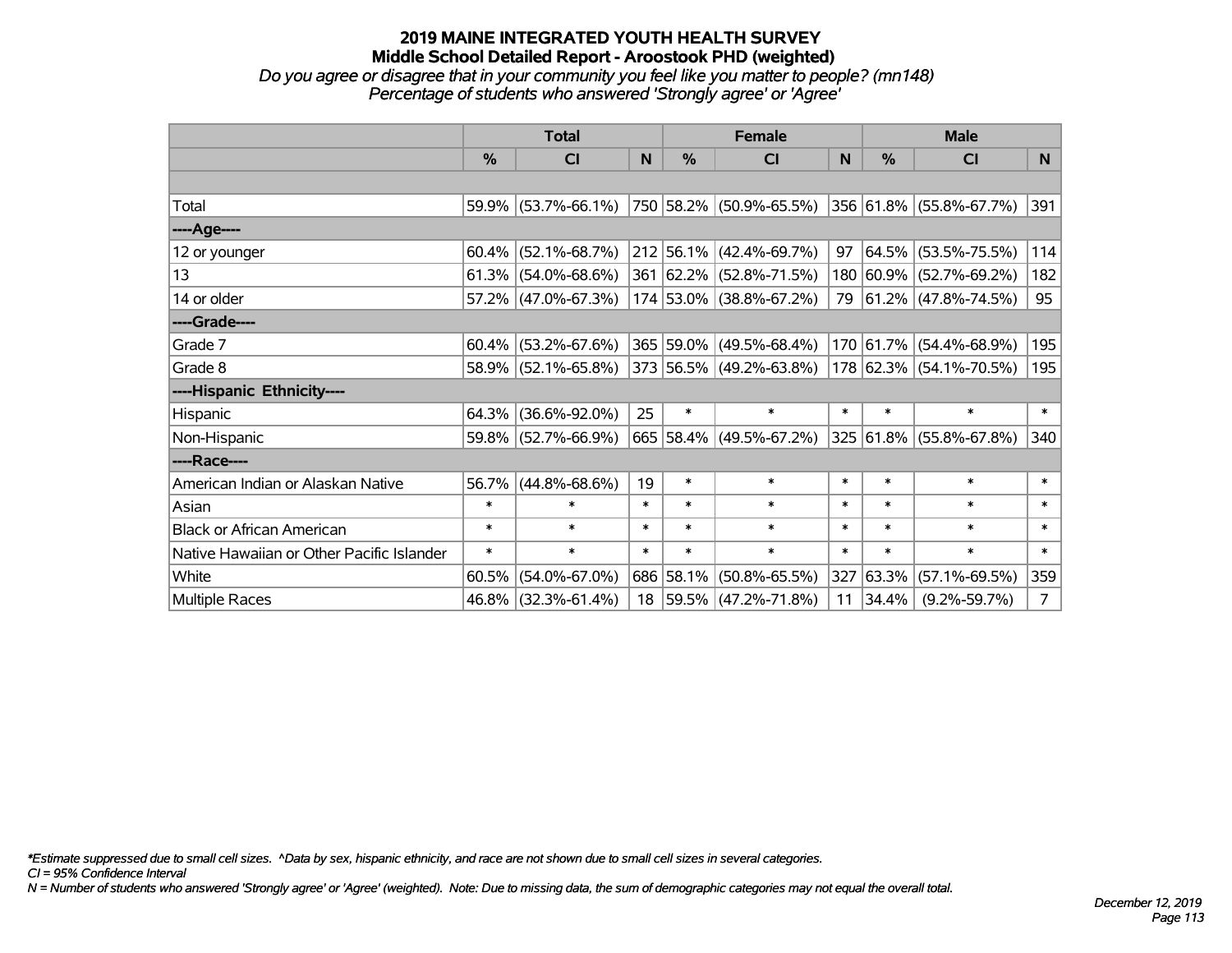# 2019 MAINE INTEGRATED YOUTH HEALTH SURVEY
## Middle School Detailed Report - Aroostook PHD (weighted)
### *Do you agree or disagree that in your community you feel like you matter to people? (mn148)*
### *Percentage of students who answered 'Strongly agree' or 'Agree'*

| | Total | | | Female | | | Male | | |
|---|---|---|---|---|---|---|---|---|---|
| | % | CI | N | % | CI | N | % | CI | N |
| Total | 59.9% | (53.7%-66.1%) | 750 | 58.2% | (50.9%-65.5%) | 356 | 61.8% | (55.8%-67.7%) | 391 |
| ----Age---- | | | | | | | | | |
| 12 or younger | 60.4% | (52.1%-68.7%) | 212 | 56.1% | (42.4%-69.7%) | 97 | 64.5% | (53.5%-75.5%) | 114 |
| 13 | 61.3% | (54.0%-68.6%) | 361 | 62.2% | (52.8%-71.5%) | 180 | 60.9% | (52.7%-69.2%) | 182 |
| 14 or older | 57.2% | (47.0%-67.3%) | 174 | 53.0% | (38.8%-67.2%) | 79 | 61.2% | (47.8%-74.5%) | 95 |
| ----Grade---- | | | | | | | | | |
| Grade 7 | 60.4% | (53.2%-67.6%) | 365 | 59.0% | (49.5%-68.4%) | 170 | 61.7% | (54.4%-68.9%) | 195 |
| Grade 8 | 58.9% | (52.1%-65.8%) | 373 | 56.5% | (49.2%-63.8%) | 178 | 62.3% | (54.1%-70.5%) | 195 |
| ----Hispanic Ethnicity---- | | | | | | | | | |
| Hispanic | 64.3% | (36.6%-92.0%) | 25 | * | * | * | * | * | * |
| Non-Hispanic | 59.8% | (52.7%-66.9%) | 665 | 58.4% | (49.5%-67.2%) | 325 | 61.8% | (55.8%-67.8%) | 340 |
| ----Race---- | | | | | | | | | |
| American Indian or Alaskan Native | 56.7% | (44.8%-68.6%) | 19 | * | * | * | * | * | * |
| Asian | * | * | * | * | * | * | * | * | * |
| Black or African American | * | * | * | * | * | * | * | * | * |
| Native Hawaiian or Other Pacific Islander | * | * | * | * | * | * | * | * | * |
| White | 60.5% | (54.0%-67.0%) | 686 | 58.1% | (50.8%-65.5%) | 327 | 63.3% | (57.1%-69.5%) | 359 |
| Multiple Races | 46.8% | (32.3%-61.4%) | 18 | 59.5% | (47.2%-71.8%) | 11 | 34.4% | (9.2%-59.7%) | 7 |

*\*Estimate suppressed due to small cell sizes. ^Data by sex, hispanic ethnicity, and race are not shown due to small cell sizes in several categories.*
*CI = 95% Confidence Interval*
*N = Number of students who answered 'Strongly agree' or 'Agree' (weighted). Note: Due to missing data, the sum of demographic categories may not equal the overall total.*

*December 12, 2019*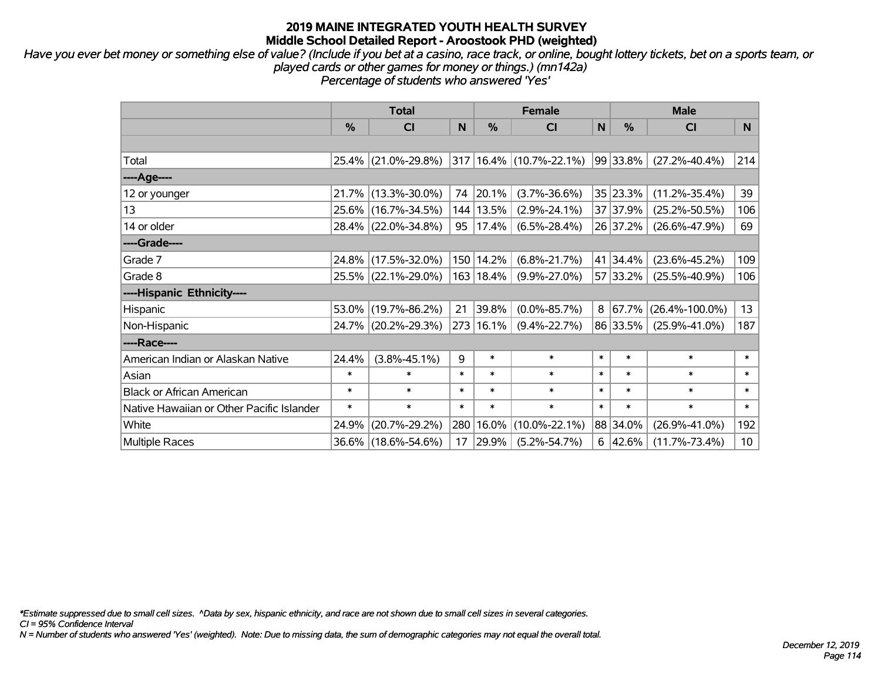# 2019 MAINE INTEGRATED YOUTH HEALTH SURVEY
## Middle School Detailed Report - Aroostook PHD (weighted)

*Have you ever bet money or something else of value? (Include if you bet at a casino, race track, or online, bought lottery tickets, bet on a sports team, or played cards or other games for money or things.) (mn142a)*
*Percentage of students who answered 'Yes'*

| | Total | | | Female | | | Male | | |
|---|---|---|---|---|---|---|---|---|---|
| | % | CI | N | % | CI | N | % | CI | N |
| Total | 25.4% | (21.0%-29.8%) | 317 | 16.4% | (10.7%-22.1%) | 99 | 33.8% | (27.2%-40.4%) | 214 |
| ----Age---- | | | | | | | | | |
| 12 or younger | 21.7% | (13.3%-30.0%) | 74 | 20.1% | (3.7%-36.6%) | 35 | 23.3% | (11.2%-35.4%) | 39 |
| 13 | 25.6% | (16.7%-34.5%) | 144 | 13.5% | (2.9%-24.1%) | 37 | 37.9% | (25.2%-50.5%) | 106 |
| 14 or older | 28.4% | (22.0%-34.8%) | 95 | 17.4% | (6.5%-28.4%) | 26 | 37.2% | (26.6%-47.9%) | 69 |
| ----Grade---- | | | | | | | | | |
| Grade 7 | 24.8% | (17.5%-32.0%) | 150 | 14.2% | (6.8%-21.7%) | 41 | 34.4% | (23.6%-45.2%) | 109 |
| Grade 8 | 25.5% | (22.1%-29.0%) | 163 | 18.4% | (9.9%-27.0%) | 57 | 33.2% | (25.5%-40.9%) | 106 |
| ----Hispanic Ethnicity---- | | | | | | | | | |
| Hispanic | 53.0% | (19.7%-86.2%) | 21 | 39.8% | (0.0%-85.7%) | 8 | 67.7% | (26.4%-100.0%) | 13 |
| Non-Hispanic | 24.7% | (20.2%-29.3%) | 273 | 16.1% | (9.4%-22.7%) | 86 | 33.5% | (25.9%-41.0%) | 187 |
| ----Race---- | | | | | | | | | |
| American Indian or Alaskan Native | 24.4% | (3.8%-45.1%) | 9 | * | * | * | * | * | * |
| Asian | * | * | * | * | * | * | * | * | * |
| Black or African American | * | * | * | * | * | * | * | * | * |
| Native Hawaiian or Other Pacific Islander | * | * | * | * | * | * | * | * | * |
| White | 24.9% | (20.7%-29.2%) | 280 | 16.0% | (10.0%-22.1%) | 88 | 34.0% | (26.9%-41.0%) | 192 |
| Multiple Races | 36.6% | (18.6%-54.6%) | 17 | 29.9% | (5.2%-54.7%) | 6 | 42.6% | (11.7%-73.4%) | 10 |

*\*Estimate suppressed due to small cell sizes. ^Data by sex, hispanic ethnicity, and race are not shown due to small cell sizes in several categories.*
*CI = 95% Confidence Interval*
*N = Number of students who answered 'Yes' (weighted). Note: Due to missing data, the sum of demographic categories may not equal the overall total.*

*December 12, 2019*